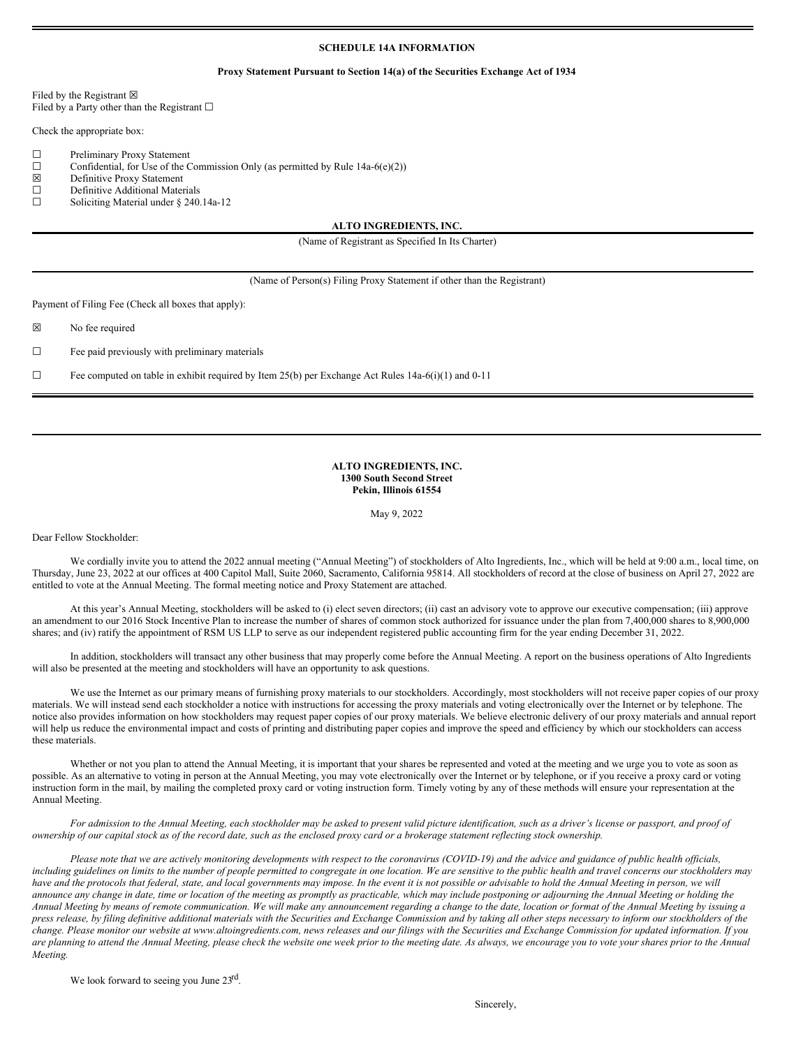**SCHEDULE 14A INFORMATION**

**Proxy Statement Pursuant to Section 14(a) of the Securities Exchange Act of 1934**

Filed by the Registrant ☒
Filed by a Party other than the Registrant ☐

Check the appropriate box:

☐ Preliminary Proxy Statement
☐ Confidential, for Use of the Commission Only (as permitted by Rule 14a-6(e)(2))
☒ Definitive Proxy Statement
☐ Definitive Additional Materials
☐ Soliciting Material under § 240.14a-12

**ALTO INGREDIENTS, INC.**

(Name of Registrant as Specified In Its Charter)

(Name of Person(s) Filing Proxy Statement if other than the Registrant)

Payment of Filing Fee (Check all boxes that apply):

☒ No fee required

☐ Fee paid previously with preliminary materials

☐ Fee computed on table in exhibit required by Item 25(b) per Exchange Act Rules 14a-6(i)(1) and 0-11

---

**ALTO INGREDIENTS, INC.**
**1300 South Second Street**
**Pekin, Illinois 61554**

May 9, 2022

Dear Fellow Stockholder:

We cordially invite you to attend the 2022 annual meeting ("Annual Meeting") of stockholders of Alto Ingredients, Inc., which will be held at 9:00 a.m., local time, on Thursday, June 23, 2022 at our offices at 400 Capitol Mall, Suite 2060, Sacramento, California 95814. All stockholders of record at the close of business on April 27, 2022 are entitled to vote at the Annual Meeting. The formal meeting notice and Proxy Statement are attached.

At this year's Annual Meeting, stockholders will be asked to (i) elect seven directors; (ii) cast an advisory vote to approve our executive compensation; (iii) approve an amendment to our 2016 Stock Incentive Plan to increase the number of shares of common stock authorized for issuance under the plan from 7,400,000 shares to 8,900,000 shares; and (iv) ratify the appointment of RSM US LLP to serve as our independent registered public accounting firm for the year ending December 31, 2022.

In addition, stockholders will transact any other business that may properly come before the Annual Meeting. A report on the business operations of Alto Ingredients will also be presented at the meeting and stockholders will have an opportunity to ask questions.

We use the Internet as our primary means of furnishing proxy materials to our stockholders. Accordingly, most stockholders will not receive paper copies of our proxy materials. We will instead send each stockholder a notice with instructions for accessing the proxy materials and voting electronically over the Internet or by telephone. The notice also provides information on how stockholders may request paper copies of our proxy materials. We believe electronic delivery of our proxy materials and annual report will help us reduce the environmental impact and costs of printing and distributing paper copies and improve the speed and efficiency by which our stockholders can access these materials.

Whether or not you plan to attend the Annual Meeting, it is important that your shares be represented and voted at the meeting and we urge you to vote as soon as possible. As an alternative to voting in person at the Annual Meeting, you may vote electronically over the Internet or by telephone, or if you receive a proxy card or voting instruction form in the mail, by mailing the completed proxy card or voting instruction form. Timely voting by any of these methods will ensure your representation at the Annual Meeting.

*For admission to the Annual Meeting, each stockholder may be asked to present valid picture identification, such as a driver's license or passport, and proof of ownership of our capital stock as of the record date, such as the enclosed proxy card or a brokerage statement reflecting stock ownership.*

*Please note that we are actively monitoring developments with respect to the coronavirus (COVID-19) and the advice and guidance of public health officials, including guidelines on limits to the number of people permitted to congregate in one location. We are sensitive to the public health and travel concerns our stockholders may have and the protocols that federal, state, and local governments may impose. In the event it is not possible or advisable to hold the Annual Meeting in person, we will announce any change in date, time or location of the meeting as promptly as practicable, which may include postponing or adjourning the Annual Meeting or holding the Annual Meeting by means of remote communication. We will make any announcement regarding a change to the date, location or format of the Annual Meeting by issuing a press release, by filing definitive additional materials with the Securities and Exchange Commission and by taking all other steps necessary to inform our stockholders of the change. Please monitor our website at www.altoingredients.com, news releases and our filings with the Securities and Exchange Commission for updated information. If you are planning to attend the Annual Meeting, please check the website one week prior to the meeting date. As always, we encourage you to vote your shares prior to the Annual Meeting.*

We look forward to seeing you June 23rd.

Sincerely,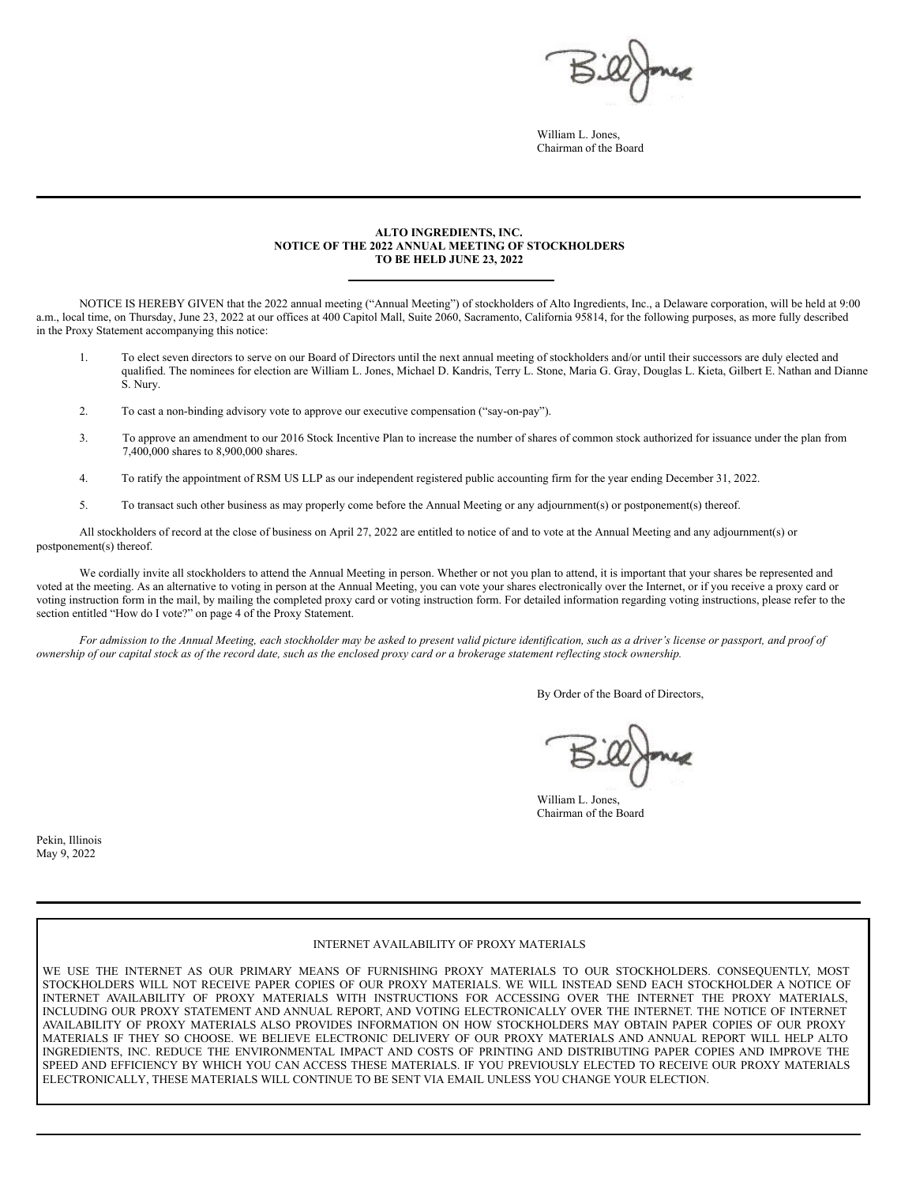William L. Jones,
Chairman of the Board

---

**ALTO INGREDIENTS, INC.**
**NOTICE OF THE 2022 ANNUAL MEETING OF STOCKHOLDERS**
**TO BE HELD JUNE 23, 2022**

NOTICE IS HEREBY GIVEN that the 2022 annual meeting ("Annual Meeting") of stockholders of Alto Ingredients, Inc., a Delaware corporation, will be held at 9:00 a.m., local time, on Thursday, June 23, 2022 at our offices at 400 Capitol Mall, Suite 2060, Sacramento, California 95814, for the following purposes, as more fully described in the Proxy Statement accompanying this notice:

1. To elect seven directors to serve on our Board of Directors until the next annual meeting of stockholders and/or until their successors are duly elected and qualified. The nominees for election are William L. Jones, Michael D. Kandris, Terry L. Stone, Maria G. Gray, Douglas L. Kieta, Gilbert E. Nathan and Dianne S. Nury.

2. To cast a non-binding advisory vote to approve our executive compensation ("say-on-pay").

3. To approve an amendment to our 2016 Stock Incentive Plan to increase the number of shares of common stock authorized for issuance under the plan from 7,400,000 shares to 8,900,000 shares.

4. To ratify the appointment of RSM US LLP as our independent registered public accounting firm for the year ending December 31, 2022.

5. To transact such other business as may properly come before the Annual Meeting or any adjournment(s) or postponement(s) thereof.

All stockholders of record at the close of business on April 27, 2022 are entitled to notice of and to vote at the Annual Meeting and any adjournment(s) or postponement(s) thereof.

We cordially invite all stockholders to attend the Annual Meeting in person. Whether or not you plan to attend, it is important that your shares be represented and voted at the meeting. As an alternative to voting in person at the Annual Meeting, you can vote your shares electronically over the Internet, or if you receive a proxy card or voting instruction form in the mail, by mailing the completed proxy card or voting instruction form. For detailed information regarding voting instructions, please refer to the section entitled "How do I vote?" on page 4 of the Proxy Statement.

*For admission to the Annual Meeting, each stockholder may be asked to present valid picture identification, such as a driver's license or passport, and proof of ownership of our capital stock as of the record date, such as the enclosed proxy card or a brokerage statement reflecting stock ownership.*

By Order of the Board of Directors,

William L. Jones,
Chairman of the Board

Pekin, Illinois
May 9, 2022

---

INTERNET AVAILABILITY OF PROXY MATERIALS

WE USE THE INTERNET AS OUR PRIMARY MEANS OF FURNISHING PROXY MATERIALS TO OUR STOCKHOLDERS. CONSEQUENTLY, MOST STOCKHOLDERS WILL NOT RECEIVE PAPER COPIES OF OUR PROXY MATERIALS. WE WILL INSTEAD SEND EACH STOCKHOLDER A NOTICE OF INTERNET AVAILABILITY OF PROXY MATERIALS WITH INSTRUCTIONS FOR ACCESSING OVER THE INTERNET THE PROXY MATERIALS, INCLUDING OUR PROXY STATEMENT AND ANNUAL REPORT, AND VOTING ELECTRONICALLY OVER THE INTERNET. THE NOTICE OF INTERNET AVAILABILITY OF PROXY MATERIALS ALSO PROVIDES INFORMATION ON HOW STOCKHOLDERS MAY OBTAIN PAPER COPIES OF OUR PROXY MATERIALS IF THEY SO CHOOSE. WE BELIEVE ELECTRONIC DELIVERY OF OUR PROXY MATERIALS AND ANNUAL REPORT WILL HELP ALTO INGREDIENTS, INC. REDUCE THE ENVIRONMENTAL IMPACT AND COSTS OF PRINTING AND DISTRIBUTING PAPER COPIES AND IMPROVE THE SPEED AND EFFICIENCY BY WHICH YOU CAN ACCESS THESE MATERIALS. IF YOU PREVIOUSLY ELECTED TO RECEIVE OUR PROXY MATERIALS ELECTRONICALLY, THESE MATERIALS WILL CONTINUE TO BE SENT VIA EMAIL UNLESS YOU CHANGE YOUR ELECTION.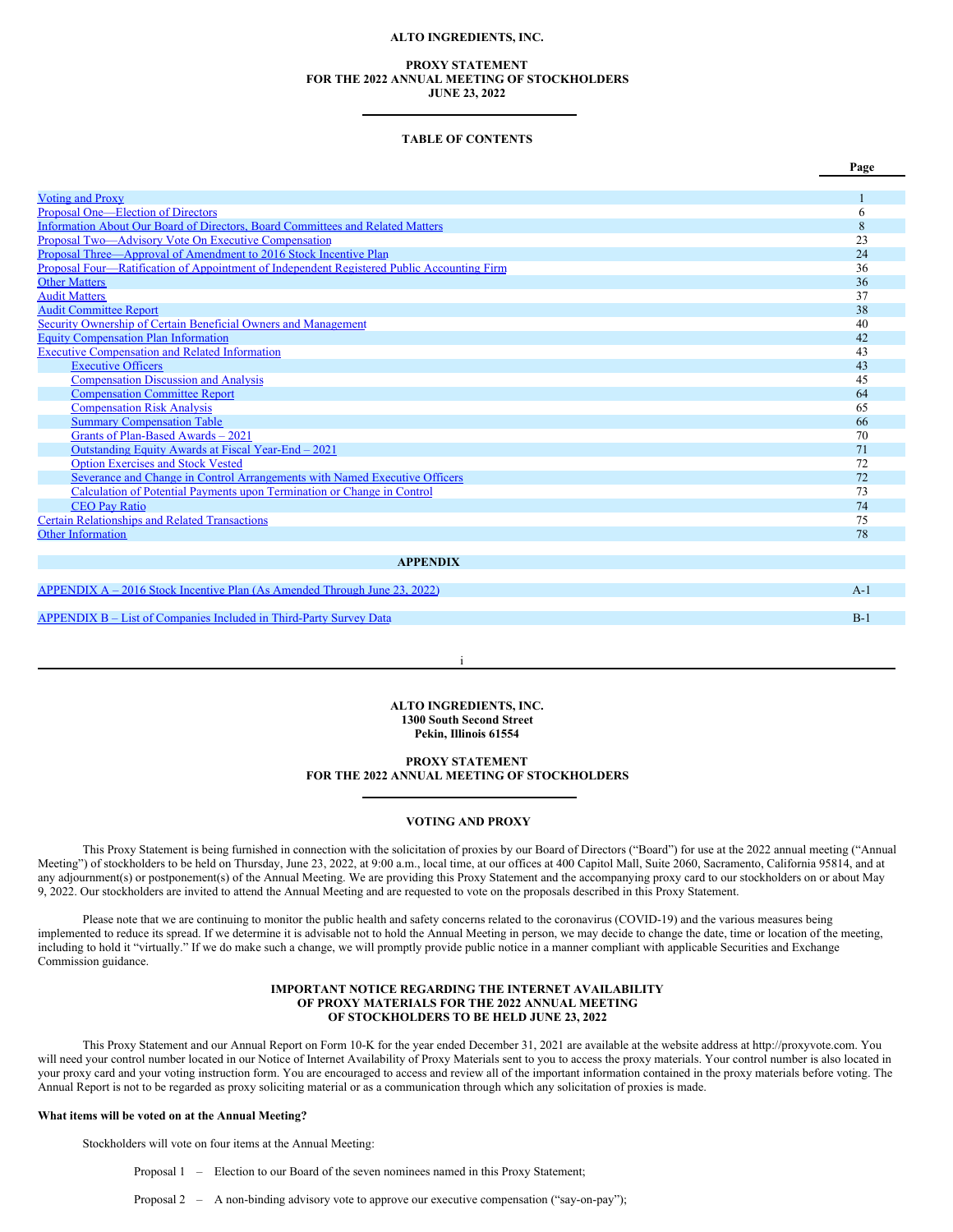**ALTO INGREDIENTS, INC.**

**PROXY STATEMENT**
**FOR THE 2022 ANNUAL MEETING OF STOCKHOLDERS**
**JUNE 23, 2022**

**TABLE OF CONTENTS**

| | Page |
|---|---|
| Voting and Proxy | 1 |
| Proposal One—Election of Directors | 6 |
| Information About Our Board of Directors, Board Committees and Related Matters | 8 |
| Proposal Two—Advisory Vote On Executive Compensation | 23 |
| Proposal Three—Approval of Amendment to 2016 Stock Incentive Plan | 24 |
| Proposal Four—Ratification of Appointment of Independent Registered Public Accounting Firm | 36 |
| Other Matters | 36 |
| Audit Matters | 37 |
| Audit Committee Report | 38 |
| Security Ownership of Certain Beneficial Owners and Management | 40 |
| Equity Compensation Plan Information | 42 |
| Executive Compensation and Related Information | 43 |
| Executive Officers | 43 |
| Compensation Discussion and Analysis | 45 |
| Compensation Committee Report | 64 |
| Compensation Risk Analysis | 65 |
| Summary Compensation Table | 66 |
| Grants of Plan-Based Awards – 2021 | 70 |
| Outstanding Equity Awards at Fiscal Year-End – 2021 | 71 |
| Option Exercises and Stock Vested | 72 |
| Severance and Change in Control Arrangements with Named Executive Officers | 72 |
| Calculation of Potential Payments upon Termination or Change in Control | 73 |
| CEO Pay Ratio | 74 |
| Certain Relationships and Related Transactions | 75 |
| Other Information | 78 |
| **APPENDIX** | |
| APPENDIX A – 2016 Stock Incentive Plan (As Amended Through June 23, 2022) | A-1 |
| APPENDIX B – List of Companies Included in Third-Party Survey Data | B-1 |

**ALTO INGREDIENTS, INC.**
**1300 South Second Street**
**Pekin, Illinois 61554**

**PROXY STATEMENT**
**FOR THE 2022 ANNUAL MEETING OF STOCKHOLDERS**

## VOTING AND PROXY

This Proxy Statement is being furnished in connection with the solicitation of proxies by our Board of Directors ("Board") for use at the 2022 annual meeting ("Annual Meeting") of stockholders to be held on Thursday, June 23, 2022, at 9:00 a.m., local time, at our offices at 400 Capitol Mall, Suite 2060, Sacramento, California 95814, and at any adjournment(s) or postponement(s) of the Annual Meeting. We are providing this Proxy Statement and the accompanying proxy card to our stockholders on or about May 9, 2022. Our stockholders are invited to attend the Annual Meeting and are requested to vote on the proposals described in this Proxy Statement.

Please note that we are continuing to monitor the public health and safety concerns related to the coronavirus (COVID-19) and the various measures being implemented to reduce its spread. If we determine it is advisable not to hold the Annual Meeting in person, we may decide to change the date, time or location of the meeting, including to hold it "virtually." If we do make such a change, we will promptly provide public notice in a manner compliant with applicable Securities and Exchange Commission guidance.

**IMPORTANT NOTICE REGARDING THE INTERNET AVAILABILITY**
**OF PROXY MATERIALS FOR THE 2022 ANNUAL MEETING**
**OF STOCKHOLDERS TO BE HELD JUNE 23, 2022**

This Proxy Statement and our Annual Report on Form 10-K for the year ended December 31, 2021 are available at the website address at http://proxyvote.com. You will need your control number located in our Notice of Internet Availability of Proxy Materials sent to you to access the proxy materials. Your control number is also located in your proxy card and your voting instruction form. You are encouraged to access and review all of the important information contained in the proxy materials before voting. The Annual Report is not to be regarded as proxy soliciting material or as a communication through which any solicitation of proxies is made.

**What items will be voted on at the Annual Meeting?**

Stockholders will vote on four items at the Annual Meeting:

Proposal 1 – Election to our Board of the seven nominees named in this Proxy Statement;

Proposal 2 – A non-binding advisory vote to approve our executive compensation ("say-on-pay");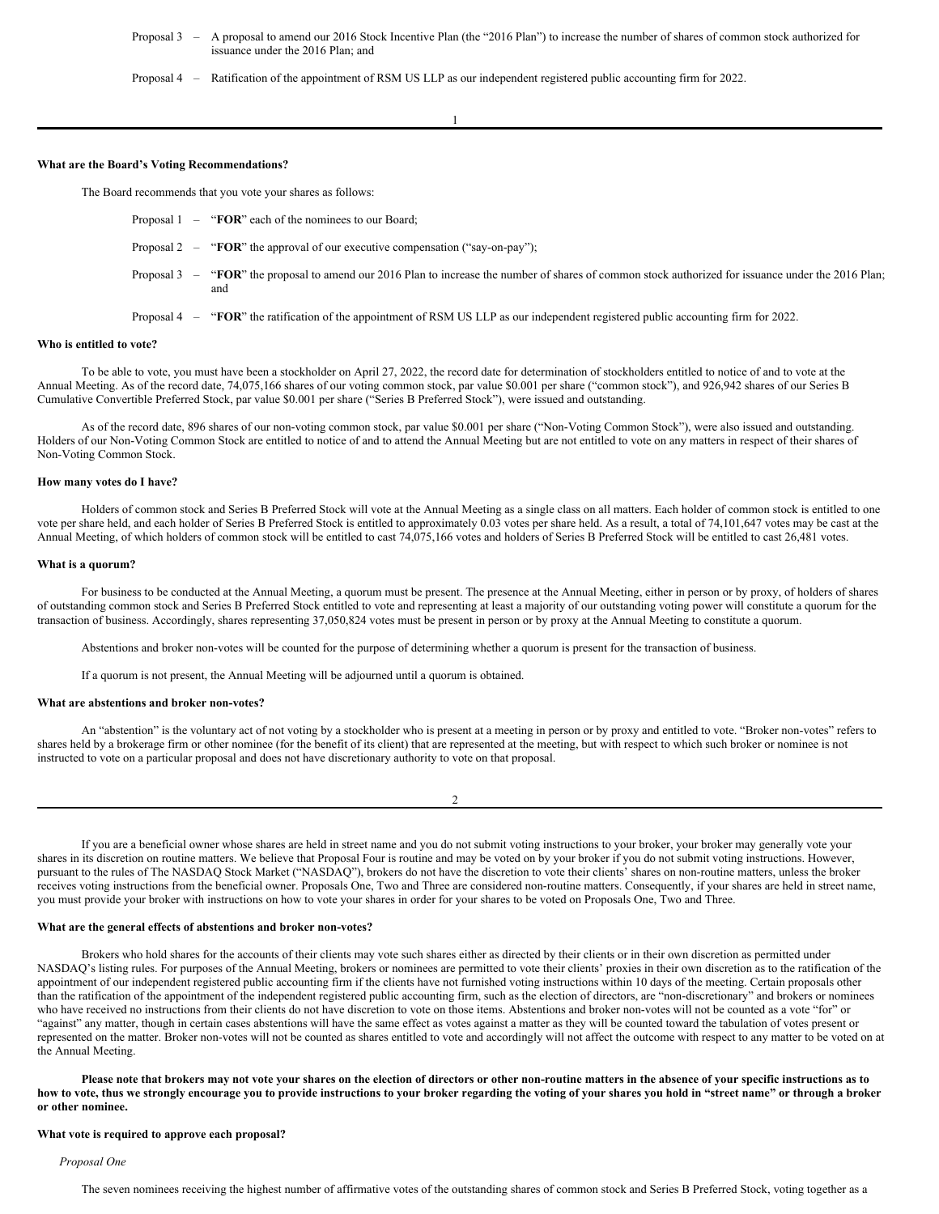Proposal 3 – A proposal to amend our 2016 Stock Incentive Plan (the "2016 Plan") to increase the number of shares of common stock authorized for issuance under the 2016 Plan; and

Proposal 4 – Ratification of the appointment of RSM US LLP as our independent registered public accounting firm for 2022.

**What are the Board's Voting Recommendations?**

The Board recommends that you vote your shares as follows:

Proposal 1 – "**FOR**" each of the nominees to our Board;

Proposal 2 – "**FOR**" the approval of our executive compensation ("say-on-pay");

Proposal 3 – "**FOR**" the proposal to amend our 2016 Plan to increase the number of shares of common stock authorized for issuance under the 2016 Plan; and

Proposal 4 – "**FOR**" the ratification of the appointment of RSM US LLP as our independent registered public accounting firm for 2022.

**Who is entitled to vote?**

To be able to vote, you must have been a stockholder on April 27, 2022, the record date for determination of stockholders entitled to notice of and to vote at the Annual Meeting. As of the record date, 74,075,166 shares of our voting common stock, par value $0.001 per share ("common stock"), and 926,942 shares of our Series B Cumulative Convertible Preferred Stock, par value $0.001 per share ("Series B Preferred Stock"), were issued and outstanding.

As of the record date, 896 shares of our non-voting common stock, par value $0.001 per share ("Non-Voting Common Stock"), were also issued and outstanding. Holders of our Non-Voting Common Stock are entitled to notice of and to attend the Annual Meeting but are not entitled to vote on any matters in respect of their shares of Non-Voting Common Stock.

**How many votes do I have?**

Holders of common stock and Series B Preferred Stock will vote at the Annual Meeting as a single class on all matters. Each holder of common stock is entitled to one vote per share held, and each holder of Series B Preferred Stock is entitled to approximately 0.03 votes per share held. As a result, a total of 74,101,647 votes may be cast at the Annual Meeting, of which holders of common stock will be entitled to cast 74,075,166 votes and holders of Series B Preferred Stock will be entitled to cast 26,481 votes.

**What is a quorum?**

For business to be conducted at the Annual Meeting, a quorum must be present. The presence at the Annual Meeting, either in person or by proxy, of holders of shares of outstanding common stock and Series B Preferred Stock entitled to vote and representing at least a majority of our outstanding voting power will constitute a quorum for the transaction of business. Accordingly, shares representing 37,050,824 votes must be present in person or by proxy at the Annual Meeting to constitute a quorum.

Abstentions and broker non-votes will be counted for the purpose of determining whether a quorum is present for the transaction of business.

If a quorum is not present, the Annual Meeting will be adjourned until a quorum is obtained.

**What are abstentions and broker non-votes?**

An "abstention" is the voluntary act of not voting by a stockholder who is present at a meeting in person or by proxy and entitled to vote. "Broker non-votes" refers to shares held by a brokerage firm or other nominee (for the benefit of its client) that are represented at the meeting, but with respect to which such broker or nominee is not instructed to vote on a particular proposal and does not have discretionary authority to vote on that proposal.

If you are a beneficial owner whose shares are held in street name and you do not submit voting instructions to your broker, your broker may generally vote your shares in its discretion on routine matters. We believe that Proposal Four is routine and may be voted on by your broker if you do not submit voting instructions. However, pursuant to the rules of The NASDAQ Stock Market ("NASDAQ"), brokers do not have the discretion to vote their clients' shares on non-routine matters, unless the broker receives voting instructions from the beneficial owner. Proposals One, Two and Three are considered non-routine matters. Consequently, if your shares are held in street name, you must provide your broker with instructions on how to vote your shares in order for your shares to be voted on Proposals One, Two and Three.

**What are the general effects of abstentions and broker non-votes?**

Brokers who hold shares for the accounts of their clients may vote such shares either as directed by their clients or in their own discretion as permitted under NASDAQ's listing rules. For purposes of the Annual Meeting, brokers or nominees are permitted to vote their clients' proxies in their own discretion as to the ratification of the appointment of our independent registered public accounting firm if the clients have not furnished voting instructions within 10 days of the meeting. Certain proposals other than the ratification of the appointment of the independent registered public accounting firm, such as the election of directors, are "non-discretionary" and brokers or nominees who have received no instructions from their clients do not have discretion to vote on those items. Abstentions and broker non-votes will not be counted as a vote "for" or "against" any matter, though in certain cases abstentions will have the same effect as votes against a matter as they will be counted toward the tabulation of votes present or represented on the matter. Broker non-votes will not be counted as shares entitled to vote and accordingly will not affect the outcome with respect to any matter to be voted on at the Annual Meeting.

**Please note that brokers may not vote your shares on the election of directors or other non-routine matters in the absence of your specific instructions as to how to vote, thus we strongly encourage you to provide instructions to your broker regarding the voting of your shares you hold in "street name" or through a broker or other nominee.**

**What vote is required to approve each proposal?**

*Proposal One*

The seven nominees receiving the highest number of affirmative votes of the outstanding shares of common stock and Series B Preferred Stock, voting together as a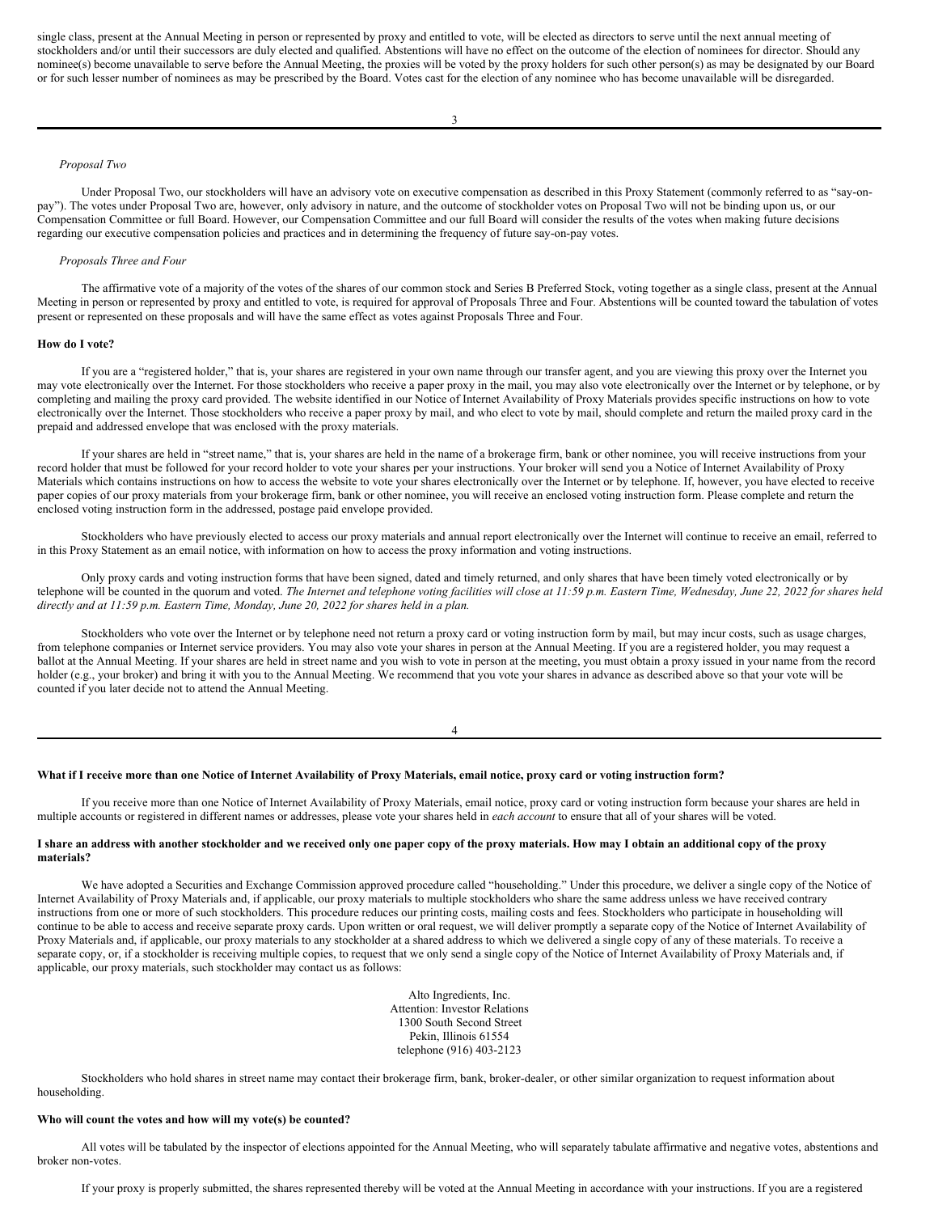single class, present at the Annual Meeting in person or represented by proxy and entitled to vote, will be elected as directors to serve until the next annual meeting of stockholders and/or until their successors are duly elected and qualified. Abstentions will have no effect on the outcome of the election of nominees for director. Should any nominee(s) become unavailable to serve before the Annual Meeting, the proxies will be voted by the proxy holders for such other person(s) as may be designated by our Board or for such lesser number of nominees as may be prescribed by the Board. Votes cast for the election of any nominee who has become unavailable will be disregarded.

*Proposal Two*

Under Proposal Two, our stockholders will have an advisory vote on executive compensation as described in this Proxy Statement (commonly referred to as "say-on-pay"). The votes under Proposal Two are, however, only advisory in nature, and the outcome of stockholder votes on Proposal Two will not be binding upon us, or our Compensation Committee or full Board. However, our Compensation Committee and our full Board will consider the results of the votes when making future decisions regarding our executive compensation policies and practices and in determining the frequency of future say-on-pay votes.

*Proposals Three and Four*

The affirmative vote of a majority of the votes of the shares of our common stock and Series B Preferred Stock, voting together as a single class, present at the Annual Meeting in person or represented by proxy and entitled to vote, is required for approval of Proposals Three and Four. Abstentions will be counted toward the tabulation of votes present or represented on these proposals and will have the same effect as votes against Proposals Three and Four.

**How do I vote?**

If you are a "registered holder," that is, your shares are registered in your own name through our transfer agent, and you are viewing this proxy over the Internet you may vote electronically over the Internet. For those stockholders who receive a paper proxy in the mail, you may also vote electronically over the Internet or by telephone, or by completing and mailing the proxy card provided. The website identified in our Notice of Internet Availability of Proxy Materials provides specific instructions on how to vote electronically over the Internet. Those stockholders who receive a paper proxy by mail, and who elect to vote by mail, should complete and return the mailed proxy card in the prepaid and addressed envelope that was enclosed with the proxy materials.

If your shares are held in "street name," that is, your shares are held in the name of a brokerage firm, bank or other nominee, you will receive instructions from your record holder that must be followed for your record holder to vote your shares per your instructions. Your broker will send you a Notice of Internet Availability of Proxy Materials which contains instructions on how to access the website to vote your shares electronically over the Internet or by telephone. If, however, you have elected to receive paper copies of our proxy materials from your brokerage firm, bank or other nominee, you will receive an enclosed voting instruction form. Please complete and return the enclosed voting instruction form in the addressed, postage paid envelope provided.

Stockholders who have previously elected to access our proxy materials and annual report electronically over the Internet will continue to receive an email, referred to in this Proxy Statement as an email notice, with information on how to access the proxy information and voting instructions.

Only proxy cards and voting instruction forms that have been signed, dated and timely returned, and only shares that have been timely voted electronically or by telephone will be counted in the quorum and voted. *The Internet and telephone voting facilities will close at 11:59 p.m. Eastern Time, Wednesday, June 22, 2022 for shares held directly and at 11:59 p.m. Eastern Time, Monday, June 20, 2022 for shares held in a plan.*

Stockholders who vote over the Internet or by telephone need not return a proxy card or voting instruction form by mail, but may incur costs, such as usage charges, from telephone companies or Internet service providers. You may also vote your shares in person at the Annual Meeting. If you are a registered holder, you may request a ballot at the Annual Meeting. If your shares are held in street name and you wish to vote in person at the meeting, you must obtain a proxy issued in your name from the record holder (e.g., your broker) and bring it with you to the Annual Meeting. We recommend that you vote your shares in advance as described above so that your vote will be counted if you later decide not to attend the Annual Meeting.

**What if I receive more than one Notice of Internet Availability of Proxy Materials, email notice, proxy card or voting instruction form?**

If you receive more than one Notice of Internet Availability of Proxy Materials, email notice, proxy card or voting instruction form because your shares are held in multiple accounts or registered in different names or addresses, please vote your shares held in *each account* to ensure that all of your shares will be voted.

**I share an address with another stockholder and we received only one paper copy of the proxy materials. How may I obtain an additional copy of the proxy materials?**

We have adopted a Securities and Exchange Commission approved procedure called "householding." Under this procedure, we deliver a single copy of the Notice of Internet Availability of Proxy Materials and, if applicable, our proxy materials to multiple stockholders who share the same address unless we have received contrary instructions from one or more of such stockholders. This procedure reduces our printing costs, mailing costs and fees. Stockholders who participate in householding will continue to be able to access and receive separate proxy cards. Upon written or oral request, we will deliver promptly a separate copy of the Notice of Internet Availability of Proxy Materials and, if applicable, our proxy materials to any stockholder at a shared address to which we delivered a single copy of any of these materials. To receive a separate copy, or, if a stockholder is receiving multiple copies, to request that we only send a single copy of the Notice of Internet Availability of Proxy Materials and, if applicable, our proxy materials, such stockholder may contact us as follows:

Alto Ingredients, Inc.
Attention: Investor Relations
1300 South Second Street
Pekin, Illinois 61554
telephone (916) 403-2123

Stockholders who hold shares in street name may contact their brokerage firm, bank, broker-dealer, or other similar organization to request information about householding.

**Who will count the votes and how will my vote(s) be counted?**

All votes will be tabulated by the inspector of elections appointed for the Annual Meeting, who will separately tabulate affirmative and negative votes, abstentions and broker non-votes.

If your proxy is properly submitted, the shares represented thereby will be voted at the Annual Meeting in accordance with your instructions. If you are a registered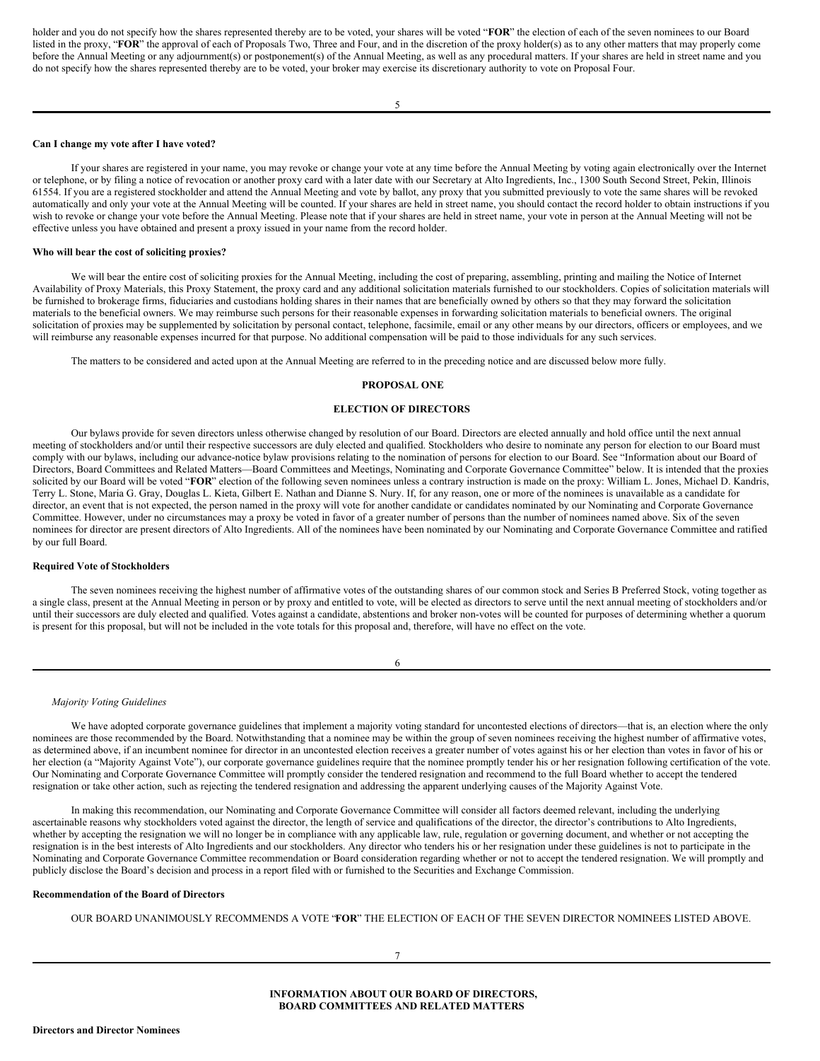holder and you do not specify how the shares represented thereby are to be voted, your shares will be voted "**FOR**" the election of each of the seven nominees to our Board listed in the proxy, "**FOR**" the approval of each of Proposals Two, Three and Four, and in the discretion of the proxy holder(s) as to any other matters that may properly come before the Annual Meeting or any adjournment(s) or postponement(s) of the Annual Meeting, as well as any procedural matters. If your shares are held in street name and you do not specify how the shares represented thereby are to be voted, your broker may exercise its discretionary authority to vote on Proposal Four.

**Can I change my vote after I have voted?**

If your shares are registered in your name, you may revoke or change your vote at any time before the Annual Meeting by voting again electronically over the Internet or telephone, or by filing a notice of revocation or another proxy card with a later date with our Secretary at Alto Ingredients, Inc., 1300 South Second Street, Pekin, Illinois 61554. If you are a registered stockholder and attend the Annual Meeting and vote by ballot, any proxy that you submitted previously to vote the same shares will be revoked automatically and only your vote at the Annual Meeting will be counted. If your shares are held in street name, you should contact the record holder to obtain instructions if you wish to revoke or change your vote before the Annual Meeting. Please note that if your shares are held in street name, your vote in person at the Annual Meeting will not be effective unless you have obtained and present a proxy issued in your name from the record holder.

**Who will bear the cost of soliciting proxies?**

We will bear the entire cost of soliciting proxies for the Annual Meeting, including the cost of preparing, assembling, printing and mailing the Notice of Internet Availability of Proxy Materials, this Proxy Statement, the proxy card and any additional solicitation materials furnished to our stockholders. Copies of solicitation materials will be furnished to brokerage firms, fiduciaries and custodians holding shares in their names that are beneficially owned by others so that they may forward the solicitation materials to the beneficial owners. We may reimburse such persons for their reasonable expenses in forwarding solicitation materials to beneficial owners. The original solicitation of proxies may be supplemented by solicitation by personal contact, telephone, facsimile, email or any other means by our directors, officers or employees, and we will reimburse any reasonable expenses incurred for that purpose. No additional compensation will be paid to those individuals for any such services.

The matters to be considered and acted upon at the Annual Meeting are referred to in the preceding notice and are discussed below more fully.

## PROPOSAL ONE

## ELECTION OF DIRECTORS

Our bylaws provide for seven directors unless otherwise changed by resolution of our Board. Directors are elected annually and hold office until the next annual meeting of stockholders and/or until their respective successors are duly elected and qualified. Stockholders who desire to nominate any person for election to our Board must comply with our bylaws, including our advance-notice bylaw provisions relating to the nomination of persons for election to our Board. See "Information about our Board of Directors, Board Committees and Related Matters—Board Committees and Meetings, Nominating and Corporate Governance Committee" below. It is intended that the proxies solicited by our Board will be voted "**FOR**" election of the following seven nominees unless a contrary instruction is made on the proxy: William L. Jones, Michael D. Kandris, Terry L. Stone, Maria G. Gray, Douglas L. Kieta, Gilbert E. Nathan and Dianne S. Nury. If, for any reason, one or more of the nominees is unavailable as a candidate for director, an event that is not expected, the person named in the proxy will vote for another candidate or candidates nominated by our Nominating and Corporate Governance Committee. However, under no circumstances may a proxy be voted in favor of a greater number of persons than the number of nominees named above. Six of the seven nominees for director are present directors of Alto Ingredients. All of the nominees have been nominated by our Nominating and Corporate Governance Committee and ratified by our full Board.

**Required Vote of Stockholders**

The seven nominees receiving the highest number of affirmative votes of the outstanding shares of our common stock and Series B Preferred Stock, voting together as a single class, present at the Annual Meeting in person or by proxy and entitled to vote, will be elected as directors to serve until the next annual meeting of stockholders and/or until their successors are duly elected and qualified. Votes against a candidate, abstentions and broker non-votes will be counted for purposes of determining whether a quorum is present for this proposal, but will not be included in the vote totals for this proposal and, therefore, will have no effect on the vote.

*Majority Voting Guidelines*

We have adopted corporate governance guidelines that implement a majority voting standard for uncontested elections of directors—that is, an election where the only nominees are those recommended by the Board. Notwithstanding that a nominee may be within the group of seven nominees receiving the highest number of affirmative votes, as determined above, if an incumbent nominee for director in an uncontested election receives a greater number of votes against his or her election than votes in favor of his or her election (a "Majority Against Vote"), our corporate governance guidelines require that the nominee promptly tender his or her resignation following certification of the vote. Our Nominating and Corporate Governance Committee will promptly consider the tendered resignation and recommend to the full Board whether to accept the tendered resignation or take other action, such as rejecting the tendered resignation and addressing the apparent underlying causes of the Majority Against Vote.

In making this recommendation, our Nominating and Corporate Governance Committee will consider all factors deemed relevant, including the underlying ascertainable reasons why stockholders voted against the director, the length of service and qualifications of the director, the director's contributions to Alto Ingredients, whether by accepting the resignation we will no longer be in compliance with any applicable law, rule, regulation or governing document, and whether or not accepting the resignation is in the best interests of Alto Ingredients and our stockholders. Any director who tenders his or her resignation under these guidelines is not to participate in the Nominating and Corporate Governance Committee recommendation or Board consideration regarding whether or not to accept the tendered resignation. We will promptly and publicly disclose the Board's decision and process in a report filed with or furnished to the Securities and Exchange Commission.

**Recommendation of the Board of Directors**

OUR BOARD UNANIMOUSLY RECOMMENDS A VOTE "**FOR**" THE ELECTION OF EACH OF THE SEVEN DIRECTOR NOMINEES LISTED ABOVE.

## INFORMATION ABOUT OUR BOARD OF DIRECTORS, BOARD COMMITTEES AND RELATED MATTERS

**Directors and Director Nominees**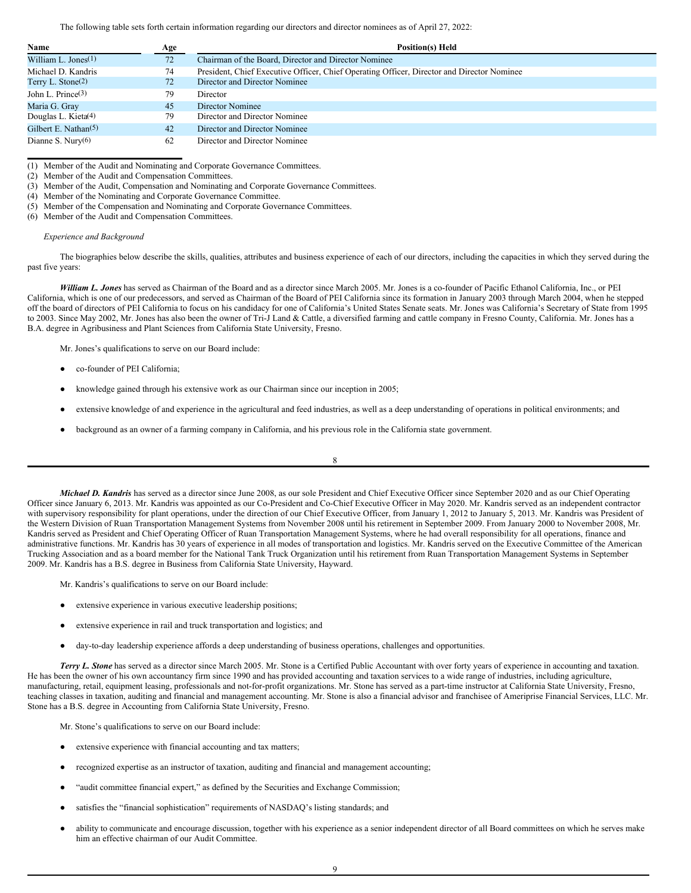The following table sets forth certain information regarding our directors and director nominees as of April 27, 2022:

| Name | Age | Position(s) Held |
|---|---|---|
| William L. Jones[(1)] | 72 | Chairman of the Board, Director and Director Nominee |
| Michael D. Kandris | 74 | President, Chief Executive Officer, Chief Operating Officer, Director and Director Nominee |
| Terry L. Stone[(2)] | 72 | Director and Director Nominee |
| John L. Prince[(3)] | 79 | Director |
| Maria G. Gray | 45 | Director Nominee |
| Douglas L. Kieta[(4)] | 79 | Director and Director Nominee |
| Gilbert E. Nathan[(5)] | 42 | Director and Director Nominee |
| Dianne S. Nury[(6)] | 62 | Director and Director Nominee |

(1) Member of the Audit and Nominating and Corporate Governance Committees.
(2) Member of the Audit and Compensation Committees.
(3) Member of the Audit, Compensation and Nominating and Corporate Governance Committees.
(4) Member of the Nominating and Corporate Governance Committee.
(5) Member of the Compensation and Nominating and Corporate Governance Committees.
(6) Member of the Audit and Compensation Committees.

*Experience and Background*

The biographies below describe the skills, qualities, attributes and business experience of each of our directors, including the capacities in which they served during the past five years:

***William L. Jones*** has served as Chairman of the Board and as a director since March 2005. Mr. Jones is a co-founder of Pacific Ethanol California, Inc., or PEI California, which is one of our predecessors, and served as Chairman of the Board of PEI California since its formation in January 2003 through March 2004, when he stepped off the board of directors of PEI California to focus on his candidacy for one of California's United States Senate seats. Mr. Jones was California's Secretary of State from 1995 to 2003. Since May 2002, Mr. Jones has also been the owner of Tri-J Land & Cattle, a diversified farming and cattle company in Fresno County, California. Mr. Jones has a B.A. degree in Agribusiness and Plant Sciences from California State University, Fresno.

Mr. Jones's qualifications to serve on our Board include:

- co-founder of PEI California;
- knowledge gained through his extensive work as our Chairman since our inception in 2005;
- extensive knowledge of and experience in the agricultural and feed industries, as well as a deep understanding of operations in political environments; and
- background as an owner of a farming company in California, and his previous role in the California state government.

***Michael D. Kandris*** has served as a director since June 2008, as our sole President and Chief Executive Officer since September 2020 and as our Chief Operating Officer since January 6, 2013. Mr. Kandris was appointed as our Co-President and Co-Chief Executive Officer in May 2020. Mr. Kandris served as an independent contractor with supervisory responsibility for plant operations, under the direction of our Chief Executive Officer, from January 1, 2012 to January 5, 2013. Mr. Kandris was President of the Western Division of Ruan Transportation Management Systems from November 2008 until his retirement in September 2009. From January 2000 to November 2008, Mr. Kandris served as President and Chief Operating Officer of Ruan Transportation Management Systems, where he had overall responsibility for all operations, finance and administrative functions. Mr. Kandris has 30 years of experience in all modes of transportation and logistics. Mr. Kandris served on the Executive Committee of the American Trucking Association and as a board member for the National Tank Truck Organization until his retirement from Ruan Transportation Management Systems in September 2009. Mr. Kandris has a B.S. degree in Business from California State University, Hayward.

Mr. Kandris's qualifications to serve on our Board include:

- extensive experience in various executive leadership positions;
- extensive experience in rail and truck transportation and logistics; and
- day-to-day leadership experience affords a deep understanding of business operations, challenges and opportunities.

***Terry L. Stone*** has served as a director since March 2005. Mr. Stone is a Certified Public Accountant with over forty years of experience in accounting and taxation. He has been the owner of his own accountancy firm since 1990 and has provided accounting and taxation services to a wide range of industries, including agriculture, manufacturing, retail, equipment leasing, professionals and not-for-profit organizations. Mr. Stone has served as a part-time instructor at California State University, Fresno, teaching classes in taxation, auditing and financial and management accounting. Mr. Stone is also a financial advisor and franchisee of Ameriprise Financial Services, LLC. Mr. Stone has a B.S. degree in Accounting from California State University, Fresno.

Mr. Stone's qualifications to serve on our Board include:

- extensive experience with financial accounting and tax matters;
- recognized expertise as an instructor of taxation, auditing and financial and management accounting;
- "audit committee financial expert," as defined by the Securities and Exchange Commission;
- satisfies the "financial sophistication" requirements of NASDAQ's listing standards; and
- ability to communicate and encourage discussion, together with his experience as a senior independent director of all Board committees on which he serves make him an effective chairman of our Audit Committee.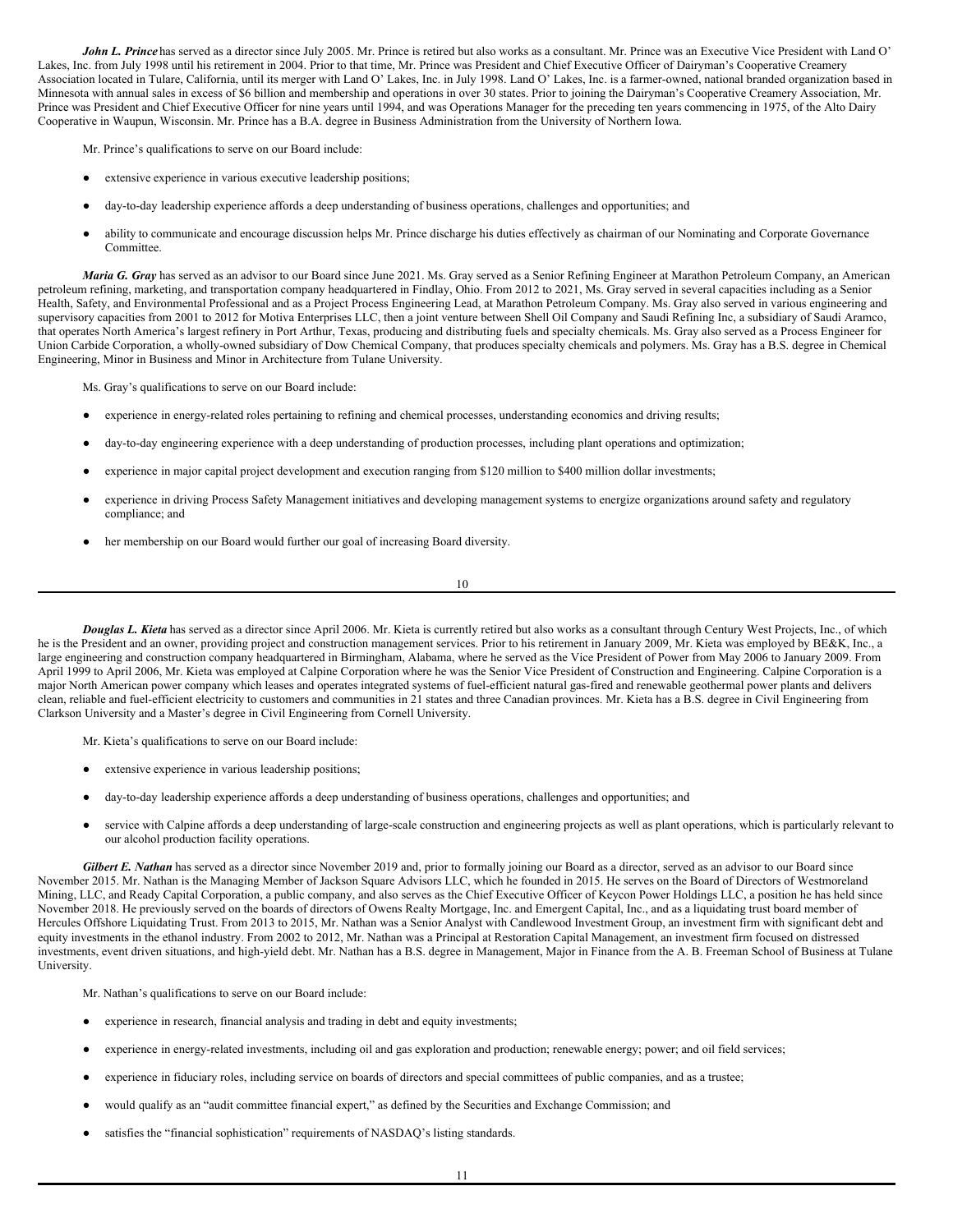***John L. Prince*** has served as a director since July 2005. Mr. Prince is retired but also works as a consultant. Mr. Prince was an Executive Vice President with Land O' Lakes, Inc. from July 1998 until his retirement in 2004. Prior to that time, Mr. Prince was President and Chief Executive Officer of Dairyman's Cooperative Creamery Association located in Tulare, California, until its merger with Land O' Lakes, Inc. in July 1998. Land O' Lakes, Inc. is a farmer-owned, national branded organization based in Minnesota with annual sales in excess of $6 billion and membership and operations in over 30 states. Prior to joining the Dairyman's Cooperative Creamery Association, Mr. Prince was President and Chief Executive Officer for nine years until 1994, and was Operations Manager for the preceding ten years commencing in 1975, of the Alto Dairy Cooperative in Waupun, Wisconsin. Mr. Prince has a B.A. degree in Business Administration from the University of Northern Iowa.

Mr. Prince's qualifications to serve on our Board include:

- extensive experience in various executive leadership positions;
- day-to-day leadership experience affords a deep understanding of business operations, challenges and opportunities; and
- ability to communicate and encourage discussion helps Mr. Prince discharge his duties effectively as chairman of our Nominating and Corporate Governance Committee.

***Maria G. Gray*** has served as an advisor to our Board since June 2021. Ms. Gray served as a Senior Refining Engineer at Marathon Petroleum Company, an American petroleum refining, marketing, and transportation company headquartered in Findlay, Ohio. From 2012 to 2021, Ms. Gray served in several capacities including as a Senior Health, Safety, and Environmental Professional and as a Project Process Engineering Lead, at Marathon Petroleum Company. Ms. Gray also served in various engineering and supervisory capacities from 2001 to 2012 for Motiva Enterprises LLC, then a joint venture between Shell Oil Company and Saudi Refining Inc, a subsidiary of Saudi Aramco, that operates North America's largest refinery in Port Arthur, Texas, producing and distributing fuels and specialty chemicals. Ms. Gray also served as a Process Engineer for Union Carbide Corporation, a wholly-owned subsidiary of Dow Chemical Company, that produces specialty chemicals and polymers. Ms. Gray has a B.S. degree in Chemical Engineering, Minor in Business and Minor in Architecture from Tulane University.

Ms. Gray's qualifications to serve on our Board include:

- experience in energy-related roles pertaining to refining and chemical processes, understanding economics and driving results;
- day-to-day engineering experience with a deep understanding of production processes, including plant operations and optimization;
- experience in major capital project development and execution ranging from $120 million to $400 million dollar investments;
- experience in driving Process Safety Management initiatives and developing management systems to energize organizations around safety and regulatory compliance; and
- her membership on our Board would further our goal of increasing Board diversity.

***Douglas L. Kieta*** has served as a director since April 2006. Mr. Kieta is currently retired but also works as a consultant through Century West Projects, Inc., of which he is the President and an owner, providing project and construction management services. Prior to his retirement in January 2009, Mr. Kieta was employed by BE&K, Inc., a large engineering and construction company headquartered in Birmingham, Alabama, where he served as the Vice President of Power from May 2006 to January 2009. From April 1999 to April 2006, Mr. Kieta was employed at Calpine Corporation where he was the Senior Vice President of Construction and Engineering. Calpine Corporation is a major North American power company which leases and operates integrated systems of fuel-efficient natural gas-fired and renewable geothermal power plants and delivers clean, reliable and fuel-efficient electricity to customers and communities in 21 states and three Canadian provinces. Mr. Kieta has a B.S. degree in Civil Engineering from Clarkson University and a Master's degree in Civil Engineering from Cornell University.

Mr. Kieta's qualifications to serve on our Board include:

- extensive experience in various leadership positions;
- day-to-day leadership experience affords a deep understanding of business operations, challenges and opportunities; and
- service with Calpine affords a deep understanding of large-scale construction and engineering projects as well as plant operations, which is particularly relevant to our alcohol production facility operations.

***Gilbert E. Nathan*** has served as a director since November 2019 and, prior to formally joining our Board as a director, served as an advisor to our Board since November 2015. Mr. Nathan is the Managing Member of Jackson Square Advisors LLC, which he founded in 2015. He serves on the Board of Directors of Westmoreland Mining, LLC, and Ready Capital Corporation, a public company, and also serves as the Chief Executive Officer of Keycon Power Holdings LLC, a position he has held since November 2018. He previously served on the boards of directors of Owens Realty Mortgage, Inc. and Emergent Capital, Inc., and as a liquidating trust board member of Hercules Offshore Liquidating Trust. From 2013 to 2015, Mr. Nathan was a Senior Analyst with Candlewood Investment Group, an investment firm with significant debt and equity investments in the ethanol industry. From 2002 to 2012, Mr. Nathan was a Principal at Restoration Capital Management, an investment firm focused on distressed investments, event driven situations, and high-yield debt. Mr. Nathan has a B.S. degree in Management, Major in Finance from the A. B. Freeman School of Business at Tulane University.

Mr. Nathan's qualifications to serve on our Board include:

- experience in research, financial analysis and trading in debt and equity investments;
- experience in energy-related investments, including oil and gas exploration and production; renewable energy; power; and oil field services;
- experience in fiduciary roles, including service on boards of directors and special committees of public companies, and as a trustee;
- would qualify as an "audit committee financial expert," as defined by the Securities and Exchange Commission; and
- satisfies the "financial sophistication" requirements of NASDAQ's listing standards.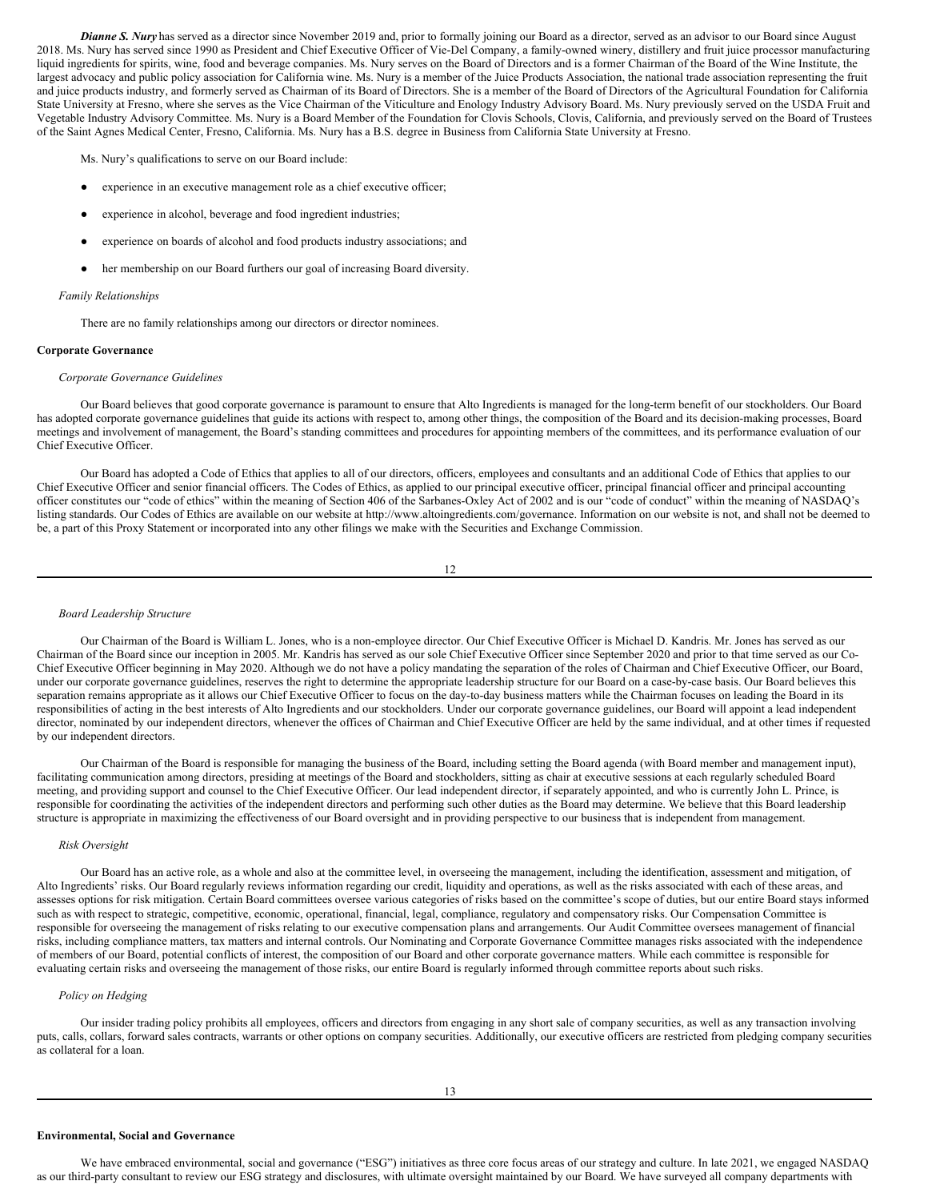***Dianne S. Nury*** has served as a director since November 2019 and, prior to formally joining our Board as a director, served as an advisor to our Board since August 2018. Ms. Nury has served since 1990 as President and Chief Executive Officer of Vie-Del Company, a family-owned winery, distillery and fruit juice processor manufacturing liquid ingredients for spirits, wine, food and beverage companies. Ms. Nury serves on the Board of Directors and is a former Chairman of the Board of the Wine Institute, the largest advocacy and public policy association for California wine. Ms. Nury is a member of the Juice Products Association, the national trade association representing the fruit and juice products industry, and formerly served as Chairman of its Board of Directors. She is a member of the Board of Directors of the Agricultural Foundation for California State University at Fresno, where she serves as the Vice Chairman of the Viticulture and Enology Industry Advisory Board. Ms. Nury previously served on the USDA Fruit and Vegetable Industry Advisory Committee. Ms. Nury is a Board Member of the Foundation for Clovis Schools, Clovis, California, and previously served on the Board of Trustees of the Saint Agnes Medical Center, Fresno, California. Ms. Nury has a B.S. degree in Business from California State University at Fresno.

Ms. Nury's qualifications to serve on our Board include:

- experience in an executive management role as a chief executive officer;
- experience in alcohol, beverage and food ingredient industries;
- experience on boards of alcohol and food products industry associations; and
- her membership on our Board furthers our goal of increasing Board diversity.

*Family Relationships*

There are no family relationships among our directors or director nominees.

**Corporate Governance**

*Corporate Governance Guidelines*

Our Board believes that good corporate governance is paramount to ensure that Alto Ingredients is managed for the long-term benefit of our stockholders. Our Board has adopted corporate governance guidelines that guide its actions with respect to, among other things, the composition of the Board and its decision-making processes, Board meetings and involvement of management, the Board's standing committees and procedures for appointing members of the committees, and its performance evaluation of our Chief Executive Officer.

Our Board has adopted a Code of Ethics that applies to all of our directors, officers, employees and consultants and an additional Code of Ethics that applies to our Chief Executive Officer and senior financial officers. The Codes of Ethics, as applied to our principal executive officer, principal financial officer and principal accounting officer constitutes our "code of ethics" within the meaning of Section 406 of the Sarbanes-Oxley Act of 2002 and is our "code of conduct" within the meaning of NASDAQ's listing standards. Our Codes of Ethics are available on our website at http://www.altoingredients.com/governance. Information on our website is not, and shall not be deemed to be, a part of this Proxy Statement or incorporated into any other filings we make with the Securities and Exchange Commission.

*Board Leadership Structure*

Our Chairman of the Board is William L. Jones, who is a non-employee director. Our Chief Executive Officer is Michael D. Kandris. Mr. Jones has served as our Chairman of the Board since our inception in 2005. Mr. Kandris has served as our sole Chief Executive Officer since September 2020 and prior to that time served as our Co-Chief Executive Officer beginning in May 2020. Although we do not have a policy mandating the separation of the roles of Chairman and Chief Executive Officer, our Board, under our corporate governance guidelines, reserves the right to determine the appropriate leadership structure for our Board on a case-by-case basis. Our Board believes this separation remains appropriate as it allows our Chief Executive Officer to focus on the day-to-day business matters while the Chairman focuses on leading the Board in its responsibilities of acting in the best interests of Alto Ingredients and our stockholders. Under our corporate governance guidelines, our Board will appoint a lead independent director, nominated by our independent directors, whenever the offices of Chairman and Chief Executive Officer are held by the same individual, and at other times if requested by our independent directors.

Our Chairman of the Board is responsible for managing the business of the Board, including setting the Board agenda (with Board member and management input), facilitating communication among directors, presiding at meetings of the Board and stockholders, sitting as chair at executive sessions at each regularly scheduled Board meeting, and providing support and counsel to the Chief Executive Officer. Our lead independent director, if separately appointed, and who is currently John L. Prince, is responsible for coordinating the activities of the independent directors and performing such other duties as the Board may determine. We believe that this Board leadership structure is appropriate in maximizing the effectiveness of our Board oversight and in providing perspective to our business that is independent from management.

*Risk Oversight*

Our Board has an active role, as a whole and also at the committee level, in overseeing the management, including the identification, assessment and mitigation, of Alto Ingredients' risks. Our Board regularly reviews information regarding our credit, liquidity and operations, as well as the risks associated with each of these areas, and assesses options for risk mitigation. Certain Board committees oversee various categories of risks based on the committee's scope of duties, but our entire Board stays informed such as with respect to strategic, competitive, economic, operational, financial, legal, compliance, regulatory and compensatory risks. Our Compensation Committee is responsible for overseeing the management of risks relating to our executive compensation plans and arrangements. Our Audit Committee oversees management of financial risks, including compliance matters, tax matters and internal controls. Our Nominating and Corporate Governance Committee manages risks associated with the independence of members of our Board, potential conflicts of interest, the composition of our Board and other corporate governance matters. While each committee is responsible for evaluating certain risks and overseeing the management of those risks, our entire Board is regularly informed through committee reports about such risks.

*Policy on Hedging*

Our insider trading policy prohibits all employees, officers and directors from engaging in any short sale of company securities, as well as any transaction involving puts, calls, collars, forward sales contracts, warrants or other options on company securities. Additionally, our executive officers are restricted from pledging company securities as collateral for a loan.

**Environmental, Social and Governance**

We have embraced environmental, social and governance ("ESG") initiatives as three core focus areas of our strategy and culture. In late 2021, we engaged NASDAQ as our third-party consultant to review our ESG strategy and disclosures, with ultimate oversight maintained by our Board. We have surveyed all company departments with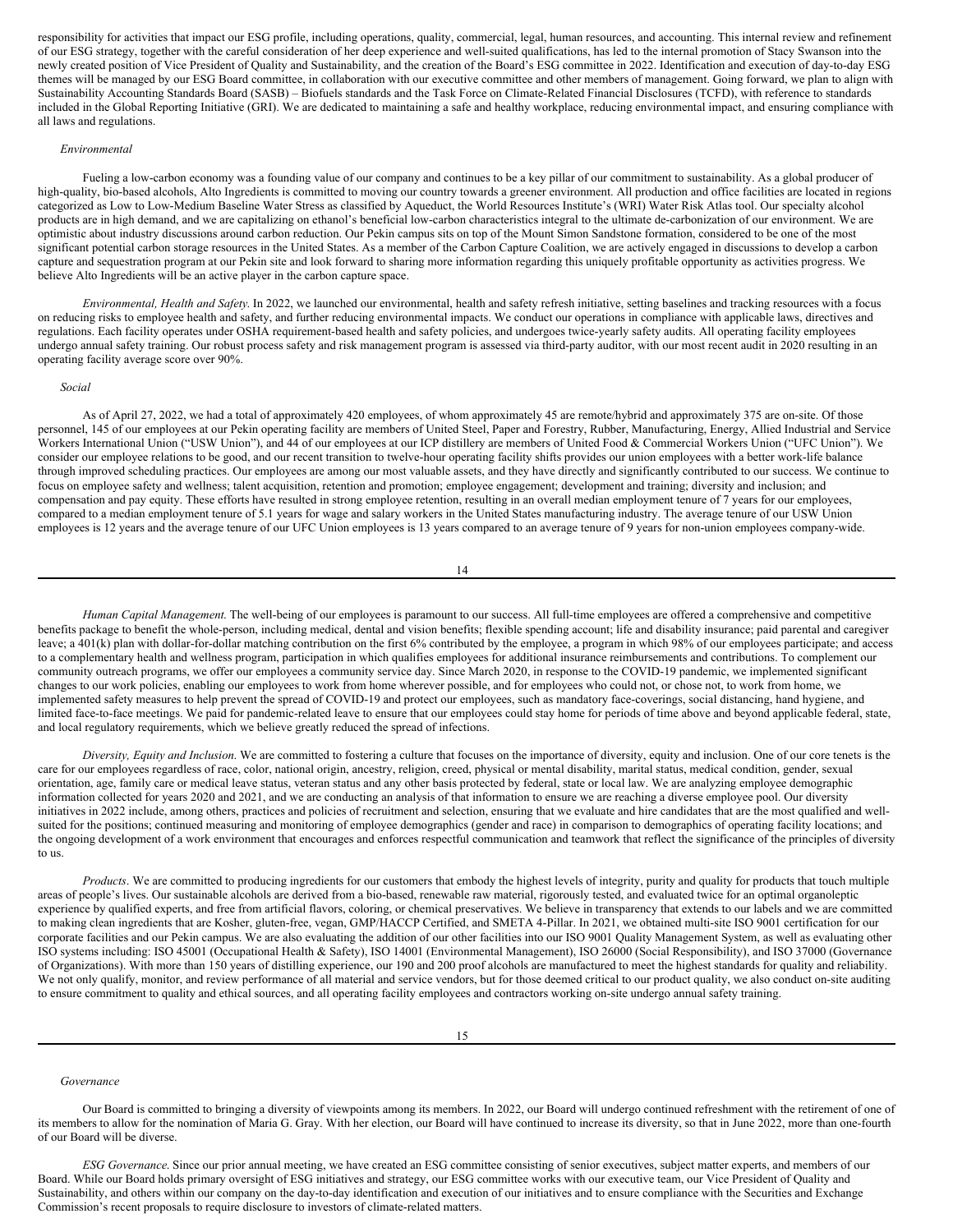responsibility for activities that impact our ESG profile, including operations, quality, commercial, legal, human resources, and accounting. This internal review and refinement of our ESG strategy, together with the careful consideration of her deep experience and well-suited qualifications, has led to the internal promotion of Stacy Swanson into the newly created position of Vice President of Quality and Sustainability, and the creation of the Board's ESG committee in 2022. Identification and execution of day-to-day ESG themes will be managed by our ESG Board committee, in collaboration with our executive committee and other members of management. Going forward, we plan to align with Sustainability Accounting Standards Board (SASB) – Biofuels standards and the Task Force on Climate-Related Financial Disclosures (TCFD), with reference to standards included in the Global Reporting Initiative (GRI). We are dedicated to maintaining a safe and healthy workplace, reducing environmental impact, and ensuring compliance with all laws and regulations.

*Environmental*

Fueling a low-carbon economy was a founding value of our company and continues to be a key pillar of our commitment to sustainability. As a global producer of high-quality, bio-based alcohols, Alto Ingredients is committed to moving our country towards a greener environment. All production and office facilities are located in regions categorized as Low to Low-Medium Baseline Water Stress as classified by Aqueduct, the World Resources Institute's (WRI) Water Risk Atlas tool. Our specialty alcohol products are in high demand, and we are capitalizing on ethanol's beneficial low-carbon characteristics integral to the ultimate de-carbonization of our environment. We are optimistic about industry discussions around carbon reduction. Our Pekin campus sits on top of the Mount Simon Sandstone formation, considered to be one of the most significant potential carbon storage resources in the United States. As a member of the Carbon Capture Coalition, we are actively engaged in discussions to develop a carbon capture and sequestration program at our Pekin site and look forward to sharing more information regarding this uniquely profitable opportunity as activities progress. We believe Alto Ingredients will be an active player in the carbon capture space.

*Environmental, Health and Safety.* In 2022, we launched our environmental, health and safety refresh initiative, setting baselines and tracking resources with a focus on reducing risks to employee health and safety, and further reducing environmental impacts. We conduct our operations in compliance with applicable laws, directives and regulations. Each facility operates under OSHA requirement-based health and safety policies, and undergoes twice-yearly safety audits. All operating facility employees undergo annual safety training. Our robust process safety and risk management program is assessed via third-party auditor, with our most recent audit in 2020 resulting in an operating facility average score over 90%.

*Social*

As of April 27, 2022, we had a total of approximately 420 employees, of whom approximately 45 are remote/hybrid and approximately 375 are on-site. Of those personnel, 145 of our employees at our Pekin operating facility are members of United Steel, Paper and Forestry, Rubber, Manufacturing, Energy, Allied Industrial and Service Workers International Union ("USW Union"), and 44 of our employees at our ICP distillery are members of United Food & Commercial Workers Union ("UFC Union"). We consider our employee relations to be good, and our recent transition to twelve-hour operating facility shifts provides our union employees with a better work-life balance through improved scheduling practices. Our employees are among our most valuable assets, and they have directly and significantly contributed to our success. We continue to focus on employee safety and wellness; talent acquisition, retention and promotion; employee engagement; development and training; diversity and inclusion; and compensation and pay equity. These efforts have resulted in strong employee retention, resulting in an overall median employment tenure of 7 years for our employees, compared to a median employment tenure of 5.1 years for wage and salary workers in the United States manufacturing industry. The average tenure of our USW Union employees is 12 years and the average tenure of our UFC Union employees is 13 years compared to an average tenure of 9 years for non-union employees company-wide.

*Human Capital Management.* The well-being of our employees is paramount to our success. All full-time employees are offered a comprehensive and competitive benefits package to benefit the whole-person, including medical, dental and vision benefits; flexible spending account; life and disability insurance; paid parental and caregiver leave; a 401(k) plan with dollar-for-dollar matching contribution on the first 6% contributed by the employee, a program in which 98% of our employees participate; and access to a complementary health and wellness program, participation in which qualifies employees for additional insurance reimbursements and contributions. To complement our community outreach programs, we offer our employees a community service day. Since March 2020, in response to the COVID-19 pandemic, we implemented significant changes to our work policies, enabling our employees to work from home wherever possible, and for employees who could not, or chose not, to work from home, we implemented safety measures to help prevent the spread of COVID-19 and protect our employees, such as mandatory face-coverings, social distancing, hand hygiene, and limited face-to-face meetings. We paid for pandemic-related leave to ensure that our employees could stay home for periods of time above and beyond applicable federal, state, and local regulatory requirements, which we believe greatly reduced the spread of infections.

*Diversity, Equity and Inclusion.* We are committed to fostering a culture that focuses on the importance of diversity, equity and inclusion. One of our core tenets is the care for our employees regardless of race, color, national origin, ancestry, religion, creed, physical or mental disability, marital status, medical condition, gender, sexual orientation, age, family care or medical leave status, veteran status and any other basis protected by federal, state or local law. We are analyzing employee demographic information collected for years 2020 and 2021, and we are conducting an analysis of that information to ensure we are reaching a diverse employee pool. Our diversity initiatives in 2022 include, among others, practices and policies of recruitment and selection, ensuring that we evaluate and hire candidates that are the most qualified and well-suited for the positions; continued measuring and monitoring of employee demographics (gender and race) in comparison to demographics of operating facility locations; and the ongoing development of a work environment that encourages and enforces respectful communication and teamwork that reflect the significance of the principles of diversity to us.

*Products*. We are committed to producing ingredients for our customers that embody the highest levels of integrity, purity and quality for products that touch multiple areas of people's lives. Our sustainable alcohols are derived from a bio-based, renewable raw material, rigorously tested, and evaluated twice for an optimal organoleptic experience by qualified experts, and free from artificial flavors, coloring, or chemical preservatives. We believe in transparency that extends to our labels and we are committed to making clean ingredients that are Kosher, gluten-free, vegan, GMP/HACCP Certified, and SMETA 4-Pillar. In 2021, we obtained multi-site ISO 9001 certification for our corporate facilities and our Pekin campus. We are also evaluating the addition of our other facilities into our ISO 9001 Quality Management System, as well as evaluating other ISO systems including: ISO 45001 (Occupational Health & Safety), ISO 14001 (Environmental Management), ISO 26000 (Social Responsibility), and ISO 37000 (Governance of Organizations). With more than 150 years of distilling experience, our 190 and 200 proof alcohols are manufactured to meet the highest standards for quality and reliability. We not only qualify, monitor, and review performance of all material and service vendors, but for those deemed critical to our product quality, we also conduct on-site auditing to ensure commitment to quality and ethical sources, and all operating facility employees and contractors working on-site undergo annual safety training.

*Governance*

Our Board is committed to bringing a diversity of viewpoints among its members. In 2022, our Board will undergo continued refreshment with the retirement of one of its members to allow for the nomination of Maria G. Gray. With her election, our Board will have continued to increase its diversity, so that in June 2022, more than one-fourth of our Board will be diverse.

*ESG Governance.* Since our prior annual meeting, we have created an ESG committee consisting of senior executives, subject matter experts, and members of our Board. While our Board holds primary oversight of ESG initiatives and strategy, our ESG committee works with our executive team, our Vice President of Quality and Sustainability, and others within our company on the day-to-day identification and execution of our initiatives and to ensure compliance with the Securities and Exchange Commission's recent proposals to require disclosure to investors of climate-related matters.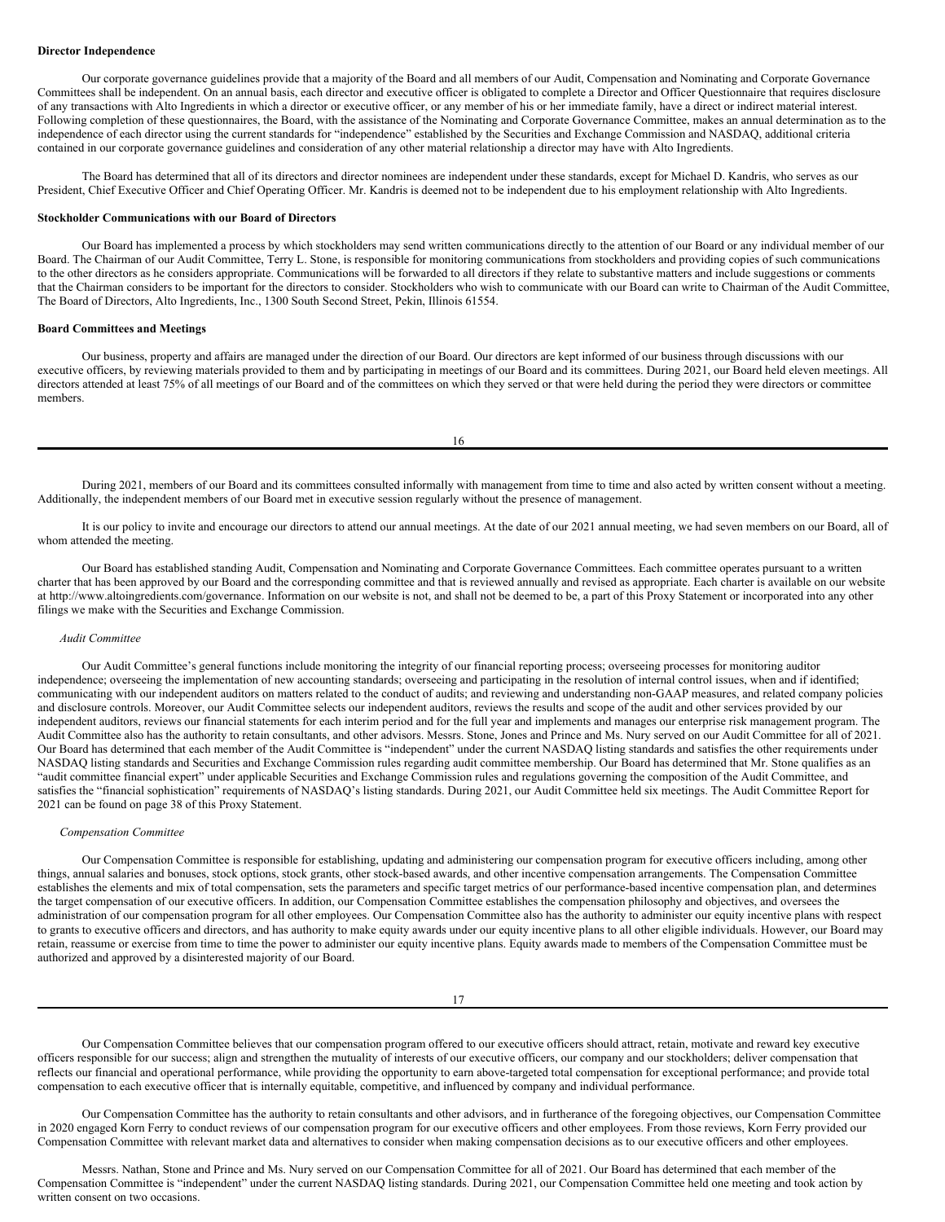**Director Independence**

Our corporate governance guidelines provide that a majority of the Board and all members of our Audit, Compensation and Nominating and Corporate Governance Committees shall be independent. On an annual basis, each director and executive officer is obligated to complete a Director and Officer Questionnaire that requires disclosure of any transactions with Alto Ingredients in which a director or executive officer, or any member of his or her immediate family, have a direct or indirect material interest. Following completion of these questionnaires, the Board, with the assistance of the Nominating and Corporate Governance Committee, makes an annual determination as to the independence of each director using the current standards for "independence" established by the Securities and Exchange Commission and NASDAQ, additional criteria contained in our corporate governance guidelines and consideration of any other material relationship a director may have with Alto Ingredients.

The Board has determined that all of its directors and director nominees are independent under these standards, except for Michael D. Kandris, who serves as our President, Chief Executive Officer and Chief Operating Officer. Mr. Kandris is deemed not to be independent due to his employment relationship with Alto Ingredients.

**Stockholder Communications with our Board of Directors**

Our Board has implemented a process by which stockholders may send written communications directly to the attention of our Board or any individual member of our Board. The Chairman of our Audit Committee, Terry L. Stone, is responsible for monitoring communications from stockholders and providing copies of such communications to the other directors as he considers appropriate. Communications will be forwarded to all directors if they relate to substantive matters and include suggestions or comments that the Chairman considers to be important for the directors to consider. Stockholders who wish to communicate with our Board can write to Chairman of the Audit Committee, The Board of Directors, Alto Ingredients, Inc., 1300 South Second Street, Pekin, Illinois 61554.

**Board Committees and Meetings**

Our business, property and affairs are managed under the direction of our Board. Our directors are kept informed of our business through discussions with our executive officers, by reviewing materials provided to them and by participating in meetings of our Board and its committees. During 2021, our Board held eleven meetings. All directors attended at least 75% of all meetings of our Board and of the committees on which they served or that were held during the period they were directors or committee members.

During 2021, members of our Board and its committees consulted informally with management from time to time and also acted by written consent without a meeting. Additionally, the independent members of our Board met in executive session regularly without the presence of management.

It is our policy to invite and encourage our directors to attend our annual meetings. At the date of our 2021 annual meeting, we had seven members on our Board, all of whom attended the meeting.

Our Board has established standing Audit, Compensation and Nominating and Corporate Governance Committees. Each committee operates pursuant to a written charter that has been approved by our Board and the corresponding committee and that is reviewed annually and revised as appropriate. Each charter is available on our website at http://www.altoingredients.com/governance. Information on our website is not, and shall not be deemed to be, a part of this Proxy Statement or incorporated into any other filings we make with the Securities and Exchange Commission.

*Audit Committee*

Our Audit Committee's general functions include monitoring the integrity of our financial reporting process; overseeing processes for monitoring auditor independence; overseeing the implementation of new accounting standards; overseeing and participating in the resolution of internal control issues, when and if identified; communicating with our independent auditors on matters related to the conduct of audits; and reviewing and understanding non-GAAP measures, and related company policies and disclosure controls. Moreover, our Audit Committee selects our independent auditors, reviews the results and scope of the audit and other services provided by our independent auditors, reviews our financial statements for each interim period and for the full year and implements and manages our enterprise risk management program. The Audit Committee also has the authority to retain consultants, and other advisors. Messrs. Stone, Jones and Prince and Ms. Nury served on our Audit Committee for all of 2021. Our Board has determined that each member of the Audit Committee is "independent" under the current NASDAQ listing standards and satisfies the other requirements under NASDAQ listing standards and Securities and Exchange Commission rules regarding audit committee membership. Our Board has determined that Mr. Stone qualifies as an "audit committee financial expert" under applicable Securities and Exchange Commission rules and regulations governing the composition of the Audit Committee, and satisfies the "financial sophistication" requirements of NASDAQ's listing standards. During 2021, our Audit Committee held six meetings. The Audit Committee Report for 2021 can be found on page 38 of this Proxy Statement.

*Compensation Committee*

Our Compensation Committee is responsible for establishing, updating and administering our compensation program for executive officers including, among other things, annual salaries and bonuses, stock options, stock grants, other stock-based awards, and other incentive compensation arrangements. The Compensation Committee establishes the elements and mix of total compensation, sets the parameters and specific target metrics of our performance-based incentive compensation plan, and determines the target compensation of our executive officers. In addition, our Compensation Committee establishes the compensation philosophy and objectives, and oversees the administration of our compensation program for all other employees. Our Compensation Committee also has the authority to administer our equity incentive plans with respect to grants to executive officers and directors, and has authority to make equity awards under our equity incentive plans to all other eligible individuals. However, our Board may retain, reassume or exercise from time to time the power to administer our equity incentive plans. Equity awards made to members of the Compensation Committee must be authorized and approved by a disinterested majority of our Board.

Our Compensation Committee believes that our compensation program offered to our executive officers should attract, retain, motivate and reward key executive officers responsible for our success; align and strengthen the mutuality of interests of our executive officers, our company and our stockholders; deliver compensation that reflects our financial and operational performance, while providing the opportunity to earn above-targeted total compensation for exceptional performance; and provide total compensation to each executive officer that is internally equitable, competitive, and influenced by company and individual performance.

Our Compensation Committee has the authority to retain consultants and other advisors, and in furtherance of the foregoing objectives, our Compensation Committee in 2020 engaged Korn Ferry to conduct reviews of our compensation program for our executive officers and other employees. From those reviews, Korn Ferry provided our Compensation Committee with relevant market data and alternatives to consider when making compensation decisions as to our executive officers and other employees.

Messrs. Nathan, Stone and Prince and Ms. Nury served on our Compensation Committee for all of 2021. Our Board has determined that each member of the Compensation Committee is "independent" under the current NASDAQ listing standards. During 2021, our Compensation Committee held one meeting and took action by written consent on two occasions.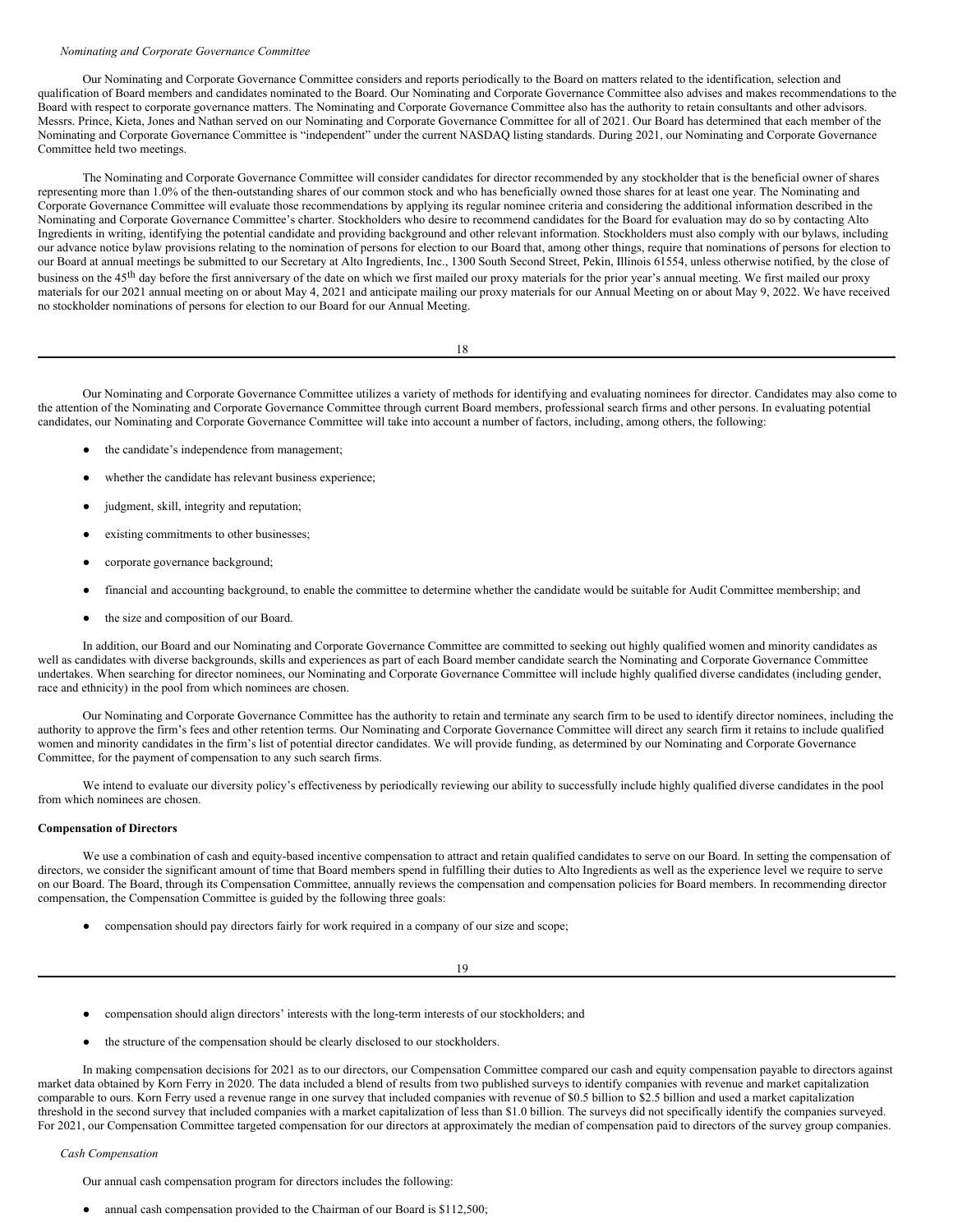*Nominating and Corporate Governance Committee*

Our Nominating and Corporate Governance Committee considers and reports periodically to the Board on matters related to the identification, selection and qualification of Board members and candidates nominated to the Board. Our Nominating and Corporate Governance Committee also advises and makes recommendations to the Board with respect to corporate governance matters. The Nominating and Corporate Governance Committee also has the authority to retain consultants and other advisors. Messrs. Prince, Kieta, Jones and Nathan served on our Nominating and Corporate Governance Committee for all of 2021. Our Board has determined that each member of the Nominating and Corporate Governance Committee is "independent" under the current NASDAQ listing standards. During 2021, our Nominating and Corporate Governance Committee held two meetings.

The Nominating and Corporate Governance Committee will consider candidates for director recommended by any stockholder that is the beneficial owner of shares representing more than 1.0% of the then-outstanding shares of our common stock and who has beneficially owned those shares for at least one year. The Nominating and Corporate Governance Committee will evaluate those recommendations by applying its regular nominee criteria and considering the additional information described in the Nominating and Corporate Governance Committee's charter. Stockholders who desire to recommend candidates for the Board for evaluation may do so by contacting Alto Ingredients in writing, identifying the potential candidate and providing background and other relevant information. Stockholders must also comply with our bylaws, including our advance notice bylaw provisions relating to the nomination of persons for election to our Board that, among other things, require that nominations of persons for election to our Board at annual meetings be submitted to our Secretary at Alto Ingredients, Inc., 1300 South Second Street, Pekin, Illinois 61554, unless otherwise notified, by the close of business on the 45th day before the first anniversary of the date on which we first mailed our proxy materials for the prior year's annual meeting. We first mailed our proxy materials for our 2021 annual meeting on or about May 4, 2021 and anticipate mailing our proxy materials for our Annual Meeting on or about May 9, 2022. We have received no stockholder nominations of persons for election to our Board for our Annual Meeting.

Our Nominating and Corporate Governance Committee utilizes a variety of methods for identifying and evaluating nominees for director. Candidates may also come to the attention of the Nominating and Corporate Governance Committee through current Board members, professional search firms and other persons. In evaluating potential candidates, our Nominating and Corporate Governance Committee will take into account a number of factors, including, among others, the following:

- the candidate's independence from management;
- whether the candidate has relevant business experience;
- judgment, skill, integrity and reputation;
- existing commitments to other businesses;
- corporate governance background;
- financial and accounting background, to enable the committee to determine whether the candidate would be suitable for Audit Committee membership; and
- the size and composition of our Board.

In addition, our Board and our Nominating and Corporate Governance Committee are committed to seeking out highly qualified women and minority candidates as well as candidates with diverse backgrounds, skills and experiences as part of each Board member candidate search the Nominating and Corporate Governance Committee undertakes. When searching for director nominees, our Nominating and Corporate Governance Committee will include highly qualified diverse candidates (including gender, race and ethnicity) in the pool from which nominees are chosen.

Our Nominating and Corporate Governance Committee has the authority to retain and terminate any search firm to be used to identify director nominees, including the authority to approve the firm's fees and other retention terms. Our Nominating and Corporate Governance Committee will direct any search firm it retains to include qualified women and minority candidates in the firm's list of potential director candidates. We will provide funding, as determined by our Nominating and Corporate Governance Committee, for the payment of compensation to any such search firms.

We intend to evaluate our diversity policy's effectiveness by periodically reviewing our ability to successfully include highly qualified diverse candidates in the pool from which nominees are chosen.

**Compensation of Directors**

We use a combination of cash and equity-based incentive compensation to attract and retain qualified candidates to serve on our Board. In setting the compensation of directors, we consider the significant amount of time that Board members spend in fulfilling their duties to Alto Ingredients as well as the experience level we require to serve on our Board. The Board, through its Compensation Committee, annually reviews the compensation and compensation policies for Board members. In recommending director compensation, the Compensation Committee is guided by the following three goals:

- compensation should pay directors fairly for work required in a company of our size and scope;
- compensation should align directors' interests with the long-term interests of our stockholders; and
- the structure of the compensation should be clearly disclosed to our stockholders.

In making compensation decisions for 2021 as to our directors, our Compensation Committee compared our cash and equity compensation payable to directors against market data obtained by Korn Ferry in 2020. The data included a blend of results from two published surveys to identify companies with revenue and market capitalization comparable to ours. Korn Ferry used a revenue range in one survey that included companies with revenue of $0.5 billion to $2.5 billion and used a market capitalization threshold in the second survey that included companies with a market capitalization of less than $1.0 billion. The surveys did not specifically identify the companies surveyed. For 2021, our Compensation Committee targeted compensation for our directors at approximately the median of compensation paid to directors of the survey group companies.

*Cash Compensation*

Our annual cash compensation program for directors includes the following:

- annual cash compensation provided to the Chairman of our Board is $112,500;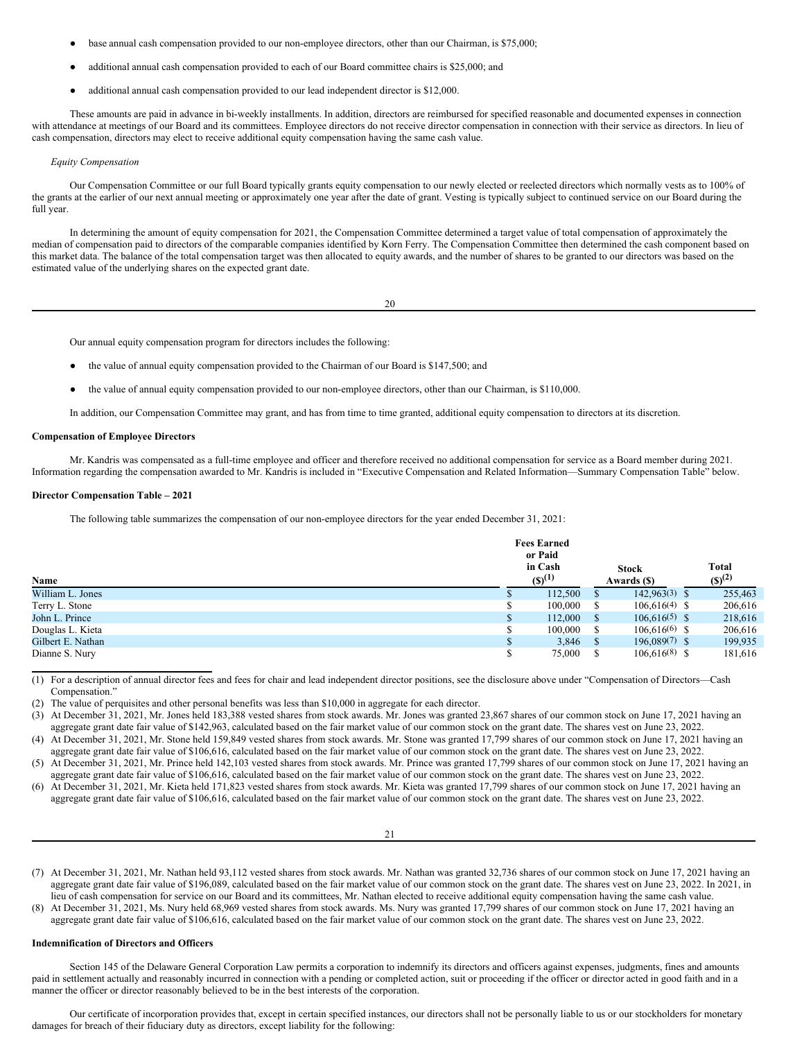- base annual cash compensation provided to our non-employee directors, other than our Chairman, is $75,000;
- additional annual cash compensation provided to each of our Board committee chairs is $25,000; and
- additional annual cash compensation provided to our lead independent director is $12,000.

These amounts are paid in advance in bi-weekly installments. In addition, directors are reimbursed for specified reasonable and documented expenses in connection with attendance at meetings of our Board and its committees. Employee directors do not receive director compensation in connection with their service as directors. In lieu of cash compensation, directors may elect to receive additional equity compensation having the same cash value.

*Equity Compensation*

Our Compensation Committee or our full Board typically grants equity compensation to our newly elected or reelected directors which normally vests as to 100% of the grants at the earlier of our next annual meeting or approximately one year after the date of grant. Vesting is typically subject to continued service on our Board during the full year.

In determining the amount of equity compensation for 2021, the Compensation Committee determined a target value of total compensation of approximately the median of compensation paid to directors of the comparable companies identified by Korn Ferry. The Compensation Committee then determined the cash component based on this market data. The balance of the total compensation target was then allocated to equity awards, and the number of shares to be granted to our directors was based on the estimated value of the underlying shares on the expected grant date.

Our annual equity compensation program for directors includes the following:

- the value of annual equity compensation provided to the Chairman of our Board is $147,500; and
- the value of annual equity compensation provided to our non-employee directors, other than our Chairman, is $110,000.

In addition, our Compensation Committee may grant, and has from time to time granted, additional equity compensation to directors at its discretion.

**Compensation of Employee Directors**

Mr. Kandris was compensated as a full-time employee and officer and therefore received no additional compensation for service as a Board member during 2021. Information regarding the compensation awarded to Mr. Kandris is included in "Executive Compensation and Related Information—Summary Compensation Table" below.

**Director Compensation Table – 2021**

The following table summarizes the compensation of our non-employee directors for the year ended December 31, 2021:

| Name | Fees Earned or Paid in Cash ($)(1) | Stock Awards ($) | Total ($)(2) |
|---|---|---|---|
| William L. Jones | $ 112,500 | $ 142,963(3) | $ 255,463 |
| Terry L. Stone | $ 100,000 | $ 106,616(4) | $ 206,616 |
| John L. Prince | $ 112,000 | $ 106,616(5) | $ 218,616 |
| Douglas L. Kieta | $ 100,000 | $ 106,616(6) | $ 206,616 |
| Gilbert E. Nathan | $ 3,846 | $ 196,089(7) | $ 199,935 |
| Dianne S. Nury | $ 75,000 | $ 106,616(8) | $ 181,616 |

(1) For a description of annual director fees and fees for chair and lead independent director positions, see the disclosure above under "Compensation of Directors—Cash Compensation."

(2) The value of perquisites and other personal benefits was less than $10,000 in aggregate for each director.

(3) At December 31, 2021, Mr. Jones held 183,388 vested shares from stock awards. Mr. Jones was granted 23,867 shares of our common stock on June 17, 2021 having an aggregate grant date fair value of $142,963, calculated based on the fair market value of our common stock on the grant date. The shares vest on June 23, 2022.

(4) At December 31, 2021, Mr. Stone held 159,849 vested shares from stock awards. Mr. Stone was granted 17,799 shares of our common stock on June 17, 2021 having an aggregate grant date fair value of $106,616, calculated based on the fair market value of our common stock on the grant date. The shares vest on June 23, 2022.

(5) At December 31, 2021, Mr. Prince held 142,103 vested shares from stock awards. Mr. Prince was granted 17,799 shares of our common stock on June 17, 2021 having an aggregate grant date fair value of $106,616, calculated based on the fair market value of our common stock on the grant date. The shares vest on June 23, 2022.

(6) At December 31, 2021, Mr. Kieta held 171,823 vested shares from stock awards. Mr. Kieta was granted 17,799 shares of our common stock on June 17, 2021 having an aggregate grant date fair value of $106,616, calculated based on the fair market value of our common stock on the grant date. The shares vest on June 23, 2022.

(7) At December 31, 2021, Mr. Nathan held 93,112 vested shares from stock awards. Mr. Nathan was granted 32,736 shares of our common stock on June 17, 2021 having an aggregate grant date fair value of $196,089, calculated based on the fair market value of our common stock on the grant date. The shares vest on June 23, 2022. In 2021, in lieu of cash compensation for service on our Board and its committees, Mr. Nathan elected to receive additional equity compensation having the same cash value.

(8) At December 31, 2021, Ms. Nury held 68,969 vested shares from stock awards. Ms. Nury was granted 17,799 shares of our common stock on June 17, 2021 having an aggregate grant date fair value of $106,616, calculated based on the fair market value of our common stock on the grant date. The shares vest on June 23, 2022.

**Indemnification of Directors and Officers**

Section 145 of the Delaware General Corporation Law permits a corporation to indemnify its directors and officers against expenses, judgments, fines and amounts paid in settlement actually and reasonably incurred in connection with a pending or completed action, suit or proceeding if the officer or director acted in good faith and in a manner the officer or director reasonably believed to be in the best interests of the corporation.

Our certificate of incorporation provides that, except in certain specified instances, our directors shall not be personally liable to us or our stockholders for monetary damages for breach of their fiduciary duty as directors, except liability for the following: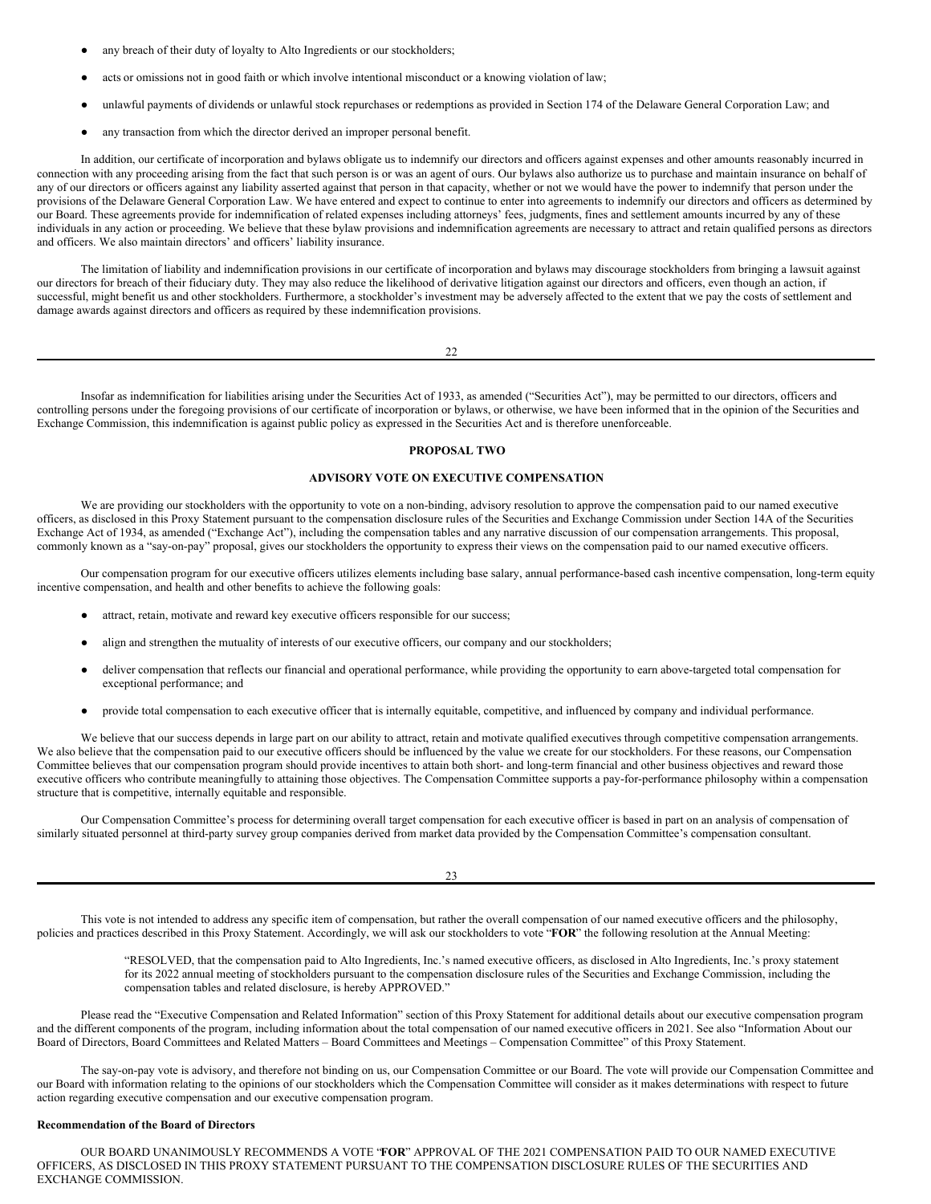- any breach of their duty of loyalty to Alto Ingredients or our stockholders;
- acts or omissions not in good faith or which involve intentional misconduct or a knowing violation of law;
- unlawful payments of dividends or unlawful stock repurchases or redemptions as provided in Section 174 of the Delaware General Corporation Law; and
- any transaction from which the director derived an improper personal benefit.

In addition, our certificate of incorporation and bylaws obligate us to indemnify our directors and officers against expenses and other amounts reasonably incurred in connection with any proceeding arising from the fact that such person is or was an agent of ours. Our bylaws also authorize us to purchase and maintain insurance on behalf of any of our directors or officers against any liability asserted against that person in that capacity, whether or not we would have the power to indemnify that person under the provisions of the Delaware General Corporation Law. We have entered and expect to continue to enter into agreements to indemnify our directors and officers as determined by our Board. These agreements provide for indemnification of related expenses including attorneys' fees, judgments, fines and settlement amounts incurred by any of these individuals in any action or proceeding. We believe that these bylaw provisions and indemnification agreements are necessary to attract and retain qualified persons as directors and officers. We also maintain directors' and officers' liability insurance.

The limitation of liability and indemnification provisions in our certificate of incorporation and bylaws may discourage stockholders from bringing a lawsuit against our directors for breach of their fiduciary duty. They may also reduce the likelihood of derivative litigation against our directors and officers, even though an action, if successful, might benefit us and other stockholders. Furthermore, a stockholder's investment may be adversely affected to the extent that we pay the costs of settlement and damage awards against directors and officers as required by these indemnification provisions.

Insofar as indemnification for liabilities arising under the Securities Act of 1933, as amended ("Securities Act"), may be permitted to our directors, officers and controlling persons under the foregoing provisions of our certificate of incorporation or bylaws, or otherwise, we have been informed that in the opinion of the Securities and Exchange Commission, this indemnification is against public policy as expressed in the Securities Act and is therefore unenforceable.

## PROPOSAL TWO

## ADVISORY VOTE ON EXECUTIVE COMPENSATION

We are providing our stockholders with the opportunity to vote on a non-binding, advisory resolution to approve the compensation paid to our named executive officers, as disclosed in this Proxy Statement pursuant to the compensation disclosure rules of the Securities and Exchange Commission under Section 14A of the Securities Exchange Act of 1934, as amended ("Exchange Act"), including the compensation tables and any narrative discussion of our compensation arrangements. This proposal, commonly known as a "say-on-pay" proposal, gives our stockholders the opportunity to express their views on the compensation paid to our named executive officers.

Our compensation program for our executive officers utilizes elements including base salary, annual performance-based cash incentive compensation, long-term equity incentive compensation, and health and other benefits to achieve the following goals:

- attract, retain, motivate and reward key executive officers responsible for our success;
- align and strengthen the mutuality of interests of our executive officers, our company and our stockholders;
- deliver compensation that reflects our financial and operational performance, while providing the opportunity to earn above-targeted total compensation for exceptional performance; and
- provide total compensation to each executive officer that is internally equitable, competitive, and influenced by company and individual performance.

We believe that our success depends in large part on our ability to attract, retain and motivate qualified executives through competitive compensation arrangements. We also believe that the compensation paid to our executive officers should be influenced by the value we create for our stockholders. For these reasons, our Compensation Committee believes that our compensation program should provide incentives to attain both short- and long-term financial and other business objectives and reward those executive officers who contribute meaningfully to attaining those objectives. The Compensation Committee supports a pay-for-performance philosophy within a compensation structure that is competitive, internally equitable and responsible.

Our Compensation Committee's process for determining overall target compensation for each executive officer is based in part on an analysis of compensation of similarly situated personnel at third-party survey group companies derived from market data provided by the Compensation Committee's compensation consultant.

This vote is not intended to address any specific item of compensation, but rather the overall compensation of our named executive officers and the philosophy, policies and practices described in this Proxy Statement. Accordingly, we will ask our stockholders to vote "**FOR**" the following resolution at the Annual Meeting:

> "RESOLVED, that the compensation paid to Alto Ingredients, Inc.'s named executive officers, as disclosed in Alto Ingredients, Inc.'s proxy statement for its 2022 annual meeting of stockholders pursuant to the compensation disclosure rules of the Securities and Exchange Commission, including the compensation tables and related disclosure, is hereby APPROVED."

Please read the "Executive Compensation and Related Information" section of this Proxy Statement for additional details about our executive compensation program and the different components of the program, including information about the total compensation of our named executive officers in 2021. See also "Information About our Board of Directors, Board Committees and Related Matters – Board Committees and Meetings – Compensation Committee" of this Proxy Statement.

The say-on-pay vote is advisory, and therefore not binding on us, our Compensation Committee or our Board. The vote will provide our Compensation Committee and our Board with information relating to the opinions of our stockholders which the Compensation Committee will consider as it makes determinations with respect to future action regarding executive compensation and our executive compensation program.

**Recommendation of the Board of Directors**

OUR BOARD UNANIMOUSLY RECOMMENDS A VOTE "**FOR**" APPROVAL OF THE 2021 COMPENSATION PAID TO OUR NAMED EXECUTIVE OFFICERS, AS DISCLOSED IN THIS PROXY STATEMENT PURSUANT TO THE COMPENSATION DISCLOSURE RULES OF THE SECURITIES AND EXCHANGE COMMISSION.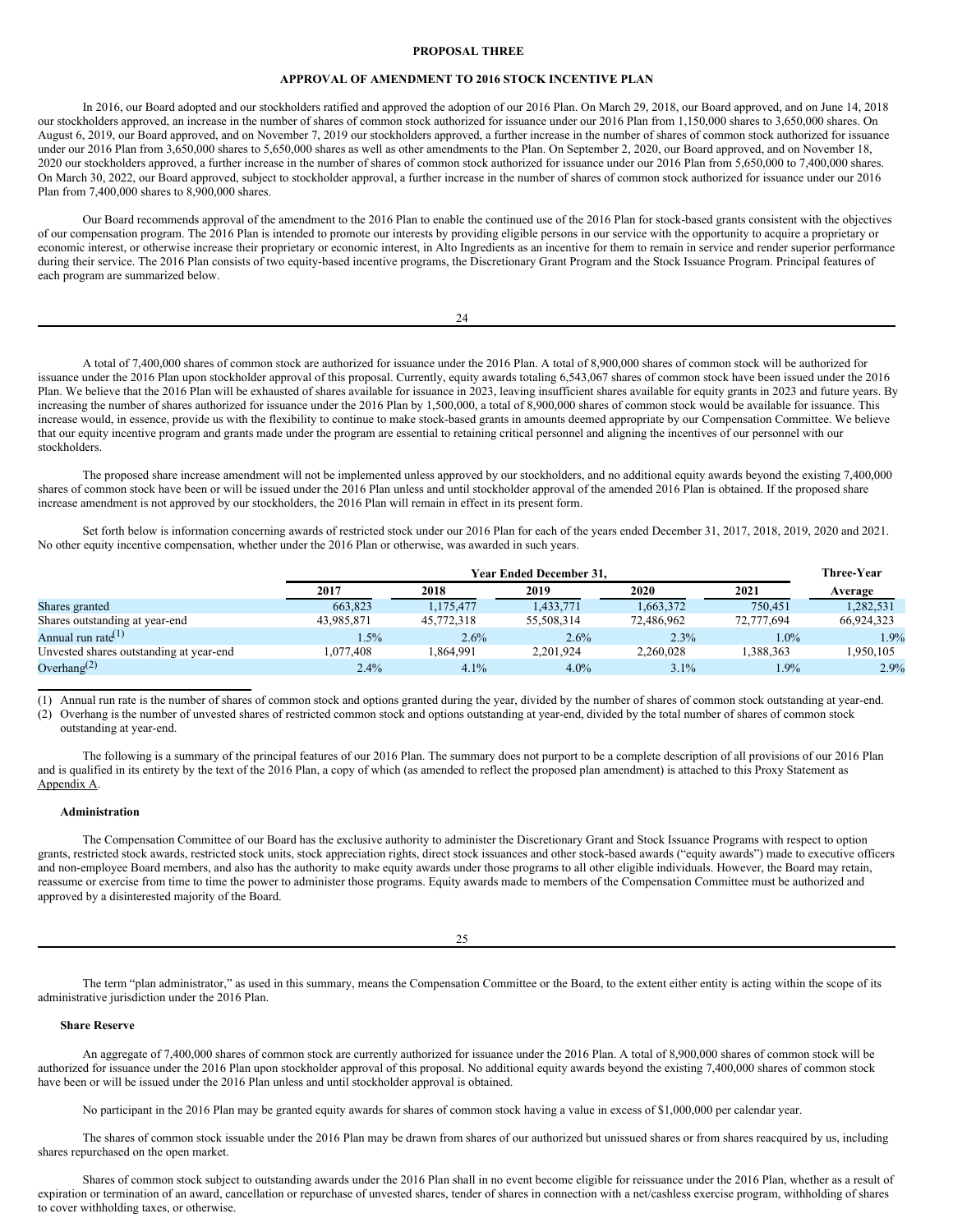## PROPOSAL THREE

## APPROVAL OF AMENDMENT TO 2016 STOCK INCENTIVE PLAN

In 2016, our Board adopted and our stockholders ratified and approved the adoption of our 2016 Plan. On March 29, 2018, our Board approved, and on June 14, 2018 our stockholders approved, an increase in the number of shares of common stock authorized for issuance under our 2016 Plan from 1,150,000 shares to 3,650,000 shares. On August 6, 2019, our Board approved, and on November 7, 2019 our stockholders approved, a further increase in the number of shares of common stock authorized for issuance under our 2016 Plan from 3,650,000 shares to 5,650,000 shares as well as other amendments to the Plan. On September 2, 2020, our Board approved, and on November 18, 2020 our stockholders approved, a further increase in the number of shares of common stock authorized for issuance under our 2016 Plan from 5,650,000 to 7,400,000 shares. On March 30, 2022, our Board approved, subject to stockholder approval, a further increase in the number of shares of common stock authorized for issuance under our 2016 Plan from 7,400,000 shares to 8,900,000 shares.

Our Board recommends approval of the amendment to the 2016 Plan to enable the continued use of the 2016 Plan for stock-based grants consistent with the objectives of our compensation program. The 2016 Plan is intended to promote our interests by providing eligible persons in our service with the opportunity to acquire a proprietary or economic interest, or otherwise increase their proprietary or economic interest, in Alto Ingredients as an incentive for them to remain in service and render superior performance during their service. The 2016 Plan consists of two equity-based incentive programs, the Discretionary Grant Program and the Stock Issuance Program. Principal features of each program are summarized below.

A total of 7,400,000 shares of common stock are authorized for issuance under the 2016 Plan. A total of 8,900,000 shares of common stock will be authorized for issuance under the 2016 Plan upon stockholder approval of this proposal. Currently, equity awards totaling 6,543,067 shares of common stock have been issued under the 2016 Plan. We believe that the 2016 Plan will be exhausted of shares available for issuance in 2023, leaving insufficient shares available for equity grants in 2023 and future years. By increasing the number of shares authorized for issuance under the 2016 Plan by 1,500,000, a total of 8,900,000 shares of common stock would be available for issuance. This increase would, in essence, provide us with the flexibility to continue to make stock-based grants in amounts deemed appropriate by our Compensation Committee. We believe that our equity incentive program and grants made under the program are essential to retaining critical personnel and aligning the incentives of our personnel with our stockholders.

The proposed share increase amendment will not be implemented unless approved by our stockholders, and no additional equity awards beyond the existing 7,400,000 shares of common stock have been or will be issued under the 2016 Plan unless and until stockholder approval of the amended 2016 Plan is obtained. If the proposed share increase amendment is not approved by our stockholders, the 2016 Plan will remain in effect in its present form.

Set forth below is information concerning awards of restricted stock under our 2016 Plan for each of the years ended December 31, 2017, 2018, 2019, 2020 and 2021. No other equity incentive compensation, whether under the 2016 Plan or otherwise, was awarded in such years.

| | Year Ended December 31, | | | | | Three-Year |
|---|---|---|---|---|---|---|
| | 2017 | 2018 | 2019 | 2020 | 2021 | Average |
| Shares granted | 663,823 | 1,175,477 | 1,433,771 | 1,663,372 | 750,451 | 1,282,531 |
| Shares outstanding at year-end | 43,985,871 | 45,772,318 | 55,508,314 | 72,486,962 | 72,777,694 | 66,924,323 |
| Annual run rate[1] | 1.5% | 2.6% | 2.6% | 2.3% | 1.0% | 1.9% |
| Unvested shares outstanding at year-end | 1,077,408 | 1,864,991 | 2,201,924 | 2,260,028 | 1,388,363 | 1,950,105 |
| Overhang[2] | 2.4% | 4.1% | 4.0% | 3.1% | 1.9% | 2.9% |

(1) Annual run rate is the number of shares of common stock and options granted during the year, divided by the number of shares of common stock outstanding at year-end.

(2) Overhang is the number of unvested shares of restricted common stock and options outstanding at year-end, divided by the total number of shares of common stock outstanding at year-end.

The following is a summary of the principal features of our 2016 Plan. The summary does not purport to be a complete description of all provisions of our 2016 Plan and is qualified in its entirety by the text of the 2016 Plan, a copy of which (as amended to reflect the proposed plan amendment) is attached to this Proxy Statement as Appendix A.

### Administration

The Compensation Committee of our Board has the exclusive authority to administer the Discretionary Grant and Stock Issuance Programs with respect to option grants, restricted stock awards, restricted stock units, stock appreciation rights, direct stock issuances and other stock-based awards ("equity awards") made to executive officers and non-employee Board members, and also has the authority to make equity awards under those programs to all other eligible individuals. However, the Board may retain, reassume or exercise from time to time the power to administer those programs. Equity awards made to members of the Compensation Committee must be authorized and approved by a disinterested majority of the Board.

The term "plan administrator," as used in this summary, means the Compensation Committee or the Board, to the extent either entity is acting within the scope of its administrative jurisdiction under the 2016 Plan.

### Share Reserve

An aggregate of 7,400,000 shares of common stock are currently authorized for issuance under the 2016 Plan. A total of 8,900,000 shares of common stock will be authorized for issuance under the 2016 Plan upon stockholder approval of this proposal. No additional equity awards beyond the existing 7,400,000 shares of common stock have been or will be issued under the 2016 Plan unless and until stockholder approval is obtained.

No participant in the 2016 Plan may be granted equity awards for shares of common stock having a value in excess of $1,000,000 per calendar year.

The shares of common stock issuable under the 2016 Plan may be drawn from shares of our authorized but unissued shares or from shares reacquired by us, including shares repurchased on the open market.

Shares of common stock subject to outstanding awards under the 2016 Plan shall in no event become eligible for reissuance under the 2016 Plan, whether as a result of expiration or termination of an award, cancellation or repurchase of unvested shares, tender of shares in connection with a net/cashless exercise program, withholding of shares to cover withholding taxes, or otherwise.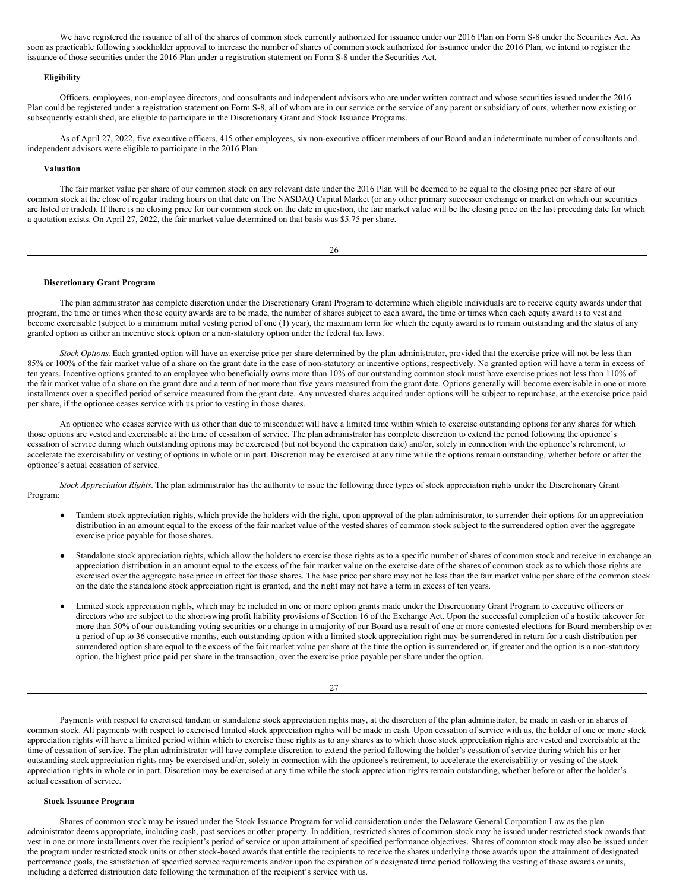We have registered the issuance of all of the shares of common stock currently authorized for issuance under our 2016 Plan on Form S-8 under the Securities Act. As soon as practicable following stockholder approval to increase the number of shares of common stock authorized for issuance under the 2016 Plan, we intend to register the issuance of those securities under the 2016 Plan under a registration statement on Form S-8 under the Securities Act.

**Eligibility**

Officers, employees, non-employee directors, and consultants and independent advisors who are under written contract and whose securities issued under the 2016 Plan could be registered under a registration statement on Form S-8, all of whom are in our service or the service of any parent or subsidiary of ours, whether now existing or subsequently established, are eligible to participate in the Discretionary Grant and Stock Issuance Programs.

As of April 27, 2022, five executive officers, 415 other employees, six non-executive officer members of our Board and an indeterminate number of consultants and independent advisors were eligible to participate in the 2016 Plan.

**Valuation**

The fair market value per share of our common stock on any relevant date under the 2016 Plan will be deemed to be equal to the closing price per share of our common stock at the close of regular trading hours on that date on The NASDAQ Capital Market (or any other primary successor exchange or market on which our securities are listed or traded). If there is no closing price for our common stock on the date in question, the fair market value will be the closing price on the last preceding date for which a quotation exists. On April 27, 2022, the fair market value determined on that basis was $5.75 per share.

**Discretionary Grant Program**

The plan administrator has complete discretion under the Discretionary Grant Program to determine which eligible individuals are to receive equity awards under that program, the time or times when those equity awards are to be made, the number of shares subject to each award, the time or times when each equity award is to vest and become exercisable (subject to a minimum initial vesting period of one (1) year), the maximum term for which the equity award is to remain outstanding and the status of any granted option as either an incentive stock option or a non-statutory option under the federal tax laws.

*Stock Options.* Each granted option will have an exercise price per share determined by the plan administrator, provided that the exercise price will not be less than 85% or 100% of the fair market value of a share on the grant date in the case of non-statutory or incentive options, respectively. No granted option will have a term in excess of ten years. Incentive options granted to an employee who beneficially owns more than 10% of our outstanding common stock must have exercise prices not less than 110% of the fair market value of a share on the grant date and a term of not more than five years measured from the grant date. Options generally will become exercisable in one or more installments over a specified period of service measured from the grant date. Any unvested shares acquired under options will be subject to repurchase, at the exercise price paid per share, if the optionee ceases service with us prior to vesting in those shares.

An optionee who ceases service with us other than due to misconduct will have a limited time within which to exercise outstanding options for any shares for which those options are vested and exercisable at the time of cessation of service. The plan administrator has complete discretion to extend the period following the optionee's cessation of service during which outstanding options may be exercised (but not beyond the expiration date) and/or, solely in connection with the optionee's retirement, to accelerate the exercisability or vesting of options in whole or in part. Discretion may be exercised at any time while the options remain outstanding, whether before or after the optionee's actual cessation of service.

*Stock Appreciation Rights.* The plan administrator has the authority to issue the following three types of stock appreciation rights under the Discretionary Grant Program:

- Tandem stock appreciation rights, which provide the holders with the right, upon approval of the plan administrator, to surrender their options for an appreciation distribution in an amount equal to the excess of the fair market value of the vested shares of common stock subject to the surrendered option over the aggregate exercise price payable for those shares.
- Standalone stock appreciation rights, which allow the holders to exercise those rights as to a specific number of shares of common stock and receive in exchange an appreciation distribution in an amount equal to the excess of the fair market value on the exercise date of the shares of common stock as to which those rights are exercised over the aggregate base price in effect for those shares. The base price per share may not be less than the fair market value per share of the common stock on the date the standalone stock appreciation right is granted, and the right may not have a term in excess of ten years.
- Limited stock appreciation rights, which may be included in one or more option grants made under the Discretionary Grant Program to executive officers or directors who are subject to the short-swing profit liability provisions of Section 16 of the Exchange Act. Upon the successful completion of a hostile takeover for more than 50% of our outstanding voting securities or a change in a majority of our Board as a result of one or more contested elections for Board membership over a period of up to 36 consecutive months, each outstanding option with a limited stock appreciation right may be surrendered in return for a cash distribution per surrendered option share equal to the excess of the fair market value per share at the time the option is surrendered or, if greater and the option is a non-statutory option, the highest price paid per share in the transaction, over the exercise price payable per share under the option.

Payments with respect to exercised tandem or standalone stock appreciation rights may, at the discretion of the plan administrator, be made in cash or in shares of common stock. All payments with respect to exercised limited stock appreciation rights will be made in cash. Upon cessation of service with us, the holder of one or more stock appreciation rights will have a limited period within which to exercise those rights as to any shares as to which those stock appreciation rights are vested and exercisable at the time of cessation of service. The plan administrator will have complete discretion to extend the period following the holder's cessation of service during which his or her outstanding stock appreciation rights may be exercised and/or, solely in connection with the optionee's retirement, to accelerate the exercisability or vesting of the stock appreciation rights in whole or in part. Discretion may be exercised at any time while the stock appreciation rights remain outstanding, whether before or after the holder's actual cessation of service.

**Stock Issuance Program**

Shares of common stock may be issued under the Stock Issuance Program for valid consideration under the Delaware General Corporation Law as the plan administrator deems appropriate, including cash, past services or other property. In addition, restricted shares of common stock may be issued under restricted stock awards that vest in one or more installments over the recipient's period of service or upon attainment of specified performance objectives. Shares of common stock may also be issued under the program under restricted stock units or other stock-based awards that entitle the recipients to receive the shares underlying those awards upon the attainment of designated performance goals, the satisfaction of specified service requirements and/or upon the expiration of a designated time period following the vesting of those awards or units, including a deferred distribution date following the termination of the recipient's service with us.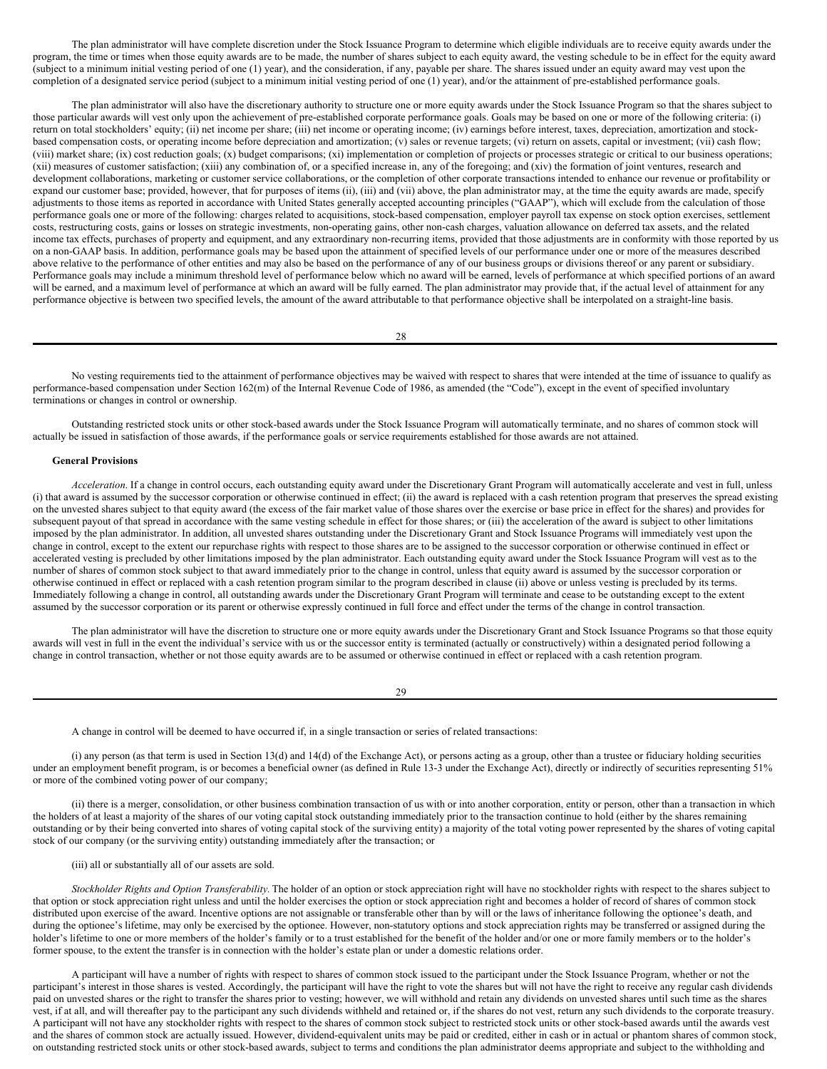The plan administrator will have complete discretion under the Stock Issuance Program to determine which eligible individuals are to receive equity awards under the program, the time or times when those equity awards are to be made, the number of shares subject to each equity award, the vesting schedule to be in effect for the equity award (subject to a minimum initial vesting period of one (1) year), and the consideration, if any, payable per share. The shares issued under an equity award may vest upon the completion of a designated service period (subject to a minimum initial vesting period of one (1) year), and/or the attainment of pre-established performance goals.

The plan administrator will also have the discretionary authority to structure one or more equity awards under the Stock Issuance Program so that the shares subject to those particular awards will vest only upon the achievement of pre-established corporate performance goals. Goals may be based on one or more of the following criteria: (i) return on total stockholders' equity; (ii) net income per share; (iii) net income or operating income; (iv) earnings before interest, taxes, depreciation, amortization and stock-based compensation costs, or operating income before depreciation and amortization; (v) sales or revenue targets; (vi) return on assets, capital or investment; (vii) cash flow; (viii) market share; (ix) cost reduction goals; (x) budget comparisons; (xi) implementation or completion of projects or processes strategic or critical to our business operations; (xii) measures of customer satisfaction; (xiii) any combination of, or a specified increase in, any of the foregoing; and (xiv) the formation of joint ventures, research and development collaborations, marketing or customer service collaborations, or the completion of other corporate transactions intended to enhance our revenue or profitability or expand our customer base; provided, however, that for purposes of items (ii), (iii) and (vii) above, the plan administrator may, at the time the equity awards are made, specify adjustments to those items as reported in accordance with United States generally accepted accounting principles ("GAAP"), which will exclude from the calculation of those performance goals one or more of the following: charges related to acquisitions, stock-based compensation, employer payroll tax expense on stock option exercises, settlement costs, restructuring costs, gains or losses on strategic investments, non-operating gains, other non-cash charges, valuation allowance on deferred tax assets, and the related income tax effects, purchases of property and equipment, and any extraordinary non-recurring items, provided that those adjustments are in conformity with those reported by us on a non-GAAP basis. In addition, performance goals may be based upon the attainment of specified levels of our performance under one or more of the measures described above relative to the performance of other entities and may also be based on the performance of any of our business groups or divisions thereof or any parent or subsidiary. Performance goals may include a minimum threshold level of performance below which no award will be earned, levels of performance at which specified portions of an award will be earned, and a maximum level of performance at which an award will be fully earned. The plan administrator may provide that, if the actual level of attainment for any performance objective is between two specified levels, the amount of the award attributable to that performance objective shall be interpolated on a straight-line basis.

No vesting requirements tied to the attainment of performance objectives may be waived with respect to shares that were intended at the time of issuance to qualify as performance-based compensation under Section 162(m) of the Internal Revenue Code of 1986, as amended (the "Code"), except in the event of specified involuntary terminations or changes in control or ownership.

Outstanding restricted stock units or other stock-based awards under the Stock Issuance Program will automatically terminate, and no shares of common stock will actually be issued in satisfaction of those awards, if the performance goals or service requirements established for those awards are not attained.

**General Provisions**

*Acceleration*. If a change in control occurs, each outstanding equity award under the Discretionary Grant Program will automatically accelerate and vest in full, unless (i) that award is assumed by the successor corporation or otherwise continued in effect; (ii) the award is replaced with a cash retention program that preserves the spread existing on the unvested shares subject to that equity award (the excess of the fair market value of those shares over the exercise or base price in effect for the shares) and provides for subsequent payout of that spread in accordance with the same vesting schedule in effect for those shares; or (iii) the acceleration of the award is subject to other limitations imposed by the plan administrator. In addition, all unvested shares outstanding under the Discretionary Grant and Stock Issuance Programs will immediately vest upon the change in control, except to the extent our repurchase rights with respect to those shares are to be assigned to the successor corporation or otherwise continued in effect or accelerated vesting is precluded by other limitations imposed by the plan administrator. Each outstanding equity award under the Stock Issuance Program will vest as to the number of shares of common stock subject to that award immediately prior to the change in control, unless that equity award is assumed by the successor corporation or otherwise continued in effect or replaced with a cash retention program similar to the program described in clause (ii) above or unless vesting is precluded by its terms. Immediately following a change in control, all outstanding awards under the Discretionary Grant Program will terminate and cease to be outstanding except to the extent assumed by the successor corporation or its parent or otherwise expressly continued in full force and effect under the terms of the change in control transaction.

The plan administrator will have the discretion to structure one or more equity awards under the Discretionary Grant and Stock Issuance Programs so that those equity awards will vest in full in the event the individual's service with us or the successor entity is terminated (actually or constructively) within a designated period following a change in control transaction, whether or not those equity awards are to be assumed or otherwise continued in effect or replaced with a cash retention program.

A change in control will be deemed to have occurred if, in a single transaction or series of related transactions:

(i) any person (as that term is used in Section 13(d) and 14(d) of the Exchange Act), or persons acting as a group, other than a trustee or fiduciary holding securities under an employment benefit program, is or becomes a beneficial owner (as defined in Rule 13-3 under the Exchange Act), directly or indirectly of securities representing 51% or more of the combined voting power of our company;

(ii) there is a merger, consolidation, or other business combination transaction of us with or into another corporation, entity or person, other than a transaction in which the holders of at least a majority of the shares of our voting capital stock outstanding immediately prior to the transaction continue to hold (either by the shares remaining outstanding or by their being converted into shares of voting capital stock of the surviving entity) a majority of the total voting power represented by the shares of voting capital stock of our company (or the surviving entity) outstanding immediately after the transaction; or

(iii) all or substantially all of our assets are sold.

*Stockholder Rights and Option Transferability*. The holder of an option or stock appreciation right will have no stockholder rights with respect to the shares subject to that option or stock appreciation right unless and until the holder exercises the option or stock appreciation right and becomes a holder of record of shares of common stock distributed upon exercise of the award. Incentive options are not assignable or transferable other than by will or the laws of inheritance following the optionee's death, and during the optionee's lifetime, may only be exercised by the optionee. However, non-statutory options and stock appreciation rights may be transferred or assigned during the holder's lifetime to one or more members of the holder's family or to a trust established for the benefit of the holder and/or one or more family members or to the holder's former spouse, to the extent the transfer is in connection with the holder's estate plan or under a domestic relations order.

A participant will have a number of rights with respect to shares of common stock issued to the participant under the Stock Issuance Program, whether or not the participant's interest in those shares is vested. Accordingly, the participant will have the right to vote the shares but will not have the right to receive any regular cash dividends paid on unvested shares or the right to transfer the shares prior to vesting; however, we will withhold and retain any dividends on unvested shares until such time as the shares vest, if at all, and will thereafter pay to the participant any such dividends withheld and retained or, if the shares do not vest, return any such dividends to the corporate treasury. A participant will not have any stockholder rights with respect to the shares of common stock subject to restricted stock units or other stock-based awards until the awards vest and the shares of common stock are actually issued. However, dividend-equivalent units may be paid or credited, either in cash or in actual or phantom shares of common stock, on outstanding restricted stock units or other stock-based awards, subject to terms and conditions the plan administrator deems appropriate and subject to the withholding and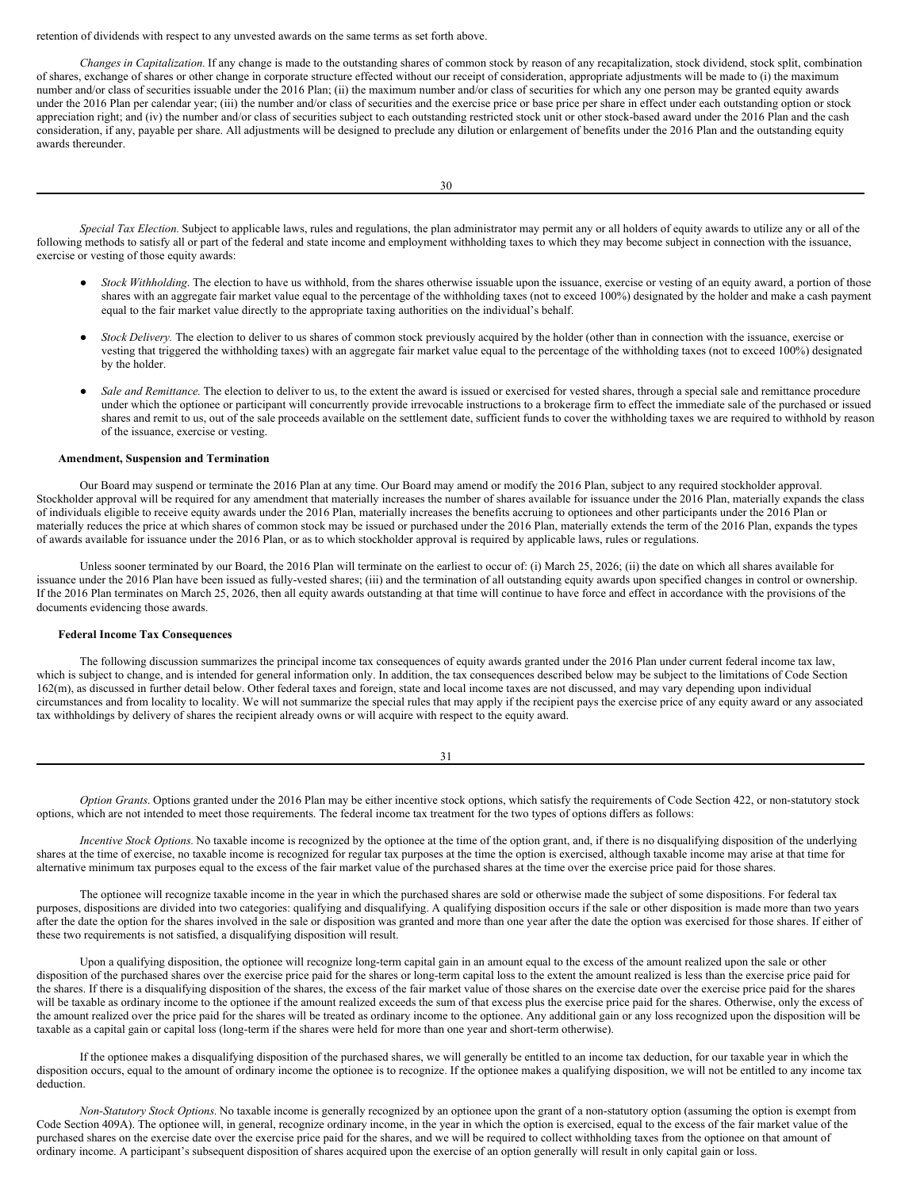retention of dividends with respect to any unvested awards on the same terms as set forth above.

*Changes in Capitalization.* If any change is made to the outstanding shares of common stock by reason of any recapitalization, stock dividend, stock split, combination of shares, exchange of shares or other change in corporate structure effected without our receipt of consideration, appropriate adjustments will be made to (i) the maximum number and/or class of securities issuable under the 2016 Plan; (ii) the maximum number and/or class of securities for which any one person may be granted equity awards under the 2016 Plan per calendar year; (iii) the number and/or class of securities and the exercise price or base price per share in effect under each outstanding option or stock appreciation right; and (iv) the number and/or class of securities subject to each outstanding restricted stock unit or other stock-based award under the 2016 Plan and the cash consideration, if any, payable per share. All adjustments will be designed to preclude any dilution or enlargement of benefits under the 2016 Plan and the outstanding equity awards thereunder.

*Special Tax Election.* Subject to applicable laws, rules and regulations, the plan administrator may permit any or all holders of equity awards to utilize any or all of the following methods to satisfy all or part of the federal and state income and employment withholding taxes to which they may become subject in connection with the issuance, exercise or vesting of those equity awards:

- *Stock Withholding*. The election to have us withhold, from the shares otherwise issuable upon the issuance, exercise or vesting of an equity award, a portion of those shares with an aggregate fair market value equal to the percentage of the withholding taxes (not to exceed 100%) designated by the holder and make a cash payment equal to the fair market value directly to the appropriate taxing authorities on the individual's behalf.

- *Stock Delivery.* The election to deliver to us shares of common stock previously acquired by the holder (other than in connection with the issuance, exercise or vesting that triggered the withholding taxes) with an aggregate fair market value equal to the percentage of the withholding taxes (not to exceed 100%) designated by the holder.

- *Sale and Remittance.* The election to deliver to us, to the extent the award is issued or exercised for vested shares, through a special sale and remittance procedure under which the optionee or participant will concurrently provide irrevocable instructions to a brokerage firm to effect the immediate sale of the purchased or issued shares and remit to us, out of the sale proceeds available on the settlement date, sufficient funds to cover the withholding taxes we are required to withhold by reason of the issuance, exercise or vesting.

**Amendment, Suspension and Termination**

Our Board may suspend or terminate the 2016 Plan at any time. Our Board may amend or modify the 2016 Plan, subject to any required stockholder approval. Stockholder approval will be required for any amendment that materially increases the number of shares available for issuance under the 2016 Plan, materially expands the class of individuals eligible to receive equity awards under the 2016 Plan, materially increases the benefits accruing to optionees and other participants under the 2016 Plan or materially reduces the price at which shares of common stock may be issued or purchased under the 2016 Plan, materially extends the term of the 2016 Plan, expands the types of awards available for issuance under the 2016 Plan, or as to which stockholder approval is required by applicable laws, rules or regulations.

Unless sooner terminated by our Board, the 2016 Plan will terminate on the earliest to occur of: (i) March 25, 2026; (ii) the date on which all shares available for issuance under the 2016 Plan have been issued as fully-vested shares; (iii) and the termination of all outstanding equity awards upon specified changes in control or ownership. If the 2016 Plan terminates on March 25, 2026, then all equity awards outstanding at that time will continue to have force and effect in accordance with the provisions of the documents evidencing those awards.

**Federal Income Tax Consequences**

The following discussion summarizes the principal income tax consequences of equity awards granted under the 2016 Plan under current federal income tax law, which is subject to change, and is intended for general information only. In addition, the tax consequences described below may be subject to the limitations of Code Section 162(m), as discussed in further detail below. Other federal taxes and foreign, state and local income taxes are not discussed, and may vary depending upon individual circumstances and from locality to locality. We will not summarize the special rules that may apply if the recipient pays the exercise price of any equity award or any associated tax withholdings by delivery of shares the recipient already owns or will acquire with respect to the equity award.

*Option Grants*. Options granted under the 2016 Plan may be either incentive stock options, which satisfy the requirements of Code Section 422, or non-statutory stock options, which are not intended to meet those requirements. The federal income tax treatment for the two types of options differs as follows:

*Incentive Stock Options*. No taxable income is recognized by the optionee at the time of the option grant, and, if there is no disqualifying disposition of the underlying shares at the time of exercise, no taxable income is recognized for regular tax purposes at the time the option is exercised, although taxable income may arise at that time for alternative minimum tax purposes equal to the excess of the fair market value of the purchased shares at the time over the exercise price paid for those shares.

The optionee will recognize taxable income in the year in which the purchased shares are sold or otherwise made the subject of some dispositions. For federal tax purposes, dispositions are divided into two categories: qualifying and disqualifying. A qualifying disposition occurs if the sale or other disposition is made more than two years after the date the option for the shares involved in the sale or disposition was granted and more than one year after the date the option was exercised for those shares. If either of these two requirements is not satisfied, a disqualifying disposition will result.

Upon a qualifying disposition, the optionee will recognize long-term capital gain in an amount equal to the excess of the amount realized upon the sale or other disposition of the purchased shares over the exercise price paid for the shares or long-term capital loss to the extent the amount realized is less than the exercise price paid for the shares. If there is a disqualifying disposition of the shares, the excess of the fair market value of those shares on the exercise date over the exercise price paid for the shares will be taxable as ordinary income to the optionee if the amount realized exceeds the sum of that excess plus the exercise price paid for the shares. Otherwise, only the excess of the amount realized over the price paid for the shares will be treated as ordinary income to the optionee. Any additional gain or any loss recognized upon the disposition will be taxable as a capital gain or capital loss (long-term if the shares were held for more than one year and short-term otherwise).

If the optionee makes a disqualifying disposition of the purchased shares, we will generally be entitled to an income tax deduction, for our taxable year in which the disposition occurs, equal to the amount of ordinary income the optionee is to recognize. If the optionee makes a qualifying disposition, we will not be entitled to any income tax deduction.

*Non-Statutory Stock Options.* No taxable income is generally recognized by an optionee upon the grant of a non-statutory option (assuming the option is exempt from Code Section 409A). The optionee will, in general, recognize ordinary income, in the year in which the option is exercised, equal to the excess of the fair market value of the purchased shares on the exercise date over the exercise price paid for the shares, and we will be required to collect withholding taxes from the optionee on that amount of ordinary income. A participant's subsequent disposition of shares acquired upon the exercise of an option generally will result in only capital gain or loss.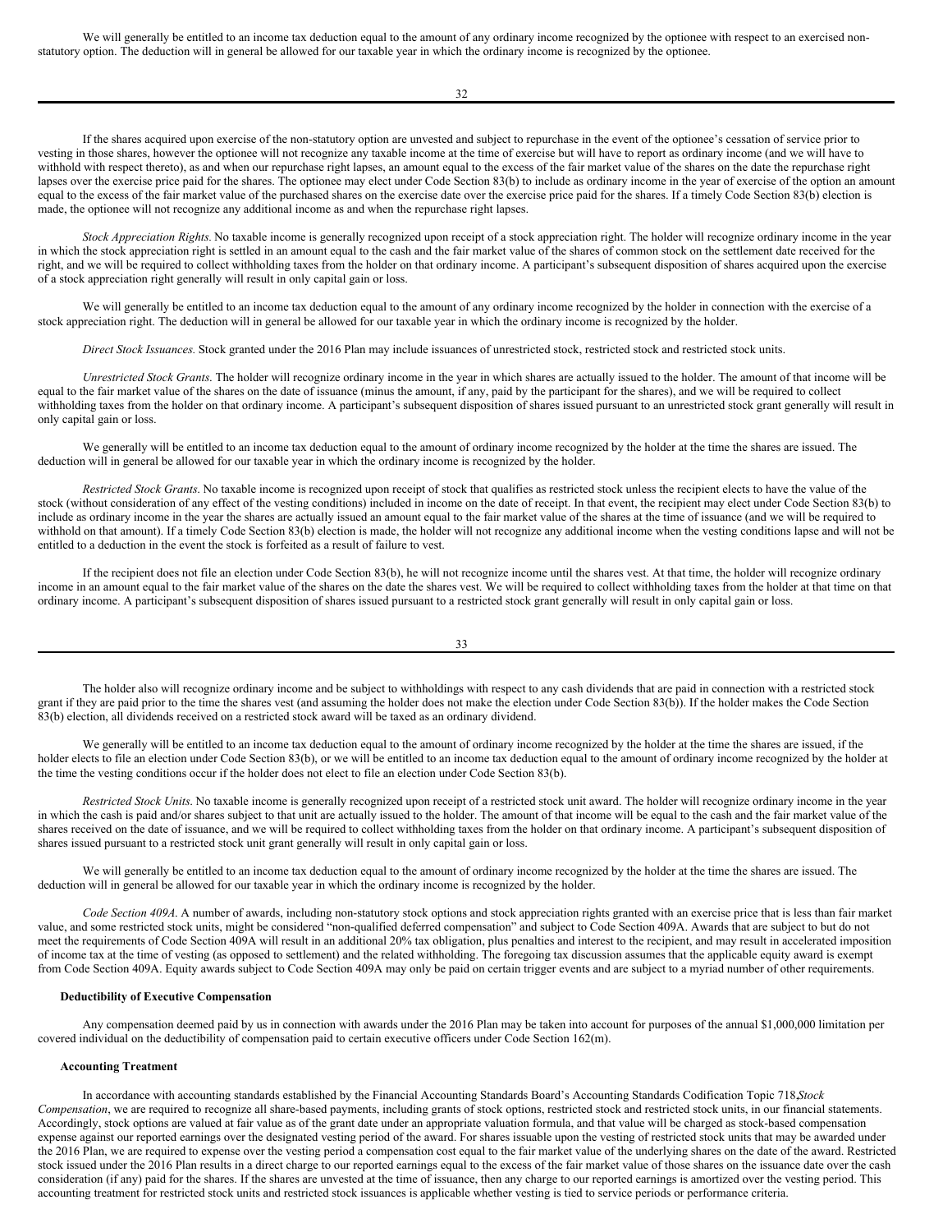We will generally be entitled to an income tax deduction equal to the amount of any ordinary income recognized by the optionee with respect to an exercised non-statutory option. The deduction will in general be allowed for our taxable year in which the ordinary income is recognized by the optionee.

If the shares acquired upon exercise of the non-statutory option are unvested and subject to repurchase in the event of the optionee's cessation of service prior to vesting in those shares, however the optionee will not recognize any taxable income at the time of exercise but will have to report as ordinary income (and we will have to withhold with respect thereto), as and when our repurchase right lapses, an amount equal to the excess of the fair market value of the shares on the date the repurchase right lapses over the exercise price paid for the shares. The optionee may elect under Code Section 83(b) to include as ordinary income in the year of exercise of the option an amount equal to the excess of the fair market value of the purchased shares on the exercise date over the exercise price paid for the shares. If a timely Code Section 83(b) election is made, the optionee will not recognize any additional income as and when the repurchase right lapses.

*Stock Appreciation Rights.* No taxable income is generally recognized upon receipt of a stock appreciation right. The holder will recognize ordinary income in the year in which the stock appreciation right is settled in an amount equal to the cash and the fair market value of the shares of common stock on the settlement date received for the right, and we will be required to collect withholding taxes from the holder on that ordinary income. A participant's subsequent disposition of shares acquired upon the exercise of a stock appreciation right generally will result in only capital gain or loss.

We will generally be entitled to an income tax deduction equal to the amount of any ordinary income recognized by the holder in connection with the exercise of a stock appreciation right. The deduction will in general be allowed for our taxable year in which the ordinary income is recognized by the holder.

*Direct Stock Issuances.* Stock granted under the 2016 Plan may include issuances of unrestricted stock, restricted stock and restricted stock units.

*Unrestricted Stock Grants.* The holder will recognize ordinary income in the year in which shares are actually issued to the holder. The amount of that income will be equal to the fair market value of the shares on the date of issuance (minus the amount, if any, paid by the participant for the shares), and we will be required to collect withholding taxes from the holder on that ordinary income. A participant's subsequent disposition of shares issued pursuant to an unrestricted stock grant generally will result in only capital gain or loss.

We generally will be entitled to an income tax deduction equal to the amount of ordinary income recognized by the holder at the time the shares are issued. The deduction will in general be allowed for our taxable year in which the ordinary income is recognized by the holder.

*Restricted Stock Grants.* No taxable income is recognized upon receipt of stock that qualifies as restricted stock unless the recipient elects to have the value of the stock (without consideration of any effect of the vesting conditions) included in income on the date of receipt. In that event, the recipient may elect under Code Section 83(b) to include as ordinary income in the year the shares are actually issued an amount equal to the fair market value of the shares at the time of issuance (and we will be required to withhold on that amount). If a timely Code Section 83(b) election is made, the holder will not recognize any additional income when the vesting conditions lapse and will not be entitled to a deduction in the event the stock is forfeited as a result of failure to vest.

If the recipient does not file an election under Code Section 83(b), he will not recognize income until the shares vest. At that time, the holder will recognize ordinary income in an amount equal to the fair market value of the shares on the date the shares vest. We will be required to collect withholding taxes from the holder at that time on that ordinary income. A participant's subsequent disposition of shares issued pursuant to a restricted stock grant generally will result in only capital gain or loss.

The holder also will recognize ordinary income and be subject to withholdings with respect to any cash dividends that are paid in connection with a restricted stock grant if they are paid prior to the time the shares vest (and assuming the holder does not make the election under Code Section 83(b)). If the holder makes the Code Section 83(b) election, all dividends received on a restricted stock award will be taxed as an ordinary dividend.

We generally will be entitled to an income tax deduction equal to the amount of ordinary income recognized by the holder at the time the shares are issued, if the holder elects to file an election under Code Section 83(b), or we will be entitled to an income tax deduction equal to the amount of ordinary income recognized by the holder at the time the vesting conditions occur if the holder does not elect to file an election under Code Section 83(b).

*Restricted Stock Units.* No taxable income is generally recognized upon receipt of a restricted stock unit award. The holder will recognize ordinary income in the year in which the cash is paid and/or shares subject to that unit are actually issued to the holder. The amount of that income will be equal to the cash and the fair market value of the shares received on the date of issuance, and we will be required to collect withholding taxes from the holder on that ordinary income. A participant's subsequent disposition of shares issued pursuant to a restricted stock unit grant generally will result in only capital gain or loss.

We will generally be entitled to an income tax deduction equal to the amount of ordinary income recognized by the holder at the time the shares are issued. The deduction will in general be allowed for our taxable year in which the ordinary income is recognized by the holder.

*Code Section 409A.* A number of awards, including non-statutory stock options and stock appreciation rights granted with an exercise price that is less than fair market value, and some restricted stock units, might be considered "non-qualified deferred compensation" and subject to Code Section 409A. Awards that are subject to but do not meet the requirements of Code Section 409A will result in an additional 20% tax obligation, plus penalties and interest to the recipient, and may result in accelerated imposition of income tax at the time of vesting (as opposed to settlement) and the related withholding. The foregoing tax discussion assumes that the applicable equity award is exempt from Code Section 409A. Equity awards subject to Code Section 409A may only be paid on certain trigger events and are subject to a myriad number of other requirements.

**Deductibility of Executive Compensation**

Any compensation deemed paid by us in connection with awards under the 2016 Plan may be taken into account for purposes of the annual $1,000,000 limitation per covered individual on the deductibility of compensation paid to certain executive officers under Code Section 162(m).

**Accounting Treatment**

In accordance with accounting standards established by the Financial Accounting Standards Board's Accounting Standards Codification Topic 718, *Stock Compensation*, we are required to recognize all share-based payments, including grants of stock options, restricted stock and restricted stock units, in our financial statements. Accordingly, stock options are valued at fair value as of the grant date under an appropriate valuation formula, and that value will be charged as stock-based compensation expense against our reported earnings over the designated vesting period of the award. For shares issuable upon the vesting of restricted stock units that may be awarded under the 2016 Plan, we are required to expense over the vesting period a compensation cost equal to the fair market value of the underlying shares on the date of the award. Restricted stock issued under the 2016 Plan results in a direct charge to our reported earnings equal to the excess of the fair market value of those shares on the issuance date over the cash consideration (if any) paid for the shares. If the shares are unvested at the time of issuance, then any charge to our reported earnings is amortized over the vesting period. This accounting treatment for restricted stock units and restricted stock issuances is applicable whether vesting is tied to service periods or performance criteria.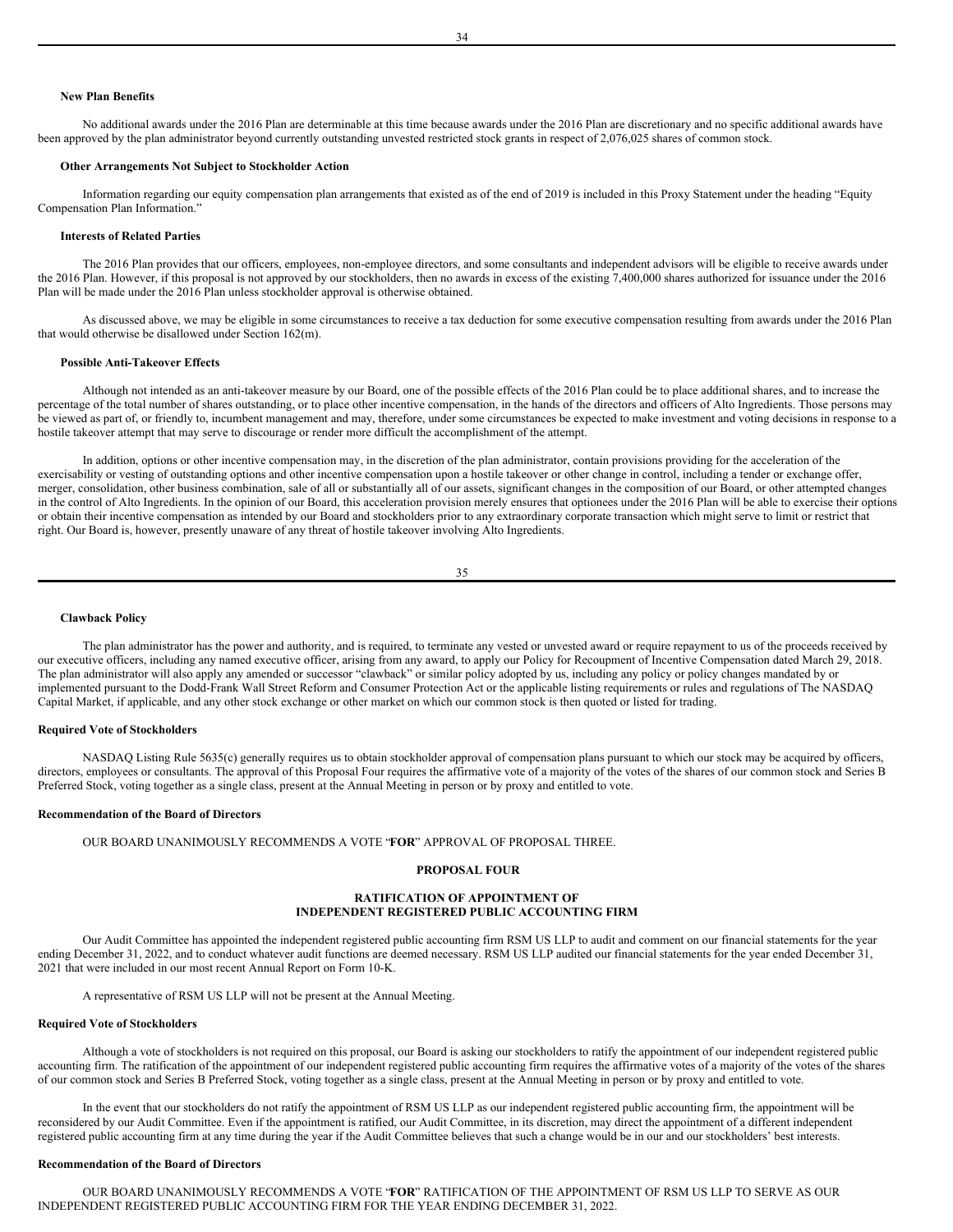**New Plan Benefits**

No additional awards under the 2016 Plan are determinable at this time because awards under the 2016 Plan are discretionary and no specific additional awards have been approved by the plan administrator beyond currently outstanding unvested restricted stock grants in respect of 2,076,025 shares of common stock.

**Other Arrangements Not Subject to Stockholder Action**

Information regarding our equity compensation plan arrangements that existed as of the end of 2019 is included in this Proxy Statement under the heading "Equity Compensation Plan Information."

**Interests of Related Parties**

The 2016 Plan provides that our officers, employees, non-employee directors, and some consultants and independent advisors will be eligible to receive awards under the 2016 Plan. However, if this proposal is not approved by our stockholders, then no awards in excess of the existing 7,400,000 shares authorized for issuance under the 2016 Plan will be made under the 2016 Plan unless stockholder approval is otherwise obtained.

As discussed above, we may be eligible in some circumstances to receive a tax deduction for some executive compensation resulting from awards under the 2016 Plan that would otherwise be disallowed under Section 162(m).

**Possible Anti-Takeover Effects**

Although not intended as an anti-takeover measure by our Board, one of the possible effects of the 2016 Plan could be to place additional shares, and to increase the percentage of the total number of shares outstanding, or to place other incentive compensation, in the hands of the directors and officers of Alto Ingredients. Those persons may be viewed as part of, or friendly to, incumbent management and may, therefore, under some circumstances be expected to make investment and voting decisions in response to a hostile takeover attempt that may serve to discourage or render more difficult the accomplishment of the attempt.

In addition, options or other incentive compensation may, in the discretion of the plan administrator, contain provisions providing for the acceleration of the exercisability or vesting of outstanding options and other incentive compensation upon a hostile takeover or other change in control, including a tender or exchange offer, merger, consolidation, other business combination, sale of all or substantially all of our assets, significant changes in the composition of our Board, or other attempted changes in the control of Alto Ingredients. In the opinion of our Board, this acceleration provision merely ensures that optionees under the 2016 Plan will be able to exercise their options or obtain their incentive compensation as intended by our Board and stockholders prior to any extraordinary corporate transaction which might serve to limit or restrict that right. Our Board is, however, presently unaware of any threat of hostile takeover involving Alto Ingredients.

**Clawback Policy**

The plan administrator has the power and authority, and is required, to terminate any vested or unvested award or require repayment to us of the proceeds received by our executive officers, including any named executive officer, arising from any award, to apply our Policy for Recoupment of Incentive Compensation dated March 29, 2018. The plan administrator will also apply any amended or successor "clawback" or similar policy adopted by us, including any policy or policy changes mandated by or implemented pursuant to the Dodd-Frank Wall Street Reform and Consumer Protection Act or the applicable listing requirements or rules and regulations of The NASDAQ Capital Market, if applicable, and any other stock exchange or other market on which our common stock is then quoted or listed for trading.

**Required Vote of Stockholders**

NASDAQ Listing Rule 5635(c) generally requires us to obtain stockholder approval of compensation plans pursuant to which our stock may be acquired by officers, directors, employees or consultants. The approval of this Proposal Four requires the affirmative vote of a majority of the votes of the shares of our common stock and Series B Preferred Stock, voting together as a single class, present at the Annual Meeting in person or by proxy and entitled to vote.

**Recommendation of the Board of Directors**

OUR BOARD UNANIMOUSLY RECOMMENDS A VOTE "**FOR**" APPROVAL OF PROPOSAL THREE.

## PROPOSAL FOUR

### RATIFICATION OF APPOINTMENT OF INDEPENDENT REGISTERED PUBLIC ACCOUNTING FIRM

Our Audit Committee has appointed the independent registered public accounting firm RSM US LLP to audit and comment on our financial statements for the year ending December 31, 2022, and to conduct whatever audit functions are deemed necessary. RSM US LLP audited our financial statements for the year ended December 31, 2021 that were included in our most recent Annual Report on Form 10-K.

A representative of RSM US LLP will not be present at the Annual Meeting.

**Required Vote of Stockholders**

Although a vote of stockholders is not required on this proposal, our Board is asking our stockholders to ratify the appointment of our independent registered public accounting firm. The ratification of the appointment of our independent registered public accounting firm requires the affirmative votes of a majority of the votes of the shares of our common stock and Series B Preferred Stock, voting together as a single class, present at the Annual Meeting in person or by proxy and entitled to vote.

In the event that our stockholders do not ratify the appointment of RSM US LLP as our independent registered public accounting firm, the appointment will be reconsidered by our Audit Committee. Even if the appointment is ratified, our Audit Committee, in its discretion, may direct the appointment of a different independent registered public accounting firm at any time during the year if the Audit Committee believes that such a change would be in our and our stockholders' best interests.

**Recommendation of the Board of Directors**

OUR BOARD UNANIMOUSLY RECOMMENDS A VOTE "**FOR**" RATIFICATION OF THE APPOINTMENT OF RSM US LLP TO SERVE AS OUR INDEPENDENT REGISTERED PUBLIC ACCOUNTING FIRM FOR THE YEAR ENDING DECEMBER 31, 2022.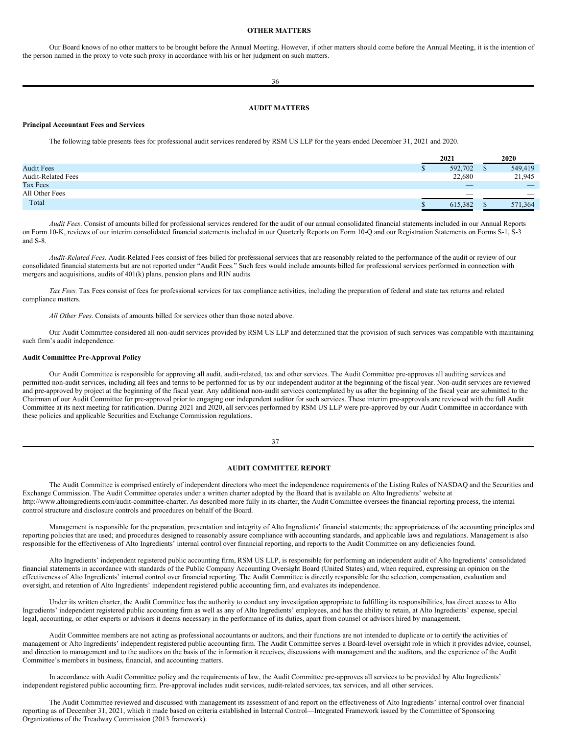## OTHER MATTERS

Our Board knows of no other matters to be brought before the Annual Meeting. However, if other matters should come before the Annual Meeting, it is the intention of the person named in the proxy to vote such proxy in accordance with his or her judgment on such matters.

## AUDIT MATTERS

### Principal Accountant Fees and Services

The following table presents fees for professional audit services rendered by RSM US LLP for the years ended December 31, 2021 and 2020.

| | 2021 | 2020 |
|---|---|---|
| Audit Fees | $ 592,702 | $ 549,419 |
| Audit-Related Fees | 22,680 | 21,945 |
| Tax Fees | — | — |
| All Other Fees | — | — |
| Total | $ 615,382 | $ 571,364 |

*Audit Fees*. Consist of amounts billed for professional services rendered for the audit of our annual consolidated financial statements included in our Annual Reports on Form 10-K, reviews of our interim consolidated financial statements included in our Quarterly Reports on Form 10-Q and our Registration Statements on Forms S-1, S-3 and S-8.

*Audit-Related Fees*. Audit-Related Fees consist of fees billed for professional services that are reasonably related to the performance of the audit or review of our consolidated financial statements but are not reported under "Audit Fees." Such fees would include amounts billed for professional services performed in connection with mergers and acquisitions, audits of 401(k) plans, pension plans and RIN audits.

*Tax Fees.* Tax Fees consist of fees for professional services for tax compliance activities, including the preparation of federal and state tax returns and related compliance matters.

*All Other Fees*. Consists of amounts billed for services other than those noted above.

Our Audit Committee considered all non-audit services provided by RSM US LLP and determined that the provision of such services was compatible with maintaining such firm's audit independence.

### Audit Committee Pre-Approval Policy

Our Audit Committee is responsible for approving all audit, audit-related, tax and other services. The Audit Committee pre-approves all auditing services and permitted non-audit services, including all fees and terms to be performed for us by our independent auditor at the beginning of the fiscal year. Non-audit services are reviewed and pre-approved by project at the beginning of the fiscal year. Any additional non-audit services contemplated by us after the beginning of the fiscal year are submitted to the Chairman of our Audit Committee for pre-approval prior to engaging our independent auditor for such services. These interim pre-approvals are reviewed with the full Audit Committee at its next meeting for ratification. During 2021 and 2020, all services performed by RSM US LLP were pre-approved by our Audit Committee in accordance with these policies and applicable Securities and Exchange Commission regulations.

## AUDIT COMMITTEE REPORT

The Audit Committee is comprised entirely of independent directors who meet the independence requirements of the Listing Rules of NASDAQ and the Securities and Exchange Commission. The Audit Committee operates under a written charter adopted by the Board that is available on Alto Ingredients' website at http://www.altoingredients.com/audit-committee-charter. As described more fully in its charter, the Audit Committee oversees the financial reporting process, the internal control structure and disclosure controls and procedures on behalf of the Board.

Management is responsible for the preparation, presentation and integrity of Alto Ingredients' financial statements; the appropriateness of the accounting principles and reporting policies that are used; and procedures designed to reasonably assure compliance with accounting standards, and applicable laws and regulations. Management is also responsible for the effectiveness of Alto Ingredients' internal control over financial reporting, and reports to the Audit Committee on any deficiencies found.

Alto Ingredients' independent registered public accounting firm, RSM US LLP, is responsible for performing an independent audit of Alto Ingredients' consolidated financial statements in accordance with standards of the Public Company Accounting Oversight Board (United States) and, when required, expressing an opinion on the effectiveness of Alto Ingredients' internal control over financial reporting. The Audit Committee is directly responsible for the selection, compensation, evaluation and oversight, and retention of Alto Ingredients' independent registered public accounting firm, and evaluates its independence.

Under its written charter, the Audit Committee has the authority to conduct any investigation appropriate to fulfilling its responsibilities, has direct access to Alto Ingredients' independent registered public accounting firm as well as any of Alto Ingredients' employees, and has the ability to retain, at Alto Ingredients' expense, special legal, accounting, or other experts or advisors it deems necessary in the performance of its duties, apart from counsel or advisors hired by management.

Audit Committee members are not acting as professional accountants or auditors, and their functions are not intended to duplicate or to certify the activities of management or Alto Ingredients' independent registered public accounting firm. The Audit Committee serves a Board-level oversight role in which it provides advice, counsel, and direction to management and to the auditors on the basis of the information it receives, discussions with management and the auditors, and the experience of the Audit Committee's members in business, financial, and accounting matters.

In accordance with Audit Committee policy and the requirements of law, the Audit Committee pre-approves all services to be provided by Alto Ingredients' independent registered public accounting firm. Pre-approval includes audit services, audit-related services, tax services, and all other services.

The Audit Committee reviewed and discussed with management its assessment of and report on the effectiveness of Alto Ingredients' internal control over financial reporting as of December 31, 2021, which it made based on criteria established in Internal Control—Integrated Framework issued by the Committee of Sponsoring Organizations of the Treadway Commission (2013 framework).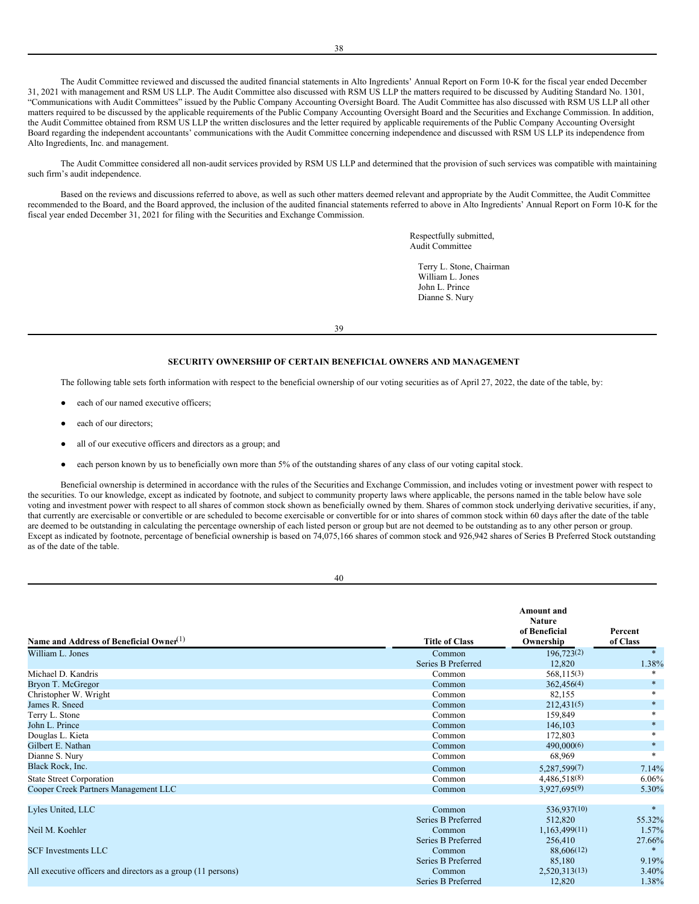The Audit Committee reviewed and discussed the audited financial statements in Alto Ingredients' Annual Report on Form 10-K for the fiscal year ended December 31, 2021 with management and RSM US LLP. The Audit Committee also discussed with RSM US LLP the matters required to be discussed by Auditing Standard No. 1301, "Communications with Audit Committees" issued by the Public Company Accounting Oversight Board. The Audit Committee has also discussed with RSM US LLP all other matters required to be discussed by the applicable requirements of the Public Company Accounting Oversight Board and the Securities and Exchange Commission. In addition, the Audit Committee obtained from RSM US LLP the written disclosures and the letter required by applicable requirements of the Public Company Accounting Oversight Board regarding the independent accountants' communications with the Audit Committee concerning independence and discussed with RSM US LLP its independence from Alto Ingredients, Inc. and management.

The Audit Committee considered all non-audit services provided by RSM US LLP and determined that the provision of such services was compatible with maintaining such firm's audit independence.

Based on the reviews and discussions referred to above, as well as such other matters deemed relevant and appropriate by the Audit Committee, the Audit Committee recommended to the Board, and the Board approved, the inclusion of the audited financial statements referred to above in Alto Ingredients' Annual Report on Form 10-K for the fiscal year ended December 31, 2021 for filing with the Securities and Exchange Commission.

Respectfully submitted,
Audit Committee

Terry L. Stone, Chairman
William L. Jones
John L. Prince
Dianne S. Nury

## SECURITY OWNERSHIP OF CERTAIN BENEFICIAL OWNERS AND MANAGEMENT

The following table sets forth information with respect to the beneficial ownership of our voting securities as of April 27, 2022, the date of the table, by:

- each of our named executive officers;
- each of our directors;
- all of our executive officers and directors as a group; and
- each person known by us to beneficially own more than 5% of the outstanding shares of any class of our voting capital stock.

Beneficial ownership is determined in accordance with the rules of the Securities and Exchange Commission, and includes voting or investment power with respect to the securities. To our knowledge, except as indicated by footnote, and subject to community property laws where applicable, the persons named in the table below have sole voting and investment power with respect to all shares of common stock shown as beneficially owned by them. Shares of common stock underlying derivative securities, if any, that currently are exercisable or convertible or are scheduled to become exercisable or convertible for or into shares of common stock within 60 days after the date of the table are deemed to be outstanding in calculating the percentage ownership of each listed person or group but are not deemed to be outstanding as to any other person or group. Except as indicated by footnote, percentage of beneficial ownership is based on 74,075,166 shares of common stock and 926,942 shares of Series B Preferred Stock outstanding as of the date of the table.

| Name and Address of Beneficial Owner(1) | Title of Class | Amount and Nature of Beneficial Ownership | Percent of Class |
|---|---|---|---|
| William L. Jones | Common | 196,723(2) | * |
| | Series B Preferred | 12,820 | 1.38% |
| Michael D. Kandris | Common | 568,115(3) | * |
| Bryon T. McGregor | Common | 362,456(4) | * |
| Christopher W. Wright | Common | 82,155 | * |
| James R. Sneed | Common | 212,431(5) | * |
| Terry L. Stone | Common | 159,849 | * |
| John L. Prince | Common | 146,103 | * |
| Douglas L. Kieta | Common | 172,803 | * |
| Gilbert E. Nathan | Common | 490,000(6) | * |
| Dianne S. Nury | Common | 68,969 | * |
| Black Rock, Inc. | Common | 5,287,599(7) | 7.14% |
| State Street Corporation | Common | 4,486,518(8) | 6.06% |
| Cooper Creek Partners Management LLC | Common | 3,927,695(9) | 5.30% |
| Lyles United, LLC | Common | 536,937(10) | * |
| | Series B Preferred | 512,820 | 55.32% |
| Neil M. Koehler | Common | 1,163,499(11) | 1.57% |
| | Series B Preferred | 256,410 | 27.66% |
| SCF Investments LLC | Common | 88,606(12) | * |
| | Series B Preferred | 85,180 | 9.19% |
| All executive officers and directors as a group (11 persons) | Common | 2,520,313(13) | 3.40% |
| | Series B Preferred | 12,820 | 1.38% |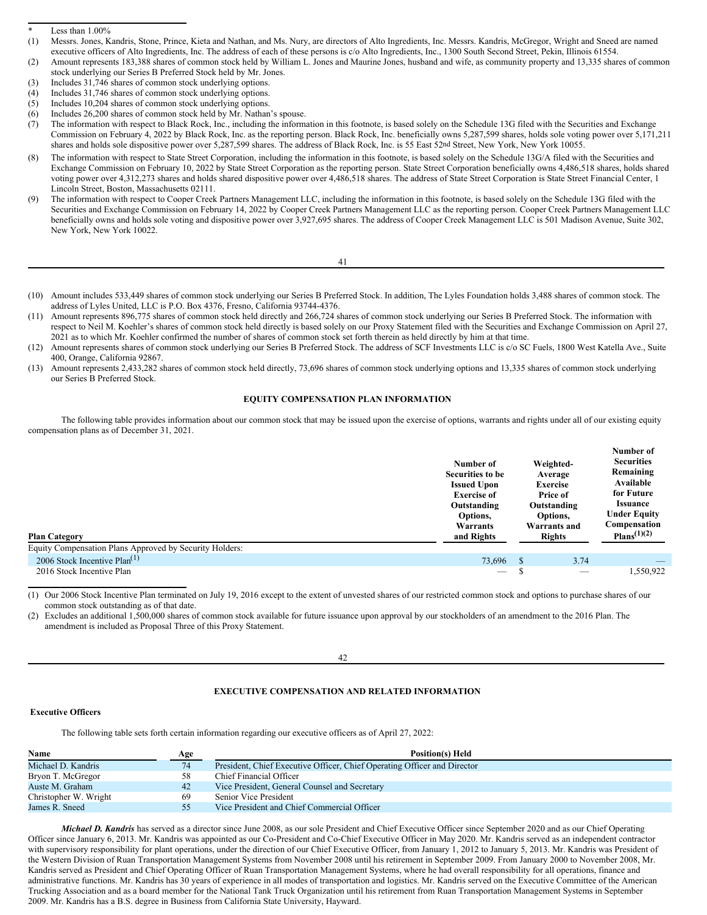\* Less than 1.00%

(1) Messrs. Jones, Kandris, Stone, Prince, Kieta and Nathan, and Ms. Nury, are directors of Alto Ingredients, Inc. Messrs. Kandris, McGregor, Wright and Sneed are named executive officers of Alto Ingredients, Inc. The address of each of these persons is c/o Alto Ingredients, Inc., 1300 South Second Street, Pekin, Illinois 61554.

(2) Amount represents 183,388 shares of common stock held by William L. Jones and Maurine Jones, husband and wife, as community property and 13,335 shares of common stock underlying our Series B Preferred Stock held by Mr. Jones.

(3) Includes 31,746 shares of common stock underlying options.

(4) Includes 31,746 shares of common stock underlying options.

(5) Includes 10,204 shares of common stock underlying options.

(6) Includes 26,200 shares of common stock held by Mr. Nathan's spouse.

(7) The information with respect to Black Rock, Inc., including the information in this footnote, is based solely on the Schedule 13G filed with the Securities and Exchange Commission on February 4, 2022 by Black Rock, Inc. as the reporting person. Black Rock, Inc. beneficially owns 5,287,599 shares, holds sole voting power over 5,171,211 shares and holds sole dispositive power over 5,287,599 shares. The address of Black Rock, Inc. is 55 East 52nd Street, New York, New York 10055.

(8) The information with respect to State Street Corporation, including the information in this footnote, is based solely on the Schedule 13G/A filed with the Securities and Exchange Commission on February 10, 2022 by State Street Corporation as the reporting person. State Street Corporation beneficially owns 4,486,518 shares, holds shared voting power over 4,312,273 shares and holds shared dispositive power over 4,486,518 shares. The address of State Street Corporation is State Street Financial Center, 1 Lincoln Street, Boston, Massachusetts 02111.

(9) The information with respect to Cooper Creek Partners Management LLC, including the information in this footnote, is based solely on the Schedule 13G filed with the Securities and Exchange Commission on February 14, 2022 by Cooper Creek Partners Management LLC as the reporting person. Cooper Creek Partners Management LLC beneficially owns and holds sole voting and dispositive power over 3,927,695 shares. The address of Cooper Creek Management LLC is 501 Madison Avenue, Suite 302, New York, New York 10022.

(10) Amount includes 533,449 shares of common stock underlying our Series B Preferred Stock. In addition, The Lyles Foundation holds 3,488 shares of common stock. The address of Lyles United, LLC is P.O. Box 4376, Fresno, California 93744-4376.

(11) Amount represents 896,775 shares of common stock held directly and 266,724 shares of common stock underlying our Series B Preferred Stock. The information with respect to Neil M. Koehler's shares of common stock held directly is based solely on our Proxy Statement filed with the Securities and Exchange Commission on April 27, 2021 as to which Mr. Koehler confirmed the number of shares of common stock set forth therein as held directly by him at that time.

(12) Amount represents shares of common stock underlying our Series B Preferred Stock. The address of SCF Investments LLC is c/o SC Fuels, 1800 West Katella Ave., Suite 400, Orange, California 92867.

(13) Amount represents 2,433,282 shares of common stock held directly, 73,696 shares of common stock underlying options and 13,335 shares of common stock underlying our Series B Preferred Stock.

## EQUITY COMPENSATION PLAN INFORMATION

The following table provides information about our common stock that may be issued upon the exercise of options, warrants and rights under all of our existing equity compensation plans as of December 31, 2021.

| Plan Category | Number of Securities to be Issued Upon Exercise of Outstanding Options, Warrants and Rights | Weighted-Average Exercise Price of Outstanding Options, Warrants and Rights | Number of Securities Remaining Available for Future Issuance Under Equity Compensation Plans(1)(2) |
|---|---|---|---|
| Equity Compensation Plans Approved by Security Holders: | | | |
| 2006 Stock Incentive Plan(1) | 73,696 | $ 3.74 | — |
| 2016 Stock Incentive Plan | — | $ — | 1,550,922 |

(1) Our 2006 Stock Incentive Plan terminated on July 19, 2016 except to the extent of unvested shares of our restricted common stock and options to purchase shares of our common stock outstanding as of that date.

(2) Excludes an additional 1,500,000 shares of common stock available for future issuance upon approval by our stockholders of an amendment to the 2016 Plan. The amendment is included as Proposal Three of this Proxy Statement.

## EXECUTIVE COMPENSATION AND RELATED INFORMATION

### Executive Officers

The following table sets forth certain information regarding our executive officers as of April 27, 2022:

| Name | Age | Position(s) Held |
|---|---|---|
| Michael D. Kandris | 74 | President, Chief Executive Officer, Chief Operating Officer and Director |
| Bryon T. McGregor | 58 | Chief Financial Officer |
| Auste M. Graham | 42 | Vice President, General Counsel and Secretary |
| Christopher W. Wright | 69 | Senior Vice President |
| James R. Sneed | 55 | Vice President and Chief Commercial Officer |

***Michael D. Kandris*** has served as a director since June 2008, as our sole President and Chief Executive Officer since September 2020 and as our Chief Operating Officer since January 6, 2013. Mr. Kandris was appointed as our Co-President and Co-Chief Executive Officer in May 2020. Mr. Kandris served as an independent contractor with supervisory responsibility for plant operations, under the direction of our Chief Executive Officer, from January 1, 2012 to January 5, 2013. Mr. Kandris was President of the Western Division of Ruan Transportation Management Systems from November 2008 until his retirement in September 2009. From January 2000 to November 2008, Mr. Kandris served as President and Chief Operating Officer of Ruan Transportation Management Systems, where he had overall responsibility for all operations, finance and administrative functions. Mr. Kandris has 30 years of experience in all modes of transportation and logistics. Mr. Kandris served on the Executive Committee of the American Trucking Association and as a board member for the National Tank Truck Organization until his retirement from Ruan Transportation Management Systems in September 2009. Mr. Kandris has a B.S. degree in Business from California State University, Hayward.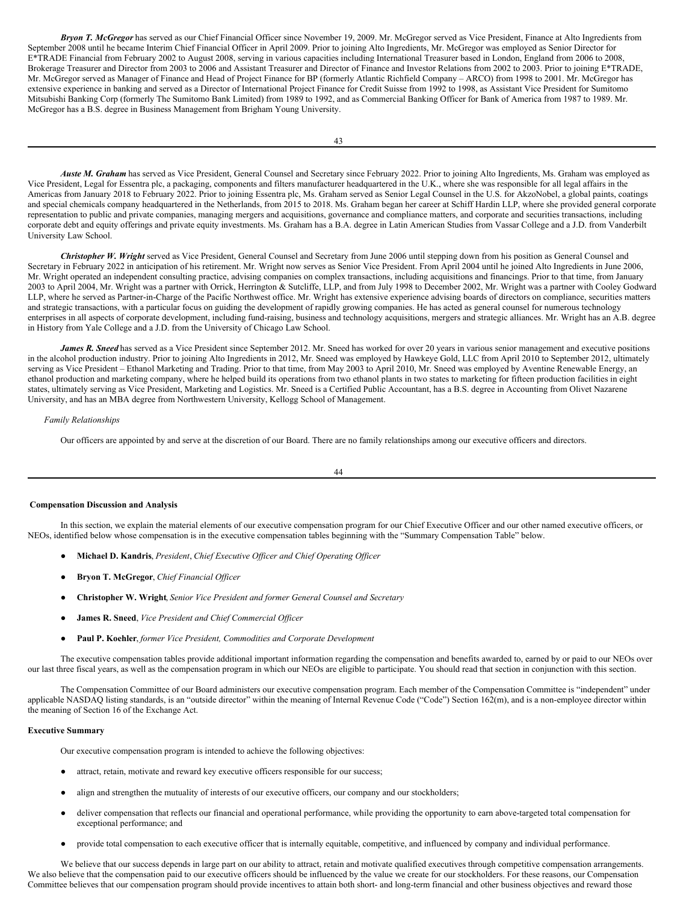***Bryon T. McGregor*** has served as our Chief Financial Officer since November 19, 2009. Mr. McGregor served as Vice President, Finance at Alto Ingredients from September 2008 until he became Interim Chief Financial Officer in April 2009. Prior to joining Alto Ingredients, Mr. McGregor was employed as Senior Director for E*TRADE Financial from February 2002 to August 2008, serving in various capacities including International Treasurer based in London, England from 2006 to 2008, Brokerage Treasurer and Director from 2003 to 2006 and Assistant Treasurer and Director of Finance and Investor Relations from 2002 to 2003. Prior to joining E*TRADE, Mr. McGregor served as Manager of Finance and Head of Project Finance for BP (formerly Atlantic Richfield Company – ARCO) from 1998 to 2001. Mr. McGregor has extensive experience in banking and served as a Director of International Project Finance for Credit Suisse from 1992 to 1998, as Assistant Vice President for Sumitomo Mitsubishi Banking Corp (formerly The Sumitomo Bank Limited) from 1989 to 1992, and as Commercial Banking Officer for Bank of America from 1987 to 1989. Mr. McGregor has a B.S. degree in Business Management from Brigham Young University.

***Auste M. Graham*** has served as Vice President, General Counsel and Secretary since February 2022. Prior to joining Alto Ingredients, Ms. Graham was employed as Vice President, Legal for Essentra plc, a packaging, components and filters manufacturer headquartered in the U.K., where she was responsible for all legal affairs in the Americas from January 2018 to February 2022. Prior to joining Essentra plc, Ms. Graham served as Senior Legal Counsel in the U.S. for AkzoNobel, a global paints, coatings and special chemicals company headquartered in the Netherlands, from 2015 to 2018. Ms. Graham began her career at Schiff Hardin LLP, where she provided general corporate representation to public and private companies, managing mergers and acquisitions, governance and compliance matters, and corporate and securities transactions, including corporate debt and equity offerings and private equity investments. Ms. Graham has a B.A. degree in Latin American Studies from Vassar College and a J.D. from Vanderbilt University Law School.

***Christopher W. Wright*** served as Vice President, General Counsel and Secretary from June 2006 until stepping down from his position as General Counsel and Secretary in February 2022 in anticipation of his retirement. Mr. Wright now serves as Senior Vice President. From April 2004 until he joined Alto Ingredients in June 2006, Mr. Wright operated an independent consulting practice, advising companies on complex transactions, including acquisitions and financings. Prior to that time, from January 2003 to April 2004, Mr. Wright was a partner with Orrick, Herrington & Sutcliffe, LLP, and from July 1998 to December 2002, Mr. Wright was a partner with Cooley Godward LLP, where he served as Partner-in-Charge of the Pacific Northwest office. Mr. Wright has extensive experience advising boards of directors on compliance, securities matters and strategic transactions, with a particular focus on guiding the development of rapidly growing companies. He has acted as general counsel for numerous technology enterprises in all aspects of corporate development, including fund-raising, business and technology acquisitions, mergers and strategic alliances. Mr. Wright has an A.B. degree in History from Yale College and a J.D. from the University of Chicago Law School.

***James R. Sneed*** has served as a Vice President since September 2012. Mr. Sneed has worked for over 20 years in various senior management and executive positions in the alcohol production industry. Prior to joining Alto Ingredients in 2012, Mr. Sneed was employed by Hawkeye Gold, LLC from April 2010 to September 2012, ultimately serving as Vice President – Ethanol Marketing and Trading. Prior to that time, from May 2003 to April 2010, Mr. Sneed was employed by Aventine Renewable Energy, an ethanol production and marketing company, where he helped build its operations from two ethanol plants in two states to marketing for fifteen production facilities in eight states, ultimately serving as Vice President, Marketing and Logistics. Mr. Sneed is a Certified Public Accountant, has a B.S. degree in Accounting from Olivet Nazarene University, and has an MBA degree from Northwestern University, Kellogg School of Management.

*Family Relationships*

Our officers are appointed by and serve at the discretion of our Board. There are no family relationships among our executive officers and directors.

## Compensation Discussion and Analysis

In this section, we explain the material elements of our executive compensation program for our Chief Executive Officer and our other named executive officers, or NEOs, identified below whose compensation is in the executive compensation tables beginning with the "Summary Compensation Table" below.

- **Michael D. Kandris**, *President*, *Chief Executive Officer and Chief Operating Officer*
- **Bryon T. McGregor**, *Chief Financial Officer*
- **Christopher W. Wright***, Senior Vice President and former General Counsel and Secretary*
- **James R. Sneed**, *Vice President and Chief Commercial Officer*
- **Paul P. Koehler**, *former Vice President, Commodities and Corporate Development*

The executive compensation tables provide additional important information regarding the compensation and benefits awarded to, earned by or paid to our NEOs over our last three fiscal years, as well as the compensation program in which our NEOs are eligible to participate. You should read that section in conjunction with this section.

The Compensation Committee of our Board administers our executive compensation program. Each member of the Compensation Committee is "independent" under applicable NASDAQ listing standards, is an "outside director" within the meaning of Internal Revenue Code ("Code") Section 162(m), and is a non-employee director within the meaning of Section 16 of the Exchange Act.

### Executive Summary

Our executive compensation program is intended to achieve the following objectives:

- attract, retain, motivate and reward key executive officers responsible for our success;
- align and strengthen the mutuality of interests of our executive officers, our company and our stockholders;
- deliver compensation that reflects our financial and operational performance, while providing the opportunity to earn above-targeted total compensation for exceptional performance; and
- provide total compensation to each executive officer that is internally equitable, competitive, and influenced by company and individual performance.

We believe that our success depends in large part on our ability to attract, retain and motivate qualified executives through competitive compensation arrangements. We also believe that the compensation paid to our executive officers should be influenced by the value we create for our stockholders. For these reasons, our Compensation Committee believes that our compensation program should provide incentives to attain both short- and long-term financial and other business objectives and reward those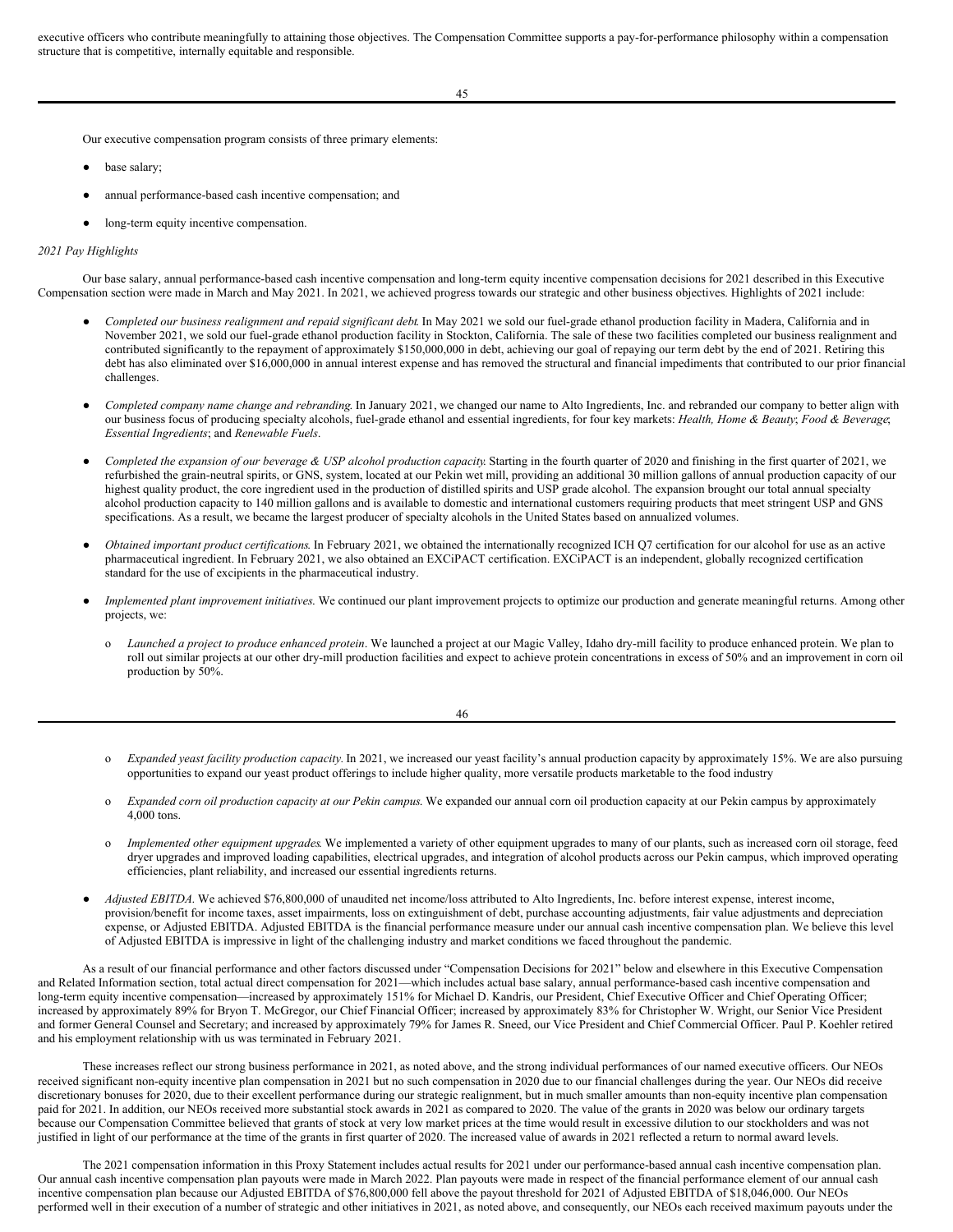executive officers who contribute meaningfully to attaining those objectives. The Compensation Committee supports a pay-for-performance philosophy within a compensation structure that is competitive, internally equitable and responsible.

Our executive compensation program consists of three primary elements:

- base salary;
- annual performance-based cash incentive compensation; and
- long-term equity incentive compensation.

*2021 Pay Highlights*

Our base salary, annual performance-based cash incentive compensation and long-term equity incentive compensation decisions for 2021 described in this Executive Compensation section were made in March and May 2021. In 2021, we achieved progress towards our strategic and other business objectives. Highlights of 2021 include:

- *Completed our business realignment and repaid significant debt*. In May 2021 we sold our fuel-grade ethanol production facility in Madera, California and in November 2021, we sold our fuel-grade ethanol production facility in Stockton, California. The sale of these two facilities completed our business realignment and contributed significantly to the repayment of approximately $150,000,000 in debt, achieving our goal of repaying our term debt by the end of 2021. Retiring this debt has also eliminated over $16,000,000 in annual interest expense and has removed the structural and financial impediments that contributed to our prior financial challenges.

- *Completed company name change and rebranding*. In January 2021, we changed our name to Alto Ingredients, Inc. and rebranded our company to better align with our business focus of producing specialty alcohols, fuel-grade ethanol and essential ingredients, for four key markets: *Health, Home & Beauty*; *Food & Beverage*; *Essential Ingredients*; and *Renewable Fuels*.

- *Completed the expansion of our beverage & USP alcohol production capacity*. Starting in the fourth quarter of 2020 and finishing in the first quarter of 2021, we refurbished the grain-neutral spirits, or GNS, system, located at our Pekin wet mill, providing an additional 30 million gallons of annual production capacity of our highest quality product, the core ingredient used in the production of distilled spirits and USP grade alcohol. The expansion brought our total annual specialty alcohol production capacity to 140 million gallons and is available to domestic and international customers requiring products that meet stringent USP and GNS specifications. As a result, we became the largest producer of specialty alcohols in the United States based on annualized volumes.

- *Obtained important product certifications*. In February 2021, we obtained the internationally recognized ICH Q7 certification for our alcohol for use as an active pharmaceutical ingredient. In February 2021, we also obtained an EXCiPACT certification. EXCiPACT is an independent, globally recognized certification standard for the use of excipients in the pharmaceutical industry.

- *Implemented plant improvement initiatives*. We continued our plant improvement projects to optimize our production and generate meaningful returns. Among other projects, we:

  - *Launched a project to produce enhanced protein*. We launched a project at our Magic Valley, Idaho dry-mill facility to produce enhanced protein. We plan to roll out similar projects at our other dry-mill production facilities and expect to achieve protein concentrations in excess of 50% and an improvement in corn oil production by 50%.

  - *Expanded yeast facility production capacity.* In 2021, we increased our yeast facility's annual production capacity by approximately 15%. We are also pursuing opportunities to expand our yeast product offerings to include higher quality, more versatile products marketable to the food industry

  - *Expanded corn oil production capacity at our Pekin campus*. We expanded our annual corn oil production capacity at our Pekin campus by approximately 4,000 tons.

  - *Implemented other equipment upgrades*. We implemented a variety of other equipment upgrades to many of our plants, such as increased corn oil storage, feed dryer upgrades and improved loading capabilities, electrical upgrades, and integration of alcohol products across our Pekin campus, which improved operating efficiencies, plant reliability, and increased our essential ingredients returns.

- *Adjusted EBITDA*. We achieved $76,800,000 of unaudited net income/loss attributed to Alto Ingredients, Inc. before interest expense, interest income, provision/benefit for income taxes, asset impairments, loss on extinguishment of debt, purchase accounting adjustments, fair value adjustments and depreciation expense, or Adjusted EBITDA. Adjusted EBITDA is the financial performance measure under our annual cash incentive compensation plan. We believe this level of Adjusted EBITDA is impressive in light of the challenging industry and market conditions we faced throughout the pandemic.

As a result of our financial performance and other factors discussed under "Compensation Decisions for 2021" below and elsewhere in this Executive Compensation and Related Information section, total actual direct compensation for 2021—which includes actual base salary, annual performance-based cash incentive compensation and long-term equity incentive compensation—increased by approximately 151% for Michael D. Kandris, our President, Chief Executive Officer and Chief Operating Officer; increased by approximately 89% for Bryon T. McGregor, our Chief Financial Officer; increased by approximately 83% for Christopher W. Wright, our Senior Vice President and former General Counsel and Secretary; and increased by approximately 79% for James R. Sneed, our Vice President and Chief Commercial Officer. Paul P. Koehler retired and his employment relationship with us was terminated in February 2021.

These increases reflect our strong business performance in 2021, as noted above, and the strong individual performances of our named executive officers. Our NEOs received significant non-equity incentive plan compensation in 2021 but no such compensation in 2020 due to our financial challenges during the year. Our NEOs did receive discretionary bonuses for 2020, due to their excellent performance during our strategic realignment, but in much smaller amounts than non-equity incentive plan compensation paid for 2021. In addition, our NEOs received more substantial stock awards in 2021 as compared to 2020. The value of the grants in 2020 was below our ordinary targets because our Compensation Committee believed that grants of stock at very low market prices at the time would result in excessive dilution to our stockholders and was not justified in light of our performance at the time of the grants in first quarter of 2020. The increased value of awards in 2021 reflected a return to normal award levels.

The 2021 compensation information in this Proxy Statement includes actual results for 2021 under our performance-based annual cash incentive compensation plan. Our annual cash incentive compensation plan payouts were made in March 2022. Plan payouts were made in respect of the financial performance element of our annual cash incentive compensation plan because our Adjusted EBITDA of $76,800,000 fell above the payout threshold for 2021 of Adjusted EBITDA of $18,046,000. Our NEOs performed well in their execution of a number of strategic and other initiatives in 2021, as noted above, and consequently, our NEOs each received maximum payouts under the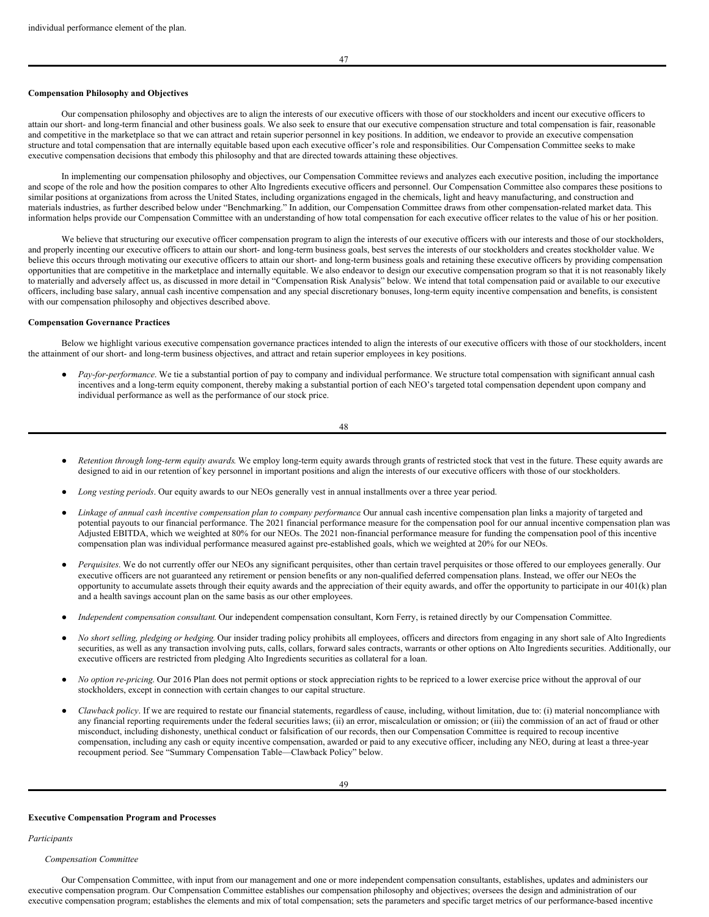individual performance element of the plan.

**Compensation Philosophy and Objectives**

Our compensation philosophy and objectives are to align the interests of our executive officers with those of our stockholders and incent our executive officers to attain our short- and long-term financial and other business goals. We also seek to ensure that our executive compensation structure and total compensation is fair, reasonable and competitive in the marketplace so that we can attract and retain superior personnel in key positions. In addition, we endeavor to provide an executive compensation structure and total compensation that are internally equitable based upon each executive officer's role and responsibilities. Our Compensation Committee seeks to make executive compensation decisions that embody this philosophy and that are directed towards attaining these objectives.

In implementing our compensation philosophy and objectives, our Compensation Committee reviews and analyzes each executive position, including the importance and scope of the role and how the position compares to other Alto Ingredients executive officers and personnel. Our Compensation Committee also compares these positions to similar positions at organizations from across the United States, including organizations engaged in the chemicals, light and heavy manufacturing, and construction and materials industries, as further described below under "Benchmarking." In addition, our Compensation Committee draws from other compensation-related market data. This information helps provide our Compensation Committee with an understanding of how total compensation for each executive officer relates to the value of his or her position.

We believe that structuring our executive officer compensation program to align the interests of our executive officers with our interests and those of our stockholders, and properly incenting our executive officers to attain our short- and long-term business goals, best serves the interests of our stockholders and creates stockholder value. We believe this occurs through motivating our executive officers to attain our short- and long-term business goals and retaining these executive officers by providing compensation opportunities that are competitive in the marketplace and internally equitable. We also endeavor to design our executive compensation program so that it is not reasonably likely to materially and adversely affect us, as discussed in more detail in "Compensation Risk Analysis" below. We intend that total compensation paid or available to our executive officers, including base salary, annual cash incentive compensation and any special discretionary bonuses, long-term equity incentive compensation and benefits, is consistent with our compensation philosophy and objectives described above.

**Compensation Governance Practices**

Below we highlight various executive compensation governance practices intended to align the interests of our executive officers with those of our stockholders, incent the attainment of our short- and long-term business objectives, and attract and retain superior employees in key positions.

- *Pay-for-performance*. We tie a substantial portion of pay to company and individual performance. We structure total compensation with significant annual cash incentives and a long-term equity component, thereby making a substantial portion of each NEO's targeted total compensation dependent upon company and individual performance as well as the performance of our stock price.

- *Retention through long-term equity awards*. We employ long-term equity awards through grants of restricted stock that vest in the future. These equity awards are designed to aid in our retention of key personnel in important positions and align the interests of our executive officers with those of our stockholders.

- *Long vesting periods*. Our equity awards to our NEOs generally vest in annual installments over a three year period.

- *Linkage of annual cash incentive compensation plan to company performance*. Our annual cash incentive compensation plan links a majority of targeted and potential payouts to our financial performance. The 2021 financial performance measure for the compensation pool for our annual incentive compensation plan was Adjusted EBITDA, which we weighted at 80% for our NEOs. The 2021 non-financial performance measure for funding the compensation pool of this incentive compensation plan was individual performance measured against pre-established goals, which we weighted at 20% for our NEOs.

- *Perquisites*. We do not currently offer our NEOs any significant perquisites, other than certain travel perquisites or those offered to our employees generally. Our executive officers are not guaranteed any retirement or pension benefits or any non-qualified deferred compensation plans. Instead, we offer our NEOs the opportunity to accumulate assets through their equity awards and the appreciation of their equity awards, and offer the opportunity to participate in our 401(k) plan and a health savings account plan on the same basis as our other employees.

- *Independent compensation consultant*. Our independent compensation consultant, Korn Ferry, is retained directly by our Compensation Committee.

- *No short selling, pledging or hedging*. Our insider trading policy prohibits all employees, officers and directors from engaging in any short sale of Alto Ingredients securities, as well as any transaction involving puts, calls, collars, forward sales contracts, warrants or other options on Alto Ingredients securities. Additionally, our executive officers are restricted from pledging Alto Ingredients securities as collateral for a loan.

- *No option re-pricing*. Our 2016 Plan does not permit options or stock appreciation rights to be repriced to a lower exercise price without the approval of our stockholders, except in connection with certain changes to our capital structure.

- *Clawback policy*. If we are required to restate our financial statements, regardless of cause, including, without limitation, due to: (i) material noncompliance with any financial reporting requirements under the federal securities laws; (ii) an error, miscalculation or omission; or (iii) the commission of an act of fraud or other misconduct, including dishonesty, unethical conduct or falsification of our records, then our Compensation Committee is required to recoup incentive compensation, including any cash or equity incentive compensation, awarded or paid to any executive officer, including any NEO, during at least a three-year recoupment period. See "Summary Compensation Table—Clawback Policy" below.

**Executive Compensation Program and Processes**

*Participants*

*Compensation Committee*

Our Compensation Committee, with input from our management and one or more independent compensation consultants, establishes, updates and administers our executive compensation program. Our Compensation Committee establishes our compensation philosophy and objectives; oversees the design and administration of our executive compensation program; establishes the elements and mix of total compensation; sets the parameters and specific target metrics of our performance-based incentive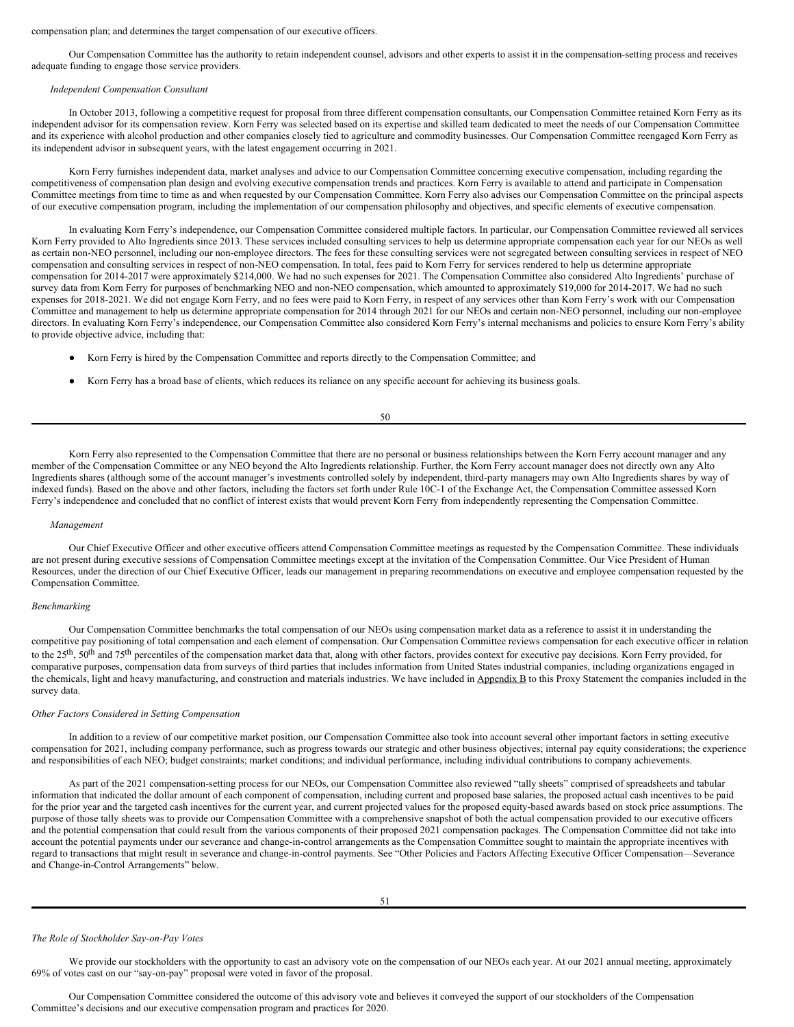compensation plan; and determines the target compensation of our executive officers.

Our Compensation Committee has the authority to retain independent counsel, advisors and other experts to assist it in the compensation-setting process and receives adequate funding to engage those service providers.

*Independent Compensation Consultant*

In October 2013, following a competitive request for proposal from three different compensation consultants, our Compensation Committee retained Korn Ferry as its independent advisor for its compensation review. Korn Ferry was selected based on its expertise and skilled team dedicated to meet the needs of our Compensation Committee and its experience with alcohol production and other companies closely tied to agriculture and commodity businesses. Our Compensation Committee reengaged Korn Ferry as its independent advisor in subsequent years, with the latest engagement occurring in 2021.

Korn Ferry furnishes independent data, market analyses and advice to our Compensation Committee concerning executive compensation, including regarding the competitiveness of compensation plan design and evolving executive compensation trends and practices. Korn Ferry is available to attend and participate in Compensation Committee meetings from time to time as and when requested by our Compensation Committee. Korn Ferry also advises our Compensation Committee on the principal aspects of our executive compensation program, including the implementation of our compensation philosophy and objectives, and specific elements of executive compensation.

In evaluating Korn Ferry's independence, our Compensation Committee considered multiple factors. In particular, our Compensation Committee reviewed all services Korn Ferry provided to Alto Ingredients since 2013. These services included consulting services to help us determine appropriate compensation each year for our NEOs as well as certain non-NEO personnel, including our non-employee directors. The fees for these consulting services were not segregated between consulting services in respect of NEO compensation and consulting services in respect of non-NEO compensation. In total, fees paid to Korn Ferry for services rendered to help us determine appropriate compensation for 2014-2017 were approximately $214,000. We had no such expenses for 2021. The Compensation Committee also considered Alto Ingredients' purchase of survey data from Korn Ferry for purposes of benchmarking NEO and non-NEO compensation, which amounted to approximately $19,000 for 2014-2017. We had no such expenses for 2018-2021. We did not engage Korn Ferry, and no fees were paid to Korn Ferry, in respect of any services other than Korn Ferry's work with our Compensation Committee and management to help us determine appropriate compensation for 2014 through 2021 for our NEOs and certain non-NEO personnel, including our non-employee directors. In evaluating Korn Ferry's independence, our Compensation Committee also considered Korn Ferry's internal mechanisms and policies to ensure Korn Ferry's ability to provide objective advice, including that:

- Korn Ferry is hired by the Compensation Committee and reports directly to the Compensation Committee; and
- Korn Ferry has a broad base of clients, which reduces its reliance on any specific account for achieving its business goals.

Korn Ferry also represented to the Compensation Committee that there are no personal or business relationships between the Korn Ferry account manager and any member of the Compensation Committee or any NEO beyond the Alto Ingredients relationship. Further, the Korn Ferry account manager does not directly own any Alto Ingredients shares (although some of the account manager's investments controlled solely by independent, third-party managers may own Alto Ingredients shares by way of indexed funds). Based on the above and other factors, including the factors set forth under Rule 10C-1 of the Exchange Act, the Compensation Committee assessed Korn Ferry's independence and concluded that no conflict of interest exists that would prevent Korn Ferry from independently representing the Compensation Committee.

*Management*

Our Chief Executive Officer and other executive officers attend Compensation Committee meetings as requested by the Compensation Committee. These individuals are not present during executive sessions of Compensation Committee meetings except at the invitation of the Compensation Committee. Our Vice President of Human Resources, under the direction of our Chief Executive Officer, leads our management in preparing recommendations on executive and employee compensation requested by the Compensation Committee.

*Benchmarking*

Our Compensation Committee benchmarks the total compensation of our NEOs using compensation market data as a reference to assist it in understanding the competitive pay positioning of total compensation and each element of compensation. Our Compensation Committee reviews compensation for each executive officer in relation to the 25th, 50th and 75th percentiles of the compensation market data that, along with other factors, provides context for executive pay decisions. Korn Ferry provided, for comparative purposes, compensation data from surveys of third parties that includes information from United States industrial companies, including organizations engaged in the chemicals, light and heavy manufacturing, and construction and materials industries. We have included in Appendix B to this Proxy Statement the companies included in the survey data.

*Other Factors Considered in Setting Compensation*

In addition to a review of our competitive market position, our Compensation Committee also took into account several other important factors in setting executive compensation for 2021, including company performance, such as progress towards our strategic and other business objectives; internal pay equity considerations; the experience and responsibilities of each NEO; budget constraints; market conditions; and individual performance, including individual contributions to company achievements.

As part of the 2021 compensation-setting process for our NEOs, our Compensation Committee also reviewed "tally sheets" comprised of spreadsheets and tabular information that indicated the dollar amount of each component of compensation, including current and proposed base salaries, the proposed actual cash incentives to be paid for the prior year and the targeted cash incentives for the current year, and current projected values for the proposed equity-based awards based on stock price assumptions. The purpose of those tally sheets was to provide our Compensation Committee with a comprehensive snapshot of both the actual compensation provided to our executive officers and the potential compensation that could result from the various components of their proposed 2021 compensation packages. The Compensation Committee did not take into account the potential payments under our severance and change-in-control arrangements as the Compensation Committee sought to maintain the appropriate incentives with regard to transactions that might result in severance and change-in-control payments. See "Other Policies and Factors Affecting Executive Officer Compensation—Severance and Change-in-Control Arrangements" below.

*The Role of Stockholder Say-on-Pay Votes*

We provide our stockholders with the opportunity to cast an advisory vote on the compensation of our NEOs each year. At our 2021 annual meeting, approximately 69% of votes cast on our "say-on-pay" proposal were voted in favor of the proposal.

Our Compensation Committee considered the outcome of this advisory vote and believes it conveyed the support of our stockholders of the Compensation Committee's decisions and our executive compensation program and practices for 2020.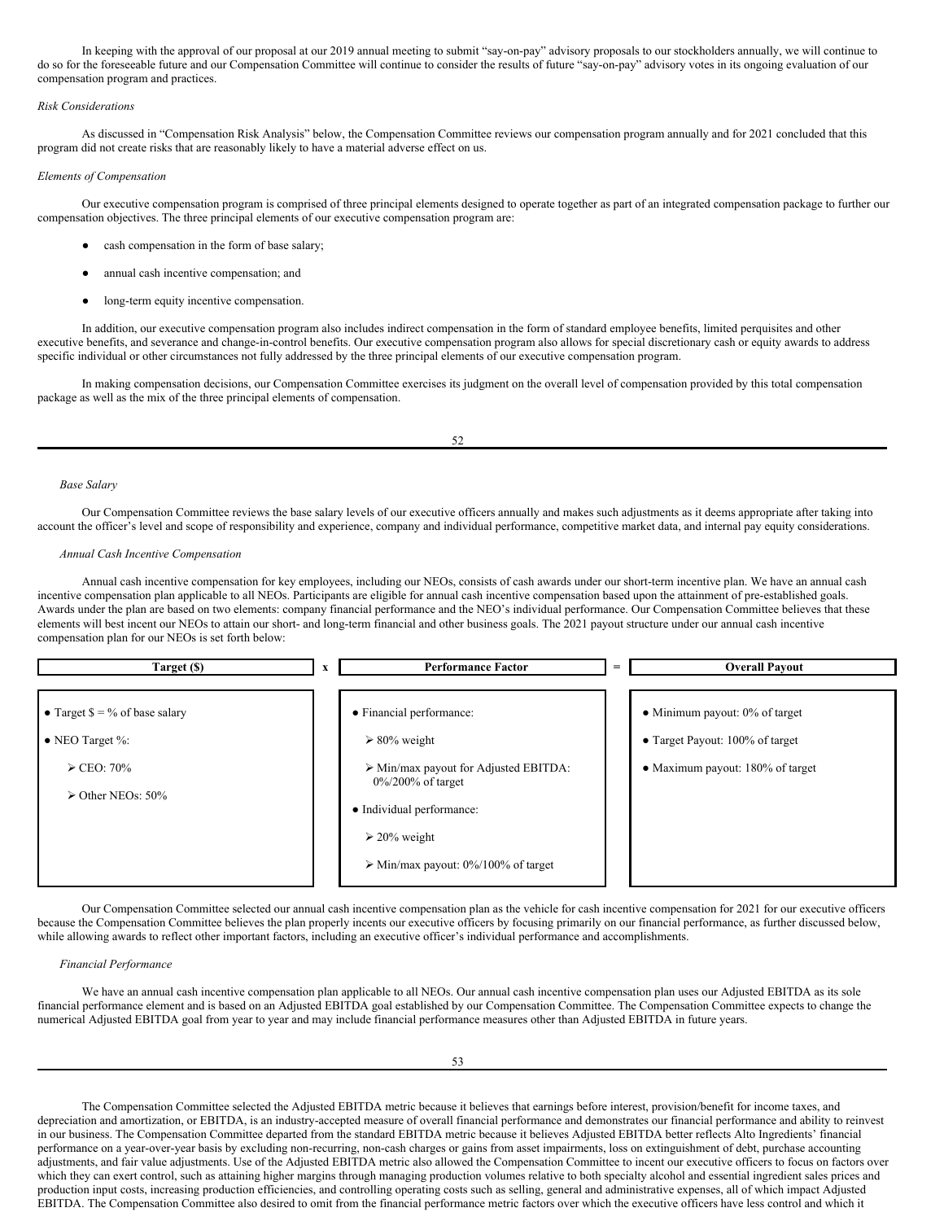In keeping with the approval of our proposal at our 2019 annual meeting to submit "say-on-pay" advisory proposals to our stockholders annually, we will continue to do so for the foreseeable future and our Compensation Committee will continue to consider the results of future "say-on-pay" advisory votes in its ongoing evaluation of our compensation program and practices.

*Risk Considerations*

As discussed in "Compensation Risk Analysis" below, the Compensation Committee reviews our compensation program annually and for 2021 concluded that this program did not create risks that are reasonably likely to have a material adverse effect on us.

*Elements of Compensation*

Our executive compensation program is comprised of three principal elements designed to operate together as part of an integrated compensation package to further our compensation objectives. The three principal elements of our executive compensation program are:

- cash compensation in the form of base salary;
- annual cash incentive compensation; and
- long-term equity incentive compensation.

In addition, our executive compensation program also includes indirect compensation in the form of standard employee benefits, limited perquisites and other executive benefits, and severance and change-in-control benefits. Our executive compensation program also allows for special discretionary cash or equity awards to address specific individual or other circumstances not fully addressed by the three principal elements of our executive compensation program.

In making compensation decisions, our Compensation Committee exercises its judgment on the overall level of compensation provided by this total compensation package as well as the mix of the three principal elements of compensation.

*Base Salary*

Our Compensation Committee reviews the base salary levels of our executive officers annually and makes such adjustments as it deems appropriate after taking into account the officer's level and scope of responsibility and experience, company and individual performance, competitive market data, and internal pay equity considerations.

*Annual Cash Incentive Compensation*

Annual cash incentive compensation for key employees, including our NEOs, consists of cash awards under our short-term incentive plan. We have an annual cash incentive compensation plan applicable to all NEOs. Participants are eligible for annual cash incentive compensation based upon the attainment of pre-established goals. Awards under the plan are based on two elements: company financial performance and the NEO's individual performance. Our Compensation Committee believes that these elements will best incent our NEOs to attain our short- and long-term financial and other business goals. The 2021 payout structure under our annual cash incentive compensation plan for our NEOs is set forth below:

| **Target ($)** | x | **Performance Factor** | = | **Overall Payout** |
|---|---|---|---|---|
| • Target $ = % of base salary<br>• NEO Target %:<br>➢ CEO: 70%<br>➢ Other NEOs: 50% | | • Financial performance:<br>➢ 80% weight<br>➢ Min/max payout for Adjusted EBITDA: 0%/200% of target<br>• Individual performance:<br>➢ 20% weight<br>➢ Min/max payout: 0%/100% of target | | • Minimum payout: 0% of target<br>• Target Payout: 100% of target<br>• Maximum payout: 180% of target |

Our Compensation Committee selected our annual cash incentive compensation plan as the vehicle for cash incentive compensation for 2021 for our executive officers because the Compensation Committee believes the plan properly incents our executive officers by focusing primarily on our financial performance, as further discussed below, while allowing awards to reflect other important factors, including an executive officer's individual performance and accomplishments.

*Financial Performance*

We have an annual cash incentive compensation plan applicable to all NEOs. Our annual cash incentive compensation plan uses our Adjusted EBITDA as its sole financial performance element and is based on an Adjusted EBITDA goal established by our Compensation Committee. The Compensation Committee expects to change the numerical Adjusted EBITDA goal from year to year and may include financial performance measures other than Adjusted EBITDA in future years.

The Compensation Committee selected the Adjusted EBITDA metric because it believes that earnings before interest, provision/benefit for income taxes, and depreciation and amortization, or EBITDA, is an industry-accepted measure of overall financial performance and demonstrates our financial performance and ability to reinvest in our business. The Compensation Committee departed from the standard EBITDA metric because it believes Adjusted EBITDA better reflects Alto Ingredients' financial performance on a year-over-year basis by excluding non-recurring, non-cash charges or gains from asset impairments, loss on extinguishment of debt, purchase accounting adjustments, and fair value adjustments. Use of the Adjusted EBITDA metric also allowed the Compensation Committee to incent our executive officers to focus on factors over which they can exert control, such as attaining higher margins through managing production volumes relative to both specialty alcohol and essential ingredient sales prices and production input costs, increasing production efficiencies, and controlling operating costs such as selling, general and administrative expenses, all of which impact Adjusted EBITDA. The Compensation Committee also desired to omit from the financial performance metric factors over which the executive officers have less control and which it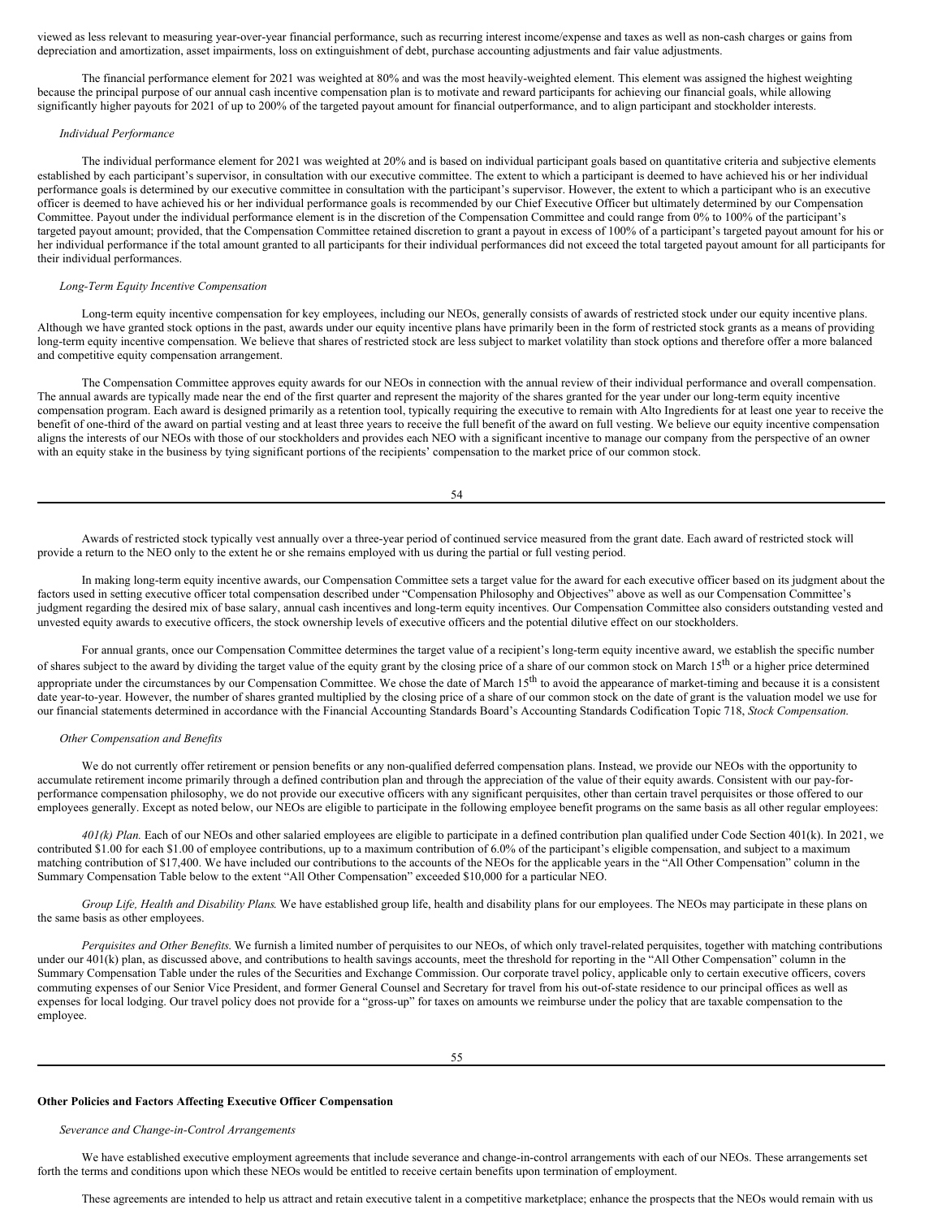viewed as less relevant to measuring year-over-year financial performance, such as recurring interest income/expense and taxes as well as non-cash charges or gains from depreciation and amortization, asset impairments, loss on extinguishment of debt, purchase accounting adjustments and fair value adjustments.

The financial performance element for 2021 was weighted at 80% and was the most heavily-weighted element. This element was assigned the highest weighting because the principal purpose of our annual cash incentive compensation plan is to motivate and reward participants for achieving our financial goals, while allowing significantly higher payouts for 2021 of up to 200% of the targeted payout amount for financial outperformance, and to align participant and stockholder interests.

*Individual Performance*

The individual performance element for 2021 was weighted at 20% and is based on individual participant goals based on quantitative criteria and subjective elements established by each participant's supervisor, in consultation with our executive committee. The extent to which a participant is deemed to have achieved his or her individual performance goals is determined by our executive committee in consultation with the participant's supervisor. However, the extent to which a participant who is an executive officer is deemed to have achieved his or her individual performance goals is recommended by our Chief Executive Officer but ultimately determined by our Compensation Committee. Payout under the individual performance element is in the discretion of the Compensation Committee and could range from 0% to 100% of the participant's targeted payout amount; provided, that the Compensation Committee retained discretion to grant a payout in excess of 100% of a participant's targeted payout amount for his or her individual performance if the total amount granted to all participants for their individual performances did not exceed the total targeted payout amount for all participants for their individual performances.

*Long-Term Equity Incentive Compensation*

Long-term equity incentive compensation for key employees, including our NEOs, generally consists of awards of restricted stock under our equity incentive plans. Although we have granted stock options in the past, awards under our equity incentive plans have primarily been in the form of restricted stock grants as a means of providing long-term equity incentive compensation. We believe that shares of restricted stock are less subject to market volatility than stock options and therefore offer a more balanced and competitive equity compensation arrangement.

The Compensation Committee approves equity awards for our NEOs in connection with the annual review of their individual performance and overall compensation. The annual awards are typically made near the end of the first quarter and represent the majority of the shares granted for the year under our long-term equity incentive compensation program. Each award is designed primarily as a retention tool, typically requiring the executive to remain with Alto Ingredients for at least one year to receive the benefit of one-third of the award on partial vesting and at least three years to receive the full benefit of the award on full vesting. We believe our equity incentive compensation aligns the interests of our NEOs with those of our stockholders and provides each NEO with a significant incentive to manage our company from the perspective of an owner with an equity stake in the business by tying significant portions of the recipients' compensation to the market price of our common stock.

Awards of restricted stock typically vest annually over a three-year period of continued service measured from the grant date. Each award of restricted stock will provide a return to the NEO only to the extent he or she remains employed with us during the partial or full vesting period.

In making long-term equity incentive awards, our Compensation Committee sets a target value for the award for each executive officer based on its judgment about the factors used in setting executive officer total compensation described under "Compensation Philosophy and Objectives" above as well as our Compensation Committee's judgment regarding the desired mix of base salary, annual cash incentives and long-term equity incentives. Our Compensation Committee also considers outstanding vested and unvested equity awards to executive officers, the stock ownership levels of executive officers and the potential dilutive effect on our stockholders.

For annual grants, once our Compensation Committee determines the target value of a recipient's long-term equity incentive award, we establish the specific number of shares subject to the award by dividing the target value of the equity grant by the closing price of a share of our common stock on March 15th or a higher price determined appropriate under the circumstances by our Compensation Committee. We chose the date of March 15th to avoid the appearance of market-timing and because it is a consistent date year-to-year. However, the number of shares granted multiplied by the closing price of a share of our common stock on the date of grant is the valuation model we use for our financial statements determined in accordance with the Financial Accounting Standards Board's Accounting Standards Codification Topic 718, *Stock Compensation.*

*Other Compensation and Benefits*

We do not currently offer retirement or pension benefits or any non-qualified deferred compensation plans. Instead, we provide our NEOs with the opportunity to accumulate retirement income primarily through a defined contribution plan and through the appreciation of the value of their equity awards. Consistent with our pay-for-performance compensation philosophy, we do not provide our executive officers with any significant perquisites, other than certain travel perquisites or those offered to our employees generally. Except as noted below, our NEOs are eligible to participate in the following employee benefit programs on the same basis as all other regular employees:

*401(k) Plan.* Each of our NEOs and other salaried employees are eligible to participate in a defined contribution plan qualified under Code Section 401(k). In 2021, we contributed $1.00 for each $1.00 of employee contributions, up to a maximum contribution of 6.0% of the participant's eligible compensation, and subject to a maximum matching contribution of $17,400. We have included our contributions to the accounts of the NEOs for the applicable years in the "All Other Compensation" column in the Summary Compensation Table below to the extent "All Other Compensation" exceeded $10,000 for a particular NEO.

*Group Life, Health and Disability Plans.* We have established group life, health and disability plans for our employees. The NEOs may participate in these plans on the same basis as other employees.

*Perquisites and Other Benefits.* We furnish a limited number of perquisites to our NEOs, of which only travel-related perquisites, together with matching contributions under our 401(k) plan, as discussed above, and contributions to health savings accounts, meet the threshold for reporting in the "All Other Compensation" column in the Summary Compensation Table under the rules of the Securities and Exchange Commission. Our corporate travel policy, applicable only to certain executive officers, covers commuting expenses of our Senior Vice President, and former General Counsel and Secretary for travel from his out-of-state residence to our principal offices as well as expenses for local lodging. Our travel policy does not provide for a "gross-up" for taxes on amounts we reimburse under the policy that are taxable compensation to the employee.

**Other Policies and Factors Affecting Executive Officer Compensation**

*Severance and Change-in-Control Arrangements*

We have established executive employment agreements that include severance and change-in-control arrangements with each of our NEOs. These arrangements set forth the terms and conditions upon which these NEOs would be entitled to receive certain benefits upon termination of employment.

These agreements are intended to help us attract and retain executive talent in a competitive marketplace; enhance the prospects that the NEOs would remain with us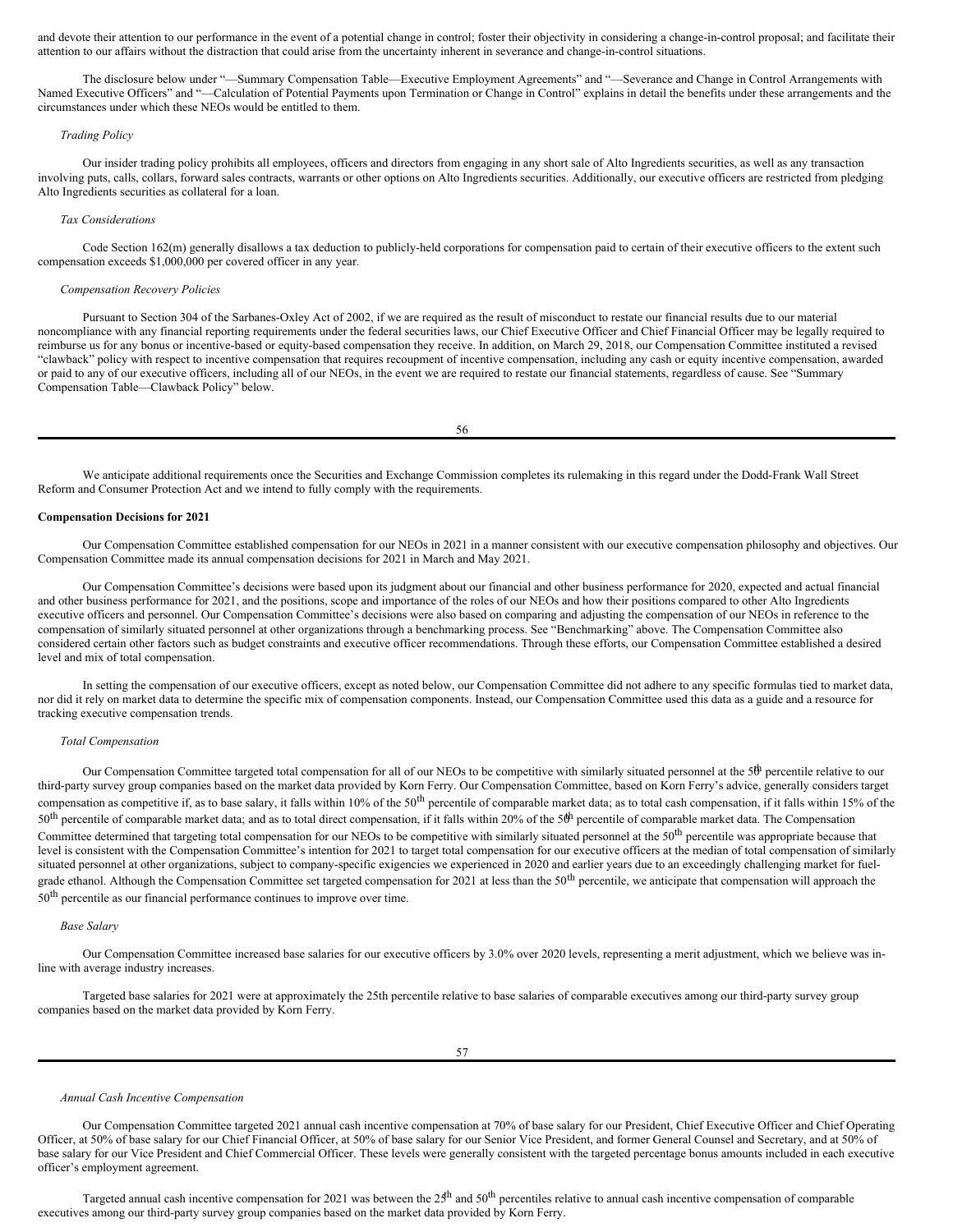and devote their attention to our performance in the event of a potential change in control; foster their objectivity in considering a change-in-control proposal; and facilitate their attention to our affairs without the distraction that could arise from the uncertainty inherent in severance and change-in-control situations.

The disclosure below under "—Summary Compensation Table—Executive Employment Agreements" and "—Severance and Change in Control Arrangements with Named Executive Officers" and "—Calculation of Potential Payments upon Termination or Change in Control" explains in detail the benefits under these arrangements and the circumstances under which these NEOs would be entitled to them.

*Trading Policy*

Our insider trading policy prohibits all employees, officers and directors from engaging in any short sale of Alto Ingredients securities, as well as any transaction involving puts, calls, collars, forward sales contracts, warrants or other options on Alto Ingredients securities. Additionally, our executive officers are restricted from pledging Alto Ingredients securities as collateral for a loan.

*Tax Considerations*

Code Section 162(m) generally disallows a tax deduction to publicly-held corporations for compensation paid to certain of their executive officers to the extent such compensation exceeds $1,000,000 per covered officer in any year.

*Compensation Recovery Policies*

Pursuant to Section 304 of the Sarbanes-Oxley Act of 2002, if we are required as the result of misconduct to restate our financial results due to our material noncompliance with any financial reporting requirements under the federal securities laws, our Chief Executive Officer and Chief Financial Officer may be legally required to reimburse us for any bonus or incentive-based or equity-based compensation they receive. In addition, on March 29, 2018, our Compensation Committee instituted a revised "clawback" policy with respect to incentive compensation that requires recoupment of incentive compensation, including any cash or equity incentive compensation, awarded or paid to any of our executive officers, including all of our NEOs, in the event we are required to restate our financial statements, regardless of cause. See "Summary Compensation Table—Clawback Policy" below.

We anticipate additional requirements once the Securities and Exchange Commission completes its rulemaking in this regard under the Dodd-Frank Wall Street Reform and Consumer Protection Act and we intend to fully comply with the requirements.

**Compensation Decisions for 2021**

Our Compensation Committee established compensation for our NEOs in 2021 in a manner consistent with our executive compensation philosophy and objectives. Our Compensation Committee made its annual compensation decisions for 2021 in March and May 2021.

Our Compensation Committee's decisions were based upon its judgment about our financial and other business performance for 2020, expected and actual financial and other business performance for 2021, and the positions, scope and importance of the roles of our NEOs and how their positions compared to other Alto Ingredients executive officers and personnel. Our Compensation Committee's decisions were also based on comparing and adjusting the compensation of our NEOs in reference to the compensation of similarly situated personnel at other organizations through a benchmarking process. See "Benchmarking" above. The Compensation Committee also considered certain other factors such as budget constraints and executive officer recommendations. Through these efforts, our Compensation Committee established a desired level and mix of total compensation.

In setting the compensation of our executive officers, except as noted below, our Compensation Committee did not adhere to any specific formulas tied to market data, nor did it rely on market data to determine the specific mix of compensation components. Instead, our Compensation Committee used this data as a guide and a resource for tracking executive compensation trends.

*Total Compensation*

Our Compensation Committee targeted total compensation for all of our NEOs to be competitive with similarly situated personnel at the 50th percentile relative to our third-party survey group companies based on the market data provided by Korn Ferry. Our Compensation Committee, based on Korn Ferry's advice, generally considers target compensation as competitive if, as to base salary, it falls within 10% of the 50th percentile of comparable market data; as to total cash compensation, if it falls within 15% of the 50th percentile of comparable market data; and as to total direct compensation, if it falls within 20% of the 50th percentile of comparable market data. The Compensation Committee determined that targeting total compensation for our NEOs to be competitive with similarly situated personnel at the 50th percentile was appropriate because that level is consistent with the Compensation Committee's intention for 2021 to target total compensation for our executive officers at the median of total compensation of similarly situated personnel at other organizations, subject to company-specific exigencies we experienced in 2020 and earlier years due to an exceedingly challenging market for fuel-grade ethanol. Although the Compensation Committee set targeted compensation for 2021 at less than the 50th percentile, we anticipate that compensation will approach the 50th percentile as our financial performance continues to improve over time.

*Base Salary*

Our Compensation Committee increased base salaries for our executive officers by 3.0% over 2020 levels, representing a merit adjustment, which we believe was in-line with average industry increases.

Targeted base salaries for 2021 were at approximately the 25th percentile relative to base salaries of comparable executives among our third-party survey group companies based on the market data provided by Korn Ferry.

*Annual Cash Incentive Compensation*

Our Compensation Committee targeted 2021 annual cash incentive compensation at 70% of base salary for our President, Chief Executive Officer and Chief Operating Officer, at 50% of base salary for our Chief Financial Officer, at 50% of base salary for our Senior Vice President, and former General Counsel and Secretary, and at 50% of base salary for our Vice President and Chief Commercial Officer. These levels were generally consistent with the targeted percentage bonus amounts included in each executive officer's employment agreement.

Targeted annual cash incentive compensation for 2021 was between the 25th and 50th percentiles relative to annual cash incentive compensation of comparable executives among our third-party survey group companies based on the market data provided by Korn Ferry.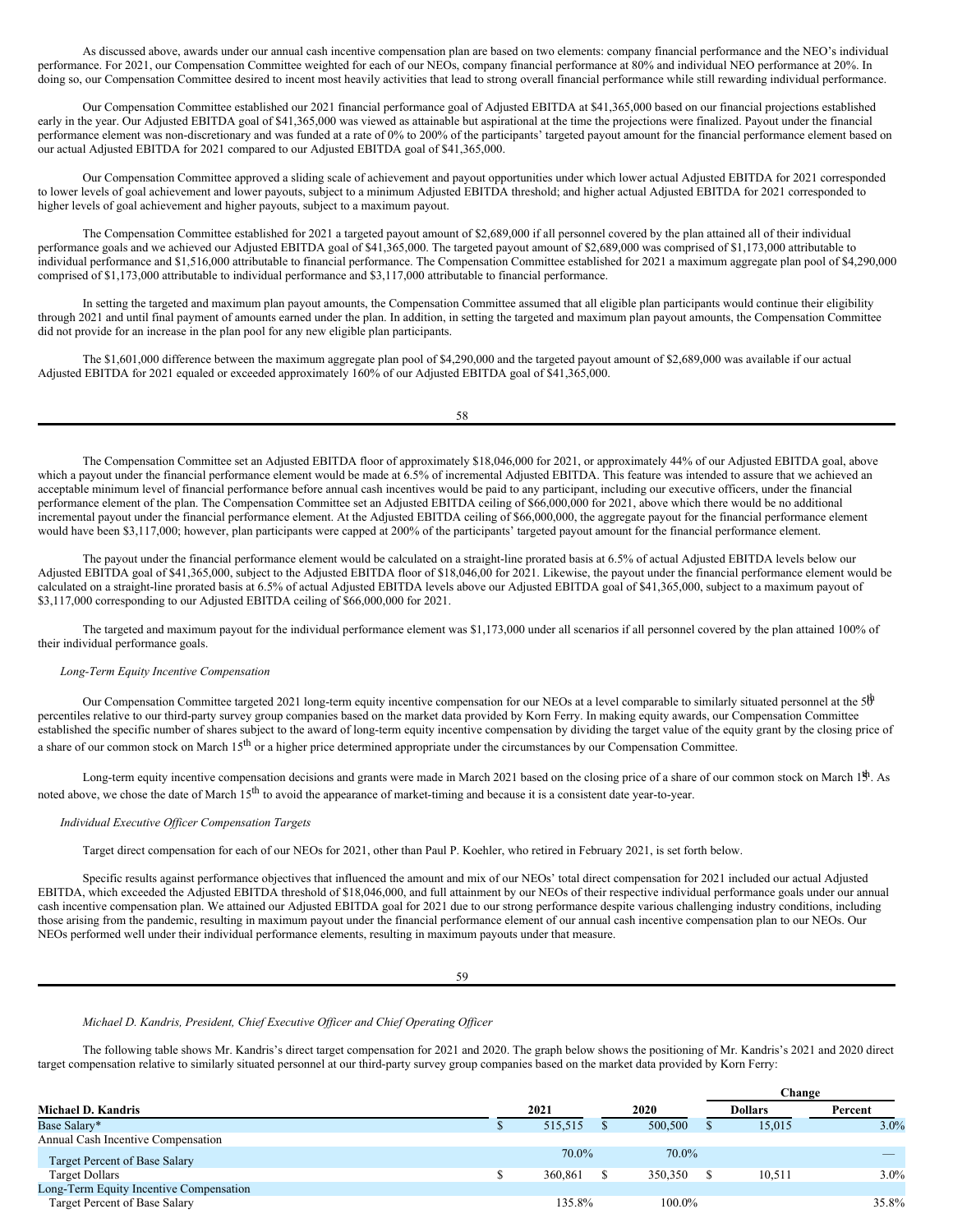As discussed above, awards under our annual cash incentive compensation plan are based on two elements: company financial performance and the NEO's individual performance. For 2021, our Compensation Committee weighted for each of our NEOs, company financial performance at 80% and individual NEO performance at 20%. In doing so, our Compensation Committee desired to incent most heavily activities that lead to strong overall financial performance while still rewarding individual performance.

Our Compensation Committee established our 2021 financial performance goal of Adjusted EBITDA at $41,365,000 based on our financial projections established early in the year. Our Adjusted EBITDA goal of $41,365,000 was viewed as attainable but aspirational at the time the projections were finalized. Payout under the financial performance element was non-discretionary and was funded at a rate of 0% to 200% of the participants' targeted payout amount for the financial performance element based on our actual Adjusted EBITDA for 2021 compared to our Adjusted EBITDA goal of $41,365,000.

Our Compensation Committee approved a sliding scale of achievement and payout opportunities under which lower actual Adjusted EBITDA for 2021 corresponded to lower levels of goal achievement and lower payouts, subject to a minimum Adjusted EBITDA threshold; and higher actual Adjusted EBITDA for 2021 corresponded to higher levels of goal achievement and higher payouts, subject to a maximum payout.

The Compensation Committee established for 2021 a targeted payout amount of $2,689,000 if all personnel covered by the plan attained all of their individual performance goals and we achieved our Adjusted EBITDA goal of $41,365,000. The targeted payout amount of $2,689,000 was comprised of $1,173,000 attributable to individual performance and $1,516,000 attributable to financial performance. The Compensation Committee established for 2021 a maximum aggregate plan pool of $4,290,000 comprised of $1,173,000 attributable to individual performance and $3,117,000 attributable to financial performance.

In setting the targeted and maximum plan payout amounts, the Compensation Committee assumed that all eligible plan participants would continue their eligibility through 2021 and until final payment of amounts earned under the plan. In addition, in setting the targeted and maximum plan payout amounts, the Compensation Committee did not provide for an increase in the plan pool for any new eligible plan participants.

The $1,601,000 difference between the maximum aggregate plan pool of $4,290,000 and the targeted payout amount of $2,689,000 was available if our actual Adjusted EBITDA for 2021 equaled or exceeded approximately 160% of our Adjusted EBITDA goal of $41,365,000.

The Compensation Committee set an Adjusted EBITDA floor of approximately $18,046,000 for 2021, or approximately 44% of our Adjusted EBITDA goal, above which a payout under the financial performance element would be made at 6.5% of incremental Adjusted EBITDA. This feature was intended to assure that we achieved an acceptable minimum level of financial performance before annual cash incentives would be paid to any participant, including our executive officers, under the financial performance element of the plan. The Compensation Committee set an Adjusted EBITDA ceiling of $66,000,000 for 2021, above which there would be no additional incremental payout under the financial performance element. At the Adjusted EBITDA ceiling of $66,000,000, the aggregate payout for the financial performance element would have been $3,117,000; however, plan participants were capped at 200% of the participants' targeted payout amount for the financial performance element.

The payout under the financial performance element would be calculated on a straight-line prorated basis at 6.5% of actual Adjusted EBITDA levels below our Adjusted EBITDA goal of $41,365,000, subject to the Adjusted EBITDA floor of $18,046,00 for 2021. Likewise, the payout under the financial performance element would be calculated on a straight-line prorated basis at 6.5% of actual Adjusted EBITDA levels above our Adjusted EBITDA goal of $41,365,000, subject to a maximum payout of $3,117,000 corresponding to our Adjusted EBITDA ceiling of $66,000,000 for 2021.

The targeted and maximum payout for the individual performance element was $1,173,000 under all scenarios if all personnel covered by the plan attained 100% of their individual performance goals.

*Long-Term Equity Incentive Compensation*

Our Compensation Committee targeted 2021 long-term equity incentive compensation for our NEOs at a level comparable to similarly situated personnel at the 50th percentiles relative to our third-party survey group companies based on the market data provided by Korn Ferry. In making equity awards, our Compensation Committee established the specific number of shares subject to the award of long-term equity incentive compensation by dividing the target value of the equity grant by the closing price of a share of our common stock on March 15th or a higher price determined appropriate under the circumstances by our Compensation Committee.

Long-term equity incentive compensation decisions and grants were made in March 2021 based on the closing price of a share of our common stock on March 15th. As noted above, we chose the date of March 15th to avoid the appearance of market-timing and because it is a consistent date year-to-year.

*Individual Executive Officer Compensation Targets*

Target direct compensation for each of our NEOs for 2021, other than Paul P. Koehler, who retired in February 2021, is set forth below.

Specific results against performance objectives that influenced the amount and mix of our NEOs' total direct compensation for 2021 included our actual Adjusted EBITDA, which exceeded the Adjusted EBITDA threshold of $18,046,000, and full attainment by our NEOs of their respective individual performance goals under our annual cash incentive compensation plan. We attained our Adjusted EBITDA goal for 2021 due to our strong performance despite various challenging industry conditions, including those arising from the pandemic, resulting in maximum payout under the financial performance element of our annual cash incentive compensation plan to our NEOs. Our NEOs performed well under their individual performance elements, resulting in maximum payouts under that measure.

*Michael D. Kandris, President, Chief Executive Officer and Chief Operating Officer*

The following table shows Mr. Kandris's direct target compensation for 2021 and 2020. The graph below shows the positioning of Mr. Kandris's 2021 and 2020 direct target compensation relative to similarly situated personnel at our third-party survey group companies based on the market data provided by Korn Ferry:

| | | | Change | |
|---|---|---|---|---|
| **Michael D. Kandris** | **2021** | **2020** | **Dollars** | **Percent** |
| Base Salary* | $ 515,515 | $ 500,500 | $ 15,015 | 3.0% |
| Annual Cash Incentive Compensation | | | | |
| Target Percent of Base Salary | 70.0% | 70.0% | | — |
| Target Dollars | $ 360,861 | $ 350,350 | $ 10,511 | 3.0% |
| Long-Term Equity Incentive Compensation | | | | |
| Target Percent of Base Salary | 135.8% | 100.0% | | 35.8% |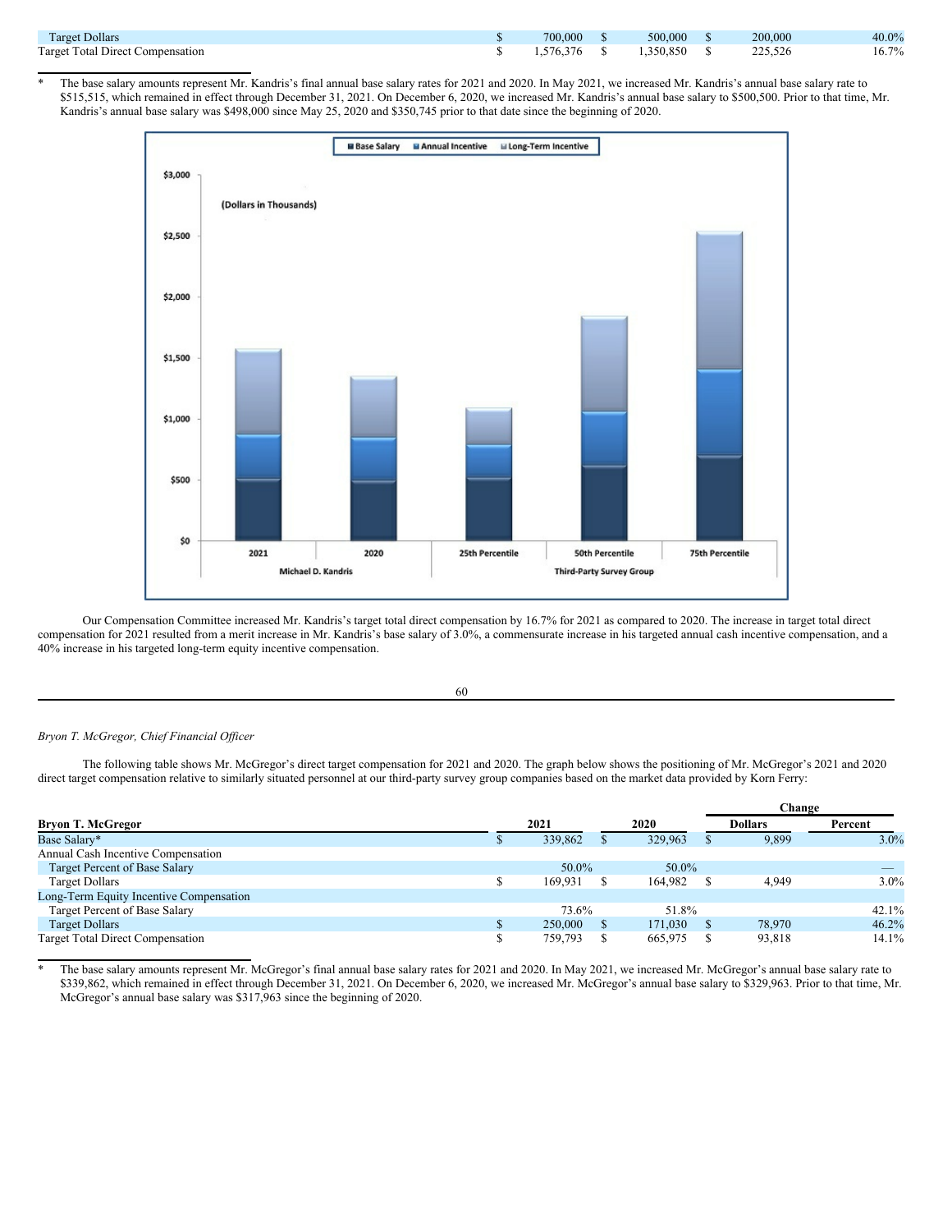| | 2021 | 2020 | Change Dollars | Change Percent |
|---|---|---|---|---|
| Target Dollars | $ 700,000 | $ 500,000 | $ 200,000 | 40.0% |
| Target Total Direct Compensation | $ 1,576,376 | $ 1,350,850 | $ 225,526 | 16.7% |

\* The base salary amounts represent Mr. Kandris's final annual base salary rates for 2021 and 2020. In May 2021, we increased Mr. Kandris's annual base salary rate to $515,515, which remained in effect through December 31, 2021. On December 6, 2020, we increased Mr. Kandris's annual base salary to $500,500. Prior to that time, Mr. Kandris's annual base salary was $498,000 since May 25, 2020 and $350,745 prior to that date since the beginning of 2020.

Our Compensation Committee increased Mr. Kandris's target total direct compensation by 16.7% for 2021 as compared to 2020. The increase in target total direct compensation for 2021 resulted from a merit increase in Mr. Kandris's base salary of 3.0%, a commensurate increase in his targeted annual cash incentive compensation, and a 40% increase in his targeted long-term equity incentive compensation.

*Bryon T. McGregor, Chief Financial Officer*

The following table shows Mr. McGregor's direct target compensation for 2021 and 2020. The graph below shows the positioning of Mr. McGregor's 2021 and 2020 direct target compensation relative to similarly situated personnel at our third-party survey group companies based on the market data provided by Korn Ferry:

| | | | Change | |
|---|---|---|---|---|
| **Bryon T. McGregor** | **2021** | **2020** | **Dollars** | **Percent** |
| Base Salary* | $ 339,862 | $ 329,963 | $ 9,899 | 3.0% |
| Annual Cash Incentive Compensation | | | | |
| Target Percent of Base Salary | 50.0% | 50.0% | | — |
| Target Dollars | $ 169,931 | $ 164,982 | $ 4,949 | 3.0% |
| Long-Term Equity Incentive Compensation | | | | |
| Target Percent of Base Salary | 73.6% | 51.8% | | 42.1% |
| Target Dollars | $ 250,000 | $ 171,030 | $ 78,970 | 46.2% |
| Target Total Direct Compensation | $ 759,793 | $ 665,975 | $ 93,818 | 14.1% |

\* The base salary amounts represent Mr. McGregor's final annual base salary rates for 2021 and 2020. In May 2021, we increased Mr. McGregor's annual base salary rate to $339,862, which remained in effect through December 31, 2021. On December 6, 2020, we increased Mr. McGregor's annual base salary to $329,963. Prior to that time, Mr. McGregor's annual base salary was $317,963 since the beginning of 2020.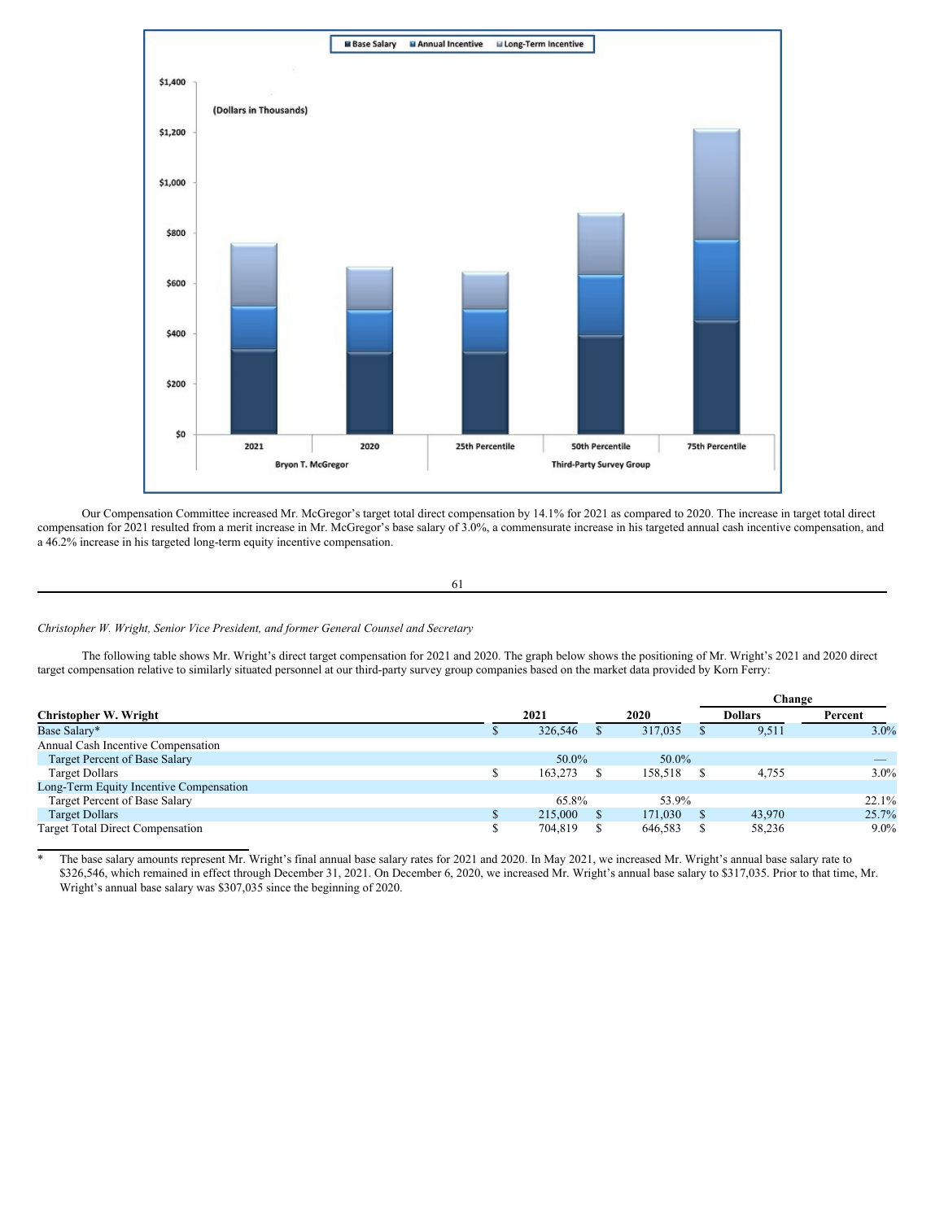Our Compensation Committee increased Mr. McGregor's target total direct compensation by 14.1% for 2021 as compared to 2020. The increase in target total direct compensation for 2021 resulted from a merit increase in Mr. McGregor's base salary of 3.0%, a commensurate increase in his targeted annual cash incentive compensation, and a 46.2% increase in his targeted long-term equity incentive compensation.

*Christopher W. Wright, Senior Vice President, and former General Counsel and Secretary*

The following table shows Mr. Wright's direct target compensation for 2021 and 2020. The graph below shows the positioning of Mr. Wright's 2021 and 2020 direct target compensation relative to similarly situated personnel at our third-party survey group companies based on the market data provided by Korn Ferry:

| Christopher W. Wright | 2021 | 2020 | Change Dollars | Change Percent |
|---|---|---|---|---|
| Base Salary* | $ 326,546 | $ 317,035 | $ 9,511 | 3.0% |
| Annual Cash Incentive Compensation | | | | |
| Target Percent of Base Salary | 50.0% | 50.0% | | — |
| Target Dollars | $ 163,273 | $ 158,518 | $ 4,755 | 3.0% |
| Long-Term Equity Incentive Compensation | | | | |
| Target Percent of Base Salary | 65.8% | 53.9% | | 22.1% |
| Target Dollars | $ 215,000 | $ 171,030 | $ 43,970 | 25.7% |
| Target Total Direct Compensation | $ 704,819 | $ 646,583 | $ 58,236 | 9.0% |

\* The base salary amounts represent Mr. Wright's final annual base salary rates for 2021 and 2020. In May 2021, we increased Mr. Wright's annual base salary rate to $326,546, which remained in effect through December 31, 2021. On December 6, 2020, we increased Mr. Wright's annual base salary to $317,035. Prior to that time, Mr. Wright's annual base salary was $307,035 since the beginning of 2020.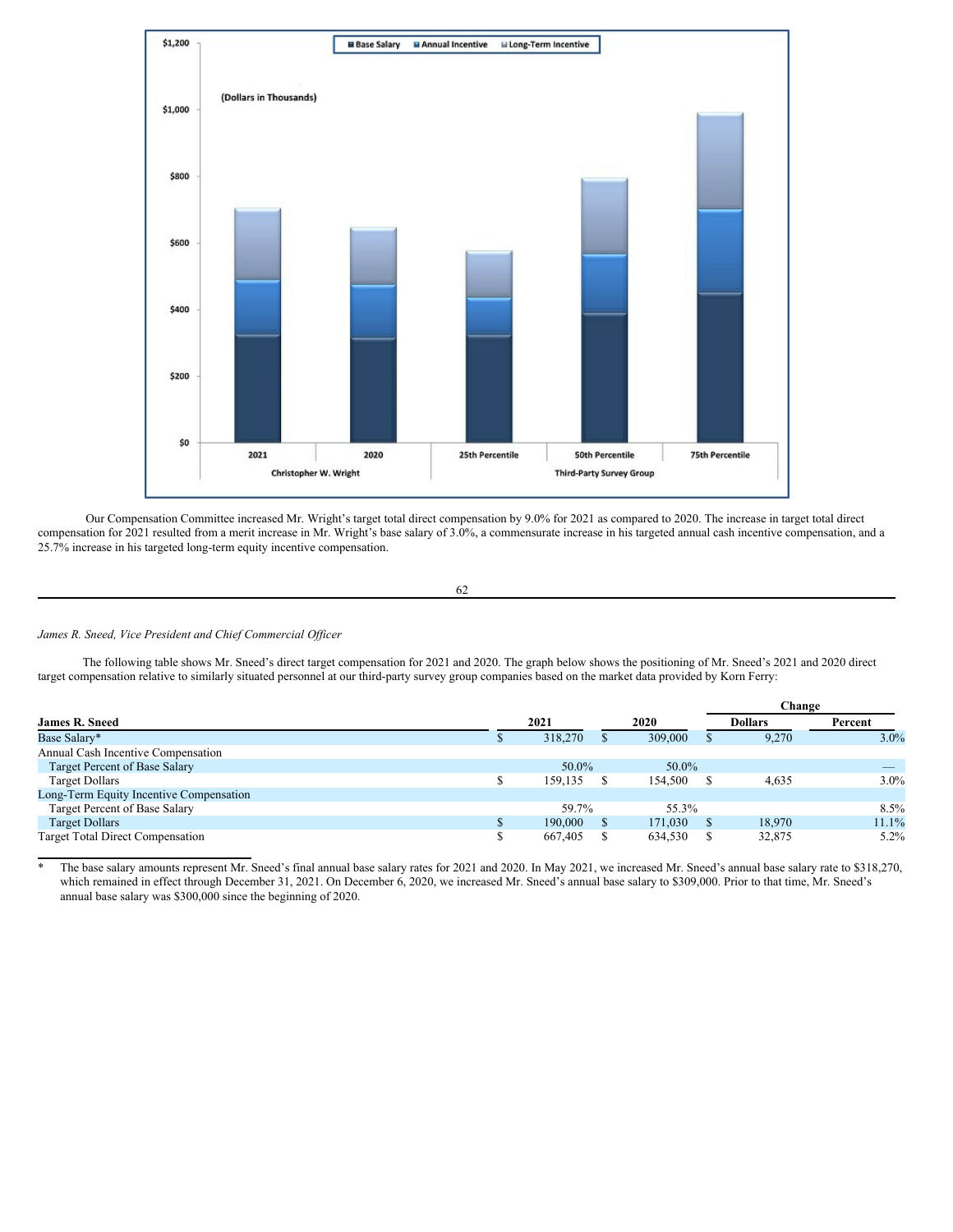Our Compensation Committee increased Mr. Wright's target total direct compensation by 9.0% for 2021 as compared to 2020. The increase in target total direct compensation for 2021 resulted from a merit increase in Mr. Wright's base salary of 3.0%, a commensurate increase in his targeted annual cash incentive compensation, and a 25.7% increase in his targeted long-term equity incentive compensation.

*James R. Sneed, Vice President and Chief Commercial Officer*

The following table shows Mr. Sneed's direct target compensation for 2021 and 2020. The graph below shows the positioning of Mr. Sneed's 2021 and 2020 direct target compensation relative to similarly situated personnel at our third-party survey group companies based on the market data provided by Korn Ferry:

| | | | Change | |
|---|---|---|---|---|
| **James R. Sneed** | **2021** | **2020** | **Dollars** | **Percent** |
| Base Salary* | $ 318,270 | $ 309,000 | $ 9,270 | 3.0% |
| Annual Cash Incentive Compensation | | | | |
| Target Percent of Base Salary | 50.0% | 50.0% | | — |
| Target Dollars | $ 159,135 | $ 154,500 | $ 4,635 | 3.0% |
| Long-Term Equity Incentive Compensation | | | | |
| Target Percent of Base Salary | 59.7% | 55.3% | | 8.5% |
| Target Dollars | $ 190,000 | $ 171,030 | $ 18,970 | 11.1% |
| Target Total Direct Compensation | $ 667,405 | $ 634,530 | $ 32,875 | 5.2% |

\* The base salary amounts represent Mr. Sneed's final annual base salary rates for 2021 and 2020. In May 2021, we increased Mr. Sneed's annual base salary rate to $318,270, which remained in effect through December 31, 2021. On December 6, 2020, we increased Mr. Sneed's annual base salary to $309,000. Prior to that time, Mr. Sneed's annual base salary was $300,000 since the beginning of 2020.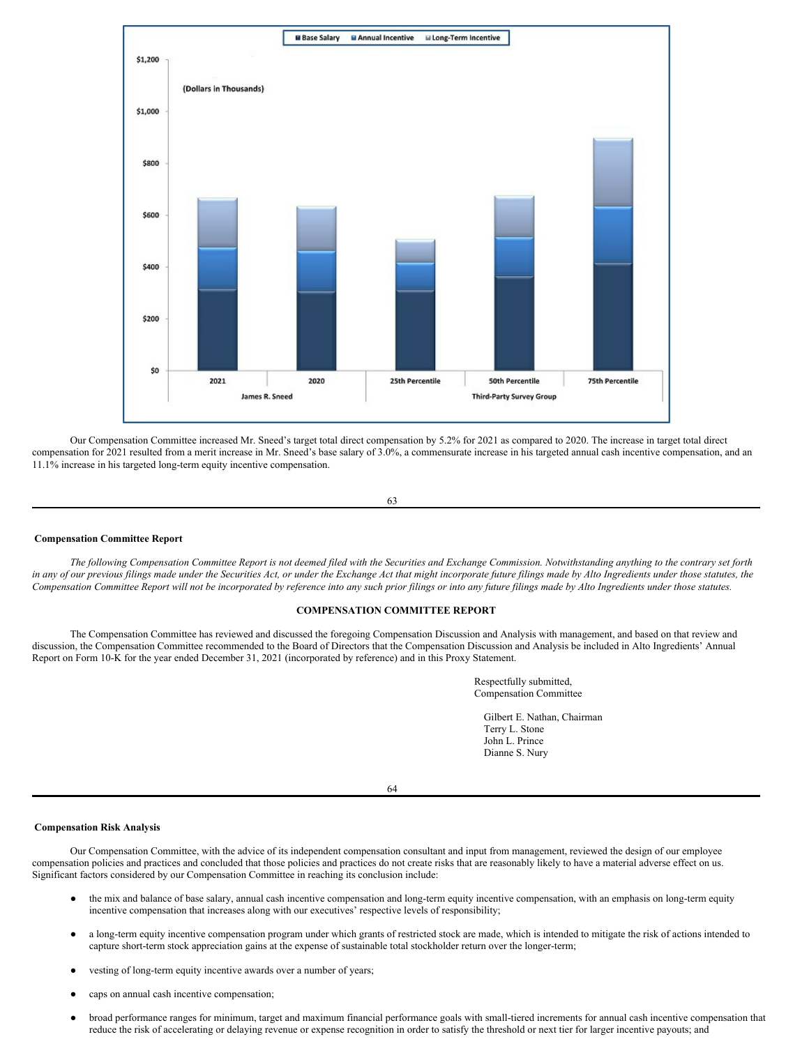Our Compensation Committee increased Mr. Sneed's target total direct compensation by 5.2% for 2021 as compared to 2020. The increase in target total direct compensation for 2021 resulted from a merit increase in Mr. Sneed's base salary of 3.0%, a commensurate increase in his targeted annual cash incentive compensation, and an 11.1% increase in his targeted long-term equity incentive compensation.

### Compensation Committee Report

*The following Compensation Committee Report is not deemed filed with the Securities and Exchange Commission. Notwithstanding anything to the contrary set forth in any of our previous filings made under the Securities Act, or under the Exchange Act that might incorporate future filings made by Alto Ingredients under those statutes, the Compensation Committee Report will not be incorporated by reference into any such prior filings or into any future filings made by Alto Ingredients under those statutes.*

**COMPENSATION COMMITTEE REPORT**

The Compensation Committee has reviewed and discussed the foregoing Compensation Discussion and Analysis with management, and based on that review and discussion, the Compensation Committee recommended to the Board of Directors that the Compensation Discussion and Analysis be included in Alto Ingredients' Annual Report on Form 10-K for the year ended December 31, 2021 (incorporated by reference) and in this Proxy Statement.

Respectfully submitted,
Compensation Committee

Gilbert E. Nathan, Chairman
Terry L. Stone
John L. Prince
Dianne S. Nury

### Compensation Risk Analysis

Our Compensation Committee, with the advice of its independent compensation consultant and input from management, reviewed the design of our employee compensation policies and practices and concluded that those policies and practices do not create risks that are reasonably likely to have a material adverse effect on us. Significant factors considered by our Compensation Committee in reaching its conclusion include:

- the mix and balance of base salary, annual cash incentive compensation and long-term equity incentive compensation, with an emphasis on long-term equity incentive compensation that increases along with our executives' respective levels of responsibility;
- a long-term equity incentive compensation program under which grants of restricted stock are made, which is intended to mitigate the risk of actions intended to capture short-term stock appreciation gains at the expense of sustainable total stockholder return over the longer-term;
- vesting of long-term equity incentive awards over a number of years;
- caps on annual cash incentive compensation;
- broad performance ranges for minimum, target and maximum financial performance goals with small-tiered increments for annual cash incentive compensation that reduce the risk of accelerating or delaying revenue or expense recognition in order to satisfy the threshold or next tier for larger incentive payouts; and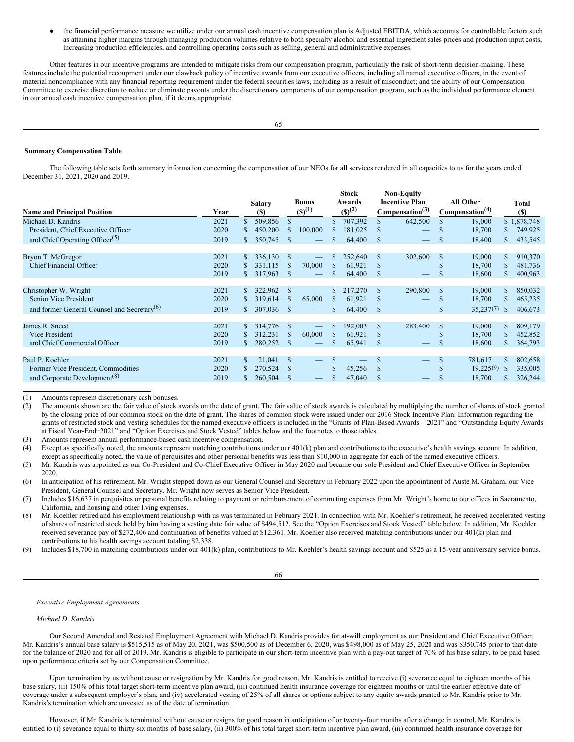- the financial performance measure we utilize under our annual cash incentive compensation plan is Adjusted EBITDA, which accounts for controllable factors such as attaining higher margins through managing production volumes relative to both specialty alcohol and essential ingredient sales prices and production input costs, increasing production efficiencies, and controlling operating costs such as selling, general and administrative expenses.

Other features in our incentive programs are intended to mitigate risks from our compensation program, particularly the risk of short-term decision-making. These features include the potential recoupment under our clawback policy of incentive awards from our executive officers, including all named executive officers, in the event of material noncompliance with any financial reporting requirement under the federal securities laws, including as a result of misconduct; and the ability of our Compensation Committee to exercise discretion to reduce or eliminate payouts under the discretionary components of our compensation program, such as the individual performance element in our annual cash incentive compensation plan, if it deems appropriate.

**Summary Compensation Table**

The following table sets forth summary information concerning the compensation of our NEOs for all services rendered in all capacities to us for the years ended December 31, 2021, 2020 and 2019.

| Name and Principal Position | Year | Salary ($) | Bonus ($)(1) | Stock Awards ($)(2) | Non-Equity Incentive Plan Compensation(3) | All Other Compensation(4) | Total ($) |
|---|---|---|---|---|---|---|---|
| Michael D. Kandris | 2021 | $ 509,856 | $ — | $ 707,392 | $ 642,500 | $ 19,000 | $ 1,878,748 |
| President, Chief Executive Officer | 2020 | $ 450,200 | $ 100,000 | $ 181,025 | $ — | $ 18,700 | $ 749,925 |
| and Chief Operating Officer(5) | 2019 | $ 350,745 | $ — | $ 64,400 | $ — | $ 18,400 | $ 433,545 |
| | | | | | | | |
| Bryon T. McGregor | 2021 | $ 336,130 | $ — | $ 252,640 | $ 302,600 | $ 19,000 | $ 910,370 |
| Chief Financial Officer | 2020 | $ 331,115 | $ 70,000 | $ 61,921 | $ — | $ 18,700 | $ 481,736 |
| | 2019 | $ 317,963 | $ — | $ 64,400 | $ — | $ 18,600 | $ 400,963 |
| | | | | | | | |
| Christopher W. Wright | 2021 | $ 322,962 | $ — | $ 217,270 | $ 290,800 | $ 19,000 | $ 850,032 |
| Senior Vice President | 2020 | $ 319,614 | $ 65,000 | $ 61,921 | $ — | $ 18,700 | $ 465,235 |
| and former General Counsel and Secretary(6) | 2019 | $ 307,036 | $ — | $ 64,400 | $ — | $ 35,237(7) | $ 406,673 |
| | | | | | | | |
| James R. Sneed | 2021 | $ 314,776 | $ — | $ 192,003 | $ 283,400 | $ 19,000 | $ 809,179 |
| Vice President | 2020 | $ 312,231 | $ 60,000 | $ 61,921 | $ — | $ 18,700 | $ 452,852 |
| and Chief Commercial Officer | 2019 | $ 280,252 | $ — | $ 65,941 | $ — | $ 18,600 | $ 364,793 |
| | | | | | | | |
| Paul P. Koehler | 2021 | $ 21,041 | $ — | $ — | $ — | $ 781,617 | $ 802,658 |
| Former Vice President, Commodities | 2020 | $ 270,524 | $ — | $ 45,256 | $ — | $ 19,225(9) | $ 335,005 |
| and Corporate Development(8) | 2019 | $ 260,504 | $ — | $ 47,040 | $ — | $ 18,700 | $ 326,244 |

(1) Amounts represent discretionary cash bonuses.

(2) The amounts shown are the fair value of stock awards on the date of grant. The fair value of stock awards is calculated by multiplying the number of shares of stock granted by the closing price of our common stock on the date of grant. The shares of common stock were issued under our 2016 Stock Incentive Plan. Information regarding the grants of restricted stock and vesting schedules for the named executive officers is included in the "Grants of Plan-Based Awards – 2021" and "Outstanding Equity Awards at Fiscal Year-End−2021" and "Option Exercises and Stock Vested" tables below and the footnotes to those tables.

(3) Amounts represent annual performance-based cash incentive compensation.

(4) Except as specifically noted, the amounts represent matching contributions under our 401(k) plan and contributions to the executive's health savings account. In addition, except as specifically noted, the value of perquisites and other personal benefits was less than $10,000 in aggregate for each of the named executive officers.

(5) Mr. Kandris was appointed as our Co-President and Co-Chief Executive Officer in May 2020 and became our sole President and Chief Executive Officer in September 2020.

(6) In anticipation of his retirement, Mr. Wright stepped down as our General Counsel and Secretary in February 2022 upon the appointment of Auste M. Graham, our Vice President, General Counsel and Secretary. Mr. Wright now serves as Senior Vice President.

(7) Includes $16,637 in perquisites or personal benefits relating to payment or reimbursement of commuting expenses from Mr. Wright's home to our offices in Sacramento, California, and housing and other living expenses.

(8) Mr. Koehler retired and his employment relationship with us was terminated in February 2021. In connection with Mr. Koehler's retirement, he received accelerated vesting of shares of restricted stock held by him having a vesting date fair value of $494,512. See the "Option Exercises and Stock Vested" table below. In addition, Mr. Koehler received severance pay of $272,406 and continuation of benefits valued at $12,361. Mr. Koehler also received matching contributions under our 401(k) plan and contributions to his health savings account totaling $2,338.

(9) Includes $18,700 in matching contributions under our 401(k) plan, contributions to Mr. Koehler's health savings account and $525 as a 15-year anniversary service bonus.

*Executive Employment Agreements*

*Michael D. Kandris*

Our Second Amended and Restated Employment Agreement with Michael D. Kandris provides for at-will employment as our President and Chief Executive Officer. Mr. Kandris's annual base salary is $515,515 as of May 20, 2021, was $500,500 as of December 6, 2020, was $498,000 as of May 25, 2020 and was $350,745 prior to that date for the balance of 2020 and for all of 2019. Mr. Kandris is eligible to participate in our short-term incentive plan with a pay-out target of 70% of his base salary, to be paid based upon performance criteria set by our Compensation Committee.

Upon termination by us without cause or resignation by Mr. Kandris for good reason, Mr. Kandris is entitled to receive (i) severance equal to eighteen months of his base salary, (ii) 150% of his total target short-term incentive plan award, (iii) continued health insurance coverage for eighteen months or until the earlier effective date of coverage under a subsequent employer's plan, and (iv) accelerated vesting of 25% of all shares or options subject to any equity awards granted to Mr. Kandris prior to Mr. Kandris's termination which are unvested as of the date of termination.

However, if Mr. Kandris is terminated without cause or resigns for good reason in anticipation of or twenty-four months after a change in control, Mr. Kandris is entitled to (i) severance equal to thirty-six months of base salary, (ii) 300% of his total target short-term incentive plan award, (iii) continued health insurance coverage for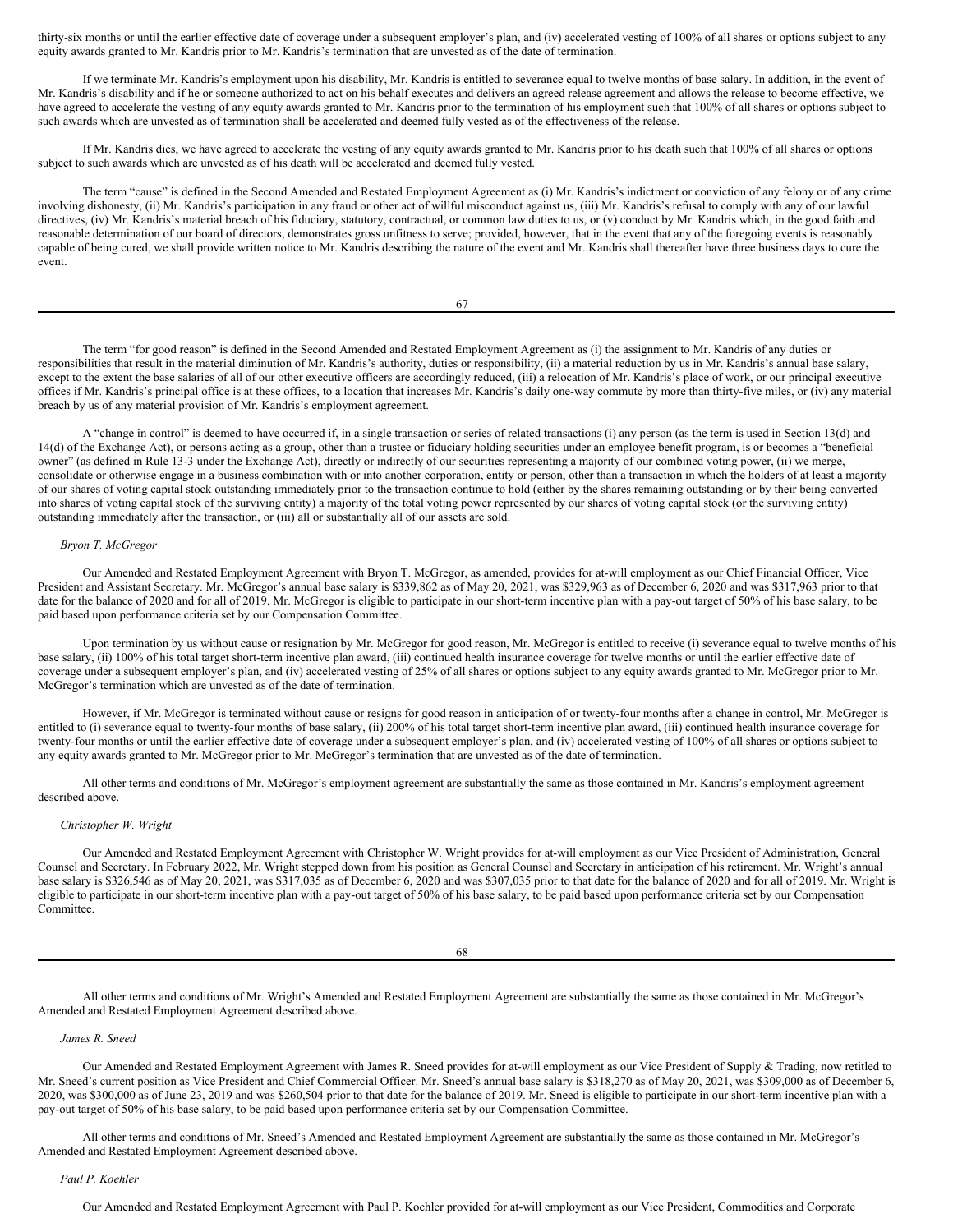thirty-six months or until the earlier effective date of coverage under a subsequent employer's plan, and (iv) accelerated vesting of 100% of all shares or options subject to any equity awards granted to Mr. Kandris prior to Mr. Kandris's termination that are unvested as of the date of termination.

If we terminate Mr. Kandris's employment upon his disability, Mr. Kandris is entitled to severance equal to twelve months of base salary. In addition, in the event of Mr. Kandris's disability and if he or someone authorized to act on his behalf executes and delivers an agreed release agreement and allows the release to become effective, we have agreed to accelerate the vesting of any equity awards granted to Mr. Kandris prior to the termination of his employment such that 100% of all shares or options subject to such awards which are unvested as of termination shall be accelerated and deemed fully vested as of the effectiveness of the release.

If Mr. Kandris dies, we have agreed to accelerate the vesting of any equity awards granted to Mr. Kandris prior to his death such that 100% of all shares or options subject to such awards which are unvested as of his death will be accelerated and deemed fully vested.

The term "cause" is defined in the Second Amended and Restated Employment Agreement as (i) Mr. Kandris's indictment or conviction of any felony or of any crime involving dishonesty, (ii) Mr. Kandris's participation in any fraud or other act of willful misconduct against us, (iii) Mr. Kandris's refusal to comply with any of our lawful directives, (iv) Mr. Kandris's material breach of his fiduciary, statutory, contractual, or common law duties to us, or (v) conduct by Mr. Kandris which, in the good faith and reasonable determination of our board of directors, demonstrates gross unfitness to serve; provided, however, that in the event that any of the foregoing events is reasonably capable of being cured, we shall provide written notice to Mr. Kandris describing the nature of the event and Mr. Kandris shall thereafter have three business days to cure the event.

The term "for good reason" is defined in the Second Amended and Restated Employment Agreement as (i) the assignment to Mr. Kandris of any duties or responsibilities that result in the material diminution of Mr. Kandris's authority, duties or responsibility, (ii) a material reduction by us in Mr. Kandris's annual base salary, except to the extent the base salaries of all of our other executive officers are accordingly reduced, (iii) a relocation of Mr. Kandris's place of work, or our principal executive offices if Mr. Kandris's principal office is at these offices, to a location that increases Mr. Kandris's daily one-way commute by more than thirty-five miles, or (iv) any material breach by us of any material provision of Mr. Kandris's employment agreement.

A "change in control" is deemed to have occurred if, in a single transaction or series of related transactions (i) any person (as the term is used in Section 13(d) and 14(d) of the Exchange Act), or persons acting as a group, other than a trustee or fiduciary holding securities under an employee benefit program, is or becomes a "beneficial owner" (as defined in Rule 13-3 under the Exchange Act), directly or indirectly of our securities representing a majority of our combined voting power, (ii) we merge, consolidate or otherwise engage in a business combination with or into another corporation, entity or person, other than a transaction in which the holders of at least a majority of our shares of voting capital stock outstanding immediately prior to the transaction continue to hold (either by the shares remaining outstanding or by their being converted into shares of voting capital stock of the surviving entity) a majority of the total voting power represented by our shares of voting capital stock (or the surviving entity) outstanding immediately after the transaction, or (iii) all or substantially all of our assets are sold.

*Bryon T. McGregor*

Our Amended and Restated Employment Agreement with Bryon T. McGregor, as amended, provides for at-will employment as our Chief Financial Officer, Vice President and Assistant Secretary. Mr. McGregor's annual base salary is $339,862 as of May 20, 2021, was $329,963 as of December 6, 2020 and was $317,963 prior to that date for the balance of 2020 and for all of 2019. Mr. McGregor is eligible to participate in our short-term incentive plan with a pay-out target of 50% of his base salary, to be paid based upon performance criteria set by our Compensation Committee.

Upon termination by us without cause or resignation by Mr. McGregor for good reason, Mr. McGregor is entitled to receive (i) severance equal to twelve months of his base salary, (ii) 100% of his total target short-term incentive plan award, (iii) continued health insurance coverage for twelve months or until the earlier effective date of coverage under a subsequent employer's plan, and (iv) accelerated vesting of 25% of all shares or options subject to any equity awards granted to Mr. McGregor prior to Mr. McGregor's termination which are unvested as of the date of termination.

However, if Mr. McGregor is terminated without cause or resigns for good reason in anticipation of or twenty-four months after a change in control, Mr. McGregor is entitled to (i) severance equal to twenty-four months of base salary, (ii) 200% of his total target short-term incentive plan award, (iii) continued health insurance coverage for twenty-four months or until the earlier effective date of coverage under a subsequent employer's plan, and (iv) accelerated vesting of 100% of all shares or options subject to any equity awards granted to Mr. McGregor prior to Mr. McGregor's termination that are unvested as of the date of termination.

All other terms and conditions of Mr. McGregor's employment agreement are substantially the same as those contained in Mr. Kandris's employment agreement described above.

*Christopher W. Wright*

Our Amended and Restated Employment Agreement with Christopher W. Wright provides for at-will employment as our Vice President of Administration, General Counsel and Secretary. In February 2022, Mr. Wright stepped down from his position as General Counsel and Secretary in anticipation of his retirement. Mr. Wright's annual base salary is $326,546 as of May 20, 2021, was $317,035 as of December 6, 2020 and was $307,035 prior to that date for the balance of 2020 and for all of 2019. Mr. Wright is eligible to participate in our short-term incentive plan with a pay-out target of 50% of his base salary, to be paid based upon performance criteria set by our Compensation Committee.

All other terms and conditions of Mr. Wright's Amended and Restated Employment Agreement are substantially the same as those contained in Mr. McGregor's Amended and Restated Employment Agreement described above.

*James R. Sneed*

Our Amended and Restated Employment Agreement with James R. Sneed provides for at-will employment as our Vice President of Supply & Trading, now retitled to Mr. Sneed's current position as Vice President and Chief Commercial Officer. Mr. Sneed's annual base salary is $318,270 as of May 20, 2021, was $309,000 as of December 6, 2020, was $300,000 as of June 23, 2019 and was $260,504 prior to that date for the balance of 2019. Mr. Sneed is eligible to participate in our short-term incentive plan with a pay-out target of 50% of his base salary, to be paid based upon performance criteria set by our Compensation Committee.

All other terms and conditions of Mr. Sneed's Amended and Restated Employment Agreement are substantially the same as those contained in Mr. McGregor's Amended and Restated Employment Agreement described above.

*Paul P. Koehler*

Our Amended and Restated Employment Agreement with Paul P. Koehler provided for at-will employment as our Vice President, Commodities and Corporate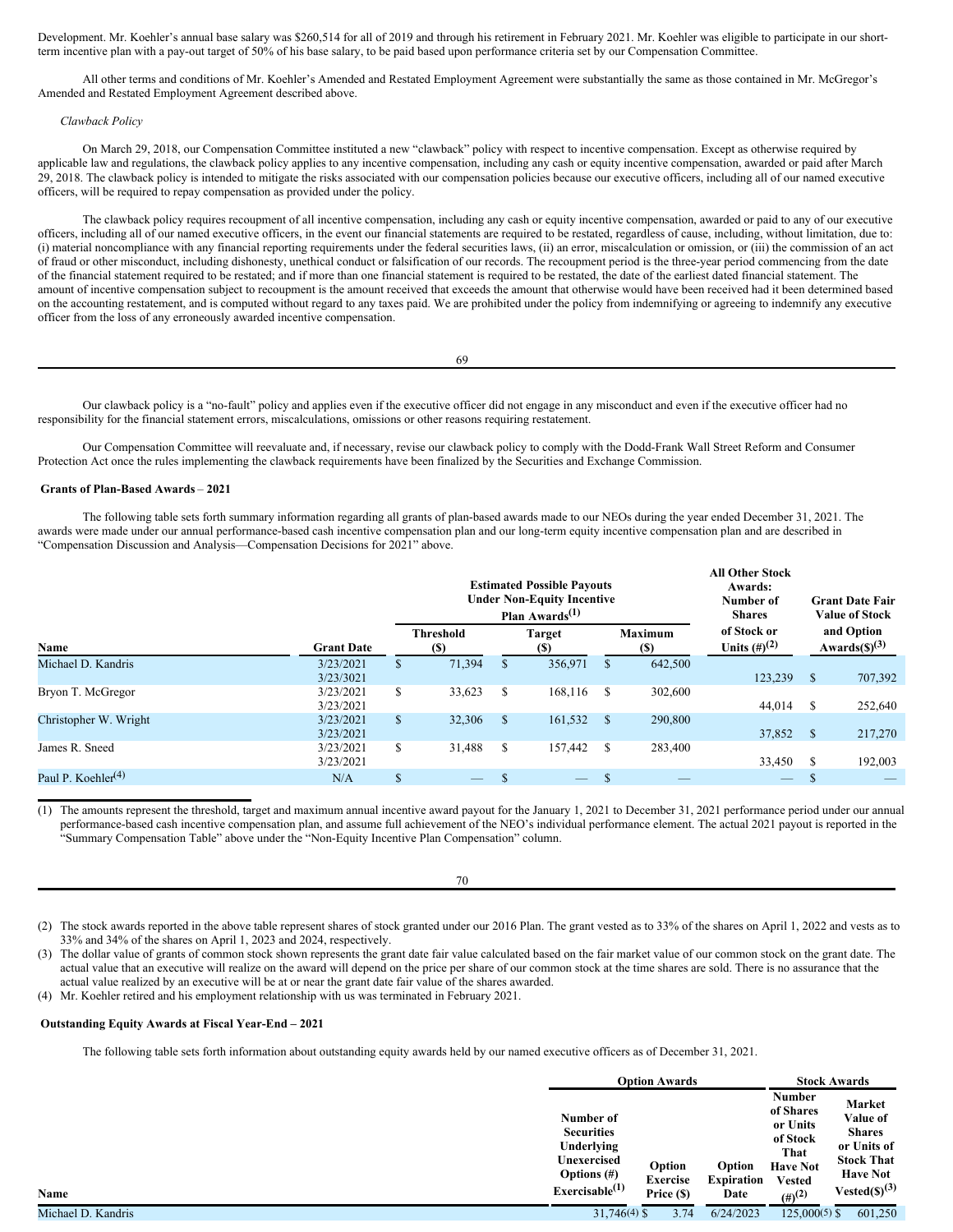Development. Mr. Koehler's annual base salary was $260,514 for all of 2019 and through his retirement in February 2021. Mr. Koehler was eligible to participate in our short-term incentive plan with a pay-out target of 50% of his base salary, to be paid based upon performance criteria set by our Compensation Committee.

All other terms and conditions of Mr. Koehler's Amended and Restated Employment Agreement were substantially the same as those contained in Mr. McGregor's Amended and Restated Employment Agreement described above.

*Clawback Policy*

On March 29, 2018, our Compensation Committee instituted a new "clawback" policy with respect to incentive compensation. Except as otherwise required by applicable law and regulations, the clawback policy applies to any incentive compensation, including any cash or equity incentive compensation, awarded or paid after March 29, 2018. The clawback policy is intended to mitigate the risks associated with our compensation policies because our executive officers, including all of our named executive officers, will be required to repay compensation as provided under the policy.

The clawback policy requires recoupment of all incentive compensation, including any cash or equity incentive compensation, awarded or paid to any of our executive officers, including all of our named executive officers, in the event our financial statements are required to be restated, regardless of cause, including, without limitation, due to: (i) material noncompliance with any financial reporting requirements under the federal securities laws, (ii) an error, miscalculation or omission, or (iii) the commission of an act of fraud or other misconduct, including dishonesty, unethical conduct or falsification of our records. The recoupment period is the three-year period commencing from the date of the financial statement required to be restated; and if more than one financial statement is required to be restated, the date of the earliest dated financial statement. The amount of incentive compensation subject to recoupment is the amount received that exceeds the amount that otherwise would have been received had it been determined based on the accounting restatement, and is computed without regard to any taxes paid. We are prohibited under the policy from indemnifying or agreeing to indemnify any executive officer from the loss of any erroneously awarded incentive compensation.

Our clawback policy is a "no-fault" policy and applies even if the executive officer did not engage in any misconduct and even if the executive officer had no responsibility for the financial statement errors, miscalculations, omissions or other reasons requiring restatement.

Our Compensation Committee will reevaluate and, if necessary, revise our clawback policy to comply with the Dodd-Frank Wall Street Reform and Consumer Protection Act once the rules implementing the clawback requirements have been finalized by the Securities and Exchange Commission.

**Grants of Plan-Based Awards – 2021**

The following table sets forth summary information regarding all grants of plan-based awards made to our NEOs during the year ended December 31, 2021. The awards were made under our annual performance-based cash incentive compensation plan and our long-term equity incentive compensation plan and are described in "Compensation Discussion and Analysis—Compensation Decisions for 2021" above.

| | | Estimated Possible Payouts Under Non-Equity Incentive Plan Awards(1) | | | All Other Stock Awards: Number of Shares | Grant Date Fair Value of Stock |
|---|---|---|---|---|---|---|
| **Name** | **Grant Date** | **Threshold ($)** | **Target ($)** | **Maximum ($)** | **of Stock or Units (#)(2)** | **and Option Awards($)(3)** |
| Michael D. Kandris | 3/23/2021 | $ 71,394 | $ 356,971 | $ 642,500 | | |
| | 3/23/3021 | | | | 123,239 | $ 707,392 |
| Bryon T. McGregor | 3/23/2021 | $ 33,623 | $ 168,116 | $ 302,600 | | |
| | 3/23/2021 | | | | 44,014 | $ 252,640 |
| Christopher W. Wright | 3/23/2021 | $ 32,306 | $ 161,532 | $ 290,800 | | |
| | 3/23/2021 | | | | 37,852 | $ 217,270 |
| James R. Sneed | 3/23/2021 | $ 31,488 | $ 157,442 | $ 283,400 | | |
| | 3/23/2021 | | | | 33,450 | $ 192,003 |
| Paul P. Koehler(4) | N/A | $ — | $ — | $ — | — | $ — |

(1) The amounts represent the threshold, target and maximum annual incentive award payout for the January 1, 2021 to December 31, 2021 performance period under our annual performance-based cash incentive compensation plan, and assume full achievement of the NEO's individual performance element. The actual 2021 payout is reported in the "Summary Compensation Table" above under the "Non-Equity Incentive Plan Compensation" column.

(2) The stock awards reported in the above table represent shares of stock granted under our 2016 Plan. The grant vested as to 33% of the shares on April 1, 2022 and vests as to 33% and 34% of the shares on April 1, 2023 and 2024, respectively.

(3) The dollar value of grants of common stock shown represents the grant date fair value calculated based on the fair market value of our common stock on the grant date. The actual value that an executive will realize on the award will depend on the price per share of our common stock at the time shares are sold. There is no assurance that the actual value realized by an executive will be at or near the grant date fair value of the shares awarded.

(4) Mr. Koehler retired and his employment relationship with us was terminated in February 2021.

**Outstanding Equity Awards at Fiscal Year-End – 2021**

The following table sets forth information about outstanding equity awards held by our named executive officers as of December 31, 2021.

| | Option Awards | | | Stock Awards | |
|---|---|---|---|---|---|
| **Name** | **Number of Securities Underlying Unexercised Options (#) Exercisable(1)** | **Option Exercise Price ($)** | **Option Expiration Date** | **Number of Shares or Units of Stock That Have Not Vested (#)(2)** | **Market Value of Shares or Units of Stock That Have Not Vested($)(3)** |
| Michael D. Kandris | 31,746(4) | $ 3.74 | 6/24/2023 | 125,000(5) | $ 601,250 |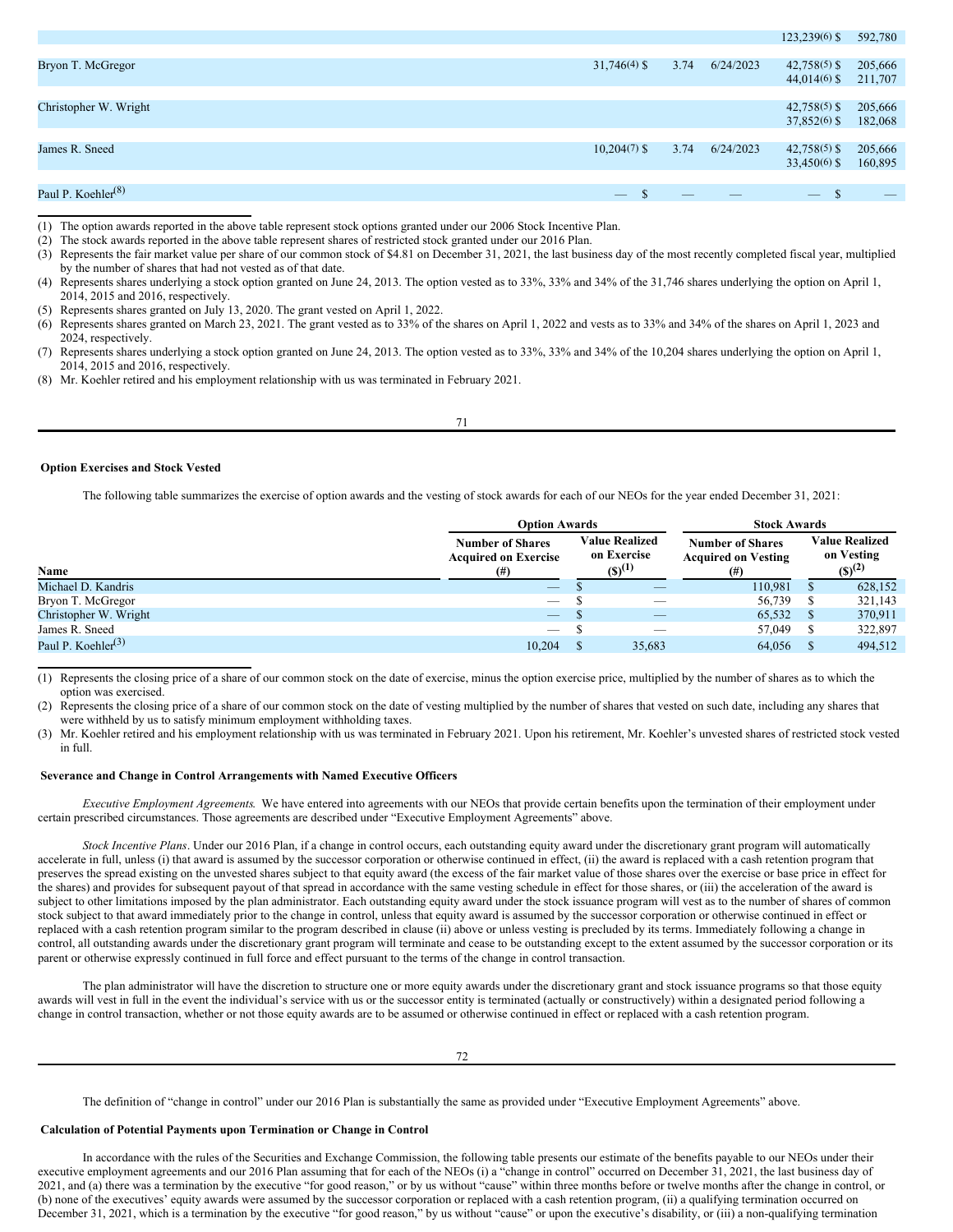| Name | Number of Securities Underlying Unexercised Options (#) Exercisable | Option Exercise Price ($) | Option Expiration Date | Number of Shares That Have Not Vested (#) | Market Value of Shares That Have Not Vested ($)(3) |
|---|---|---|---|---|---|
| | | | | 123,239(6) | $ 592,780 |
| Bryon T. McGregor | 31,746(4) | $ 3.74 | 6/24/2023 | 42,758(5) | $ 205,666 |
| | | | | 44,014(6) | $ 211,707 |
| Christopher W. Wright | | | | 42,758(5) | $ 205,666 |
| | | | | 37,852(6) | $ 182,068 |
| James R. Sneed | 10,204(7) | $ 3.74 | 6/24/2023 | 42,758(5) | $ 205,666 |
| | | | | 33,450(6) | $ 160,895 |
| Paul P. Koehler(8) | — | $ — | — | — | $ — |

(1) The option awards reported in the above table represent stock options granted under our 2006 Stock Incentive Plan.
(2) The stock awards reported in the above table represent shares of restricted stock granted under our 2016 Plan.
(3) Represents the fair market value per share of our common stock of $4.81 on December 31, 2021, the last business day of the most recently completed fiscal year, multiplied by the number of shares that had not vested as of that date.
(4) Represents shares underlying a stock option granted on June 24, 2013. The option vested as to 33%, 33% and 34% of the 31,746 shares underlying the option on April 1, 2014, 2015 and 2016, respectively.
(5) Represents shares granted on July 13, 2020. The grant vested on April 1, 2022.
(6) Represents shares granted on March 23, 2021. The grant vested as to 33% of the shares on April 1, 2022 and vests as to 33% and 34% of the shares on April 1, 2023 and 2024, respectively.
(7) Represents shares underlying a stock option granted on June 24, 2013. The option vested as to 33%, 33% and 34% of the 10,204 shares underlying the option on April 1, 2014, 2015 and 2016, respectively.
(8) Mr. Koehler retired and his employment relationship with us was terminated in February 2021.

### Option Exercises and Stock Vested

The following table summarizes the exercise of option awards and the vesting of stock awards for each of our NEOs for the year ended December 31, 2021:

| | Option Awards | | Stock Awards | |
|---|---|---|---|---|
| Name | Number of Shares Acquired on Exercise (#) | Value Realized on Exercise ($)(1) | Number of Shares Acquired on Vesting (#) | Value Realized on Vesting ($)(2) |
| Michael D. Kandris | — | $ — | 110,981 | $ 628,152 |
| Bryon T. McGregor | — | $ — | 56,739 | $ 321,143 |
| Christopher W. Wright | — | $ — | 65,532 | $ 370,911 |
| James R. Sneed | — | $ — | 57,049 | $ 322,897 |
| Paul P. Koehler(3) | 10,204 | $ 35,683 | 64,056 | $ 494,512 |

(1) Represents the closing price of a share of our common stock on the date of exercise, minus the option exercise price, multiplied by the number of shares as to which the option was exercised.
(2) Represents the closing price of a share of our common stock on the date of vesting multiplied by the number of shares that vested on such date, including any shares that were withheld by us to satisfy minimum employment withholding taxes.
(3) Mr. Koehler retired and his employment relationship with us was terminated in February 2021. Upon his retirement, Mr. Koehler's unvested shares of restricted stock vested in full.

### Severance and Change in Control Arrangements with Named Executive Officers

*Executive Employment Agreements.* We have entered into agreements with our NEOs that provide certain benefits upon the termination of their employment under certain prescribed circumstances. Those agreements are described under "Executive Employment Agreements" above.

*Stock Incentive Plans*. Under our 2016 Plan, if a change in control occurs, each outstanding equity award under the discretionary grant program will automatically accelerate in full, unless (i) that award is assumed by the successor corporation or otherwise continued in effect, (ii) the award is replaced with a cash retention program that preserves the spread existing on the unvested shares subject to that equity award (the excess of the fair market value of those shares over the exercise or base price in effect for the shares) and provides for subsequent payout of that spread in accordance with the same vesting schedule in effect for those shares, or (iii) the acceleration of the award is subject to other limitations imposed by the plan administrator. Each outstanding equity award under the stock issuance program will vest as to the number of shares of common stock subject to that award immediately prior to the change in control, unless that equity award is assumed by the successor corporation or otherwise continued in effect or replaced with a cash retention program similar to the program described in clause (ii) above or unless vesting is precluded by its terms. Immediately following a change in control, all outstanding awards under the discretionary grant program will terminate and cease to be outstanding except to the extent assumed by the successor corporation or its parent or otherwise expressly continued in full force and effect pursuant to the terms of the change in control transaction.

The plan administrator will have the discretion to structure one or more equity awards under the discretionary grant and stock issuance programs so that those equity awards will vest in full in the event the individual's service with us or the successor entity is terminated (actually or constructively) within a designated period following a change in control transaction, whether or not those equity awards are to be assumed or otherwise continued in effect or replaced with a cash retention program.

The definition of "change in control" under our 2016 Plan is substantially the same as provided under "Executive Employment Agreements" above.

### Calculation of Potential Payments upon Termination or Change in Control

In accordance with the rules of the Securities and Exchange Commission, the following table presents our estimate of the benefits payable to our NEOs under their executive employment agreements and our 2016 Plan assuming that for each of the NEOs (i) a "change in control" occurred on December 31, 2021, the last business day of 2021, and (a) there was a termination by the executive "for good reason," or by us without "cause" within three months before or twelve months after the change in control, or (b) none of the executives' equity awards were assumed by the successor corporation or replaced with a cash retention program, (ii) a qualifying termination occurred on December 31, 2021, which is a termination by the executive "for good reason," by us without "cause" or upon the executive's disability, or (iii) a non-qualifying termination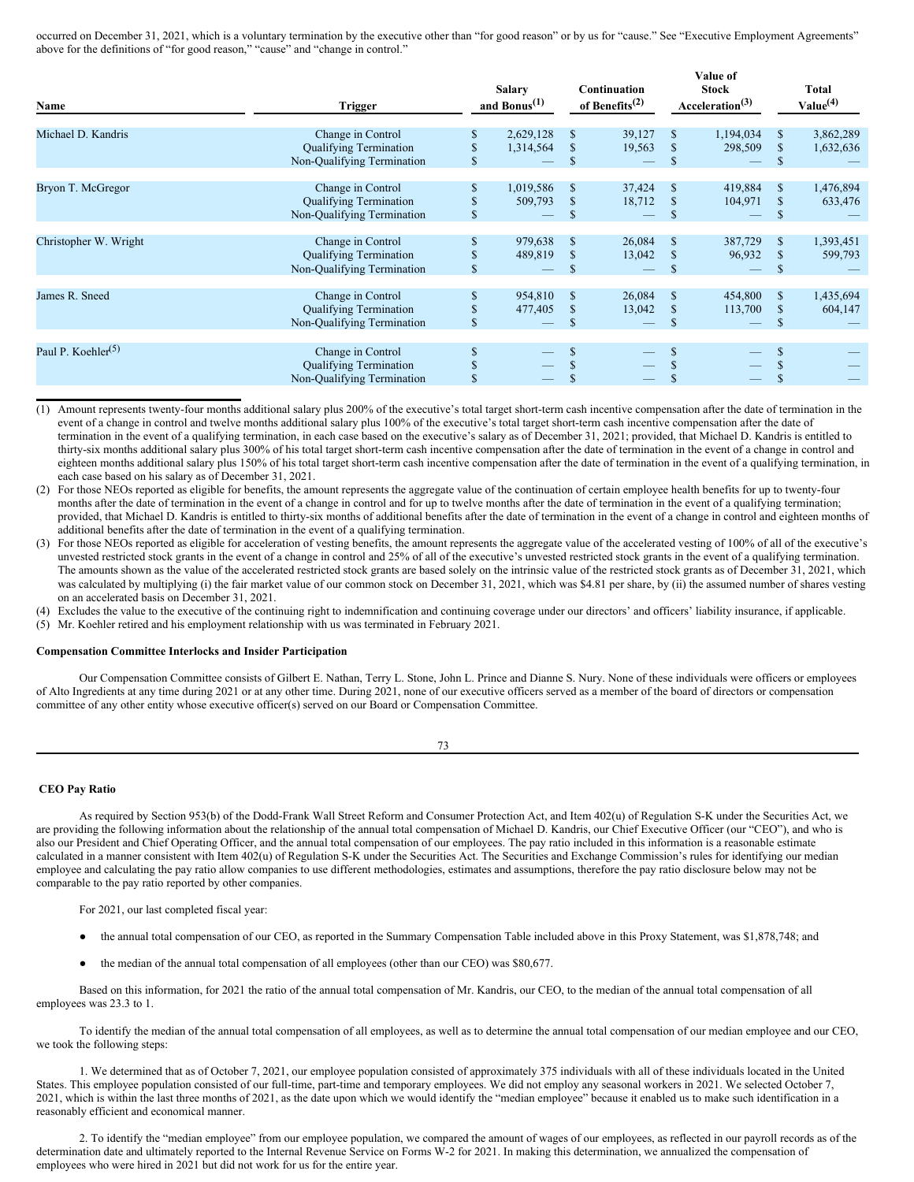occurred on December 31, 2021, which is a voluntary termination by the executive other than "for good reason" or by us for "cause." See "Executive Employment Agreements" above for the definitions of "for good reason," "cause" and "change in control."

| Name | Trigger | Salary and Bonus[(1)] | Continuation of Benefits[(2)] | Value of Stock Acceleration[(3)] | Total Value[(4)] |
|---|---|---|---|---|---|
| Michael D. Kandris | Change in Control | $ 2,629,128 | $ 39,127 | $ 1,194,034 | $ 3,862,289 |
| | Qualifying Termination | $ 1,314,564 | $ 19,563 | $ 298,509 | $ 1,632,636 |
| | Non-Qualifying Termination | $ — | $ — | $ — | $ — |
| Bryon T. McGregor | Change in Control | $ 1,019,586 | $ 37,424 | $ 419,884 | $ 1,476,894 |
| | Qualifying Termination | $ 509,793 | $ 18,712 | $ 104,971 | $ 633,476 |
| | Non-Qualifying Termination | $ — | $ — | $ — | $ — |
| Christopher W. Wright | Change in Control | $ 979,638 | $ 26,084 | $ 387,729 | $ 1,393,451 |
| | Qualifying Termination | $ 489,819 | $ 13,042 | $ 96,932 | $ 599,793 |
| | Non-Qualifying Termination | $ — | $ — | $ — | $ — |
| James R. Sneed | Change in Control | $ 954,810 | $ 26,084 | $ 454,800 | $ 1,435,694 |
| | Qualifying Termination | $ 477,405 | $ 13,042 | $ 113,700 | $ 604,147 |
| | Non-Qualifying Termination | $ — | $ — | $ — | $ — |
| Paul P. Koehler[(5)] | Change in Control | $ — | $ — | $ — | $ — |
| | Qualifying Termination | $ — | $ — | $ — | $ — |
| | Non-Qualifying Termination | $ — | $ — | $ — | $ — |

(1) Amount represents twenty-four months additional salary plus 200% of the executive's total target short-term cash incentive compensation after the date of termination in the event of a change in control and twelve months additional salary plus 100% of the executive's total target short-term cash incentive compensation after the date of termination in the event of a qualifying termination, in each case based on the executive's salary as of December 31, 2021; provided, that Michael D. Kandris is entitled to thirty-six months additional salary plus 300% of his total target short-term cash incentive compensation after the date of termination in the event of a change in control and eighteen months additional salary plus 150% of his total target short-term cash incentive compensation after the date of termination in the event of a qualifying termination, in each case based on his salary as of December 31, 2021.

(2) For those NEOs reported as eligible for benefits, the amount represents the aggregate value of the continuation of certain employee health benefits for up to twenty-four months after the date of termination in the event of a change in control and for up to twelve months after the date of termination in the event of a qualifying termination; provided, that Michael D. Kandris is entitled to thirty-six months of additional benefits after the date of termination in the event of a change in control and eighteen months of additional benefits after the date of termination in the event of a qualifying termination.

(3) For those NEOs reported as eligible for acceleration of vesting benefits, the amount represents the aggregate value of the accelerated vesting of 100% of all of the executive's unvested restricted stock grants in the event of a change in control and 25% of all of the executive's unvested restricted stock grants in the event of a qualifying termination. The amounts shown as the value of the accelerated restricted stock grants are based solely on the intrinsic value of the restricted stock grants as of December 31, 2021, which was calculated by multiplying (i) the fair market value of our common stock on December 31, 2021, which was $4.81 per share, by (ii) the assumed number of shares vesting on an accelerated basis on December 31, 2021.

(4) Excludes the value to the executive of the continuing right to indemnification and continuing coverage under our directors' and officers' liability insurance, if applicable.

(5) Mr. Koehler retired and his employment relationship with us was terminated in February 2021.

**Compensation Committee Interlocks and Insider Participation**

Our Compensation Committee consists of Gilbert E. Nathan, Terry L. Stone, John L. Prince and Dianne S. Nury. None of these individuals were officers or employees of Alto Ingredients at any time during 2021 or at any other time. During 2021, none of our executive officers served as a member of the board of directors or compensation committee of any other entity whose executive officer(s) served on our Board or Compensation Committee.

**CEO Pay Ratio**

As required by Section 953(b) of the Dodd-Frank Wall Street Reform and Consumer Protection Act, and Item 402(u) of Regulation S-K under the Securities Act, we are providing the following information about the relationship of the annual total compensation of Michael D. Kandris, our Chief Executive Officer (our "CEO"), and who is also our President and Chief Operating Officer, and the annual total compensation of our employees. The pay ratio included in this information is a reasonable estimate calculated in a manner consistent with Item 402(u) of Regulation S-K under the Securities Act. The Securities and Exchange Commission's rules for identifying our median employee and calculating the pay ratio allow companies to use different methodologies, estimates and assumptions, therefore the pay ratio disclosure below may not be comparable to the pay ratio reported by other companies.

For 2021, our last completed fiscal year:

- the annual total compensation of our CEO, as reported in the Summary Compensation Table included above in this Proxy Statement, was $1,878,748; and
- the median of the annual total compensation of all employees (other than our CEO) was $80,677.

Based on this information, for 2021 the ratio of the annual total compensation of Mr. Kandris, our CEO, to the median of the annual total compensation of all employees was 23.3 to 1.

To identify the median of the annual total compensation of all employees, as well as to determine the annual total compensation of our median employee and our CEO, we took the following steps:

1. We determined that as of October 7, 2021, our employee population consisted of approximately 375 individuals with all of these individuals located in the United States. This employee population consisted of our full-time, part-time and temporary employees. We did not employ any seasonal workers in 2021. We selected October 7, 2021, which is within the last three months of 2021, as the date upon which we would identify the "median employee" because it enabled us to make such identification in a reasonably efficient and economical manner.

2. To identify the "median employee" from our employee population, we compared the amount of wages of our employees, as reflected in our payroll records as of the determination date and ultimately reported to the Internal Revenue Service on Forms W-2 for 2021. In making this determination, we annualized the compensation of employees who were hired in 2021 but did not work for us for the entire year.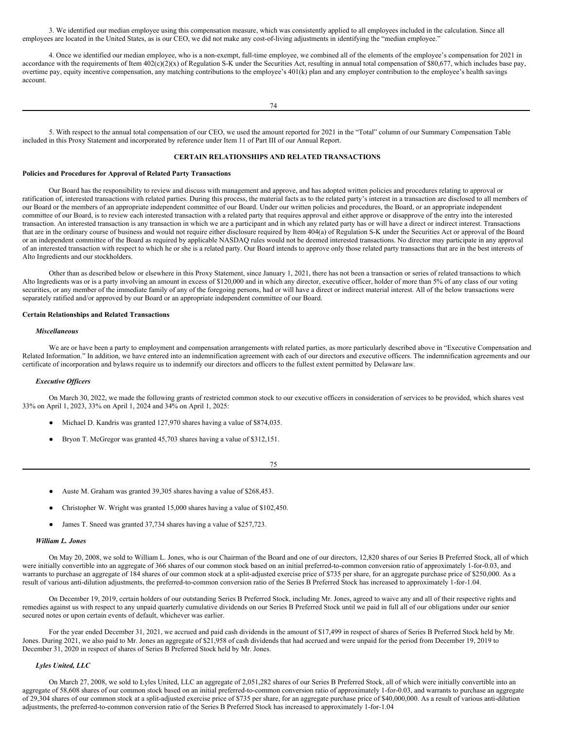3. We identified our median employee using this compensation measure, which was consistently applied to all employees included in the calculation. Since all employees are located in the United States, as is our CEO, we did not make any cost-of-living adjustments in identifying the "median employee."

4. Once we identified our median employee, who is a non-exempt, full-time employee, we combined all of the elements of the employee's compensation for 2021 in accordance with the requirements of Item 402(c)(2)(x) of Regulation S-K under the Securities Act, resulting in annual total compensation of $80,677, which includes base pay, overtime pay, equity incentive compensation, any matching contributions to the employee's 401(k) plan and any employer contribution to the employee's health savings account.

5. With respect to the annual total compensation of our CEO, we used the amount reported for 2021 in the "Total" column of our Summary Compensation Table included in this Proxy Statement and incorporated by reference under Item 11 of Part III of our Annual Report.

## CERTAIN RELATIONSHIPS AND RELATED TRANSACTIONS

**Policies and Procedures for Approval of Related Party Transactions**

Our Board has the responsibility to review and discuss with management and approve, and has adopted written policies and procedures relating to approval or ratification of, interested transactions with related parties. During this process, the material facts as to the related party's interest in a transaction are disclosed to all members of our Board or the members of an appropriate independent committee of our Board. Under our written policies and procedures, the Board, or an appropriate independent committee of our Board, is to review each interested transaction with a related party that requires approval and either approve or disapprove of the entry into the interested transaction. An interested transaction is any transaction in which we are a participant and in which any related party has or will have a direct or indirect interest. Transactions that are in the ordinary course of business and would not require either disclosure required by Item 404(a) of Regulation S-K under the Securities Act or approval of the Board or an independent committee of the Board as required by applicable NASDAQ rules would not be deemed interested transactions. No director may participate in any approval of an interested transaction with respect to which he or she is a related party. Our Board intends to approve only those related party transactions that are in the best interests of Alto Ingredients and our stockholders.

Other than as described below or elsewhere in this Proxy Statement, since January 1, 2021, there has not been a transaction or series of related transactions to which Alto Ingredients was or is a party involving an amount in excess of $120,000 and in which any director, executive officer, holder of more than 5% of any class of our voting securities, or any member of the immediate family of any of the foregoing persons, had or will have a direct or indirect material interest. All of the below transactions were separately ratified and/or approved by our Board or an appropriate independent committee of our Board.

**Certain Relationships and Related Transactions**

***Miscellaneous***

We are or have been a party to employment and compensation arrangements with related parties, as more particularly described above in "Executive Compensation and Related Information." In addition, we have entered into an indemnification agreement with each of our directors and executive officers. The indemnification agreements and our certificate of incorporation and bylaws require us to indemnify our directors and officers to the fullest extent permitted by Delaware law.

***Executive Officers***

On March 30, 2022, we made the following grants of restricted common stock to our executive officers in consideration of services to be provided, which shares vest 33% on April 1, 2023, 33% on April 1, 2024 and 34% on April 1, 2025:

- Michael D. Kandris was granted 127,970 shares having a value of $874,035.
- Bryon T. McGregor was granted 45,703 shares having a value of $312,151.
- Auste M. Graham was granted 39,305 shares having a value of $268,453.
- Christopher W. Wright was granted 15,000 shares having a value of $102,450.
- James T. Sneed was granted 37,734 shares having a value of $257,723.

***William L. Jones***

On May 20, 2008, we sold to William L. Jones, who is our Chairman of the Board and one of our directors, 12,820 shares of our Series B Preferred Stock, all of which were initially convertible into an aggregate of 366 shares of our common stock based on an initial preferred-to-common conversion ratio of approximately 1-for-0.03, and warrants to purchase an aggregate of 184 shares of our common stock at a split-adjusted exercise price of $735 per share, for an aggregate purchase price of $250,000. As a result of various anti-dilution adjustments, the preferred-to-common conversion ratio of the Series B Preferred Stock has increased to approximately 1-for-1.04.

On December 19, 2019, certain holders of our outstanding Series B Preferred Stock, including Mr. Jones, agreed to waive any and all of their respective rights and remedies against us with respect to any unpaid quarterly cumulative dividends on our Series B Preferred Stock until we paid in full all of our obligations under our senior secured notes or upon certain events of default, whichever was earlier.

For the year ended December 31, 2021, we accrued and paid cash dividends in the amount of $17,499 in respect of shares of Series B Preferred Stock held by Mr. Jones. During 2021, we also paid to Mr. Jones an aggregate of $21,958 of cash dividends that had accrued and were unpaid for the period from December 19, 2019 to December 31, 2020 in respect of shares of Series B Preferred Stock held by Mr. Jones.

***Lyles United, LLC***

On March 27, 2008, we sold to Lyles United, LLC an aggregate of 2,051,282 shares of our Series B Preferred Stock, all of which were initially convertible into an aggregate of 58,608 shares of our common stock based on an initial preferred-to-common conversion ratio of approximately 1-for-0.03, and warrants to purchase an aggregate of 29,304 shares of our common stock at a split-adjusted exercise price of $735 per share, for an aggregate purchase price of $40,000,000. As a result of various anti-dilution adjustments, the preferred-to-common conversion ratio of the Series B Preferred Stock has increased to approximately 1-for-1.04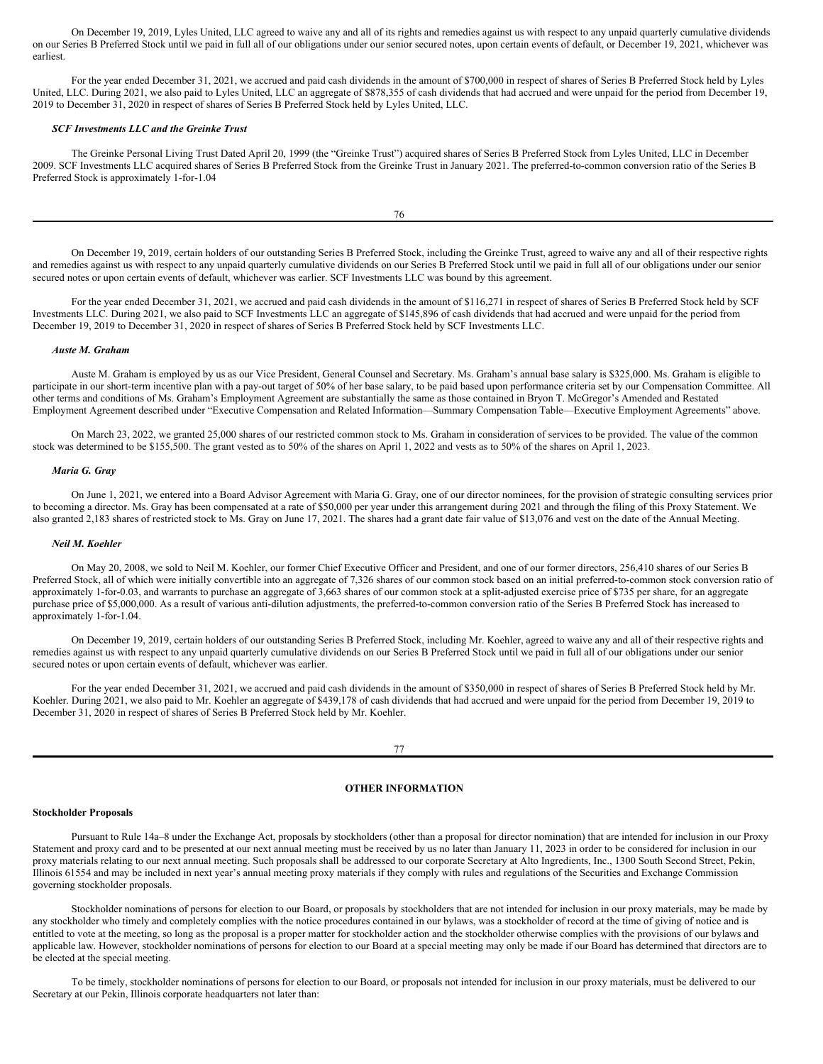On December 19, 2019, Lyles United, LLC agreed to waive any and all of its rights and remedies against us with respect to any unpaid quarterly cumulative dividends on our Series B Preferred Stock until we paid in full all of our obligations under our senior secured notes, upon certain events of default, or December 19, 2021, whichever was earliest.

For the year ended December 31, 2021, we accrued and paid cash dividends in the amount of $700,000 in respect of shares of Series B Preferred Stock held by Lyles United, LLC. During 2021, we also paid to Lyles United, LLC an aggregate of $878,355 of cash dividends that had accrued and were unpaid for the period from December 19, 2019 to December 31, 2020 in respect of shares of Series B Preferred Stock held by Lyles United, LLC.

#### *SCF Investments LLC and the Greinke Trust*

The Greinke Personal Living Trust Dated April 20, 1999 (the "Greinke Trust") acquired shares of Series B Preferred Stock from Lyles United, LLC in December 2009. SCF Investments LLC acquired shares of Series B Preferred Stock from the Greinke Trust in January 2021. The preferred-to-common conversion ratio of the Series B Preferred Stock is approximately 1-for-1.04

On December 19, 2019, certain holders of our outstanding Series B Preferred Stock, including the Greinke Trust, agreed to waive any and all of their respective rights and remedies against us with respect to any unpaid quarterly cumulative dividends on our Series B Preferred Stock until we paid in full all of our obligations under our senior secured notes or upon certain events of default, whichever was earlier. SCF Investments LLC was bound by this agreement.

For the year ended December 31, 2021, we accrued and paid cash dividends in the amount of $116,271 in respect of shares of Series B Preferred Stock held by SCF Investments LLC. During 2021, we also paid to SCF Investments LLC an aggregate of $145,896 of cash dividends that had accrued and were unpaid for the period from December 19, 2019 to December 31, 2020 in respect of shares of Series B Preferred Stock held by SCF Investments LLC.

#### *Auste M. Graham*

Auste M. Graham is employed by us as our Vice President, General Counsel and Secretary. Ms. Graham's annual base salary is $325,000. Ms. Graham is eligible to participate in our short-term incentive plan with a pay-out target of 50% of her base salary, to be paid based upon performance criteria set by our Compensation Committee. All other terms and conditions of Ms. Graham's Employment Agreement are substantially the same as those contained in Bryon T. McGregor's Amended and Restated Employment Agreement described under "Executive Compensation and Related Information—Summary Compensation Table—Executive Employment Agreements" above.

On March 23, 2022, we granted 25,000 shares of our restricted common stock to Ms. Graham in consideration of services to be provided. The value of the common stock was determined to be $155,500. The grant vested as to 50% of the shares on April 1, 2022 and vests as to 50% of the shares on April 1, 2023.

#### *Maria G. Gray*

On June 1, 2021, we entered into a Board Advisor Agreement with Maria G. Gray, one of our director nominees, for the provision of strategic consulting services prior to becoming a director. Ms. Gray has been compensated at a rate of $50,000 per year under this arrangement during 2021 and through the filing of this Proxy Statement. We also granted 2,183 shares of restricted stock to Ms. Gray on June 17, 2021. The shares had a grant date fair value of $13,076 and vest on the date of the Annual Meeting.

#### *Neil M. Koehler*

On May 20, 2008, we sold to Neil M. Koehler, our former Chief Executive Officer and President, and one of our former directors, 256,410 shares of our Series B Preferred Stock, all of which were initially convertible into an aggregate of 7,326 shares of our common stock based on an initial preferred-to-common stock conversion ratio of approximately 1-for-0.03, and warrants to purchase an aggregate of 3,663 shares of our common stock at a split-adjusted exercise price of $735 per share, for an aggregate purchase price of $5,000,000. As a result of various anti-dilution adjustments, the preferred-to-common conversion ratio of the Series B Preferred Stock has increased to approximately 1-for-1.04.

On December 19, 2019, certain holders of our outstanding Series B Preferred Stock, including Mr. Koehler, agreed to waive any and all of their respective rights and remedies against us with respect to any unpaid quarterly cumulative dividends on our Series B Preferred Stock until we paid in full all of our obligations under our senior secured notes or upon certain events of default, whichever was earlier.

For the year ended December 31, 2021, we accrued and paid cash dividends in the amount of $350,000 in respect of shares of Series B Preferred Stock held by Mr. Koehler. During 2021, we also paid to Mr. Koehler an aggregate of $439,178 of cash dividends that had accrued and were unpaid for the period from December 19, 2019 to December 31, 2020 in respect of shares of Series B Preferred Stock held by Mr. Koehler.

## OTHER INFORMATION

### Stockholder Proposals

Pursuant to Rule 14a–8 under the Exchange Act, proposals by stockholders (other than a proposal for director nomination) that are intended for inclusion in our Proxy Statement and proxy card and to be presented at our next annual meeting must be received by us no later than January 11, 2023 in order to be considered for inclusion in our proxy materials relating to our next annual meeting. Such proposals shall be addressed to our corporate Secretary at Alto Ingredients, Inc., 1300 South Second Street, Pekin, Illinois 61554 and may be included in next year's annual meeting proxy materials if they comply with rules and regulations of the Securities and Exchange Commission governing stockholder proposals.

Stockholder nominations of persons for election to our Board, or proposals by stockholders that are not intended for inclusion in our proxy materials, may be made by any stockholder who timely and completely complies with the notice procedures contained in our bylaws, was a stockholder of record at the time of giving of notice and is entitled to vote at the meeting, so long as the proposal is a proper matter for stockholder action and the stockholder otherwise complies with the provisions of our bylaws and applicable law. However, stockholder nominations of persons for election to our Board at a special meeting may only be made if our Board has determined that directors are to be elected at the special meeting.

To be timely, stockholder nominations of persons for election to our Board, or proposals not intended for inclusion in our proxy materials, must be delivered to our Secretary at our Pekin, Illinois corporate headquarters not later than: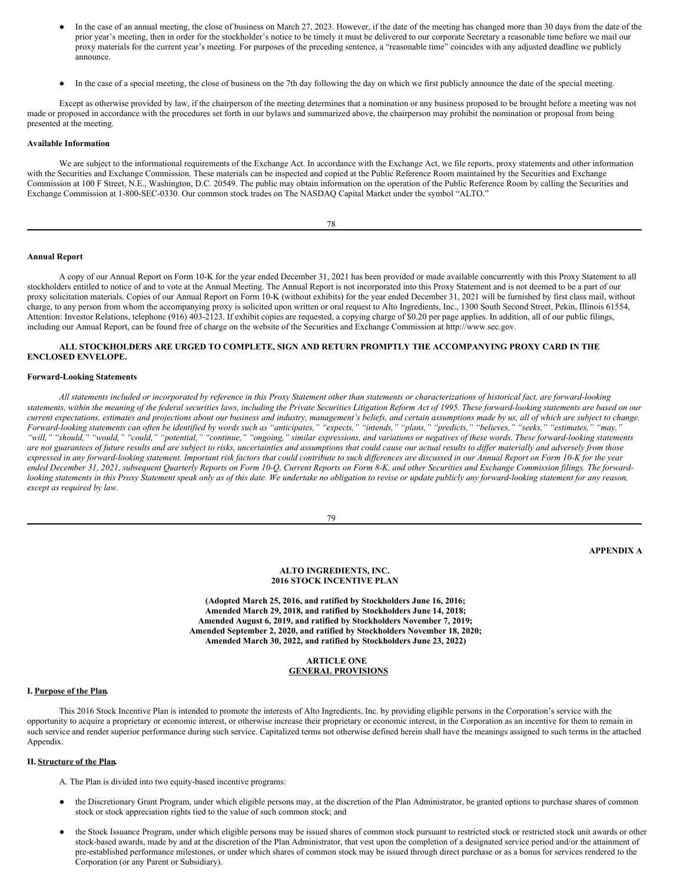- In the case of an annual meeting, the close of business on March 27, 2023. However, if the date of the meeting has changed more than 30 days from the date of the prior year's meeting, then in order for the stockholder's notice to be timely it must be delivered to our corporate Secretary a reasonable time before we mail our proxy materials for the current year's meeting. For purposes of the preceding sentence, a "reasonable time" coincides with any adjusted deadline we publicly announce.

- In the case of a special meeting, the close of business on the 7th day following the day on which we first publicly announce the date of the special meeting.

Except as otherwise provided by law, if the chairperson of the meeting determines that a nomination or any business proposed to be brought before a meeting was not made or proposed in accordance with the procedures set forth in our bylaws and summarized above, the chairperson may prohibit the nomination or proposal from being presented at the meeting.

**Available Information**

We are subject to the informational requirements of the Exchange Act. In accordance with the Exchange Act, we file reports, proxy statements and other information with the Securities and Exchange Commission. These materials can be inspected and copied at the Public Reference Room maintained by the Securities and Exchange Commission at 100 F Street, N.E., Washington, D.C. 20549. The public may obtain information on the operation of the Public Reference Room by calling the Securities and Exchange Commission at 1-800-SEC-0330. Our common stock trades on The NASDAQ Capital Market under the symbol "ALTO."

**Annual Report**

A copy of our Annual Report on Form 10-K for the year ended December 31, 2021 has been provided or made available concurrently with this Proxy Statement to all stockholders entitled to notice of and to vote at the Annual Meeting. The Annual Report is not incorporated into this Proxy Statement and is not deemed to be a part of our proxy solicitation materials. Copies of our Annual Report on Form 10-K (without exhibits) for the year ended December 31, 2021 will be furnished by first class mail, without charge, to any person from whom the accompanying proxy is solicited upon written or oral request to Alto Ingredients, Inc., 1300 South Second Street, Pekin, Illinois 61554, Attention: Investor Relations, telephone (916) 403-2123. If exhibit copies are requested, a copying charge of $0.20 per page applies. In addition, all of our public filings, including our Annual Report, can be found free of charge on the website of the Securities and Exchange Commission at http://www.sec.gov.

**ALL STOCKHOLDERS ARE URGED TO COMPLETE, SIGN AND RETURN PROMPTLY THE ACCOMPANYING PROXY CARD IN THE ENCLOSED ENVELOPE.**

**Forward-Looking Statements**

*All statements included or incorporated by reference in this Proxy Statement other than statements or characterizations of historical fact, are forward-looking statements, within the meaning of the federal securities laws, including the Private Securities Litigation Reform Act of 1995. These forward-looking statements are based on our current expectations, estimates and projections about our business and industry, management's beliefs, and certain assumptions made by us, all of which are subject to change. Forward-looking statements can often be identified by words such as "anticipates," "expects," "intends," "plans," "predicts," "believes," "seeks," "estimates," "may," "will," "should," "would," "could," "potential," "continue," "ongoing," similar expressions, and variations or negatives of these words. These forward-looking statements are not guarantees of future results and are subject to risks, uncertainties and assumptions that could cause our actual results to differ materially and adversely from those expressed in any forward-looking statement. Important risk factors that could contribute to such differences are discussed in our Annual Report on Form 10-K for the year ended December 31, 2021, subsequent Quarterly Reports on Form 10-Q, Current Reports on Form 8-K, and other Securities and Exchange Commission filings. The forward-looking statements in this Proxy Statement speak only as of this date. We undertake no obligation to revise or update publicly any forward-looking statement for any reason, except as required by law.*

**APPENDIX A**

**ALTO INGREDIENTS, INC.**
**2016 STOCK INCENTIVE PLAN**

**(Adopted March 25, 2016, and ratified by Stockholders June 16, 2016;**
**Amended March 29, 2018, and ratified by Stockholders June 14, 2018;**
**Amended August 6, 2019, and ratified by Stockholders November 7, 2019;**
**Amended September 2, 2020, and ratified by Stockholders November 18, 2020;**
**Amended March 30, 2022, and ratified by Stockholders June 23, 2022)**

**ARTICLE ONE**
**GENERAL PROVISIONS**

**I. Purpose of the Plan.**

This 2016 Stock Incentive Plan is intended to promote the interests of Alto Ingredients, Inc. by providing eligible persons in the Corporation's service with the opportunity to acquire a proprietary or economic interest, or otherwise increase their proprietary or economic interest, in the Corporation as an incentive for them to remain in such service and render superior performance during such service. Capitalized terms not otherwise defined herein shall have the meanings assigned to such terms in the attached Appendix.

**II. Structure of the Plan.**

A. The Plan is divided into two equity-based incentive programs:

- the Discretionary Grant Program, under which eligible persons may, at the discretion of the Plan Administrator, be granted options to purchase shares of common stock or stock appreciation rights tied to the value of such common stock; and

- the Stock Issuance Program, under which eligible persons may be issued shares of common stock pursuant to restricted stock or restricted stock unit awards or other stock-based awards, made by and at the discretion of the Plan Administrator, that vest upon the completion of a designated service period and/or the attainment of pre-established performance milestones, or under which shares of common stock may be issued through direct purchase or as a bonus for services rendered to the Corporation (or any Parent or Subsidiary).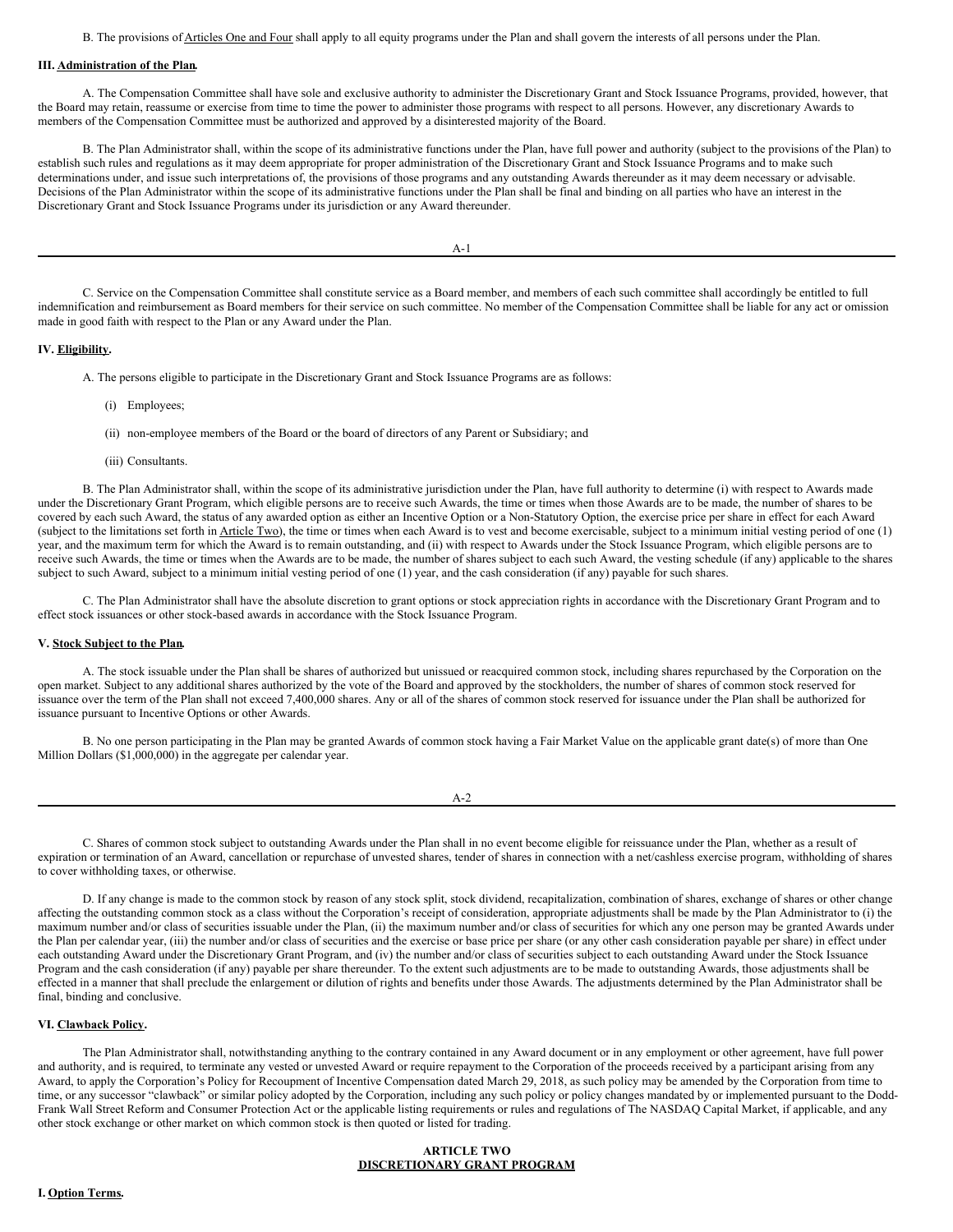B. The provisions of Articles One and Four shall apply to all equity programs under the Plan and shall govern the interests of all persons under the Plan.

**III. Administration of the Plan.**

A. The Compensation Committee shall have sole and exclusive authority to administer the Discretionary Grant and Stock Issuance Programs, provided, however, that the Board may retain, reassume or exercise from time to time the power to administer those programs with respect to all persons. However, any discretionary Awards to members of the Compensation Committee must be authorized and approved by a disinterested majority of the Board.

B. The Plan Administrator shall, within the scope of its administrative functions under the Plan, have full power and authority (subject to the provisions of the Plan) to establish such rules and regulations as it may deem appropriate for proper administration of the Discretionary Grant and Stock Issuance Programs and to make such determinations under, and issue such interpretations of, the provisions of those programs and any outstanding Awards thereunder as it may deem necessary or advisable. Decisions of the Plan Administrator within the scope of its administrative functions under the Plan shall be final and binding on all parties who have an interest in the Discretionary Grant and Stock Issuance Programs under its jurisdiction or any Award thereunder.

C. Service on the Compensation Committee shall constitute service as a Board member, and members of each such committee shall accordingly be entitled to full indemnification and reimbursement as Board members for their service on such committee. No member of the Compensation Committee shall be liable for any act or omission made in good faith with respect to the Plan or any Award under the Plan.

**IV. Eligibility.**

A. The persons eligible to participate in the Discretionary Grant and Stock Issuance Programs are as follows:

(i) Employees;

(ii) non-employee members of the Board or the board of directors of any Parent or Subsidiary; and

(iii) Consultants.

B. The Plan Administrator shall, within the scope of its administrative jurisdiction under the Plan, have full authority to determine (i) with respect to Awards made under the Discretionary Grant Program, which eligible persons are to receive such Awards, the time or times when those Awards are to be made, the number of shares to be covered by each such Award, the status of any awarded option as either an Incentive Option or a Non-Statutory Option, the exercise price per share in effect for each Award (subject to the limitations set forth in Article Two), the time or times when each Award is to vest and become exercisable, subject to a minimum initial vesting period of one (1) year, and the maximum term for which the Award is to remain outstanding, and (ii) with respect to Awards under the Stock Issuance Program, which eligible persons are to receive such Awards, the time or times when the Awards are to be made, the number of shares subject to each such Award, the vesting schedule (if any) applicable to the shares subject to such Award, subject to a minimum initial vesting period of one (1) year, and the cash consideration (if any) payable for such shares.

C. The Plan Administrator shall have the absolute discretion to grant options or stock appreciation rights in accordance with the Discretionary Grant Program and to effect stock issuances or other stock-based awards in accordance with the Stock Issuance Program.

**V. Stock Subject to the Plan.**

A. The stock issuable under the Plan shall be shares of authorized but unissued or reacquired common stock, including shares repurchased by the Corporation on the open market. Subject to any additional shares authorized by the vote of the Board and approved by the stockholders, the number of shares of common stock reserved for issuance over the term of the Plan shall not exceed 7,400,000 shares. Any or all of the shares of common stock reserved for issuance under the Plan shall be authorized for issuance pursuant to Incentive Options or other Awards.

B. No one person participating in the Plan may be granted Awards of common stock having a Fair Market Value on the applicable grant date(s) of more than One Million Dollars ($1,000,000) in the aggregate per calendar year.

C. Shares of common stock subject to outstanding Awards under the Plan shall in no event become eligible for reissuance under the Plan, whether as a result of expiration or termination of an Award, cancellation or repurchase of unvested shares, tender of shares in connection with a net/cashless exercise program, withholding of shares to cover withholding taxes, or otherwise.

D. If any change is made to the common stock by reason of any stock split, stock dividend, recapitalization, combination of shares, exchange of shares or other change affecting the outstanding common stock as a class without the Corporation's receipt of consideration, appropriate adjustments shall be made by the Plan Administrator to (i) the maximum number and/or class of securities issuable under the Plan, (ii) the maximum number and/or class of securities for which any one person may be granted Awards under the Plan per calendar year, (iii) the number and/or class of securities and the exercise or base price per share (or any other cash consideration payable per share) in effect under each outstanding Award under the Discretionary Grant Program, and (iv) the number and/or class of securities subject to each outstanding Award under the Stock Issuance Program and the cash consideration (if any) payable per share thereunder. To the extent such adjustments are to be made to outstanding Awards, those adjustments shall be effected in a manner that shall preclude the enlargement or dilution of rights and benefits under those Awards. The adjustments determined by the Plan Administrator shall be final, binding and conclusive.

**VI. Clawback Policy.**

The Plan Administrator shall, notwithstanding anything to the contrary contained in any Award document or in any employment or other agreement, have full power and authority, and is required, to terminate any vested or unvested Award or require repayment to the Corporation of the proceeds received by a participant arising from any Award, to apply the Corporation's Policy for Recoupment of Incentive Compensation dated March 29, 2018, as such policy may be amended by the Corporation from time to time, or any successor "clawback" or similar policy adopted by the Corporation, including any such policy or policy changes mandated by or implemented pursuant to the Dodd-Frank Wall Street Reform and Consumer Protection Act or the applicable listing requirements or rules and regulations of The NASDAQ Capital Market, if applicable, and any other stock exchange or other market on which common stock is then quoted or listed for trading.

## ARTICLE TWO
## DISCRETIONARY GRANT PROGRAM

**I. Option Terms.**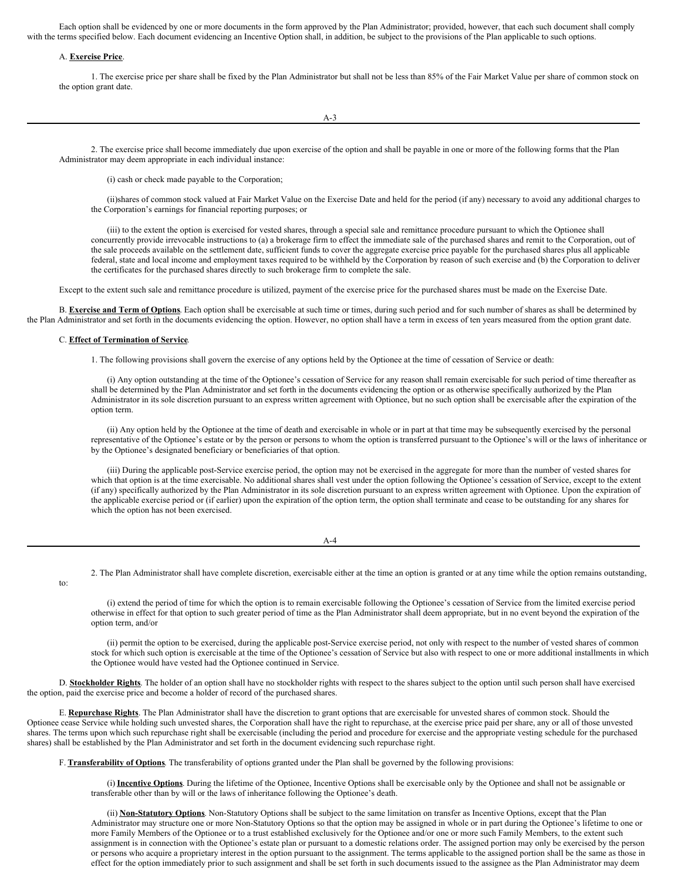Each option shall be evidenced by one or more documents in the form approved by the Plan Administrator; provided, however, that each such document shall comply with the terms specified below. Each document evidencing an Incentive Option shall, in addition, be subject to the provisions of the Plan applicable to such options.

A. **Exercise Price**.

1. The exercise price per share shall be fixed by the Plan Administrator but shall not be less than 85% of the Fair Market Value per share of common stock on the option grant date.

2. The exercise price shall become immediately due upon exercise of the option and shall be payable in one or more of the following forms that the Plan Administrator may deem appropriate in each individual instance:

(i) cash or check made payable to the Corporation;

(ii)shares of common stock valued at Fair Market Value on the Exercise Date and held for the period (if any) necessary to avoid any additional charges to the Corporation's earnings for financial reporting purposes; or

(iii) to the extent the option is exercised for vested shares, through a special sale and remittance procedure pursuant to which the Optionee shall concurrently provide irrevocable instructions to (a) a brokerage firm to effect the immediate sale of the purchased shares and remit to the Corporation, out of the sale proceeds available on the settlement date, sufficient funds to cover the aggregate exercise price payable for the purchased shares plus all applicable federal, state and local income and employment taxes required to be withheld by the Corporation by reason of such exercise and (b) the Corporation to deliver the certificates for the purchased shares directly to such brokerage firm to complete the sale.

Except to the extent such sale and remittance procedure is utilized, payment of the exercise price for the purchased shares must be made on the Exercise Date.

B. **Exercise and Term of Options**. Each option shall be exercisable at such time or times, during such period and for such number of shares as shall be determined by the Plan Administrator and set forth in the documents evidencing the option. However, no option shall have a term in excess of ten years measured from the option grant date.

C. **Effect of Termination of Service**.

1. The following provisions shall govern the exercise of any options held by the Optionee at the time of cessation of Service or death:

(i) Any option outstanding at the time of the Optionee's cessation of Service for any reason shall remain exercisable for such period of time thereafter as shall be determined by the Plan Administrator and set forth in the documents evidencing the option or as otherwise specifically authorized by the Plan Administrator in its sole discretion pursuant to an express written agreement with Optionee, but no such option shall be exercisable after the expiration of the option term.

(ii) Any option held by the Optionee at the time of death and exercisable in whole or in part at that time may be subsequently exercised by the personal representative of the Optionee's estate or by the person or persons to whom the option is transferred pursuant to the Optionee's will or the laws of inheritance or by the Optionee's designated beneficiary or beneficiaries of that option.

(iii) During the applicable post-Service exercise period, the option may not be exercised in the aggregate for more than the number of vested shares for which that option is at the time exercisable. No additional shares shall vest under the option following the Optionee's cessation of Service, except to the extent (if any) specifically authorized by the Plan Administrator in its sole discretion pursuant to an express written agreement with Optionee. Upon the expiration of the applicable exercise period or (if earlier) upon the expiration of the option term, the option shall terminate and cease to be outstanding for any shares for which the option has not been exercised.

2. The Plan Administrator shall have complete discretion, exercisable either at the time an option is granted or at any time while the option remains outstanding, to:

(i) extend the period of time for which the option is to remain exercisable following the Optionee's cessation of Service from the limited exercise period otherwise in effect for that option to such greater period of time as the Plan Administrator shall deem appropriate, but in no event beyond the expiration of the option term, and/or

(ii) permit the option to be exercised, during the applicable post-Service exercise period, not only with respect to the number of vested shares of common stock for which such option is exercisable at the time of the Optionee's cessation of Service but also with respect to one or more additional installments in which the Optionee would have vested had the Optionee continued in Service.

D. **Stockholder Rights**. The holder of an option shall have no stockholder rights with respect to the shares subject to the option until such person shall have exercised the option, paid the exercise price and become a holder of record of the purchased shares.

E. **Repurchase Rights**. The Plan Administrator shall have the discretion to grant options that are exercisable for unvested shares of common stock. Should the Optionee cease Service while holding such unvested shares, the Corporation shall have the right to repurchase, at the exercise price paid per share, any or all of those unvested shares. The terms upon which such repurchase right shall be exercisable (including the period and procedure for exercise and the appropriate vesting schedule for the purchased shares) shall be established by the Plan Administrator and set forth in the document evidencing such repurchase right.

F. **Transferability of Options**. The transferability of options granted under the Plan shall be governed by the following provisions:

(i) **Incentive Options**. During the lifetime of the Optionee, Incentive Options shall be exercisable only by the Optionee and shall not be assignable or transferable other than by will or the laws of inheritance following the Optionee's death.

(ii) **Non-Statutory Options**. Non-Statutory Options shall be subject to the same limitation on transfer as Incentive Options, except that the Plan Administrator may structure one or more Non-Statutory Options so that the option may be assigned in whole or in part during the Optionee's lifetime to one or more Family Members of the Optionee or to a trust established exclusively for the Optionee and/or one or more such Family Members, to the extent such assignment is in connection with the Optionee's estate plan or pursuant to a domestic relations order. The assigned portion may only be exercised by the person or persons who acquire a proprietary interest in the option pursuant to the assignment. The terms applicable to the assigned portion shall be the same as those in effect for the option immediately prior to such assignment and shall be set forth in such documents issued to the assignee as the Plan Administrator may deem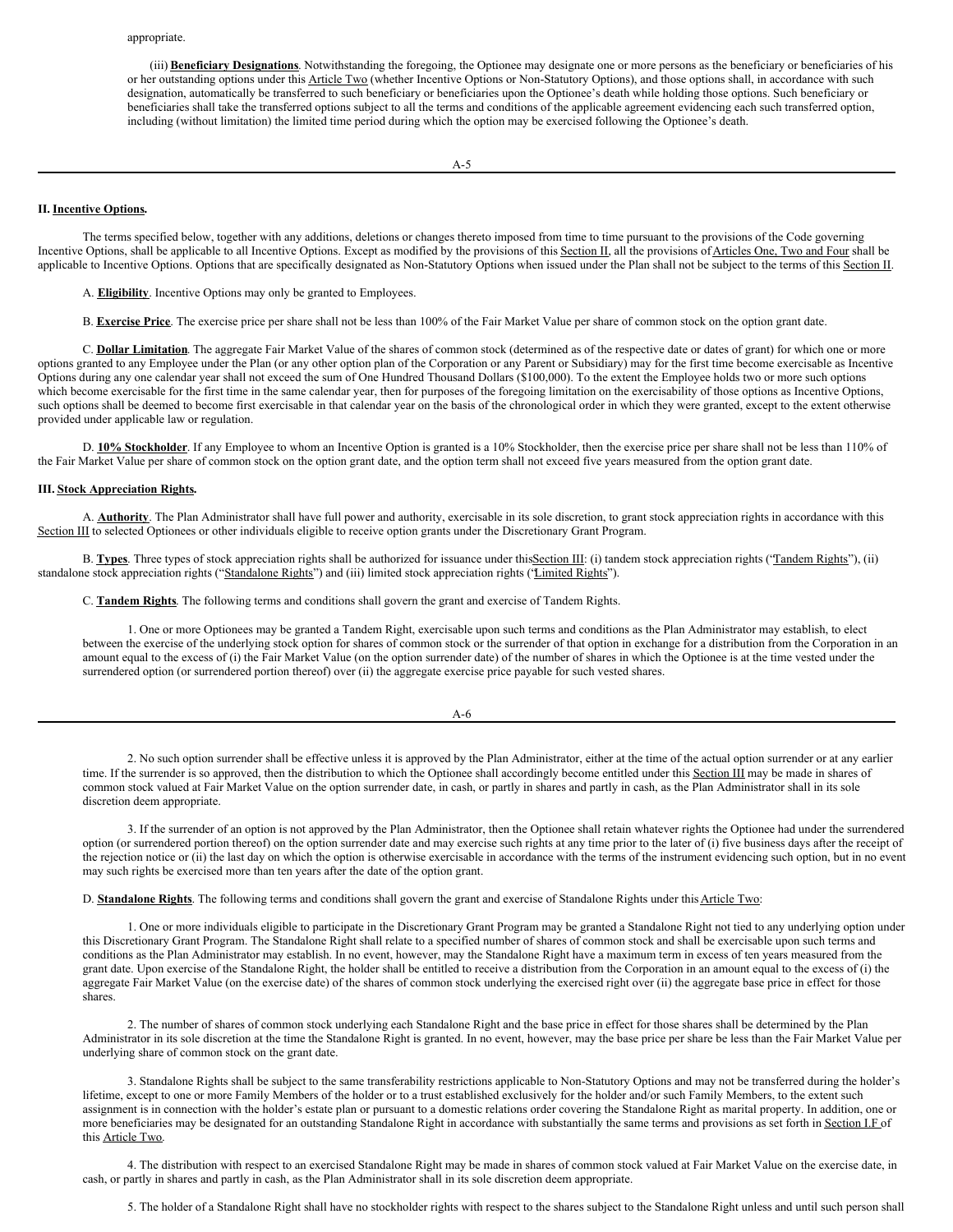appropriate.

(iii) **Beneficiary Designations**. Notwithstanding the foregoing, the Optionee may designate one or more persons as the beneficiary or beneficiaries of his or her outstanding options under this Article Two (whether Incentive Options or Non-Statutory Options), and those options shall, in accordance with such designation, automatically be transferred to such beneficiary or beneficiaries upon the Optionee's death while holding those options. Such beneficiary or beneficiaries shall take the transferred options subject to all the terms and conditions of the applicable agreement evidencing each such transferred option, including (without limitation) the limited time period during which the option may be exercised following the Optionee's death.

**II. Incentive Options.**

The terms specified below, together with any additions, deletions or changes thereto imposed from time to time pursuant to the provisions of the Code governing Incentive Options, shall be applicable to all Incentive Options. Except as modified by the provisions of this Section II, all the provisions of Articles One, Two and Four shall be applicable to Incentive Options. Options that are specifically designated as Non-Statutory Options when issued under the Plan shall not be subject to the terms of this Section II.

A. **Eligibility**. Incentive Options may only be granted to Employees.

B. **Exercise Price**. The exercise price per share shall not be less than 100% of the Fair Market Value per share of common stock on the option grant date.

C. **Dollar Limitation**. The aggregate Fair Market Value of the shares of common stock (determined as of the respective date or dates of grant) for which one or more options granted to any Employee under the Plan (or any other option plan of the Corporation or any Parent or Subsidiary) may for the first time become exercisable as Incentive Options during any one calendar year shall not exceed the sum of One Hundred Thousand Dollars ($100,000). To the extent the Employee holds two or more such options which become exercisable for the first time in the same calendar year, then for purposes of the foregoing limitation on the exercisability of those options as Incentive Options, such options shall be deemed to become first exercisable in that calendar year on the basis of the chronological order in which they were granted, except to the extent otherwise provided under applicable law or regulation.

D. **10% Stockholder**. If any Employee to whom an Incentive Option is granted is a 10% Stockholder, then the exercise price per share shall not be less than 110% of the Fair Market Value per share of common stock on the option grant date, and the option term shall not exceed five years measured from the option grant date.

**III. Stock Appreciation Rights.**

A. **Authority**. The Plan Administrator shall have full power and authority, exercisable in its sole discretion, to grant stock appreciation rights in accordance with this Section III to selected Optionees or other individuals eligible to receive option grants under the Discretionary Grant Program.

B. **Types**. Three types of stock appreciation rights shall be authorized for issuance under this Section III: (i) tandem stock appreciation rights ("Tandem Rights"), (ii) standalone stock appreciation rights ("Standalone Rights") and (iii) limited stock appreciation rights ("Limited Rights").

C. **Tandem Rights**. The following terms and conditions shall govern the grant and exercise of Tandem Rights.

1. One or more Optionees may be granted a Tandem Right, exercisable upon such terms and conditions as the Plan Administrator may establish, to elect between the exercise of the underlying stock option for shares of common stock or the surrender of that option in exchange for a distribution from the Corporation in an amount equal to the excess of (i) the Fair Market Value (on the option surrender date) of the number of shares in which the Optionee is at the time vested under the surrendered option (or surrendered portion thereof) over (ii) the aggregate exercise price payable for such vested shares.

2. No such option surrender shall be effective unless it is approved by the Plan Administrator, either at the time of the actual option surrender or at any earlier time. If the surrender is so approved, then the distribution to which the Optionee shall accordingly become entitled under this Section III may be made in shares of common stock valued at Fair Market Value on the option surrender date, in cash, or partly in shares and partly in cash, as the Plan Administrator shall in its sole discretion deem appropriate.

3. If the surrender of an option is not approved by the Plan Administrator, then the Optionee shall retain whatever rights the Optionee had under the surrendered option (or surrendered portion thereof) on the option surrender date and may exercise such rights at any time prior to the later of (i) five business days after the receipt of the rejection notice or (ii) the last day on which the option is otherwise exercisable in accordance with the terms of the instrument evidencing such option, but in no event may such rights be exercised more than ten years after the date of the option grant.

D. **Standalone Rights**. The following terms and conditions shall govern the grant and exercise of Standalone Rights under this Article Two:

1. One or more individuals eligible to participate in the Discretionary Grant Program may be granted a Standalone Right not tied to any underlying option under this Discretionary Grant Program. The Standalone Right shall relate to a specified number of shares of common stock and shall be exercisable upon such terms and conditions as the Plan Administrator may establish. In no event, however, may the Standalone Right have a maximum term in excess of ten years measured from the grant date. Upon exercise of the Standalone Right, the holder shall be entitled to receive a distribution from the Corporation in an amount equal to the excess of (i) the aggregate Fair Market Value (on the exercise date) of the shares of common stock underlying the exercised right over (ii) the aggregate base price in effect for those shares.

2. The number of shares of common stock underlying each Standalone Right and the base price in effect for those shares shall be determined by the Plan Administrator in its sole discretion at the time the Standalone Right is granted. In no event, however, may the base price per share be less than the Fair Market Value per underlying share of common stock on the grant date.

3. Standalone Rights shall be subject to the same transferability restrictions applicable to Non-Statutory Options and may not be transferred during the holder's lifetime, except to one or more Family Members of the holder or to a trust established exclusively for the holder and/or such Family Members, to the extent such assignment is in connection with the holder's estate plan or pursuant to a domestic relations order covering the Standalone Right as marital property. In addition, one or more beneficiaries may be designated for an outstanding Standalone Right in accordance with substantially the same terms and provisions as set forth in Section I.F of this Article Two.

4. The distribution with respect to an exercised Standalone Right may be made in shares of common stock valued at Fair Market Value on the exercise date, in cash, or partly in shares and partly in cash, as the Plan Administrator shall in its sole discretion deem appropriate.

5. The holder of a Standalone Right shall have no stockholder rights with respect to the shares subject to the Standalone Right unless and until such person shall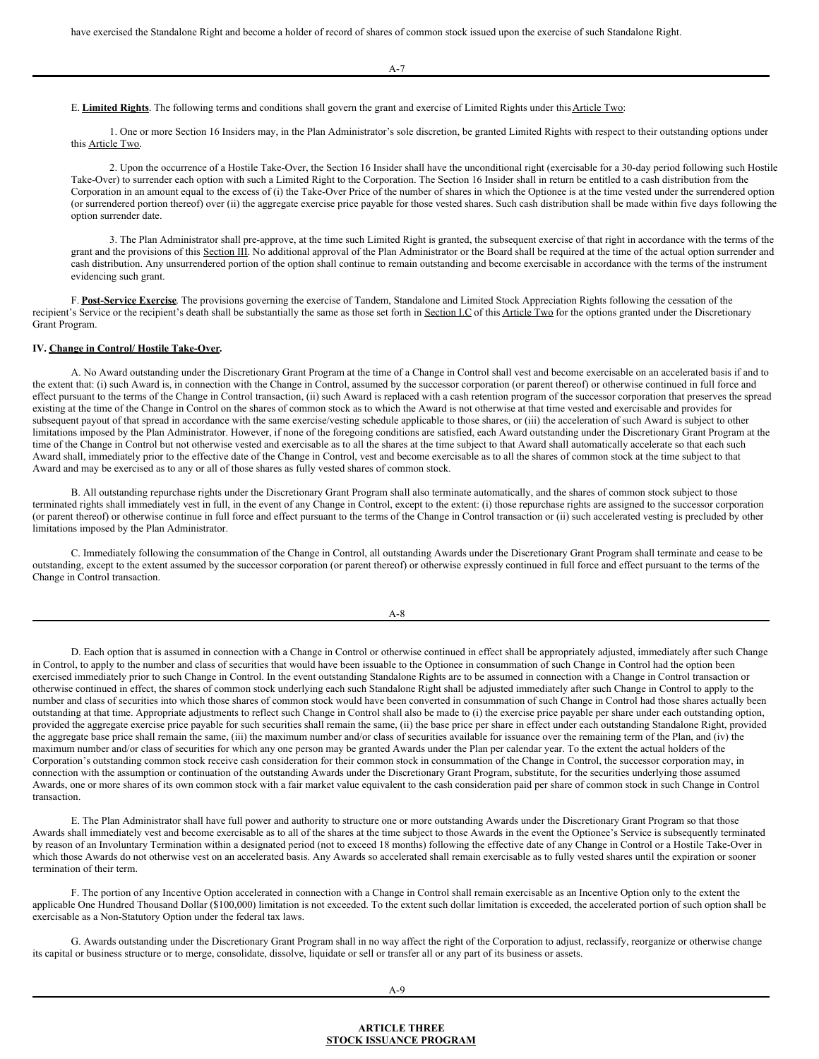have exercised the Standalone Right and become a holder of record of shares of common stock issued upon the exercise of such Standalone Right.

E. **Limited Rights**. The following terms and conditions shall govern the grant and exercise of Limited Rights under this Article Two:

1. One or more Section 16 Insiders may, in the Plan Administrator's sole discretion, be granted Limited Rights with respect to their outstanding options under this Article Two.

2. Upon the occurrence of a Hostile Take-Over, the Section 16 Insider shall have the unconditional right (exercisable for a 30-day period following such Hostile Take-Over) to surrender each option with such a Limited Right to the Corporation. The Section 16 Insider shall in return be entitled to a cash distribution from the Corporation in an amount equal to the excess of (i) the Take-Over Price of the number of shares in which the Optionee is at the time vested under the surrendered option (or surrendered portion thereof) over (ii) the aggregate exercise price payable for those vested shares. Such cash distribution shall be made within five days following the option surrender date.

3. The Plan Administrator shall pre-approve, at the time such Limited Right is granted, the subsequent exercise of that right in accordance with the terms of the grant and the provisions of this Section III. No additional approval of the Plan Administrator or the Board shall be required at the time of the actual option surrender and cash distribution. Any unsurrendered portion of the option shall continue to remain outstanding and become exercisable in accordance with the terms of the instrument evidencing such grant.

F. **Post-Service Exercise**. The provisions governing the exercise of Tandem, Standalone and Limited Stock Appreciation Rights following the cessation of the recipient's Service or the recipient's death shall be substantially the same as those set forth in Section I.C of this Article Two for the options granted under the Discretionary Grant Program.

**IV. Change in Control/ Hostile Take-Over.**

A. No Award outstanding under the Discretionary Grant Program at the time of a Change in Control shall vest and become exercisable on an accelerated basis if and to the extent that: (i) such Award is, in connection with the Change in Control, assumed by the successor corporation (or parent thereof) or otherwise continued in full force and effect pursuant to the terms of the Change in Control transaction, (ii) such Award is replaced with a cash retention program of the successor corporation that preserves the spread existing at the time of the Change in Control on the shares of common stock as to which the Award is not otherwise at that time vested and exercisable and provides for subsequent payout of that spread in accordance with the same exercise/vesting schedule applicable to those shares, or (iii) the acceleration of such Award is subject to other limitations imposed by the Plan Administrator. However, if none of the foregoing conditions are satisfied, each Award outstanding under the Discretionary Grant Program at the time of the Change in Control but not otherwise vested and exercisable as to all the shares at the time subject to that Award shall automatically accelerate so that each such Award shall, immediately prior to the effective date of the Change in Control, vest and become exercisable as to all the shares of common stock at the time subject to that Award and may be exercised as to any or all of those shares as fully vested shares of common stock.

B. All outstanding repurchase rights under the Discretionary Grant Program shall also terminate automatically, and the shares of common stock subject to those terminated rights shall immediately vest in full, in the event of any Change in Control, except to the extent: (i) those repurchase rights are assigned to the successor corporation (or parent thereof) or otherwise continue in full force and effect pursuant to the terms of the Change in Control transaction or (ii) such accelerated vesting is precluded by other limitations imposed by the Plan Administrator.

C. Immediately following the consummation of the Change in Control, all outstanding Awards under the Discretionary Grant Program shall terminate and cease to be outstanding, except to the extent assumed by the successor corporation (or parent thereof) or otherwise expressly continued in full force and effect pursuant to the terms of the Change in Control transaction.

D. Each option that is assumed in connection with a Change in Control or otherwise continued in effect shall be appropriately adjusted, immediately after such Change in Control, to apply to the number and class of securities that would have been issuable to the Optionee in consummation of such Change in Control had the option been exercised immediately prior to such Change in Control. In the event outstanding Standalone Rights are to be assumed in connection with a Change in Control transaction or otherwise continued in effect, the shares of common stock underlying each such Standalone Right shall be adjusted immediately after such Change in Control to apply to the number and class of securities into which those shares of common stock would have been converted in consummation of such Change in Control had those shares actually been outstanding at that time. Appropriate adjustments to reflect such Change in Control shall also be made to (i) the exercise price payable per share under each outstanding option, provided the aggregate exercise price payable for such securities shall remain the same, (ii) the base price per share in effect under each outstanding Standalone Right, provided the aggregate base price shall remain the same, (iii) the maximum number and/or class of securities available for issuance over the remaining term of the Plan, and (iv) the maximum number and/or class of securities for which any one person may be granted Awards under the Plan per calendar year. To the extent the actual holders of the Corporation's outstanding common stock receive cash consideration for their common stock in consummation of the Change in Control, the successor corporation may, in connection with the assumption or continuation of the outstanding Awards under the Discretionary Grant Program, substitute, for the securities underlying those assumed Awards, one or more shares of its own common stock with a fair market value equivalent to the cash consideration paid per share of common stock in such Change in Control transaction.

E. The Plan Administrator shall have full power and authority to structure one or more outstanding Awards under the Discretionary Grant Program so that those Awards shall immediately vest and become exercisable as to all of the shares at the time subject to those Awards in the event the Optionee's Service is subsequently terminated by reason of an Involuntary Termination within a designated period (not to exceed 18 months) following the effective date of any Change in Control or a Hostile Take-Over in which those Awards do not otherwise vest on an accelerated basis. Any Awards so accelerated shall remain exercisable as to fully vested shares until the expiration or sooner termination of their term.

F. The portion of any Incentive Option accelerated in connection with a Change in Control shall remain exercisable as an Incentive Option only to the extent the applicable One Hundred Thousand Dollar ($100,000) limitation is not exceeded. To the extent such dollar limitation is exceeded, the accelerated portion of such option shall be exercisable as a Non-Statutory Option under the federal tax laws.

G. Awards outstanding under the Discretionary Grant Program shall in no way affect the right of the Corporation to adjust, reclassify, reorganize or otherwise change its capital or business structure or to merge, consolidate, dissolve, liquidate or sell or transfer all or any part of its business or assets.

## ARTICLE THREE
## STOCK ISSUANCE PROGRAM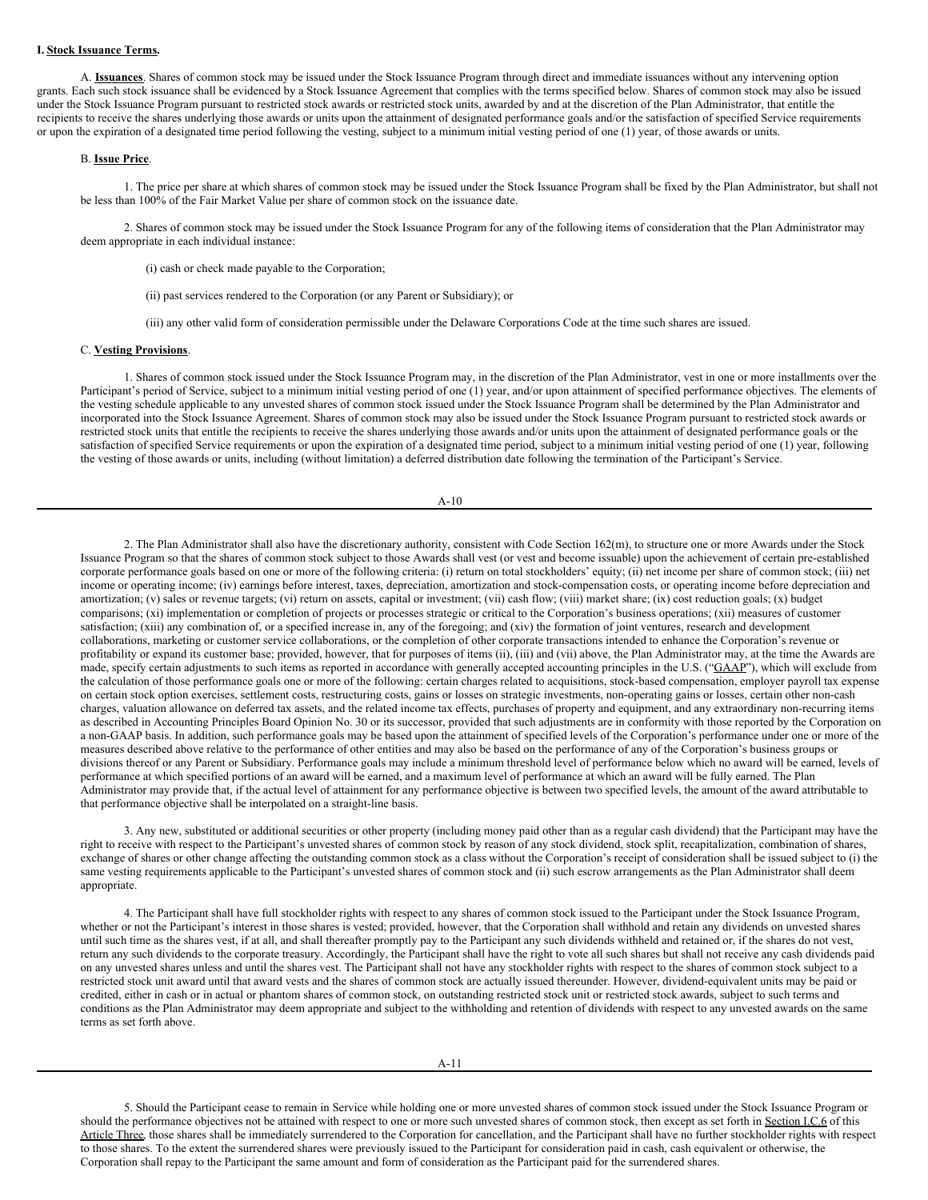**I. Stock Issuance Terms.**

A. **Issuances**. Shares of common stock may be issued under the Stock Issuance Program through direct and immediate issuances without any intervening option grants. Each such stock issuance shall be evidenced by a Stock Issuance Agreement that complies with the terms specified below. Shares of common stock may also be issued under the Stock Issuance Program pursuant to restricted stock awards or restricted stock units, awarded by and at the discretion of the Plan Administrator, that entitle the recipients to receive the shares underlying those awards or units upon the attainment of designated performance goals and/or the satisfaction of specified Service requirements or upon the expiration of a designated time period following the vesting, subject to a minimum initial vesting period of one (1) year, of those awards or units.

B. **Issue Price**.

1. The price per share at which shares of common stock may be issued under the Stock Issuance Program shall be fixed by the Plan Administrator, but shall not be less than 100% of the Fair Market Value per share of common stock on the issuance date.

2. Shares of common stock may be issued under the Stock Issuance Program for any of the following items of consideration that the Plan Administrator may deem appropriate in each individual instance:

(i) cash or check made payable to the Corporation;

(ii) past services rendered to the Corporation (or any Parent or Subsidiary); or

(iii) any other valid form of consideration permissible under the Delaware Corporations Code at the time such shares are issued.

C. **Vesting Provisions**.

1. Shares of common stock issued under the Stock Issuance Program may, in the discretion of the Plan Administrator, vest in one or more installments over the Participant's period of Service, subject to a minimum initial vesting period of one (1) year, and/or upon attainment of specified performance objectives. The elements of the vesting schedule applicable to any unvested shares of common stock issued under the Stock Issuance Program shall be determined by the Plan Administrator and incorporated into the Stock Issuance Agreement. Shares of common stock may also be issued under the Stock Issuance Program pursuant to restricted stock awards or restricted stock units that entitle the recipients to receive the shares underlying those awards and/or units upon the attainment of designated performance goals or the satisfaction of specified Service requirements or upon the expiration of a designated time period, subject to a minimum initial vesting period of one (1) year, following the vesting of those awards or units, including (without limitation) a deferred distribution date following the termination of the Participant's Service.

2. The Plan Administrator shall also have the discretionary authority, consistent with Code Section 162(m), to structure one or more Awards under the Stock Issuance Program so that the shares of common stock subject to those Awards shall vest (or vest and become issuable) upon the achievement of certain pre-established corporate performance goals based on one or more of the following criteria: (i) return on total stockholders' equity; (ii) net income per share of common stock; (iii) net income or operating income; (iv) earnings before interest, taxes, depreciation, amortization and stock-compensation costs, or operating income before depreciation and amortization; (v) sales or revenue targets; (vi) return on assets, capital or investment; (vii) cash flow; (viii) market share; (ix) cost reduction goals; (x) budget comparisons; (xi) implementation or completion of projects or processes strategic or critical to the Corporation's business operations; (xii) measures of customer satisfaction; (xiii) any combination of, or a specified increase in, any of the foregoing; and (xiv) the formation of joint ventures, research and development collaborations, marketing or customer service collaborations, or the completion of other corporate transactions intended to enhance the Corporation's revenue or profitability or expand its customer base; provided, however, that for purposes of items (ii), (iii) and (vii) above, the Plan Administrator may, at the time the Awards are made, specify certain adjustments to such items as reported in accordance with generally accepted accounting principles in the U.S. ("GAAP"), which will exclude from the calculation of those performance goals one or more of the following: certain charges related to acquisitions, stock-based compensation, employer payroll tax expense on certain stock option exercises, settlement costs, restructuring costs, gains or losses on strategic investments, non-operating gains or losses, certain other non-cash charges, valuation allowance on deferred tax assets, and the related income tax effects, purchases of property and equipment, and any extraordinary non-recurring items as described in Accounting Principles Board Opinion No. 30 or its successor, provided that such adjustments are in conformity with those reported by the Corporation on a non-GAAP basis. In addition, such performance goals may be based upon the attainment of specified levels of the Corporation's performance under one or more of the measures described above relative to the performance of other entities and may also be based on the performance of any of the Corporation's business groups or divisions thereof or any Parent or Subsidiary. Performance goals may include a minimum threshold level of performance below which no award will be earned, levels of performance at which specified portions of an award will be earned, and a maximum level of performance at which an award will be fully earned. The Plan Administrator may provide that, if the actual level of attainment for any performance objective is between two specified levels, the amount of the award attributable to that performance objective shall be interpolated on a straight-line basis.

3. Any new, substituted or additional securities or other property (including money paid other than as a regular cash dividend) that the Participant may have the right to receive with respect to the Participant's unvested shares of common stock by reason of any stock dividend, stock split, recapitalization, combination of shares, exchange of shares or other change affecting the outstanding common stock as a class without the Corporation's receipt of consideration shall be issued subject to (i) the same vesting requirements applicable to the Participant's unvested shares of common stock and (ii) such escrow arrangements as the Plan Administrator shall deem appropriate.

4. The Participant shall have full stockholder rights with respect to any shares of common stock issued to the Participant under the Stock Issuance Program, whether or not the Participant's interest in those shares is vested; provided, however, that the Corporation shall withhold and retain any dividends on unvested shares until such time as the shares vest, if at all, and shall thereafter promptly pay to the Participant any such dividends withheld and retained or, if the shares do not vest, return any such dividends to the corporate treasury. Accordingly, the Participant shall have the right to vote all such shares but shall not receive any cash dividends paid on any unvested shares unless and until the shares vest. The Participant shall not have any stockholder rights with respect to the shares of common stock subject to a restricted stock unit award until that award vests and the shares of common stock are actually issued thereunder. However, dividend-equivalent units may be paid or credited, either in cash or in actual or phantom shares of common stock, on outstanding restricted stock unit or restricted stock awards, subject to such terms and conditions as the Plan Administrator may deem appropriate and subject to the withholding and retention of dividends with respect to any unvested awards on the same terms as set forth above.

5. Should the Participant cease to remain in Service while holding one or more unvested shares of common stock issued under the Stock Issuance Program or should the performance objectives not be attained with respect to one or more such unvested shares of common stock, then except as set forth in Section I.C.6 of this Article Three, those shares shall be immediately surrendered to the Corporation for cancellation, and the Participant shall have no further stockholder rights with respect to those shares. To the extent the surrendered shares were previously issued to the Participant for consideration paid in cash, cash equivalent or otherwise, the Corporation shall repay to the Participant the same amount and form of consideration as the Participant paid for the surrendered shares.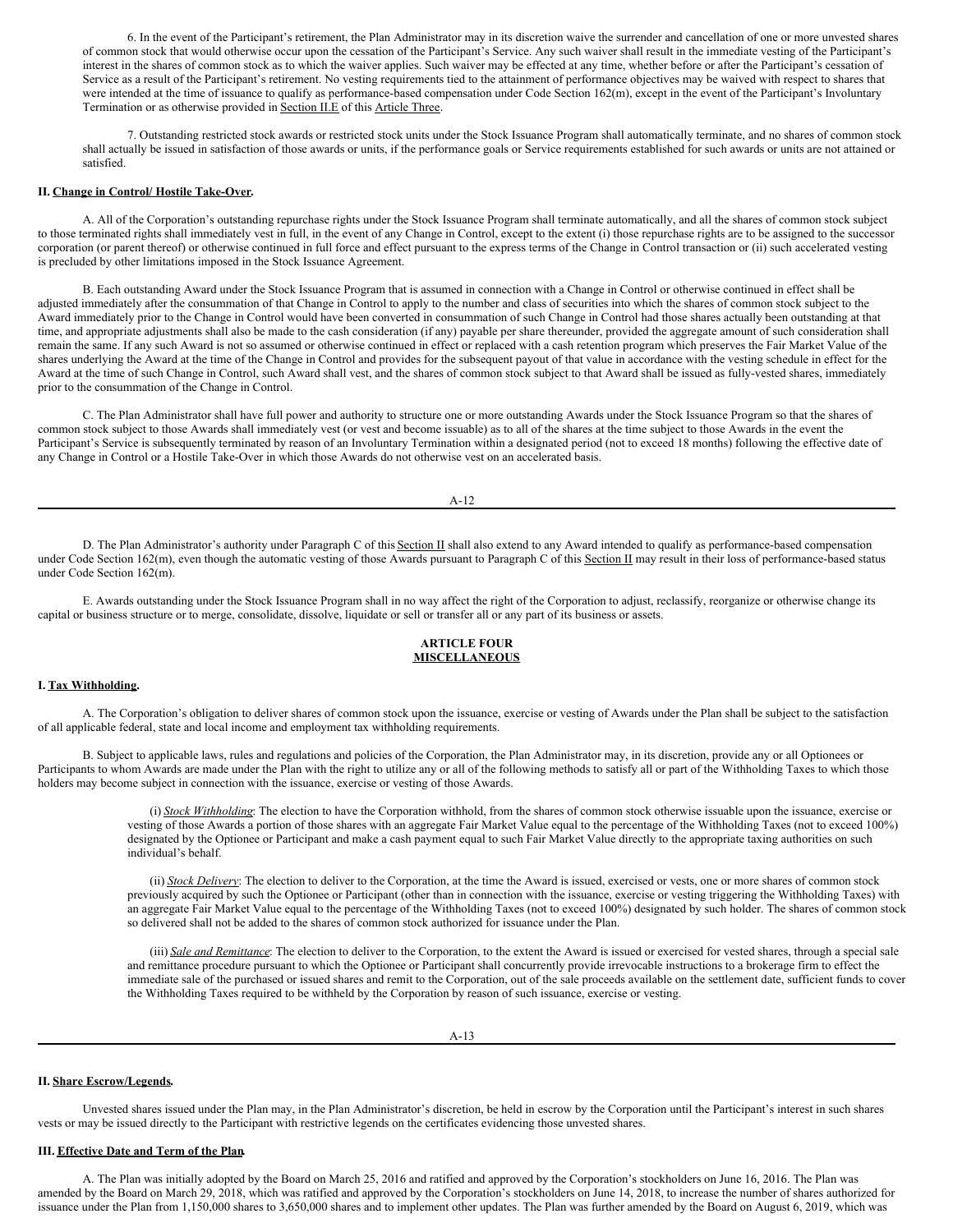6. In the event of the Participant's retirement, the Plan Administrator may in its discretion waive the surrender and cancellation of one or more unvested shares of common stock that would otherwise occur upon the cessation of the Participant's Service. Any such waiver shall result in the immediate vesting of the Participant's interest in the shares of common stock as to which the waiver applies. Such waiver may be effected at any time, whether before or after the Participant's cessation of Service as a result of the Participant's retirement. No vesting requirements tied to the attainment of performance objectives may be waived with respect to shares that were intended at the time of issuance to qualify as performance-based compensation under Code Section 162(m), except in the event of the Participant's Involuntary Termination or as otherwise provided in Section II.E of this Article Three.

7. Outstanding restricted stock awards or restricted stock units under the Stock Issuance Program shall automatically terminate, and no shares of common stock shall actually be issued in satisfaction of those awards or units, if the performance goals or Service requirements established for such awards or units are not attained or satisfied.

**II. Change in Control/ Hostile Take-Over.**

A. All of the Corporation's outstanding repurchase rights under the Stock Issuance Program shall terminate automatically, and all the shares of common stock subject to those terminated rights shall immediately vest in full, in the event of any Change in Control, except to the extent (i) those repurchase rights are to be assigned to the successor corporation (or parent thereof) or otherwise continued in full force and effect pursuant to the express terms of the Change in Control transaction or (ii) such accelerated vesting is precluded by other limitations imposed in the Stock Issuance Agreement.

B. Each outstanding Award under the Stock Issuance Program that is assumed in connection with a Change in Control or otherwise continued in effect shall be adjusted immediately after the consummation of that Change in Control to apply to the number and class of securities into which the shares of common stock subject to the Award immediately prior to the Change in Control would have been converted in consummation of such Change in Control had those shares actually been outstanding at that time, and appropriate adjustments shall also be made to the cash consideration (if any) payable per share thereunder, provided the aggregate amount of such consideration shall remain the same. If any such Award is not so assumed or otherwise continued in effect or replaced with a cash retention program which preserves the Fair Market Value of the shares underlying the Award at the time of the Change in Control and provides for the subsequent payout of that value in accordance with the vesting schedule in effect for the Award at the time of such Change in Control, such Award shall vest, and the shares of common stock subject to that Award shall be issued as fully-vested shares, immediately prior to the consummation of the Change in Control.

C. The Plan Administrator shall have full power and authority to structure one or more outstanding Awards under the Stock Issuance Program so that the shares of common stock subject to those Awards shall immediately vest (or vest and become issuable) as to all of the shares at the time subject to those Awards in the event the Participant's Service is subsequently terminated by reason of an Involuntary Termination within a designated period (not to exceed 18 months) following the effective date of any Change in Control or a Hostile Take-Over in which those Awards do not otherwise vest on an accelerated basis.

D. The Plan Administrator's authority under Paragraph C of this Section II shall also extend to any Award intended to qualify as performance-based compensation under Code Section 162(m), even though the automatic vesting of those Awards pursuant to Paragraph C of this Section II may result in their loss of performance-based status under Code Section 162(m).

E. Awards outstanding under the Stock Issuance Program shall in no way affect the right of the Corporation to adjust, reclassify, reorganize or otherwise change its capital or business structure or to merge, consolidate, dissolve, liquidate or sell or transfer all or any part of its business or assets.

## ARTICLE FOUR
## MISCELLANEOUS

**I. Tax Withholding.**

A. The Corporation's obligation to deliver shares of common stock upon the issuance, exercise or vesting of Awards under the Plan shall be subject to the satisfaction of all applicable federal, state and local income and employment tax withholding requirements.

B. Subject to applicable laws, rules and regulations and policies of the Corporation, the Plan Administrator may, in its discretion, provide any or all Optionees or Participants to whom Awards are made under the Plan with the right to utilize any or all of the following methods to satisfy all or part of the Withholding Taxes to which those holders may become subject in connection with the issuance, exercise or vesting of those Awards.

(i) *Stock Withholding*: The election to have the Corporation withhold, from the shares of common stock otherwise issuable upon the issuance, exercise or vesting of those Awards a portion of those shares with an aggregate Fair Market Value equal to the percentage of the Withholding Taxes (not to exceed 100%) designated by the Optionee or Participant and make a cash payment equal to such Fair Market Value directly to the appropriate taxing authorities on such individual's behalf.

(ii) *Stock Delivery*: The election to deliver to the Corporation, at the time the Award is issued, exercised or vests, one or more shares of common stock previously acquired by such the Optionee or Participant (other than in connection with the issuance, exercise or vesting triggering the Withholding Taxes) with an aggregate Fair Market Value equal to the percentage of the Withholding Taxes (not to exceed 100%) designated by such holder. The shares of common stock so delivered shall not be added to the shares of common stock authorized for issuance under the Plan.

(iii) *Sale and Remittance*: The election to deliver to the Corporation, to the extent the Award is issued or exercised for vested shares, through a special sale and remittance procedure pursuant to which the Optionee or Participant shall concurrently provide irrevocable instructions to a brokerage firm to effect the immediate sale of the purchased or issued shares and remit to the Corporation, out of the sale proceeds available on the settlement date, sufficient funds to cover the Withholding Taxes required to be withheld by the Corporation by reason of such issuance, exercise or vesting.

**II. Share Escrow/Legends.**

Unvested shares issued under the Plan may, in the Plan Administrator's discretion, be held in escrow by the Corporation until the Participant's interest in such shares vests or may be issued directly to the Participant with restrictive legends on the certificates evidencing those unvested shares.

**III. Effective Date and Term of the Plan.**

A. The Plan was initially adopted by the Board on March 25, 2016 and ratified and approved by the Corporation's stockholders on June 16, 2016. The Plan was amended by the Board on March 29, 2018, which was ratified and approved by the Corporation's stockholders on June 14, 2018, to increase the number of shares authorized for issuance under the Plan from 1,150,000 shares to 3,650,000 shares and to implement other updates. The Plan was further amended by the Board on August 6, 2019, which was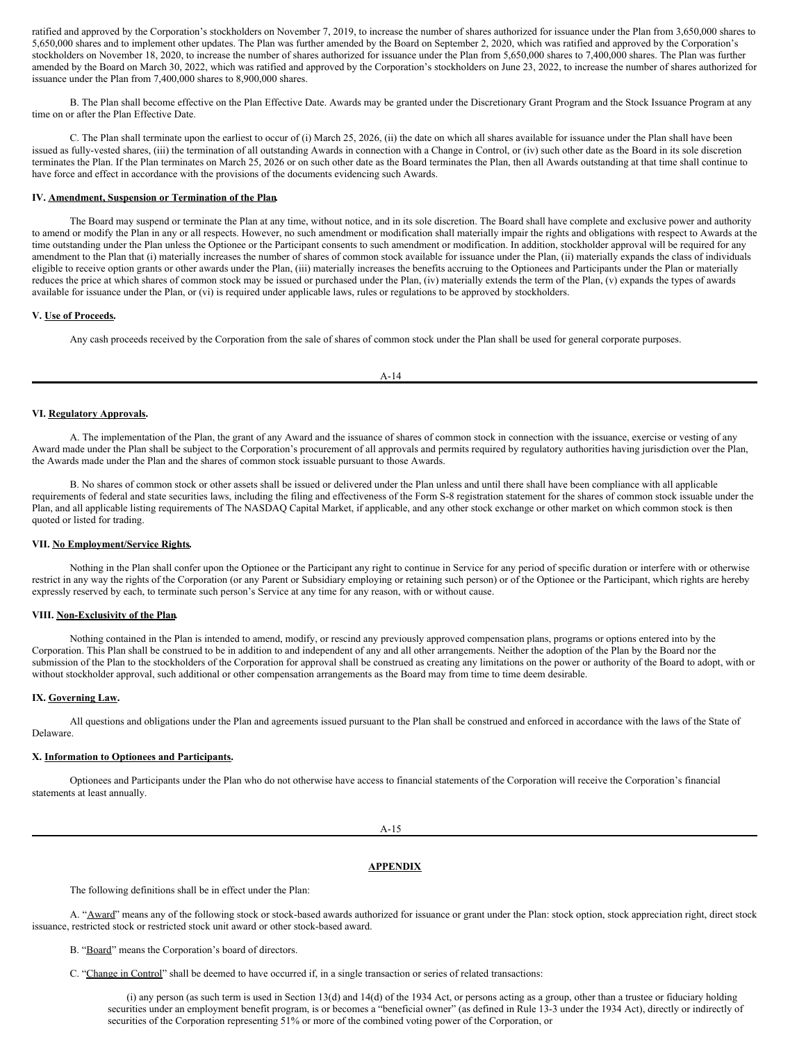ratified and approved by the Corporation's stockholders on November 7, 2019, to increase the number of shares authorized for issuance under the Plan from 3,650,000 shares to 5,650,000 shares and to implement other updates. The Plan was further amended by the Board on September 2, 2020, which was ratified and approved by the Corporation's stockholders on November 18, 2020, to increase the number of shares authorized for issuance under the Plan from 5,650,000 shares to 7,400,000 shares. The Plan was further amended by the Board on March 30, 2022, which was ratified and approved by the Corporation's stockholders on June 23, 2022, to increase the number of shares authorized for issuance under the Plan from 7,400,000 shares to 8,900,000 shares.

B. The Plan shall become effective on the Plan Effective Date. Awards may be granted under the Discretionary Grant Program and the Stock Issuance Program at any time on or after the Plan Effective Date.

C. The Plan shall terminate upon the earliest to occur of (i) March 25, 2026, (ii) the date on which all shares available for issuance under the Plan shall have been issued as fully-vested shares, (iii) the termination of all outstanding Awards in connection with a Change in Control, or (iv) such other date as the Board in its sole discretion terminates the Plan. If the Plan terminates on March 25, 2026 or on such other date as the Board terminates the Plan, then all Awards outstanding at that time shall continue to have force and effect in accordance with the provisions of the documents evidencing such Awards.

**IV. Amendment, Suspension or Termination of the Plan.**

The Board may suspend or terminate the Plan at any time, without notice, and in its sole discretion. The Board shall have complete and exclusive power and authority to amend or modify the Plan in any or all respects. However, no such amendment or modification shall materially impair the rights and obligations with respect to Awards at the time outstanding under the Plan unless the Optionee or the Participant consents to such amendment or modification. In addition, stockholder approval will be required for any amendment to the Plan that (i) materially increases the number of shares of common stock available for issuance under the Plan, (ii) materially expands the class of individuals eligible to receive option grants or other awards under the Plan, (iii) materially increases the benefits accruing to the Optionees and Participants under the Plan or materially reduces the price at which shares of common stock may be issued or purchased under the Plan, (iv) materially extends the term of the Plan, (v) expands the types of awards available for issuance under the Plan, or (vi) is required under applicable laws, rules or regulations to be approved by stockholders.

**V. Use of Proceeds.**

Any cash proceeds received by the Corporation from the sale of shares of common stock under the Plan shall be used for general corporate purposes.

**VI. Regulatory Approvals.**

A. The implementation of the Plan, the grant of any Award and the issuance of shares of common stock in connection with the issuance, exercise or vesting of any Award made under the Plan shall be subject to the Corporation's procurement of all approvals and permits required by regulatory authorities having jurisdiction over the Plan, the Awards made under the Plan and the shares of common stock issuable pursuant to those Awards.

B. No shares of common stock or other assets shall be issued or delivered under the Plan unless and until there shall have been compliance with all applicable requirements of federal and state securities laws, including the filing and effectiveness of the Form S-8 registration statement for the shares of common stock issuable under the Plan, and all applicable listing requirements of The NASDAQ Capital Market, if applicable, and any other stock exchange or other market on which common stock is then quoted or listed for trading.

**VII. No Employment/Service Rights.**

Nothing in the Plan shall confer upon the Optionee or the Participant any right to continue in Service for any period of specific duration or interfere with or otherwise restrict in any way the rights of the Corporation (or any Parent or Subsidiary employing or retaining such person) or of the Optionee or the Participant, which rights are hereby expressly reserved by each, to terminate such person's Service at any time for any reason, with or without cause.

**VIII. Non-Exclusivity of the Plan.**

Nothing contained in the Plan is intended to amend, modify, or rescind any previously approved compensation plans, programs or options entered into by the Corporation. This Plan shall be construed to be in addition to and independent of any and all other arrangements. Neither the adoption of the Plan by the Board nor the submission of the Plan to the stockholders of the Corporation for approval shall be construed as creating any limitations on the power or authority of the Board to adopt, with or without stockholder approval, such additional or other compensation arrangements as the Board may from time to time deem desirable.

**IX. Governing Law.**

All questions and obligations under the Plan and agreements issued pursuant to the Plan shall be construed and enforced in accordance with the laws of the State of Delaware.

**X. Information to Optionees and Participants.**

Optionees and Participants under the Plan who do not otherwise have access to financial statements of the Corporation will receive the Corporation's financial statements at least annually.

## APPENDIX

The following definitions shall be in effect under the Plan:

A. "Award" means any of the following stock or stock-based awards authorized for issuance or grant under the Plan: stock option, stock appreciation right, direct stock issuance, restricted stock or restricted stock unit award or other stock-based award.

B. "Board" means the Corporation's board of directors.

C. "Change in Control" shall be deemed to have occurred if, in a single transaction or series of related transactions:

(i) any person (as such term is used in Section 13(d) and 14(d) of the 1934 Act, or persons acting as a group, other than a trustee or fiduciary holding securities under an employment benefit program, is or becomes a "beneficial owner" (as defined in Rule 13-3 under the 1934 Act), directly or indirectly of securities of the Corporation representing 51% or more of the combined voting power of the Corporation, or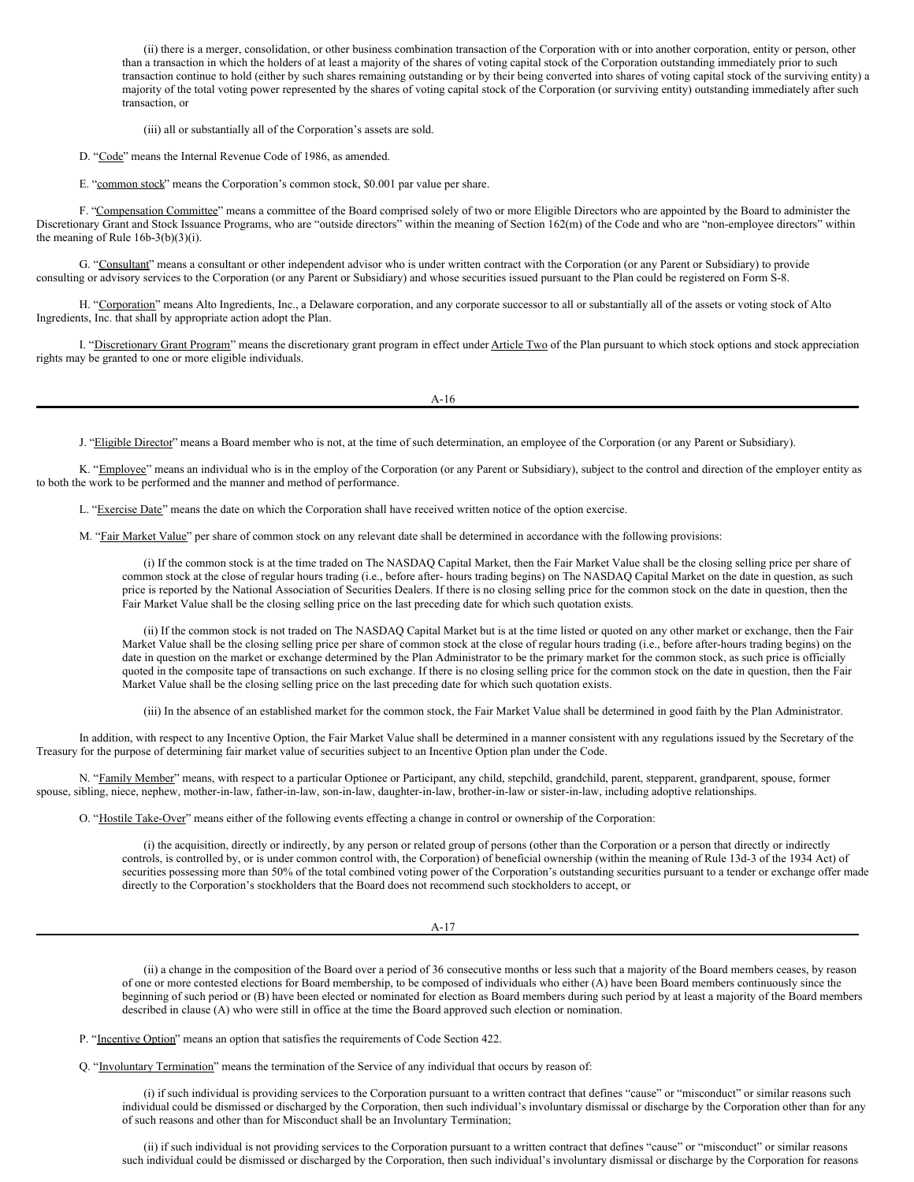(ii) there is a merger, consolidation, or other business combination transaction of the Corporation with or into another corporation, entity or person, other than a transaction in which the holders of at least a majority of the shares of voting capital stock of the Corporation outstanding immediately prior to such transaction continue to hold (either by such shares remaining outstanding or by their being converted into shares of voting capital stock of the surviving entity) a majority of the total voting power represented by the shares of voting capital stock of the Corporation (or surviving entity) outstanding immediately after such transaction, or

(iii) all or substantially all of the Corporation's assets are sold.

D. "Code" means the Internal Revenue Code of 1986, as amended.

E. "common stock" means the Corporation's common stock, $0.001 par value per share.

F. "Compensation Committee" means a committee of the Board comprised solely of two or more Eligible Directors who are appointed by the Board to administer the Discretionary Grant and Stock Issuance Programs, who are "outside directors" within the meaning of Section 162(m) of the Code and who are "non-employee directors" within the meaning of Rule 16b-3(b)(3)(i).

G. "Consultant" means a consultant or other independent advisor who is under written contract with the Corporation (or any Parent or Subsidiary) to provide consulting or advisory services to the Corporation (or any Parent or Subsidiary) and whose securities issued pursuant to the Plan could be registered on Form S-8.

H. "Corporation" means Alto Ingredients, Inc., a Delaware corporation, and any corporate successor to all or substantially all of the assets or voting stock of Alto Ingredients, Inc. that shall by appropriate action adopt the Plan.

I. "Discretionary Grant Program" means the discretionary grant program in effect under Article Two of the Plan pursuant to which stock options and stock appreciation rights may be granted to one or more eligible individuals.

J. "Eligible Director" means a Board member who is not, at the time of such determination, an employee of the Corporation (or any Parent or Subsidiary).

K. "Employee" means an individual who is in the employ of the Corporation (or any Parent or Subsidiary), subject to the control and direction of the employer entity as to both the work to be performed and the manner and method of performance.

L. "Exercise Date" means the date on which the Corporation shall have received written notice of the option exercise.

M. "Fair Market Value" per share of common stock on any relevant date shall be determined in accordance with the following provisions:

(i) If the common stock is at the time traded on The NASDAQ Capital Market, then the Fair Market Value shall be the closing selling price per share of common stock at the close of regular hours trading (i.e., before after- hours trading begins) on The NASDAQ Capital Market on the date in question, as such price is reported by the National Association of Securities Dealers. If there is no closing selling price for the common stock on the date in question, then the Fair Market Value shall be the closing selling price on the last preceding date for which such quotation exists.

(ii) If the common stock is not traded on The NASDAQ Capital Market but is at the time listed or quoted on any other market or exchange, then the Fair Market Value shall be the closing selling price per share of common stock at the close of regular hours trading (i.e., before after-hours trading begins) on the date in question on the market or exchange determined by the Plan Administrator to be the primary market for the common stock, as such price is officially quoted in the composite tape of transactions on such exchange. If there is no closing selling price for the common stock on the date in question, then the Fair Market Value shall be the closing selling price on the last preceding date for which such quotation exists.

(iii) In the absence of an established market for the common stock, the Fair Market Value shall be determined in good faith by the Plan Administrator.

In addition, with respect to any Incentive Option, the Fair Market Value shall be determined in a manner consistent with any regulations issued by the Secretary of the Treasury for the purpose of determining fair market value of securities subject to an Incentive Option plan under the Code.

N. "Family Member" means, with respect to a particular Optionee or Participant, any child, stepchild, grandchild, parent, stepparent, grandparent, spouse, former spouse, sibling, niece, nephew, mother-in-law, father-in-law, son-in-law, daughter-in-law, brother-in-law or sister-in-law, including adoptive relationships.

O. "Hostile Take-Over" means either of the following events effecting a change in control or ownership of the Corporation:

(i) the acquisition, directly or indirectly, by any person or related group of persons (other than the Corporation or a person that directly or indirectly controls, is controlled by, or is under common control with, the Corporation) of beneficial ownership (within the meaning of Rule 13d-3 of the 1934 Act) of securities possessing more than 50% of the total combined voting power of the Corporation's outstanding securities pursuant to a tender or exchange offer made directly to the Corporation's stockholders that the Board does not recommend such stockholders to accept, or

(ii) a change in the composition of the Board over a period of 36 consecutive months or less such that a majority of the Board members ceases, by reason of one or more contested elections for Board membership, to be composed of individuals who either (A) have been Board members continuously since the beginning of such period or (B) have been elected or nominated for election as Board members during such period by at least a majority of the Board members described in clause (A) who were still in office at the time the Board approved such election or nomination.

P. "Incentive Option" means an option that satisfies the requirements of Code Section 422.

Q. "Involuntary Termination" means the termination of the Service of any individual that occurs by reason of:

(i) if such individual is providing services to the Corporation pursuant to a written contract that defines "cause" or "misconduct" or similar reasons such individual could be dismissed or discharged by the Corporation, then such individual's involuntary dismissal or discharge by the Corporation other than for any of such reasons and other than for Misconduct shall be an Involuntary Termination;

(ii) if such individual is not providing services to the Corporation pursuant to a written contract that defines "cause" or "misconduct" or similar reasons such individual could be dismissed or discharged by the Corporation, then such individual's involuntary dismissal or discharge by the Corporation for reasons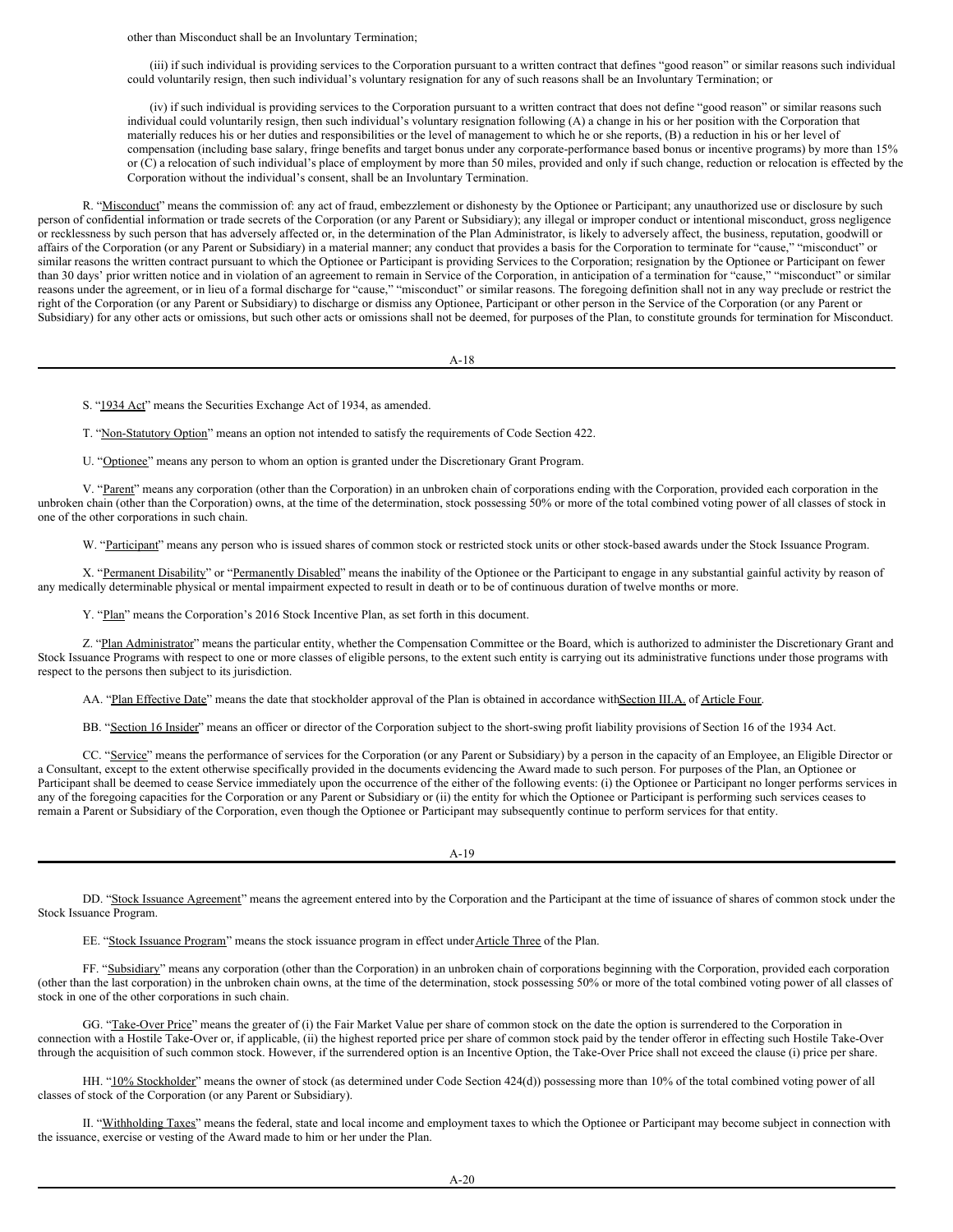other than Misconduct shall be an Involuntary Termination;

(iii) if such individual is providing services to the Corporation pursuant to a written contract that defines "good reason" or similar reasons such individual could voluntarily resign, then such individual's voluntary resignation for any of such reasons shall be an Involuntary Termination; or

(iv) if such individual is providing services to the Corporation pursuant to a written contract that does not define "good reason" or similar reasons such individual could voluntarily resign, then such individual's voluntary resignation following (A) a change in his or her position with the Corporation that materially reduces his or her duties and responsibilities or the level of management to which he or she reports, (B) a reduction in his or her level of compensation (including base salary, fringe benefits and target bonus under any corporate-performance based bonus or incentive programs) by more than 15% or (C) a relocation of such individual's place of employment by more than 50 miles, provided and only if such change, reduction or relocation is effected by the Corporation without the individual's consent, shall be an Involuntary Termination.

R. "Misconduct" means the commission of: any act of fraud, embezzlement or dishonesty by the Optionee or Participant; any unauthorized use or disclosure by such person of confidential information or trade secrets of the Corporation (or any Parent or Subsidiary); any illegal or improper conduct or intentional misconduct, gross negligence or recklessness by such person that has adversely affected or, in the determination of the Plan Administrator, is likely to adversely affect, the business, reputation, goodwill or affairs of the Corporation (or any Parent or Subsidiary) in a material manner; any conduct that provides a basis for the Corporation to terminate for "cause," "misconduct" or similar reasons the written contract pursuant to which the Optionee or Participant is providing Services to the Corporation; resignation by the Optionee or Participant on fewer than 30 days' prior written notice and in violation of an agreement to remain in Service of the Corporation, in anticipation of a termination for "cause," "misconduct" or similar reasons under the agreement, or in lieu of a formal discharge for "cause," "misconduct" or similar reasons. The foregoing definition shall not in any way preclude or restrict the right of the Corporation (or any Parent or Subsidiary) to discharge or dismiss any Optionee, Participant or other person in the Service of the Corporation (or any Parent or Subsidiary) for any other acts or omissions, but such other acts or omissions shall not be deemed, for purposes of the Plan, to constitute grounds for termination for Misconduct.

S. "1934 Act" means the Securities Exchange Act of 1934, as amended.

T. "Non-Statutory Option" means an option not intended to satisfy the requirements of Code Section 422.

U. "Optionee" means any person to whom an option is granted under the Discretionary Grant Program.

V. "Parent" means any corporation (other than the Corporation) in an unbroken chain of corporations ending with the Corporation, provided each corporation in the unbroken chain (other than the Corporation) owns, at the time of the determination, stock possessing 50% or more of the total combined voting power of all classes of stock in one of the other corporations in such chain.

W. "Participant" means any person who is issued shares of common stock or restricted stock units or other stock-based awards under the Stock Issuance Program.

X. "Permanent Disability" or "Permanently Disabled" means the inability of the Optionee or the Participant to engage in any substantial gainful activity by reason of any medically determinable physical or mental impairment expected to result in death or to be of continuous duration of twelve months or more.

Y. "Plan" means the Corporation's 2016 Stock Incentive Plan, as set forth in this document.

Z. "Plan Administrator" means the particular entity, whether the Compensation Committee or the Board, which is authorized to administer the Discretionary Grant and Stock Issuance Programs with respect to one or more classes of eligible persons, to the extent such entity is carrying out its administrative functions under those programs with respect to the persons then subject to its jurisdiction.

AA. "Plan Effective Date" means the date that stockholder approval of the Plan is obtained in accordance with Section III.A. of Article Four.

BB. "Section 16 Insider" means an officer or director of the Corporation subject to the short-swing profit liability provisions of Section 16 of the 1934 Act.

CC. "Service" means the performance of services for the Corporation (or any Parent or Subsidiary) by a person in the capacity of an Employee, an Eligible Director or a Consultant, except to the extent otherwise specifically provided in the documents evidencing the Award made to such person. For purposes of the Plan, an Optionee or Participant shall be deemed to cease Service immediately upon the occurrence of the either of the following events: (i) the Optionee or Participant no longer performs services in any of the foregoing capacities for the Corporation or any Parent or Subsidiary or (ii) the entity for which the Optionee or Participant is performing such services ceases to remain a Parent or Subsidiary of the Corporation, even though the Optionee or Participant may subsequently continue to perform services for that entity.

DD. "Stock Issuance Agreement" means the agreement entered into by the Corporation and the Participant at the time of issuance of shares of common stock under the Stock Issuance Program.

EE. "Stock Issuance Program" means the stock issuance program in effect under Article Three of the Plan.

FF. "Subsidiary" means any corporation (other than the Corporation) in an unbroken chain of corporations beginning with the Corporation, provided each corporation (other than the last corporation) in the unbroken chain owns, at the time of the determination, stock possessing 50% or more of the total combined voting power of all classes of stock in one of the other corporations in such chain.

GG. "Take-Over Price" means the greater of (i) the Fair Market Value per share of common stock on the date the option is surrendered to the Corporation in connection with a Hostile Take-Over or, if applicable, (ii) the highest reported price per share of common stock paid by the tender offeror in effecting such Hostile Take-Over through the acquisition of such common stock. However, if the surrendered option is an Incentive Option, the Take-Over Price shall not exceed the clause (i) price per share.

HH. "10% Stockholder" means the owner of stock (as determined under Code Section 424(d)) possessing more than 10% of the total combined voting power of all classes of stock of the Corporation (or any Parent or Subsidiary).

II. "Withholding Taxes" means the federal, state and local income and employment taxes to which the Optionee or Participant may become subject in connection with the issuance, exercise or vesting of the Award made to him or her under the Plan.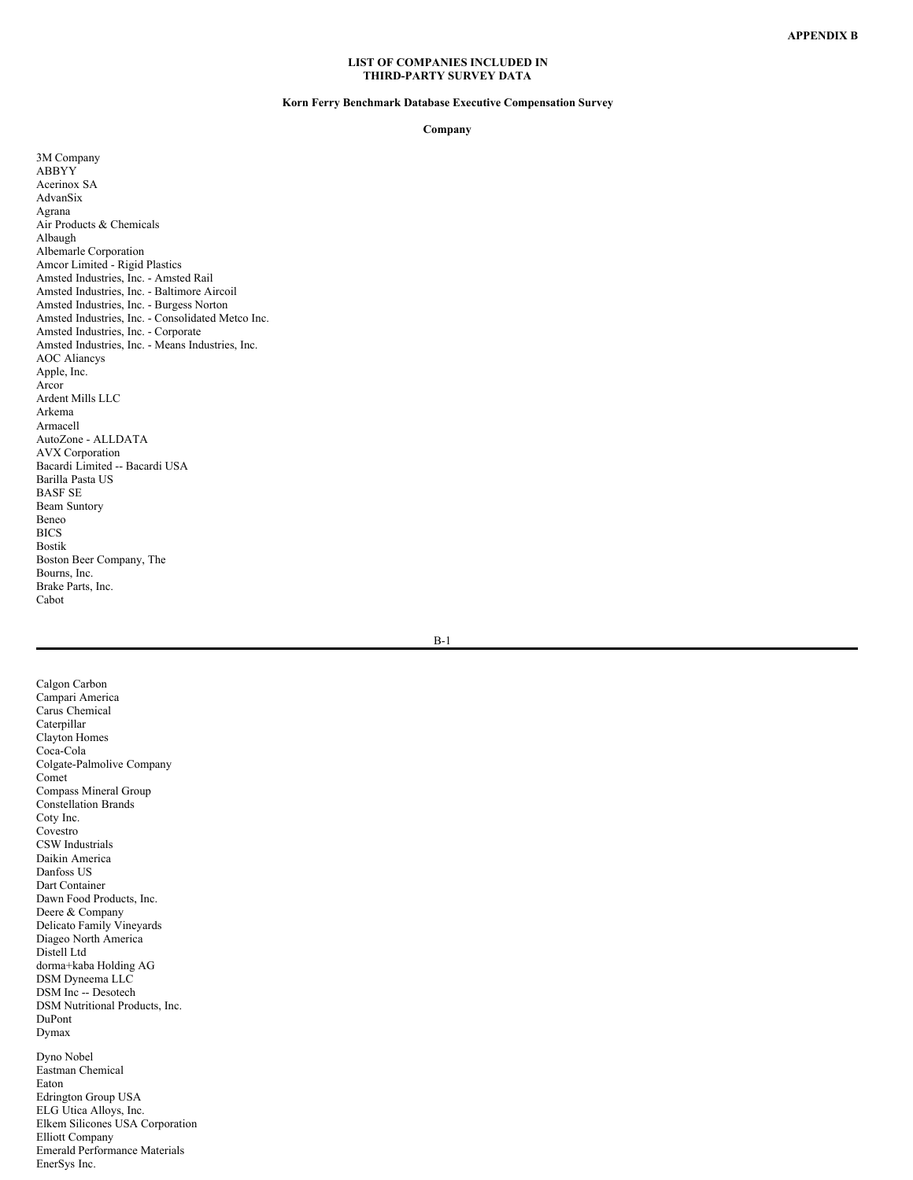APPENDIX B

## LIST OF COMPANIES INCLUDED IN THIRD-PARTY SURVEY DATA

### Korn Ferry Benchmark Database Executive Compensation Survey

**Company**

3M Company
ABBYY
Acerinox SA
AdvanSix
Agrana
Air Products & Chemicals
Albaugh
Albemarle Corporation
Amcor Limited - Rigid Plastics
Amsted Industries, Inc. - Amsted Rail
Amsted Industries, Inc. - Baltimore Aircoil
Amsted Industries, Inc. - Burgess Norton
Amsted Industries, Inc. - Consolidated Metco Inc.
Amsted Industries, Inc. - Corporate
Amsted Industries, Inc. - Means Industries, Inc.
AOC Aliancys
Apple, Inc.
Arcor
Ardent Mills LLC
Arkema
Armacell
AutoZone - ALLDATA
AVX Corporation
Bacardi Limited -- Bacardi USA
Barilla Pasta US
BASF SE
Beam Suntory
Beneo
BICS
Bostik
Boston Beer Company, The
Bourns, Inc.
Brake Parts, Inc.
Cabot
Calgon Carbon
Campari America
Carus Chemical
Caterpillar
Clayton Homes
Coca-Cola
Colgate-Palmolive Company
Comet
Compass Mineral Group
Constellation Brands
Coty Inc.
Covestro
CSW Industrials
Daikin America
Danfoss US
Dart Container
Dawn Food Products, Inc.
Deere & Company
Delicato Family Vineyards
Diageo North America
Distell Ltd
dorma+kaba Holding AG
DSM Dyneema LLC
DSM Inc -- Desotech
DSM Nutritional Products, Inc.
DuPont
Dymax
Dyno Nobel
Eastman Chemical
Eaton
Edrington Group USA
ELG Utica Alloys, Inc.
Elkem Silicones USA Corporation
Elliott Company
Emerald Performance Materials
EnerSys Inc.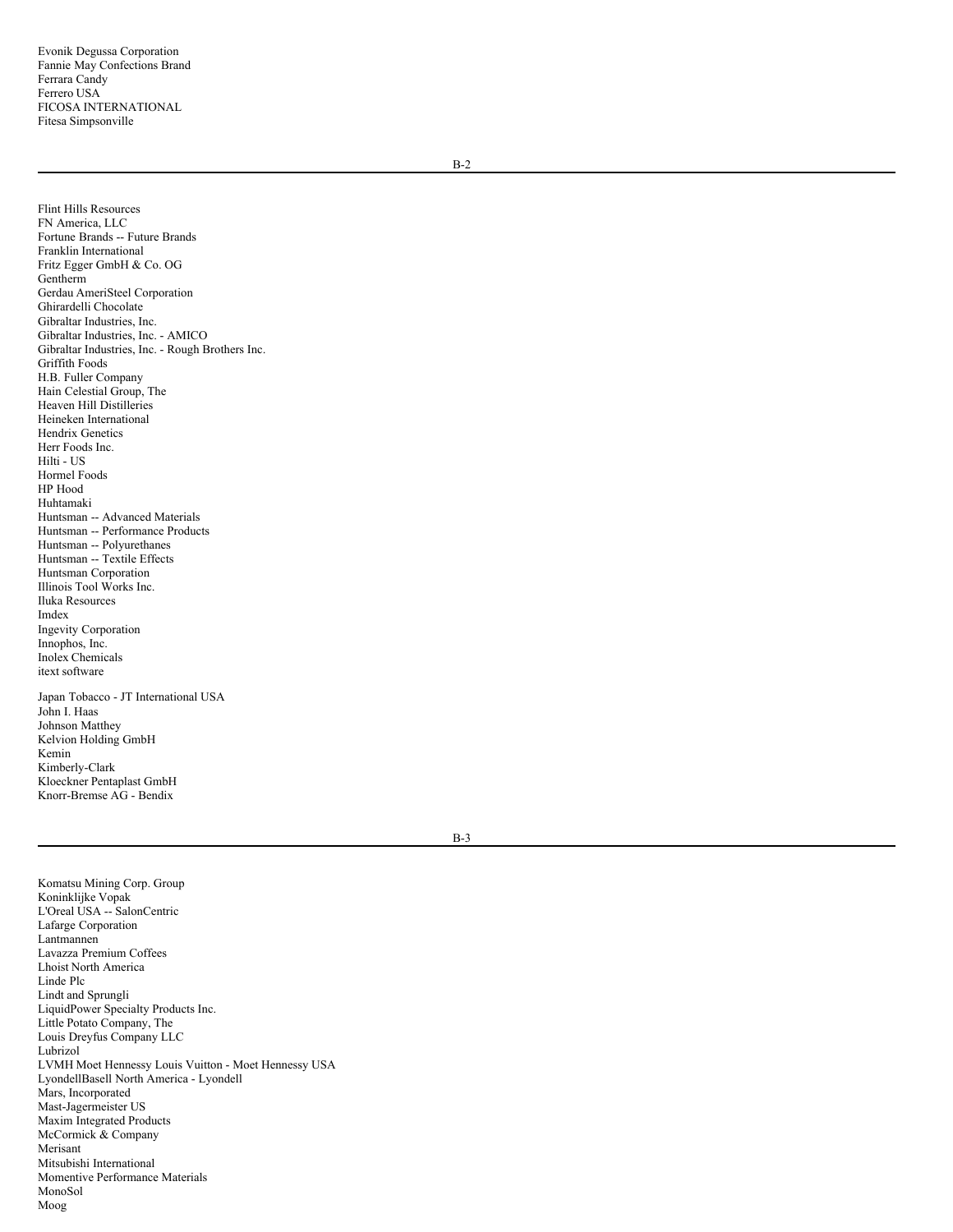Evonik Degussa Corporation
Fannie May Confections Brand
Ferrara Candy
Ferrero USA
FICOSA INTERNATIONAL
Fitesa Simpsonville

Flint Hills Resources
FN America, LLC
Fortune Brands -- Future Brands
Franklin International
Fritz Egger GmbH & Co. OG
Gentherm
Gerdau AmeriSteel Corporation
Ghirardelli Chocolate
Gibraltar Industries, Inc.
Gibraltar Industries, Inc. - AMICO
Gibraltar Industries, Inc. - Rough Brothers Inc.
Griffith Foods
H.B. Fuller Company
Hain Celestial Group, The
Heaven Hill Distilleries
Heineken International
Hendrix Genetics
Herr Foods Inc.
Hilti - US
Hormel Foods
HP Hood
Huhtamaki
Huntsman -- Advanced Materials
Huntsman -- Performance Products
Huntsman -- Polyurethanes
Huntsman -- Textile Effects
Huntsman Corporation
Illinois Tool Works Inc.
Iluka Resources
Imdex
Ingevity Corporation
Innophos, Inc.
Inolex Chemicals
itext software

Japan Tobacco - JT International USA
John I. Haas
Johnson Matthey
Kelvion Holding GmbH
Kemin
Kimberly-Clark
Kloeckner Pentaplast GmbH
Knorr-Bremse AG - Bendix

Komatsu Mining Corp. Group
Koninklijke Vopak
L'Oreal USA -- SalonCentric
Lafarge Corporation
Lantmannen
Lavazza Premium Coffees
Lhoist North America
Linde Plc
Lindt and Sprungli
LiquidPower Specialty Products Inc.
Little Potato Company, The
Louis Dreyfus Company LLC
Lubrizol
LVMH Moet Hennessy Louis Vuitton - Moet Hennessy USA
LyondellBasell North America - Lyondell
Mars, Incorporated
Mast-Jagermeister US
Maxim Integrated Products
McCormick & Company
Merisant
Mitsubishi International
Momentive Performance Materials
MonoSol
Moog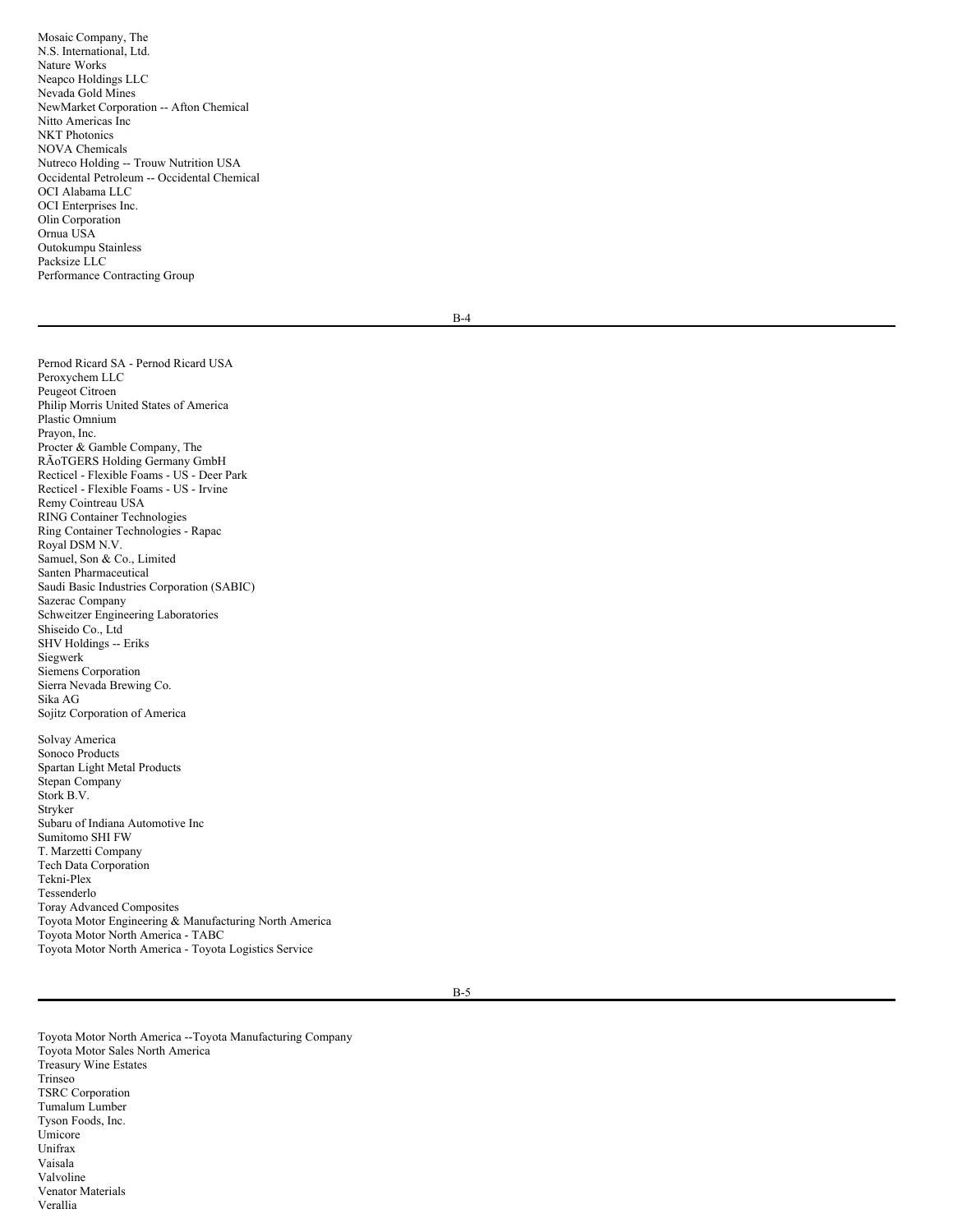Mosaic Company, The
N.S. International, Ltd.
Nature Works
Neapco Holdings LLC
Nevada Gold Mines
NewMarket Corporation -- Afton Chemical
Nitto Americas Inc
NKT Photonics
NOVA Chemicals
Nutreco Holding -- Trouw Nutrition USA
Occidental Petroleum -- Occidental Chemical
OCI Alabama LLC
OCI Enterprises Inc.
Olin Corporation
Ornua USA
Outokumpu Stainless
Packsize LLC
Performance Contracting Group

Pernod Ricard SA - Pernod Ricard USA
Peroxychem LLC
Peugeot Citroen
Philip Morris United States of America
Plastic Omnium
Prayon, Inc.
Procter & Gamble Company, The
RÃoTGERS Holding Germany GmbH
Recticel - Flexible Foams - US - Deer Park
Recticel - Flexible Foams - US - Irvine
Remy Cointreau USA
RING Container Technologies
Ring Container Technologies - Rapac
Royal DSM N.V.
Samuel, Son & Co., Limited
Santen Pharmaceutical
Saudi Basic Industries Corporation (SABIC)
Sazerac Company
Schweitzer Engineering Laboratories
Shiseido Co., Ltd
SHV Holdings -- Eriks
Siegwerk
Siemens Corporation
Sierra Nevada Brewing Co.
Sika AG
Sojitz Corporation of America

Solvay America
Sonoco Products
Spartan Light Metal Products
Stepan Company
Stork B.V.
Stryker
Subaru of Indiana Automotive Inc
Sumitomo SHI FW
T. Marzetti Company
Tech Data Corporation
Tekni-Plex
Tessenderlo
Toray Advanced Composites
Toyota Motor Engineering & Manufacturing North America
Toyota Motor North America - TABC
Toyota Motor North America - Toyota Logistics Service

Toyota Motor North America --Toyota Manufacturing Company
Toyota Motor Sales North America
Treasury Wine Estates
Trinseo
TSRC Corporation
Tumalum Lumber
Tyson Foods, Inc.
Umicore
Unifrax
Vaisala
Valvoline
Venator Materials
Verallia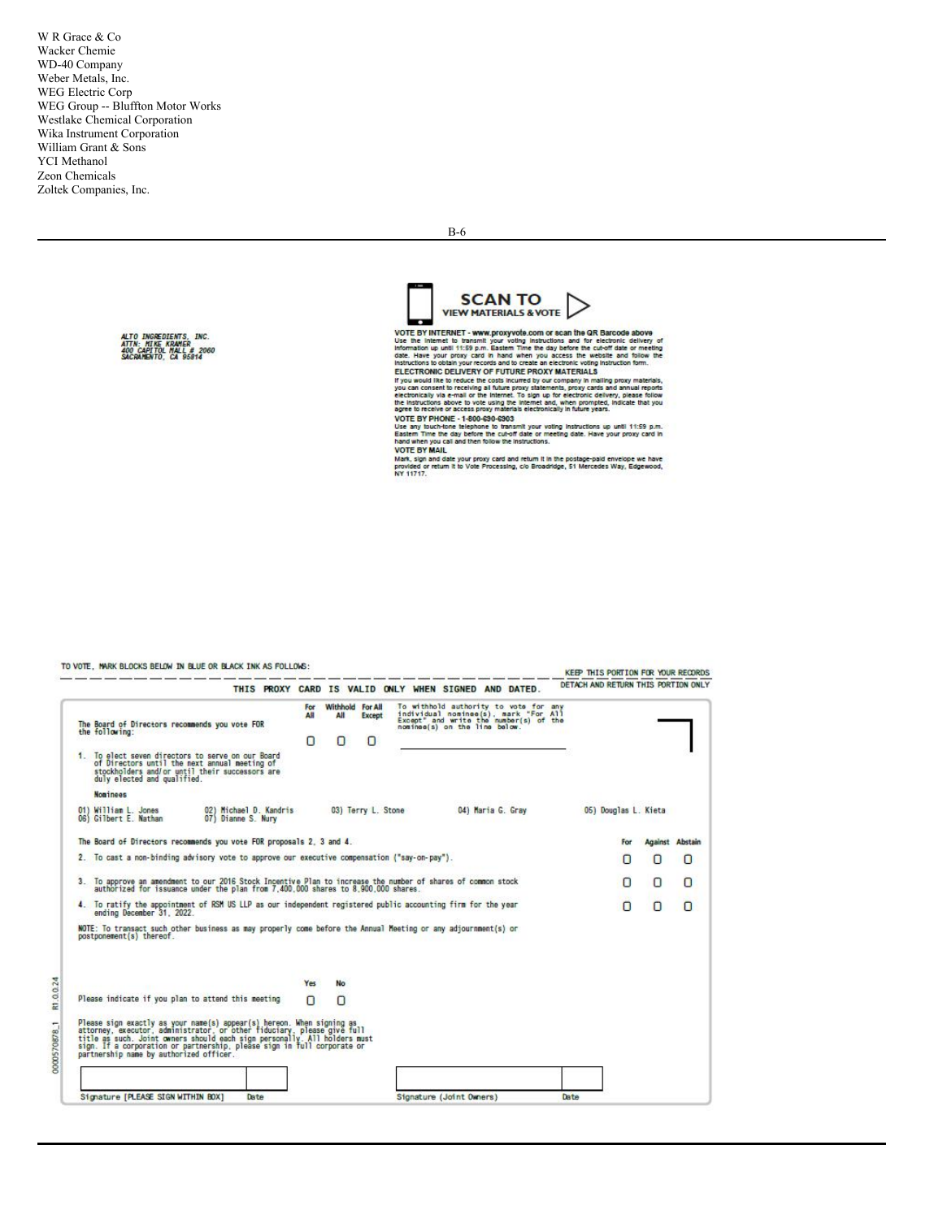W R Grace & Co
Wacker Chemie
WD-40 Company
Weber Metals, Inc.
WEG Electric Corp
WEG Group -- Bluffton Motor Works
Westlake Chemical Corporation
Wika Instrument Corporation
William Grant & Sons
YCI Methanol
Zeon Chemicals
Zoltek Companies, Inc.

---

ALTO INGREDIENTS, INC.
ATTN: MIKE KRAMER
400 CAPITOL MALL # 2060
SACRAMENTO, CA 95814

**SCAN TO VIEW MATERIALS & VOTE**

**VOTE BY INTERNET - www.proxyvote.com or scan the QR Barcode above**
Use the Internet to transmit your voting instructions and for electronic delivery of information up until 11:59 p.m. Eastern Time the day before the cut-off date or meeting date. Have your proxy card in hand when you access the website and follow the instructions to obtain your records and to create an electronic voting instruction form.

**ELECTRONIC DELIVERY OF FUTURE PROXY MATERIALS**
If you would like to reduce the costs incurred by our company in mailing proxy materials, you can consent to receiving all future proxy statements, proxy cards and annual reports electronically via e-mail or the Internet. To sign up for electronic delivery, please follow the instructions above to vote using the Internet and, when prompted, indicate that you agree to receive or access proxy materials electronically in future years.

**VOTE BY PHONE - 1-800-690-6903**
Use any touch-tone telephone to transmit your voting instructions up until 11:59 p.m. Eastern Time the day before the cut-off date or meeting date. Have your proxy card in hand when you call and then follow the instructions.

**VOTE BY MAIL**
Mark, sign and date your proxy card and return it in the postage-paid envelope we have provided or return it to Vote Processing, c/o Broadridge, 51 Mercedes Way, Edgewood, NY 11717.

---

TO VOTE, MARK BLOCKS BELOW IN BLUE OR BLACK INK AS FOLLOWS:

KEEP THIS PORTION FOR YOUR RECORDS

THIS PROXY CARD IS VALID ONLY WHEN SIGNED AND DATED.

DETACH AND RETURN THIS PORTION ONLY

The Board of Directors recommends you vote FOR the following:

| | For All | Withhold All | For All Except |
|---|---|---|---|
| | ☐ | ☐ | ☐ |

To withhold authority to vote for any individual nominee(s), mark "For All Except" and write the number(s) of the nominee(s) on the line below.

1. To elect seven directors to serve on our Board of Directors until the next annual meeting of stockholders and/or until their successors are duly elected and qualified.

**Nominees**

01) William L. Jones
02) Michael D. Kandris
03) Terry L. Stone
04) Maria G. Gray
05) Douglas L. Kieta
06) Gilbert E. Nathan
07) Dianne S. Nury

The Board of Directors recommends you vote FOR proposals 2, 3 and 4.

| | For | Against | Abstain |
|---|---|---|---|
| 2. To cast a non-binding advisory vote to approve our executive compensation ("say-on-pay"). | ☐ | ☐ | ☐ |
| 3. To approve an amendment to our 2016 Stock Incentive Plan to increase the number of shares of common stock authorized for issuance under the plan from 7,400,000 shares to 8,900,000 shares. | ☐ | ☐ | ☐ |
| 4. To ratify the appointment of RSM US LLP as our independent registered public accounting firm for the year ending December 31, 2022. | ☐ | ☐ | ☐ |

NOTE: To transact such other business as may properly come before the Annual Meeting or any adjournment(s) or postponement(s) thereof.

| | Yes | No |
|---|---|---|
| Please indicate if you plan to attend this meeting | ☐ | ☐ |

Please sign exactly as your name(s) appear(s) hereon. When signing as attorney, executor, administrator, or other fiduciary, please give full title as such. Joint owners should each sign personally. All holders must sign. If a corporation or partnership, please sign in full corporate or partnership name by authorized officer.

Signature [PLEASE SIGN WITHIN BOX] Date

Signature (Joint Owners) Date

0000570878_1 R1.0.0.24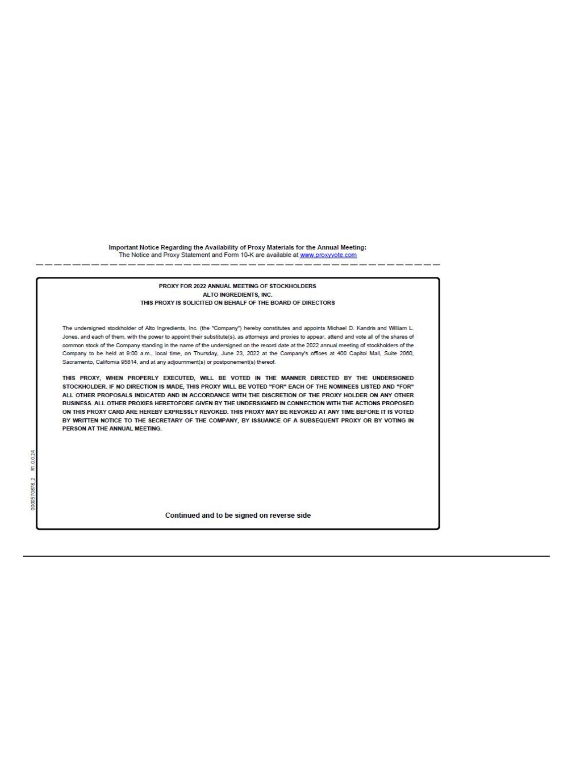**Important Notice Regarding the Availability of Proxy Materials for the Annual Meeting:**
The Notice and Proxy Statement and Form 10-K are available at www.proxyvote.com

**PROXY FOR 2022 ANNUAL MEETING OF STOCKHOLDERS**
**ALTO INGREDIENTS, INC.**
**THIS PROXY IS SOLICITED ON BEHALF OF THE BOARD OF DIRECTORS**

The undersigned stockholder of Alto Ingredients, Inc. (the "Company") hereby constitutes and appoints Michael D. Kandris and William L. Jones, and each of them, with the power to appoint their substitute(s), as attorneys and proxies to appear, attend and vote all of the shares of common stock of the Company standing in the name of the undersigned on the record date at the 2022 annual meeting of stockholders of the Company to be held at 9:00 a.m., local time, on Thursday, June 23, 2022 at the Company's offices at 400 Capitol Mall, Suite 2060, Sacramento, California 95814, and at any adjournment(s) or postponement(s) thereof.

**THIS PROXY, WHEN PROPERLY EXECUTED, WILL BE VOTED IN THE MANNER DIRECTED BY THE UNDERSIGNED STOCKHOLDER. IF NO DIRECTION IS MADE, THIS PROXY WILL BE VOTED "FOR" EACH OF THE NOMINEES LISTED AND "FOR" ALL OTHER PROPOSALS INDICATED AND IN ACCORDANCE WITH THE DISCRETION OF THE PROXY HOLDER ON ANY OTHER BUSINESS. ALL OTHER PROXIES HERETOFORE GIVEN BY THE UNDERSIGNED IN CONNECTION WITH THE ACTIONS PROPOSED ON THIS PROXY CARD ARE HEREBY EXPRESSLY REVOKED. THIS PROXY MAY BE REVOKED AT ANY TIME BEFORE IT IS VOTED BY WRITTEN NOTICE TO THE SECRETARY OF THE COMPANY, BY ISSUANCE OF A SUBSEQUENT PROXY OR BY VOTING IN PERSON AT THE ANNUAL MEETING.**

0000570878_2 R1.0.0.24

**Continued and to be signed on reverse side**